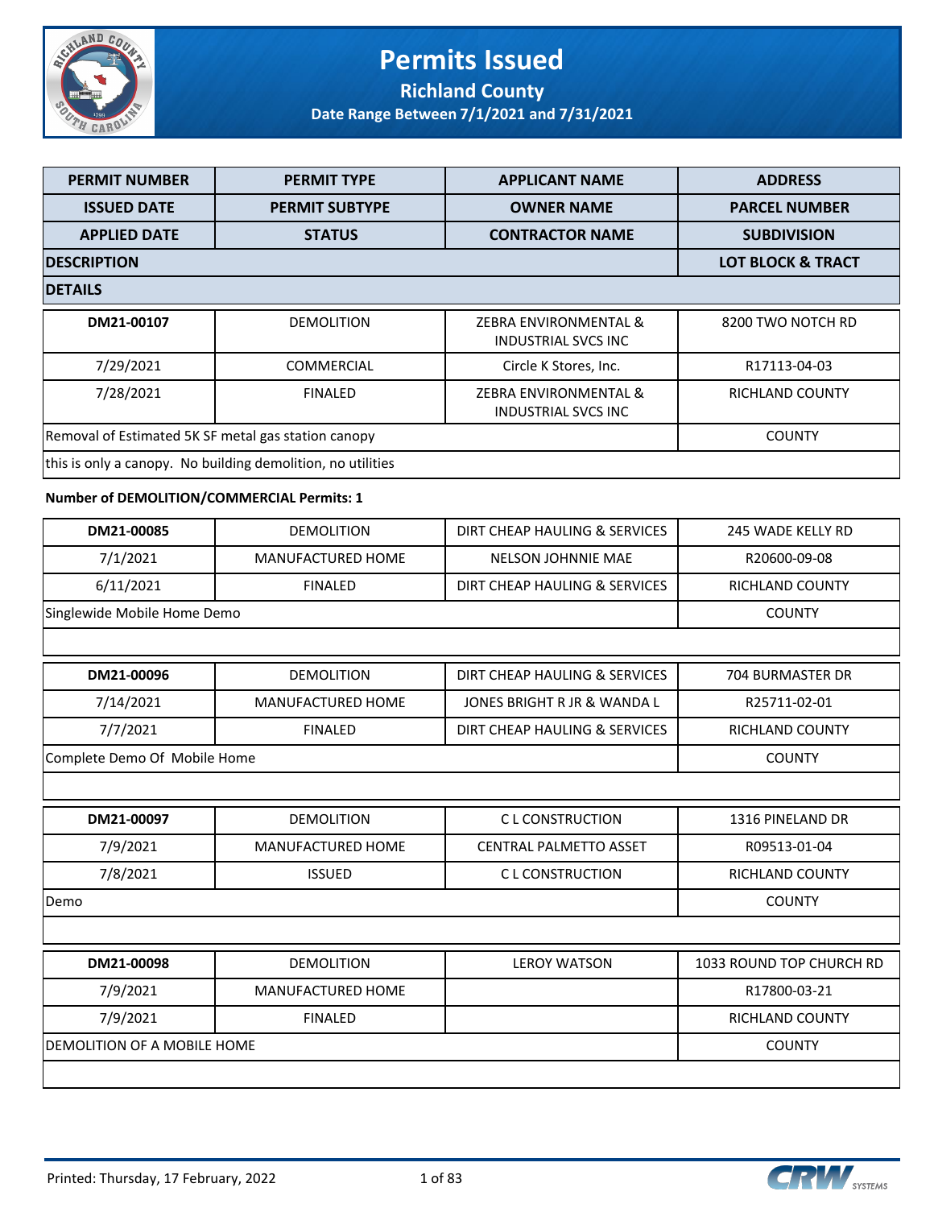# Permits Issued

## Richland County

### Date Range Between 7/1/2021 and 7/31/2021

| PERMIT NUMBER | PERMIT TYPE | APPLICANT NAME | ADDRESS |
|---|---|---|---|
| ISSUED DATE | PERMIT SUBTYPE | OWNER NAME | PARCEL NUMBER |
| APPLIED DATE | STATUS | CONTRACTOR NAME | SUBDIVISION |
| DESCRIPTION | | | LOT BLOCK & TRACT |
| DETAILS | | | |

| | | | |
|---|---|---|---|
| DM21-00107 | DEMOLITION | ZEBRA ENVIRONMENTAL & INDUSTRIAL SVCS INC | 8200 TWO NOTCH RD |
| 7/29/2021 | COMMERCIAL | Circle K Stores, Inc. | R17113-04-03 |
| 7/28/2021 | FINALED | ZEBRA ENVIRONMENTAL & INDUSTRIAL SVCS INC | RICHLAND COUNTY |
| Removal of Estimated 5K SF metal gas station canopy | | | COUNTY |
| this is only a canopy. No building demolition, no utilities | | | |

**Number of DEMOLITION/COMMERCIAL Permits: 1**

| | | | |
|---|---|---|---|
| DM21-00085 | DEMOLITION | DIRT CHEAP HAULING & SERVICES | 245 WADE KELLY RD |
| 7/1/2021 | MANUFACTURED HOME | NELSON JOHNNIE MAE | R20600-09-08 |
| 6/11/2021 | FINALED | DIRT CHEAP HAULING & SERVICES | RICHLAND COUNTY |
| Singlewide Mobile Home Demo | | | COUNTY |
| | | | |

| | | | |
|---|---|---|---|
| DM21-00096 | DEMOLITION | DIRT CHEAP HAULING & SERVICES | 704 BURMASTER DR |
| 7/14/2021 | MANUFACTURED HOME | JONES BRIGHT R JR & WANDA L | R25711-02-01 |
| 7/7/2021 | FINALED | DIRT CHEAP HAULING & SERVICES | RICHLAND COUNTY |
| Complete Demo Of Mobile Home | | | COUNTY |
| | | | |

| | | | |
|---|---|---|---|
| DM21-00097 | DEMOLITION | C L CONSTRUCTION | 1316 PINELAND DR |
| 7/9/2021 | MANUFACTURED HOME | CENTRAL PALMETTO ASSET | R09513-01-04 |
| 7/8/2021 | ISSUED | C L CONSTRUCTION | RICHLAND COUNTY |
| Demo | | | COUNTY |
| | | | |

| | | | |
|---|---|---|---|
| DM21-00098 | DEMOLITION | LEROY WATSON | 1033 ROUND TOP CHURCH RD |
| 7/9/2021 | MANUFACTURED HOME | | R17800-03-21 |
| 7/9/2021 | FINALED | | RICHLAND COUNTY |
| DEMOLITION OF A MOBILE HOME | | | COUNTY |
| | | | |

Printed: Thursday, 17 February, 2022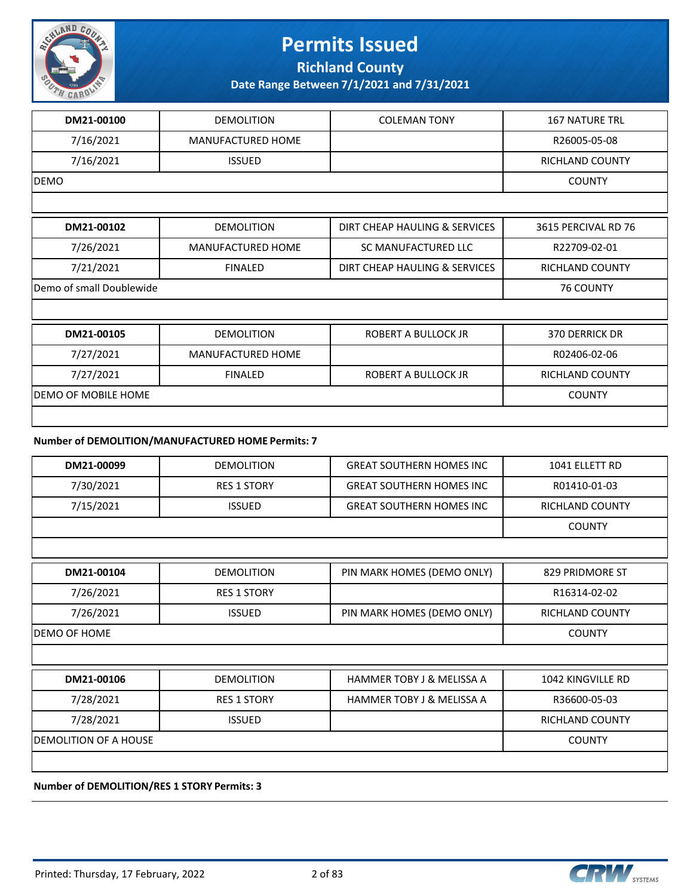# Permits Issued

**Richland County**

**Date Range Between 7/1/2021 and 7/31/2021**

| DM21-00100 | DEMOLITION | COLEMAN TONY | 167 NATURE TRL |
|---|---|---|---|
| 7/16/2021 | MANUFACTURED HOME | | R26005-05-08 |
| 7/16/2021 | ISSUED | | RICHLAND COUNTY |
| DEMO | | | COUNTY |

| DM21-00102 | DEMOLITION | DIRT CHEAP HAULING & SERVICES | 3615 PERCIVAL RD 76 |
|---|---|---|---|
| 7/26/2021 | MANUFACTURED HOME | SC MANUFACTURED LLC | R22709-02-01 |
| 7/21/2021 | FINALED | DIRT CHEAP HAULING & SERVICES | RICHLAND COUNTY |
| Demo of small Doublewide | | | 76 COUNTY |

| DM21-00105 | DEMOLITION | ROBERT A BULLOCK JR | 370 DERRICK DR |
|---|---|---|---|
| 7/27/2021 | MANUFACTURED HOME | | R02406-02-06 |
| 7/27/2021 | FINALED | ROBERT A BULLOCK JR | RICHLAND COUNTY |
| DEMO OF MOBILE HOME | | | COUNTY |

**Number of DEMOLITION/MANUFACTURED HOME Permits: 7**

| DM21-00099 | DEMOLITION | GREAT SOUTHERN HOMES INC | 1041 ELLETT RD |
|---|---|---|---|
| 7/30/2021 | RES 1 STORY | GREAT SOUTHERN HOMES INC | R01410-01-03 |
| 7/15/2021 | ISSUED | GREAT SOUTHERN HOMES INC | RICHLAND COUNTY |
| | | | COUNTY |

| DM21-00104 | DEMOLITION | PIN MARK HOMES (DEMO ONLY) | 829 PRIDMORE ST |
|---|---|---|---|
| 7/26/2021 | RES 1 STORY | | R16314-02-02 |
| 7/26/2021 | ISSUED | PIN MARK HOMES (DEMO ONLY) | RICHLAND COUNTY |
| DEMO OF HOME | | | COUNTY |

| DM21-00106 | DEMOLITION | HAMMER TOBY J & MELISSA A | 1042 KINGVILLE RD |
|---|---|---|---|
| 7/28/2021 | RES 1 STORY | HAMMER TOBY J & MELISSA A | R36600-05-03 |
| 7/28/2021 | ISSUED | | RICHLAND COUNTY |
| DEMOLITION OF A HOUSE | | | COUNTY |

**Number of DEMOLITION/RES 1 STORY Permits: 3**

Printed: Thursday, 17 February, 2022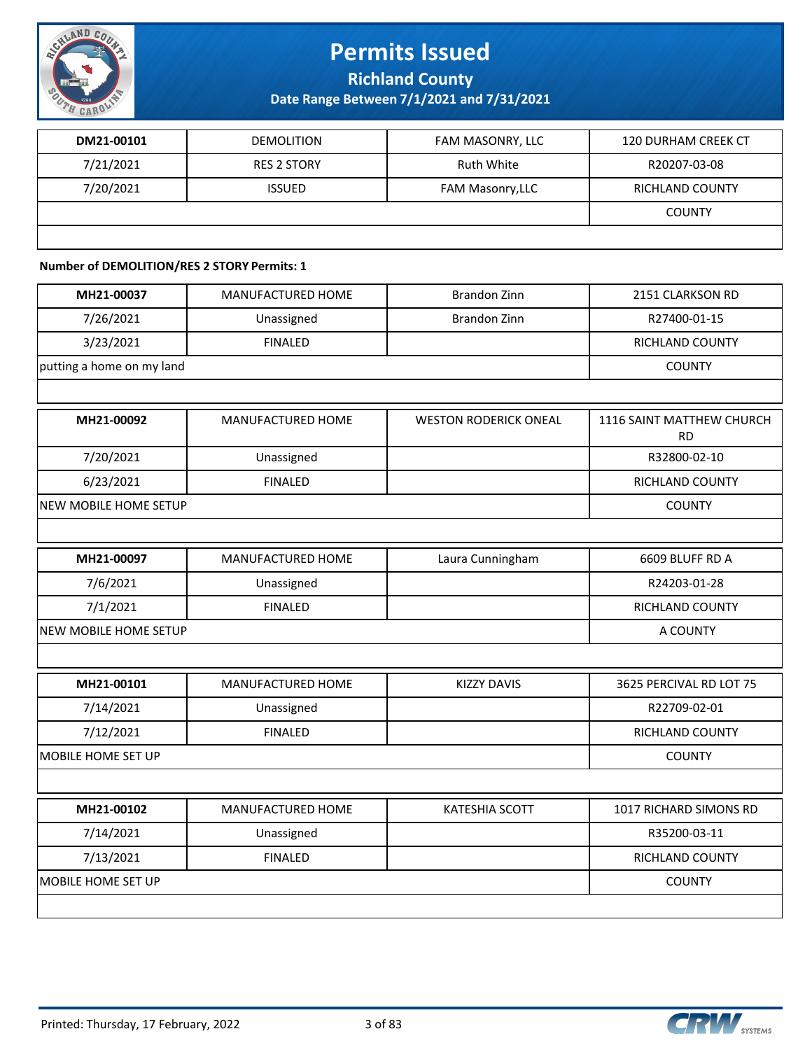# Permits Issued

## Richland County

### Date Range Between 7/1/2021 and 7/31/2021

| DM21-00101 | DEMOLITION | FAM MASONRY, LLC | 120 DURHAM CREEK CT |
|---|---|---|---|
| 7/21/2021 | RES 2 STORY | Ruth White | R20207-03-08 |
| 7/20/2021 | ISSUED | FAM Masonry,LLC | RICHLAND COUNTY |
| | | | COUNTY |

**Number of DEMOLITION/RES 2 STORY Permits: 1**

| MH21-00037 | MANUFACTURED HOME | Brandon Zinn | 2151 CLARKSON RD |
|---|---|---|---|
| 7/26/2021 | Unassigned | Brandon Zinn | R27400-01-15 |
| 3/23/2021 | FINALED | | RICHLAND COUNTY |
| putting a home on my land | | | COUNTY |

| MH21-00092 | MANUFACTURED HOME | WESTON RODERICK ONEAL | 1116 SAINT MATTHEW CHURCH RD |
|---|---|---|---|
| 7/20/2021 | Unassigned | | R32800-02-10 |
| 6/23/2021 | FINALED | | RICHLAND COUNTY |
| NEW MOBILE HOME SETUP | | | COUNTY |

| MH21-00097 | MANUFACTURED HOME | Laura Cunningham | 6609 BLUFF RD A |
|---|---|---|---|
| 7/6/2021 | Unassigned | | R24203-01-28 |
| 7/1/2021 | FINALED | | RICHLAND COUNTY |
| NEW MOBILE HOME SETUP | | | A COUNTY |

| MH21-00101 | MANUFACTURED HOME | KIZZY DAVIS | 3625 PERCIVAL RD LOT 75 |
|---|---|---|---|
| 7/14/2021 | Unassigned | | R22709-02-01 |
| 7/12/2021 | FINALED | | RICHLAND COUNTY |
| MOBILE HOME SET UP | | | COUNTY |

| MH21-00102 | MANUFACTURED HOME | KATESHIA SCOTT | 1017 RICHARD SIMONS RD |
|---|---|---|---|
| 7/14/2021 | Unassigned | | R35200-03-11 |
| 7/13/2021 | FINALED | | RICHLAND COUNTY |
| MOBILE HOME SET UP | | | COUNTY |

Printed: Thursday, 17 February, 2022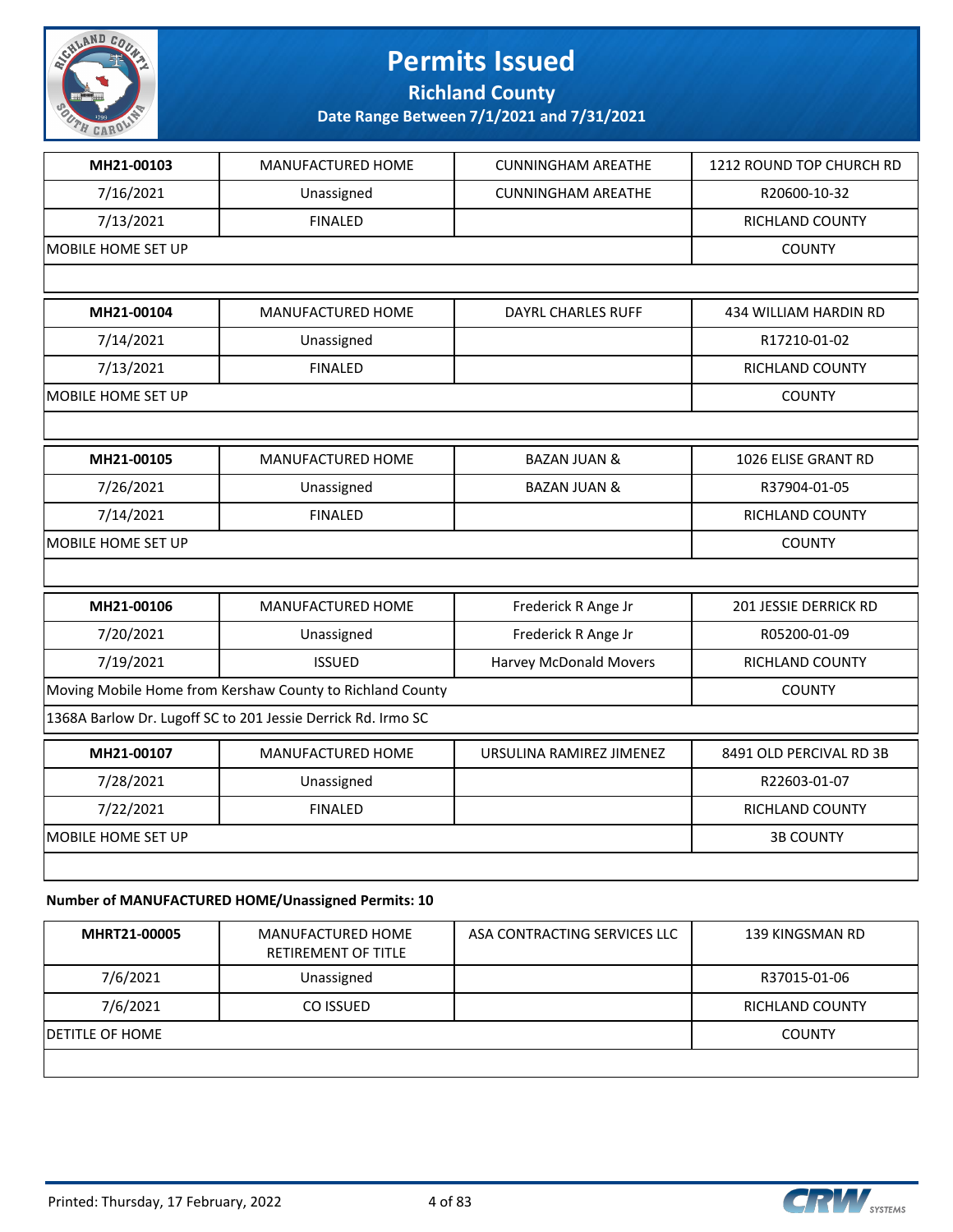# Permits Issued

**Richland County**

**Date Range Between 7/1/2021 and 7/31/2021**

| MH21-00103 | MANUFACTURED HOME | CUNNINGHAM AREATHE | 1212 ROUND TOP CHURCH RD |
|---|---|---|---|
| 7/16/2021 | Unassigned | CUNNINGHAM AREATHE | R20600-10-32 |
| 7/13/2021 | FINALED | | RICHLAND COUNTY |
| MOBILE HOME SET UP | | | COUNTY |
| | | | |

| MH21-00104 | MANUFACTURED HOME | DAYRL CHARLES RUFF | 434 WILLIAM HARDIN RD |
|---|---|---|---|
| 7/14/2021 | Unassigned | | R17210-01-02 |
| 7/13/2021 | FINALED | | RICHLAND COUNTY |
| MOBILE HOME SET UP | | | COUNTY |
| | | | |

| MH21-00105 | MANUFACTURED HOME | BAZAN JUAN & | 1026 ELISE GRANT RD |
|---|---|---|---|
| 7/26/2021 | Unassigned | BAZAN JUAN & | R37904-01-05 |
| 7/14/2021 | FINALED | | RICHLAND COUNTY |
| MOBILE HOME SET UP | | | COUNTY |
| | | | |

| MH21-00106 | MANUFACTURED HOME | Frederick R Ange Jr | 201 JESSIE DERRICK RD |
|---|---|---|---|
| 7/20/2021 | Unassigned | Frederick R Ange Jr | R05200-01-09 |
| 7/19/2021 | ISSUED | Harvey McDonald Movers | RICHLAND COUNTY |
| Moving Mobile Home from Kershaw County to Richland County | | | COUNTY |
| 1368A Barlow Dr. Lugoff SC to 201 Jessie Derrick Rd. Irmo SC | | | |

| MH21-00107 | MANUFACTURED HOME | URSULINA RAMIREZ JIMENEZ | 8491 OLD PERCIVAL RD 3B |
|---|---|---|---|
| 7/28/2021 | Unassigned | | R22603-01-07 |
| 7/22/2021 | FINALED | | RICHLAND COUNTY |
| MOBILE HOME SET UP | | | 3B COUNTY |
| | | | |

**Number of MANUFACTURED HOME/Unassigned Permits: 10**

| MHRT21-00005 | MANUFACTURED HOME RETIREMENT OF TITLE | ASA CONTRACTING SERVICES LLC | 139 KINGSMAN RD |
|---|---|---|---|
| 7/6/2021 | Unassigned | | R37015-01-06 |
| 7/6/2021 | CO ISSUED | | RICHLAND COUNTY |
| DETITLE OF HOME | | | COUNTY |
| | | | |

Printed: Thursday, 17 February, 2022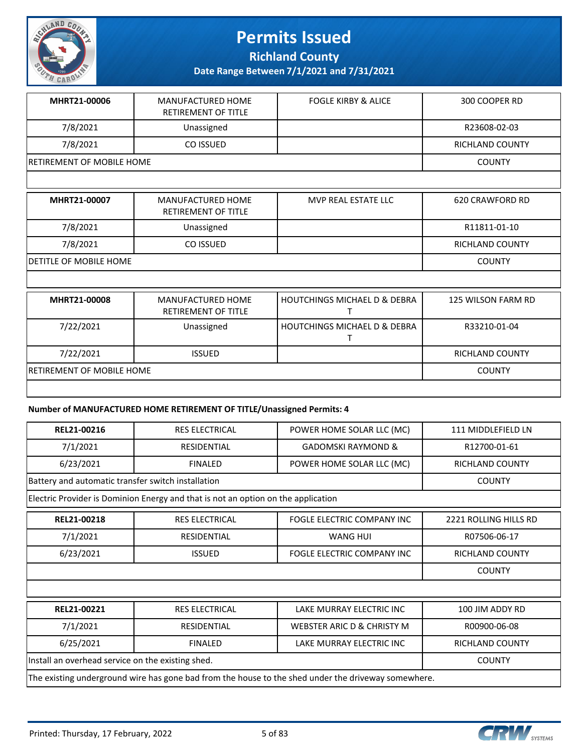# Permits Issued

## Richland County

### Date Range Between 7/1/2021 and 7/31/2021

| MHRT21-00006 | MANUFACTURED HOME RETIREMENT OF TITLE | FOGLE KIRBY & ALICE | 300 COOPER RD |
|---|---|---|---|
| 7/8/2021 | Unassigned | | R23608-02-03 |
| 7/8/2021 | CO ISSUED | | RICHLAND COUNTY |
| RETIREMENT OF MOBILE HOME | | | COUNTY |

| MHRT21-00007 | MANUFACTURED HOME RETIREMENT OF TITLE | MVP REAL ESTATE LLC | 620 CRAWFORD RD |
|---|---|---|---|
| 7/8/2021 | Unassigned | | R11811-01-10 |
| 7/8/2021 | CO ISSUED | | RICHLAND COUNTY |
| DETITLE OF MOBILE HOME | | | COUNTY |

| MHRT21-00008 | MANUFACTURED HOME RETIREMENT OF TITLE | HOUTCHINGS MICHAEL D & DEBRA T | 125 WILSON FARM RD |
|---|---|---|---|
| 7/22/2021 | Unassigned | HOUTCHINGS MICHAEL D & DEBRA T | R33210-01-04 |
| 7/22/2021 | ISSUED | | RICHLAND COUNTY |
| RETIREMENT OF MOBILE HOME | | | COUNTY |

**Number of MANUFACTURED HOME RETIREMENT OF TITLE/Unassigned Permits: 4**

| REL21-00216 | RES ELECTRICAL | POWER HOME SOLAR LLC (MC) | 111 MIDDLEFIELD LN |
|---|---|---|---|
| 7/1/2021 | RESIDENTIAL | GADOMSKI RAYMOND & | R12700-01-61 |
| 6/23/2021 | FINALED | POWER HOME SOLAR LLC (MC) | RICHLAND COUNTY |
| Battery and automatic transfer switch installation | | | COUNTY |
| Electric Provider is Dominion Energy and that is not an option on the application | | | |

| REL21-00218 | RES ELECTRICAL | FOGLE ELECTRIC COMPANY INC | 2221 ROLLING HILLS RD |
|---|---|---|---|
| 7/1/2021 | RESIDENTIAL | WANG HUI | R07506-06-17 |
| 6/23/2021 | ISSUED | FOGLE ELECTRIC COMPANY INC | RICHLAND COUNTY |
| | | | COUNTY |

| REL21-00221 | RES ELECTRICAL | LAKE MURRAY ELECTRIC INC | 100 JIM ADDY RD |
|---|---|---|---|
| 7/1/2021 | RESIDENTIAL | WEBSTER ARIC D & CHRISTY M | R00900-06-08 |
| 6/25/2021 | FINALED | LAKE MURRAY ELECTRIC INC | RICHLAND COUNTY |
| Install an overhead service on the existing shed. | | | COUNTY |
| The existing underground wire has gone bad from the house to the shed under the driveway somewhere. | | | |

Printed: Thursday, 17 February, 2022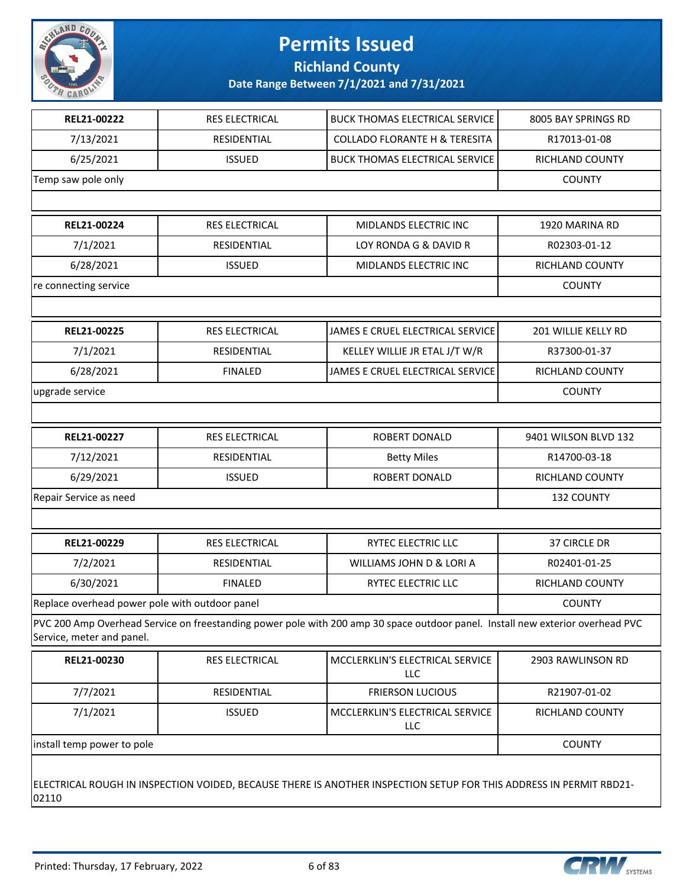# Permits Issued

## Richland County

### Date Range Between 7/1/2021 and 7/31/2021

| REL21-00222 | RES ELECTRICAL | BUCK THOMAS ELECTRICAL SERVICE | 8005 BAY SPRINGS RD |
|---|---|---|---|
| 7/13/2021 | RESIDENTIAL | COLLADO FLORANTE H & TERESITA | R17013-01-08 |
| 6/25/2021 | ISSUED | BUCK THOMAS ELECTRICAL SERVICE | RICHLAND COUNTY |
| Temp saw pole only | | | COUNTY |

| REL21-00224 | RES ELECTRICAL | MIDLANDS ELECTRIC INC | 1920 MARINA RD |
|---|---|---|---|
| 7/1/2021 | RESIDENTIAL | LOY RONDA G & DAVID R | R02303-01-12 |
| 6/28/2021 | ISSUED | MIDLANDS ELECTRIC INC | RICHLAND COUNTY |
| re connecting service | | | COUNTY |

| REL21-00225 | RES ELECTRICAL | JAMES E CRUEL ELECTRICAL SERVICE | 201 WILLIE KELLY RD |
|---|---|---|---|
| 7/1/2021 | RESIDENTIAL | KELLEY WILLIE JR ETAL J/T W/R | R37300-01-37 |
| 6/28/2021 | FINALED | JAMES E CRUEL ELECTRICAL SERVICE | RICHLAND COUNTY |
| upgrade service | | | COUNTY |

| REL21-00227 | RES ELECTRICAL | ROBERT DONALD | 9401 WILSON BLVD 132 |
|---|---|---|---|
| 7/12/2021 | RESIDENTIAL | Betty Miles | R14700-03-18 |
| 6/29/2021 | ISSUED | ROBERT DONALD | RICHLAND COUNTY |
| Repair Service as need | | | 132 COUNTY |

| REL21-00229 | RES ELECTRICAL | RYTEC ELECTRIC LLC | 37 CIRCLE DR |
|---|---|---|---|
| 7/2/2021 | RESIDENTIAL | WILLIAMS JOHN D & LORI A | R02401-01-25 |
| 6/30/2021 | FINALED | RYTEC ELECTRIC LLC | RICHLAND COUNTY |
| Replace overhead power pole with outdoor panel | | | COUNTY |

PVC 200 Amp Overhead Service on freestanding power pole with 200 amp 30 space outdoor panel. Install new exterior overhead PVC Service, meter and panel.

| REL21-00230 | RES ELECTRICAL | MCCLERKLIN'S ELECTRICAL SERVICE LLC | 2903 RAWLINSON RD |
|---|---|---|---|
| 7/7/2021 | RESIDENTIAL | FRIERSON LUCIOUS | R21907-01-02 |
| 7/1/2021 | ISSUED | MCCLERKLIN'S ELECTRICAL SERVICE LLC | RICHLAND COUNTY |
| install temp power to pole | | | COUNTY |

ELECTRICAL ROUGH IN INSPECTION VOIDED, BECAUSE THERE IS ANOTHER INSPECTION SETUP FOR THIS ADDRESS IN PERMIT RBD21-02110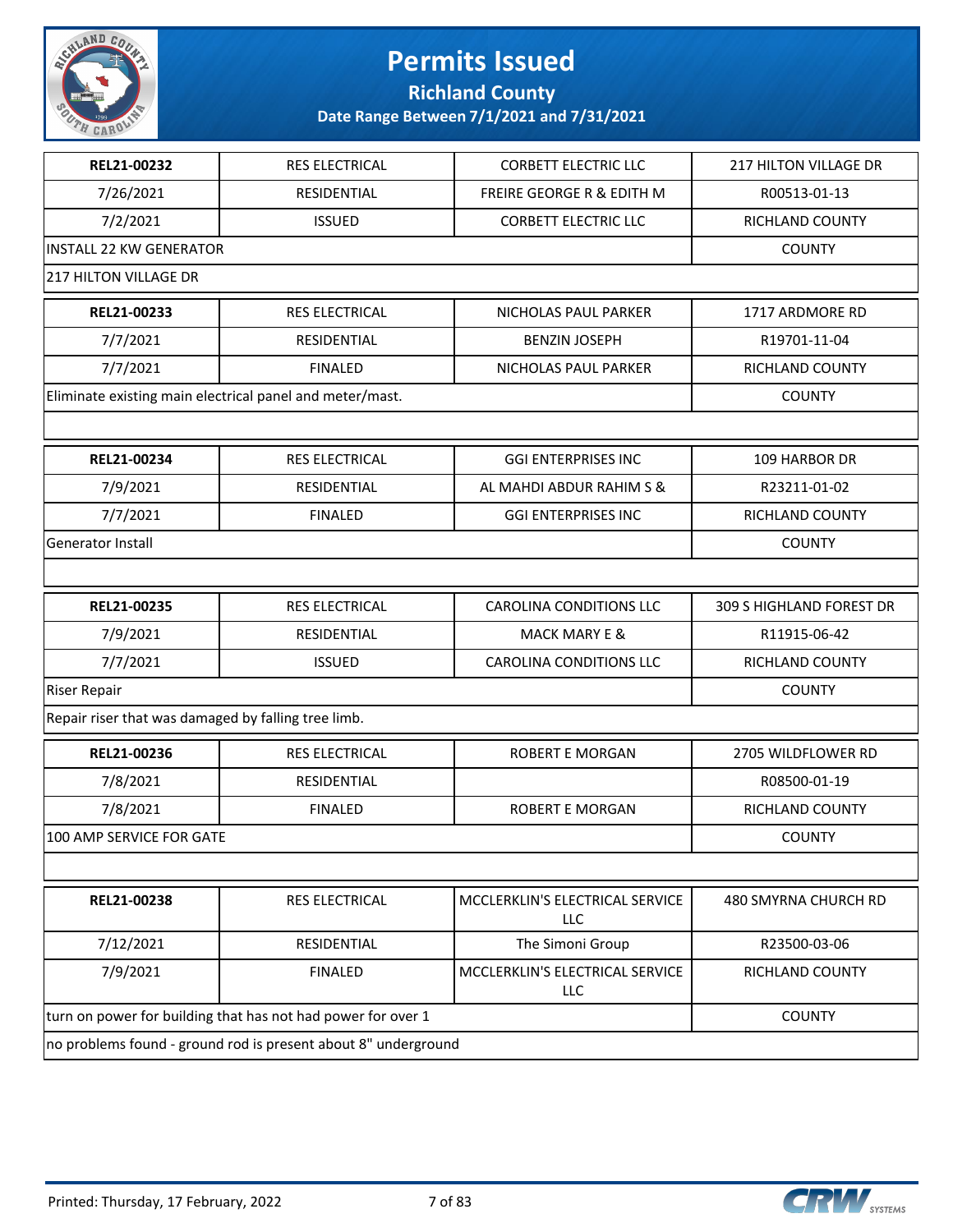# Permits Issued

## Richland County

### Date Range Between 7/1/2021 and 7/31/2021

| | | | |
|---|---|---|---|
| **REL21-00232** | RES ELECTRICAL | CORBETT ELECTRIC LLC | 217 HILTON VILLAGE DR |
| 7/26/2021 | RESIDENTIAL | FREIRE GEORGE R & EDITH M | R00513-01-13 |
| 7/2/2021 | ISSUED | CORBETT ELECTRIC LLC | RICHLAND COUNTY |
| INSTALL 22 KW GENERATOR | | | COUNTY |
| 217 HILTON VILLAGE DR | | | |

| | | | |
|---|---|---|---|
| **REL21-00233** | RES ELECTRICAL | NICHOLAS PAUL PARKER | 1717 ARDMORE RD |
| 7/7/2021 | RESIDENTIAL | BENZIN JOSEPH | R19701-11-04 |
| 7/7/2021 | FINALED | NICHOLAS PAUL PARKER | RICHLAND COUNTY |
| Eliminate existing main electrical panel and meter/mast. | | | COUNTY |
| | | | |

| | | | |
|---|---|---|---|
| **REL21-00234** | RES ELECTRICAL | GGI ENTERPRISES INC | 109 HARBOR DR |
| 7/9/2021 | RESIDENTIAL | AL MAHDI ABDUR RAHIM S & | R23211-01-02 |
| 7/7/2021 | FINALED | GGI ENTERPRISES INC | RICHLAND COUNTY |
| Generator Install | | | COUNTY |
| | | | |

| | | | |
|---|---|---|---|
| **REL21-00235** | RES ELECTRICAL | CAROLINA CONDITIONS LLC | 309 S HIGHLAND FOREST DR |
| 7/9/2021 | RESIDENTIAL | MACK MARY E & | R11915-06-42 |
| 7/7/2021 | ISSUED | CAROLINA CONDITIONS LLC | RICHLAND COUNTY |
| Riser Repair | | | COUNTY |
| Repair riser that was damaged by falling tree limb. | | | |

| | | | |
|---|---|---|---|
| **REL21-00236** | RES ELECTRICAL | ROBERT E MORGAN | 2705 WILDFLOWER RD |
| 7/8/2021 | RESIDENTIAL | | R08500-01-19 |
| 7/8/2021 | FINALED | ROBERT E MORGAN | RICHLAND COUNTY |
| 100 AMP SERVICE FOR GATE | | | COUNTY |
| | | | |

| | | | |
|---|---|---|---|
| **REL21-00238** | RES ELECTRICAL | MCCLERKLIN'S ELECTRICAL SERVICE LLC | 480 SMYRNA CHURCH RD |
| 7/12/2021 | RESIDENTIAL | The Simoni Group | R23500-03-06 |
| 7/9/2021 | FINALED | MCCLERKLIN'S ELECTRICAL SERVICE LLC | RICHLAND COUNTY |
| turn on power for building that has not had power for over 1 | | | COUNTY |
| no problems found - ground rod is present about 8" underground | | | |

Printed: Thursday, 17 February, 2022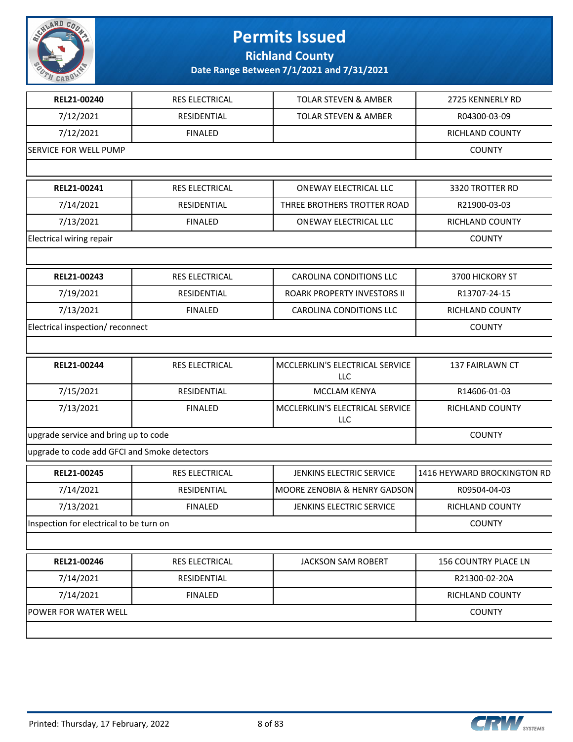# Permits Issued

## Richland County

### Date Range Between 7/1/2021 and 7/31/2021

| REL21-00240 | RES ELECTRICAL | TOLAR STEVEN & AMBER | 2725 KENNERLY RD |
|---|---|---|---|
| 7/12/2021 | RESIDENTIAL | TOLAR STEVEN & AMBER | R04300-03-09 |
| 7/12/2021 | FINALED | | RICHLAND COUNTY |
| SERVICE FOR WELL PUMP | | | COUNTY |

| REL21-00241 | RES ELECTRICAL | ONEWAY ELECTRICAL LLC | 3320 TROTTER RD |
|---|---|---|---|
| 7/14/2021 | RESIDENTIAL | THREE BROTHERS TROTTER ROAD | R21900-03-03 |
| 7/13/2021 | FINALED | ONEWAY ELECTRICAL LLC | RICHLAND COUNTY |
| Electrical wiring repair | | | COUNTY |

| REL21-00243 | RES ELECTRICAL | CAROLINA CONDITIONS LLC | 3700 HICKORY ST |
|---|---|---|---|
| 7/19/2021 | RESIDENTIAL | ROARK PROPERTY INVESTORS II | R13707-24-15 |
| 7/13/2021 | FINALED | CAROLINA CONDITIONS LLC | RICHLAND COUNTY |
| Electrical inspection/ reconnect | | | COUNTY |

| REL21-00244 | RES ELECTRICAL | MCCLERKLIN'S ELECTRICAL SERVICE LLC | 137 FAIRLAWN CT |
|---|---|---|---|
| 7/15/2021 | RESIDENTIAL | MCCLAM KENYA | R14606-01-03 |
| 7/13/2021 | FINALED | MCCLERKLIN'S ELECTRICAL SERVICE LLC | RICHLAND COUNTY |
| upgrade service and bring up to code | | | COUNTY |
| upgrade to code add GFCI and Smoke detectors | | | |

| REL21-00245 | RES ELECTRICAL | JENKINS ELECTRIC SERVICE | 1416 HEYWARD BROCKINGTON RD |
|---|---|---|---|
| 7/14/2021 | RESIDENTIAL | MOORE ZENOBIA & HENRY GADSON | R09504-04-03 |
| 7/13/2021 | FINALED | JENKINS ELECTRIC SERVICE | RICHLAND COUNTY |
| Inspection for electrical to be turn on | | | COUNTY |

| REL21-00246 | RES ELECTRICAL | JACKSON SAM ROBERT | 156 COUNTRY PLACE LN |
|---|---|---|---|
| 7/14/2021 | RESIDENTIAL | | R21300-02-20A |
| 7/14/2021 | FINALED | | RICHLAND COUNTY |
| POWER FOR WATER WELL | | | COUNTY |

Printed: Thursday, 17 February, 2022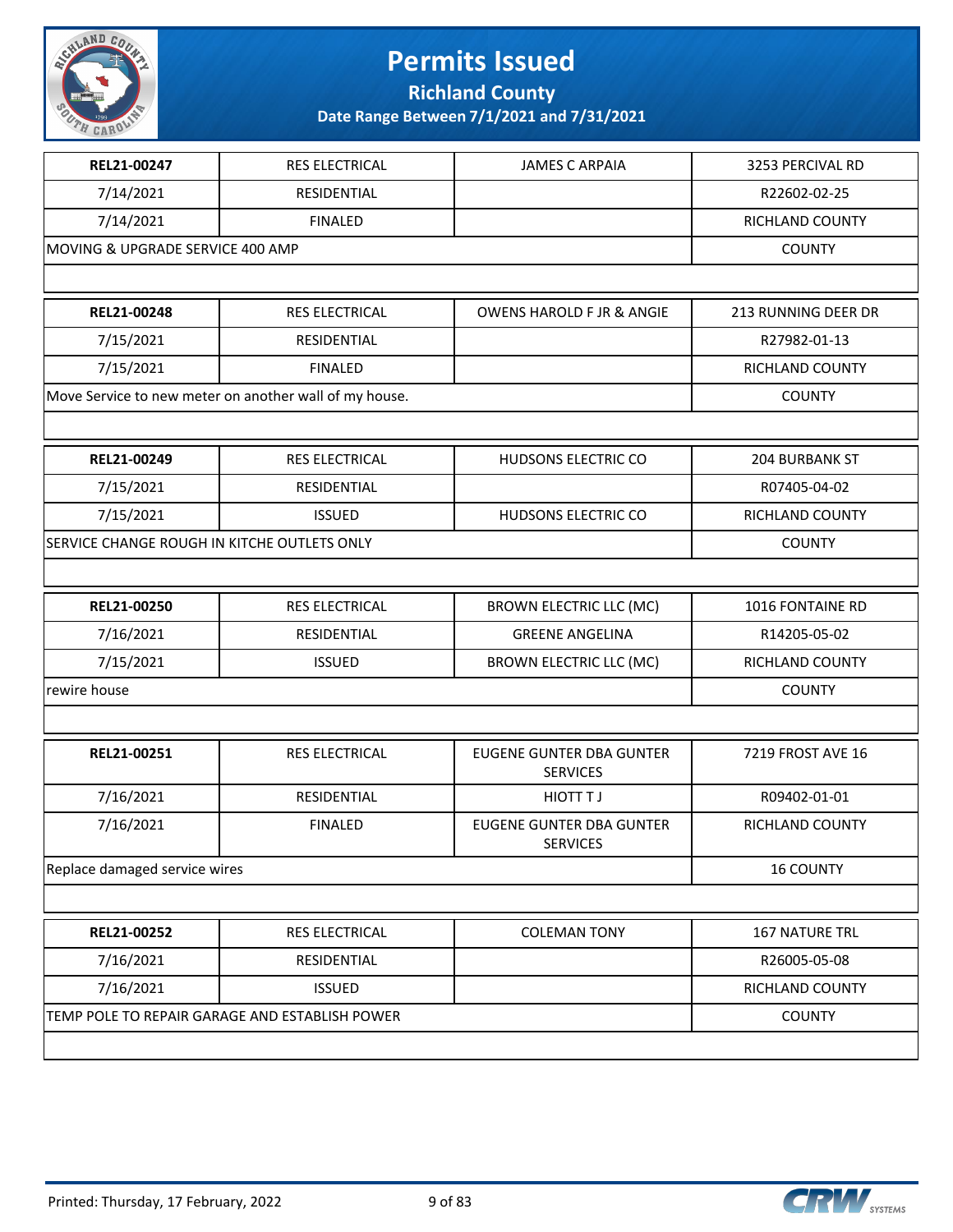# Permits Issued

## Richland County

### Date Range Between 7/1/2021 and 7/31/2021

| REL21-00247 | RES ELECTRICAL | JAMES C ARPAIA | 3253 PERCIVAL RD |
|---|---|---|---|
| 7/14/2021 | RESIDENTIAL | | R22602-02-25 |
| 7/14/2021 | FINALED | | RICHLAND COUNTY |
| MOVING & UPGRADE SERVICE 400 AMP | | | COUNTY |

| REL21-00248 | RES ELECTRICAL | OWENS HAROLD F JR & ANGIE | 213 RUNNING DEER DR |
|---|---|---|---|
| 7/15/2021 | RESIDENTIAL | | R27982-01-13 |
| 7/15/2021 | FINALED | | RICHLAND COUNTY |
| Move Service to new meter on another wall of my house. | | | COUNTY |

| REL21-00249 | RES ELECTRICAL | HUDSONS ELECTRIC CO | 204 BURBANK ST |
|---|---|---|---|
| 7/15/2021 | RESIDENTIAL | | R07405-04-02 |
| 7/15/2021 | ISSUED | HUDSONS ELECTRIC CO | RICHLAND COUNTY |
| SERVICE CHANGE ROUGH IN KITCHE OUTLETS ONLY | | | COUNTY |

| REL21-00250 | RES ELECTRICAL | BROWN ELECTRIC LLC (MC) | 1016 FONTAINE RD |
|---|---|---|---|
| 7/16/2021 | RESIDENTIAL | GREENE ANGELINA | R14205-05-02 |
| 7/15/2021 | ISSUED | BROWN ELECTRIC LLC (MC) | RICHLAND COUNTY |
| rewire house | | | COUNTY |

| REL21-00251 | RES ELECTRICAL | EUGENE GUNTER DBA GUNTER SERVICES | 7219 FROST AVE 16 |
|---|---|---|---|
| 7/16/2021 | RESIDENTIAL | HIOTT T J | R09402-01-01 |
| 7/16/2021 | FINALED | EUGENE GUNTER DBA GUNTER SERVICES | RICHLAND COUNTY |
| Replace damaged service wires | | | 16 COUNTY |

| REL21-00252 | RES ELECTRICAL | COLEMAN TONY | 167 NATURE TRL |
|---|---|---|---|
| 7/16/2021 | RESIDENTIAL | | R26005-05-08 |
| 7/16/2021 | ISSUED | | RICHLAND COUNTY |
| TEMP POLE TO REPAIR GARAGE AND ESTABLISH POWER | | | COUNTY |

Printed: Thursday, 17 February, 2022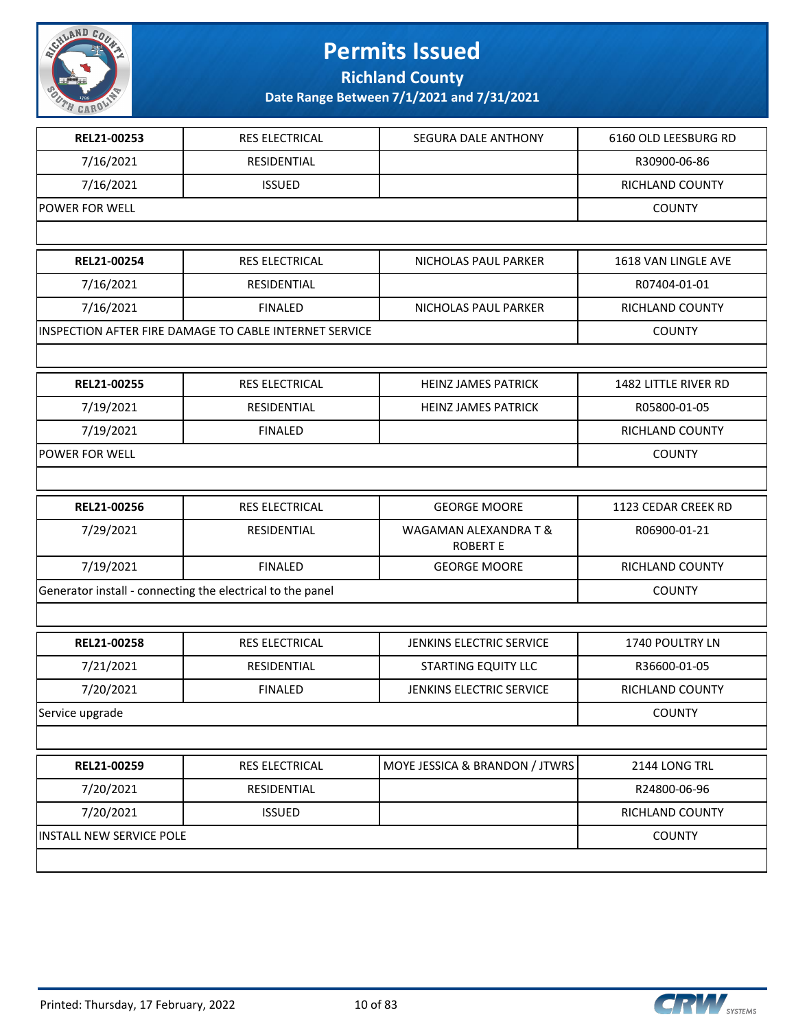# Permits Issued

## Richland County

### Date Range Between 7/1/2021 and 7/31/2021

| REL21-00253 | RES ELECTRICAL | SEGURA DALE ANTHONY | 6160 OLD LEESBURG RD |
|---|---|---|---|
| 7/16/2021 | RESIDENTIAL | | R30900-06-86 |
| 7/16/2021 | ISSUED | | RICHLAND COUNTY |
| POWER FOR WELL | | | COUNTY |

| REL21-00254 | RES ELECTRICAL | NICHOLAS PAUL PARKER | 1618 VAN LINGLE AVE |
|---|---|---|---|
| 7/16/2021 | RESIDENTIAL | | R07404-01-01 |
| 7/16/2021 | FINALED | NICHOLAS PAUL PARKER | RICHLAND COUNTY |
| INSPECTION AFTER FIRE DAMAGE TO CABLE INTERNET SERVICE | | | COUNTY |

| REL21-00255 | RES ELECTRICAL | HEINZ JAMES PATRICK | 1482 LITTLE RIVER RD |
|---|---|---|---|
| 7/19/2021 | RESIDENTIAL | HEINZ JAMES PATRICK | R05800-01-05 |
| 7/19/2021 | FINALED | | RICHLAND COUNTY |
| POWER FOR WELL | | | COUNTY |

| REL21-00256 | RES ELECTRICAL | GEORGE MOORE | 1123 CEDAR CREEK RD |
|---|---|---|---|
| 7/29/2021 | RESIDENTIAL | WAGAMAN ALEXANDRA T & ROBERT E | R06900-01-21 |
| 7/19/2021 | FINALED | GEORGE MOORE | RICHLAND COUNTY |
| Generator install - connecting the electrical to the panel | | | COUNTY |

| REL21-00258 | RES ELECTRICAL | JENKINS ELECTRIC SERVICE | 1740 POULTRY LN |
|---|---|---|---|
| 7/21/2021 | RESIDENTIAL | STARTING EQUITY LLC | R36600-01-05 |
| 7/20/2021 | FINALED | JENKINS ELECTRIC SERVICE | RICHLAND COUNTY |
| Service upgrade | | | COUNTY |

| REL21-00259 | RES ELECTRICAL | MOYE JESSICA & BRANDON / JTWRS | 2144 LONG TRL |
|---|---|---|---|
| 7/20/2021 | RESIDENTIAL | | R24800-06-96 |
| 7/20/2021 | ISSUED | | RICHLAND COUNTY |
| INSTALL NEW SERVICE POLE | | | COUNTY |

Printed: Thursday, 17 February, 2022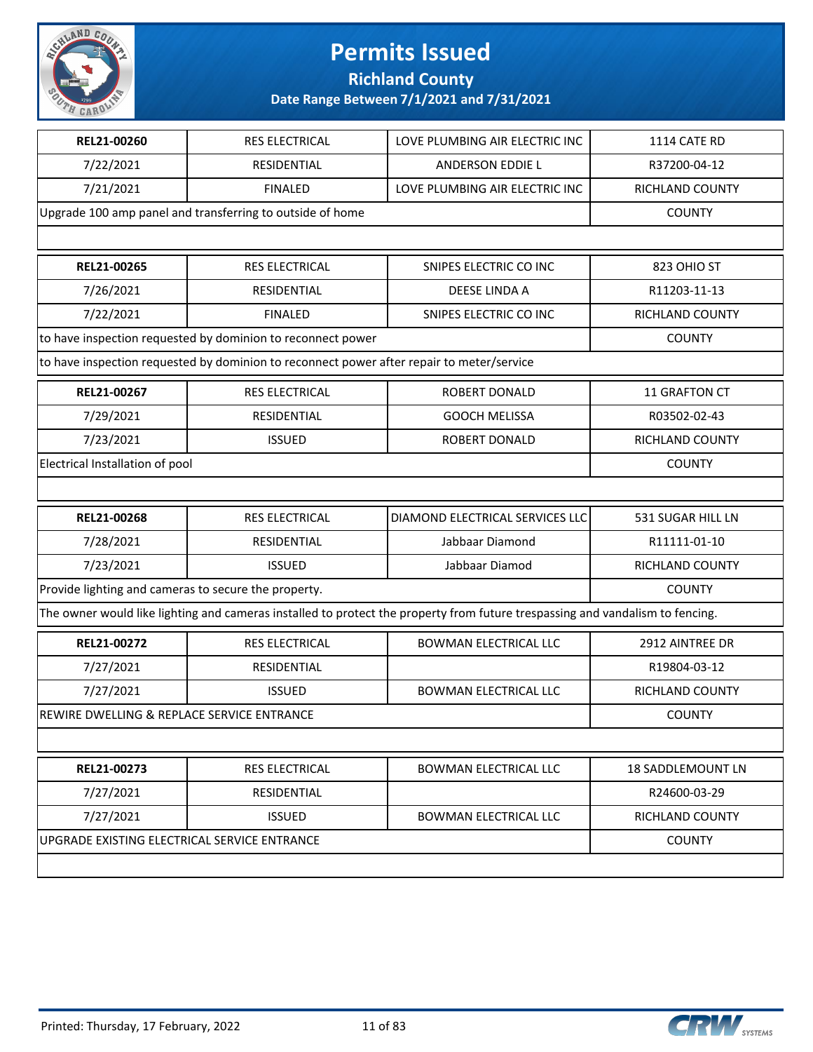# Permits Issued

**Richland County**

**Date Range Between 7/1/2021 and 7/31/2021**

| **REL21-00260** | RES ELECTRICAL | LOVE PLUMBING AIR ELECTRIC INC | 1114 CATE RD |
|---|---|---|---|
| 7/22/2021 | RESIDENTIAL | ANDERSON EDDIE L | R37200-04-12 |
| 7/21/2021 | FINALED | LOVE PLUMBING AIR ELECTRIC INC | RICHLAND COUNTY |
| Upgrade 100 amp panel and transferring to outside of home | | | COUNTY |
| | | | |

| **REL21-00265** | RES ELECTRICAL | SNIPES ELECTRIC CO INC | 823 OHIO ST |
|---|---|---|---|
| 7/26/2021 | RESIDENTIAL | DEESE LINDA A | R11203-11-13 |
| 7/22/2021 | FINALED | SNIPES ELECTRIC CO INC | RICHLAND COUNTY |
| to have inspection requested by dominion to reconnect power | | | COUNTY |
| to have inspection requested by dominion to reconnect power after repair to meter/service | | | |

| **REL21-00267** | RES ELECTRICAL | ROBERT DONALD | 11 GRAFTON CT |
|---|---|---|---|
| 7/29/2021 | RESIDENTIAL | GOOCH MELISSA | R03502-02-43 |
| 7/23/2021 | ISSUED | ROBERT DONALD | RICHLAND COUNTY |
| Electrical Installation of pool | | | COUNTY |
| | | | |

| **REL21-00268** | RES ELECTRICAL | DIAMOND ELECTRICAL SERVICES LLC | 531 SUGAR HILL LN |
|---|---|---|---|
| 7/28/2021 | RESIDENTIAL | Jabbaar Diamond | R11111-01-10 |
| 7/23/2021 | ISSUED | Jabbaar Diamod | RICHLAND COUNTY |
| Provide lighting and cameras to secure the property. | | | COUNTY |
| The owner would like lighting and cameras installed to protect the property from future trespassing and vandalism to fencing. | | | |

| **REL21-00272** | RES ELECTRICAL | BOWMAN ELECTRICAL LLC | 2912 AINTREE DR |
|---|---|---|---|
| 7/27/2021 | RESIDENTIAL | | R19804-03-12 |
| 7/27/2021 | ISSUED | BOWMAN ELECTRICAL LLC | RICHLAND COUNTY |
| REWIRE DWELLING & REPLACE SERVICE ENTRANCE | | | COUNTY |
| | | | |

| **REL21-00273** | RES ELECTRICAL | BOWMAN ELECTRICAL LLC | 18 SADDLEMOUNT LN |
|---|---|---|---|
| 7/27/2021 | RESIDENTIAL | | R24600-03-29 |
| 7/27/2021 | ISSUED | BOWMAN ELECTRICAL LLC | RICHLAND COUNTY |
| UPGRADE EXISTING ELECTRICAL SERVICE ENTRANCE | | | COUNTY |
| | | | |

Printed: Thursday, 17 February, 2022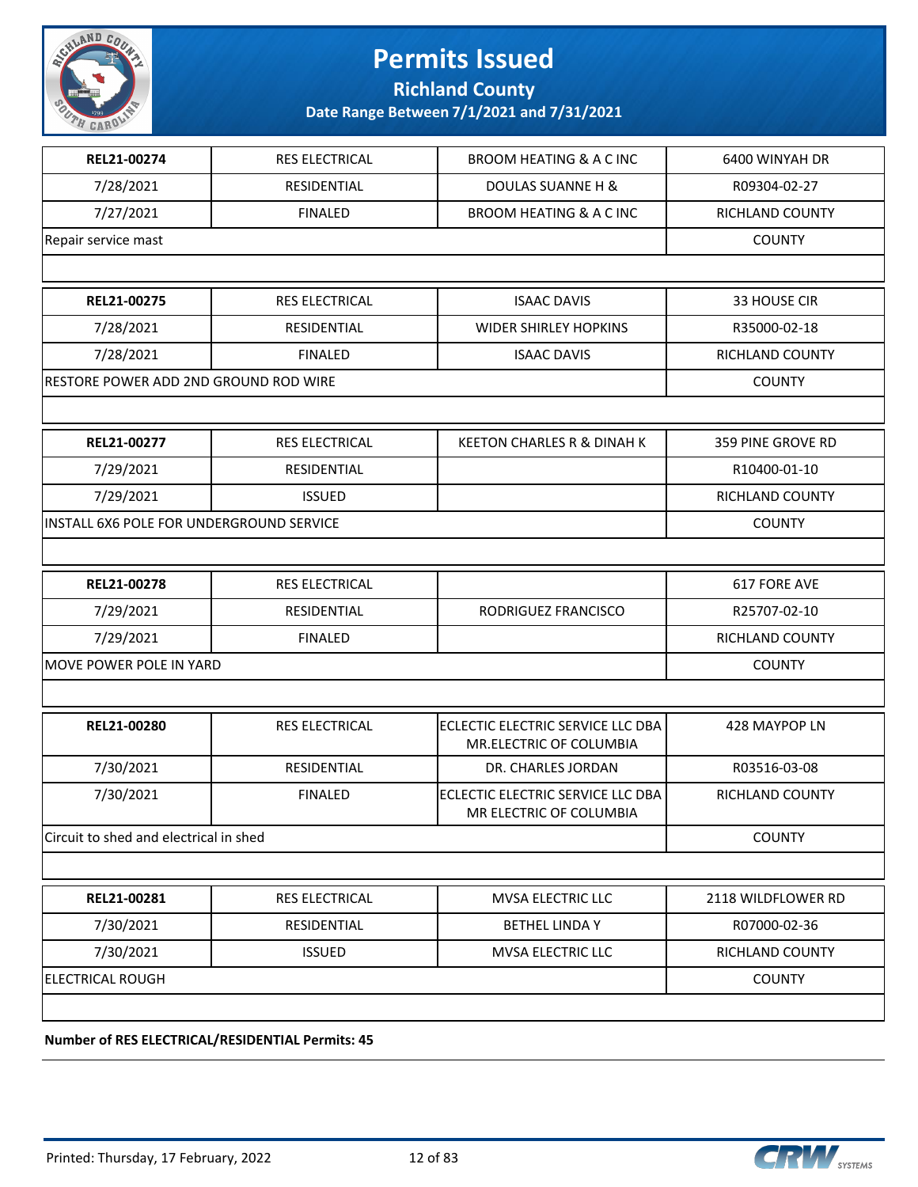# Permits Issued

**Richland County**

**Date Range Between 7/1/2021 and 7/31/2021**

| | | | |
|---|---|---|---|
| **REL21-00274** | RES ELECTRICAL | BROOM HEATING & A C INC | 6400 WINYAH DR |
| 7/28/2021 | RESIDENTIAL | DOULAS SUANNE H & | R09304-02-27 |
| 7/27/2021 | FINALED | BROOM HEATING & A C INC | RICHLAND COUNTY |
| Repair service mast | | | COUNTY |

| | | | |
|---|---|---|---|
| **REL21-00275** | RES ELECTRICAL | ISAAC DAVIS | 33 HOUSE CIR |
| 7/28/2021 | RESIDENTIAL | WIDER SHIRLEY HOPKINS | R35000-02-18 |
| 7/28/2021 | FINALED | ISAAC DAVIS | RICHLAND COUNTY |
| RESTORE POWER ADD 2ND GROUND ROD WIRE | | | COUNTY |

| | | | |
|---|---|---|---|
| **REL21-00277** | RES ELECTRICAL | KEETON CHARLES R & DINAH K | 359 PINE GROVE RD |
| 7/29/2021 | RESIDENTIAL | | R10400-01-10 |
| 7/29/2021 | ISSUED | | RICHLAND COUNTY |
| INSTALL 6X6 POLE FOR UNDERGROUND SERVICE | | | COUNTY |

| | | | |
|---|---|---|---|
| **REL21-00278** | RES ELECTRICAL | | 617 FORE AVE |
| 7/29/2021 | RESIDENTIAL | RODRIGUEZ FRANCISCO | R25707-02-10 |
| 7/29/2021 | FINALED | | RICHLAND COUNTY |
| MOVE POWER POLE IN YARD | | | COUNTY |

| | | | |
|---|---|---|---|
| **REL21-00280** | RES ELECTRICAL | ECLECTIC ELECTRIC SERVICE LLC DBA MR.ELECTRIC OF COLUMBIA | 428 MAYPOP LN |
| 7/30/2021 | RESIDENTIAL | DR. CHARLES JORDAN | R03516-03-08 |
| 7/30/2021 | FINALED | ECLECTIC ELECTRIC SERVICE LLC DBA MR ELECTRIC OF COLUMBIA | RICHLAND COUNTY |
| Circuit to shed and electrical in shed | | | COUNTY |

| | | | |
|---|---|---|---|
| **REL21-00281** | RES ELECTRICAL | MVSA ELECTRIC LLC | 2118 WILDFLOWER RD |
| 7/30/2021 | RESIDENTIAL | BETHEL LINDA Y | R07000-02-36 |
| 7/30/2021 | ISSUED | MVSA ELECTRIC LLC | RICHLAND COUNTY |
| ELECTRICAL ROUGH | | | COUNTY |

**Number of RES ELECTRICAL/RESIDENTIAL Permits: 45**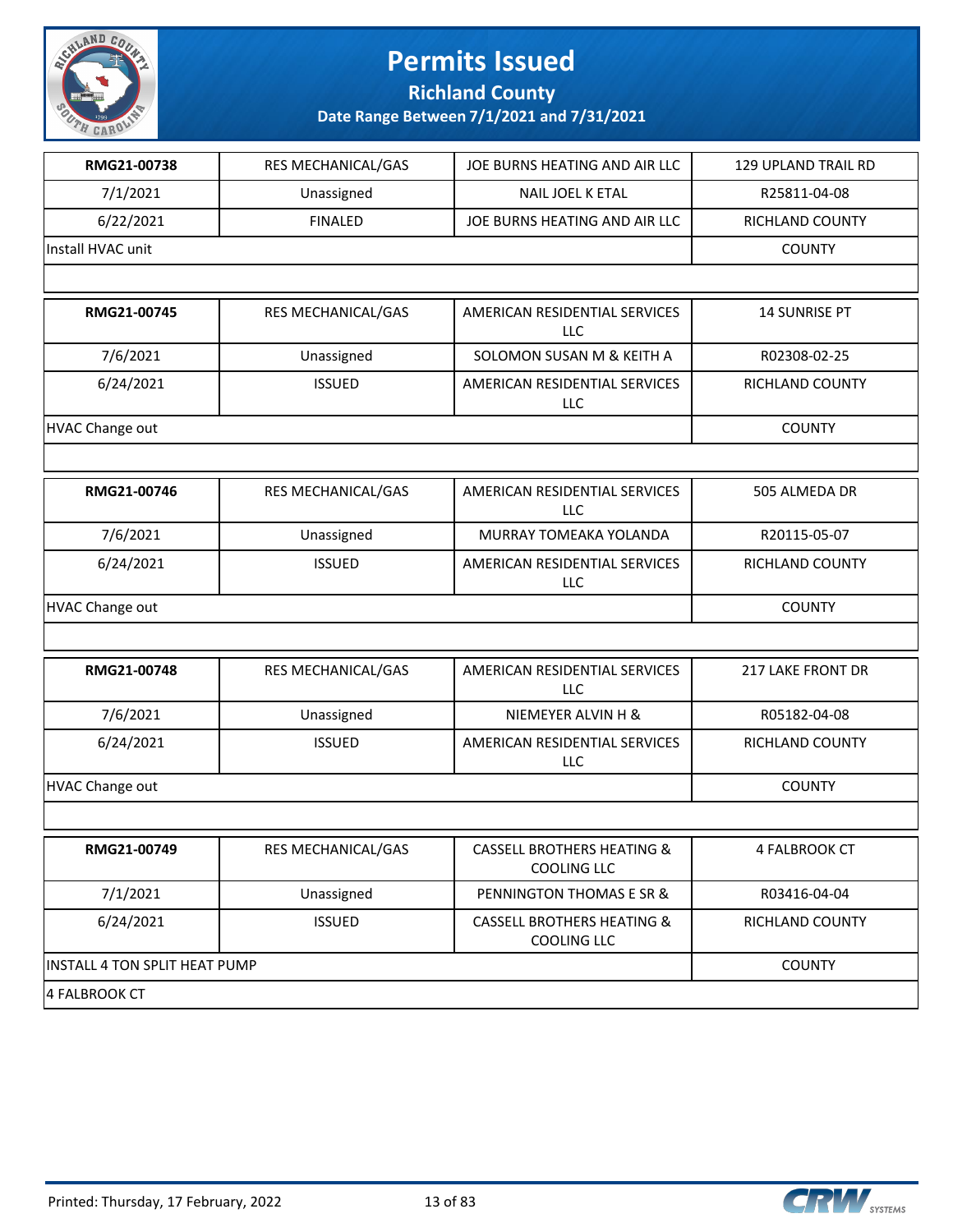# Permits Issued

## Richland County

### Date Range Between 7/1/2021 and 7/31/2021

| RMG21-00738 | RES MECHANICAL/GAS | JOE BURNS HEATING AND AIR LLC | 129 UPLAND TRAIL RD |
|---|---|---|---|
| 7/1/2021 | Unassigned | NAIL JOEL K ETAL | R25811-04-08 |
| 6/22/2021 | FINALED | JOE BURNS HEATING AND AIR LLC | RICHLAND COUNTY |
| Install HVAC unit | | | COUNTY |
| | | | |

| RMG21-00745 | RES MECHANICAL/GAS | AMERICAN RESIDENTIAL SERVICES LLC | 14 SUNRISE PT |
|---|---|---|---|
| 7/6/2021 | Unassigned | SOLOMON SUSAN M & KEITH A | R02308-02-25 |
| 6/24/2021 | ISSUED | AMERICAN RESIDENTIAL SERVICES LLC | RICHLAND COUNTY |
| HVAC Change out | | | COUNTY |
| | | | |

| RMG21-00746 | RES MECHANICAL/GAS | AMERICAN RESIDENTIAL SERVICES LLC | 505 ALMEDA DR |
|---|---|---|---|
| 7/6/2021 | Unassigned | MURRAY TOMEAKA YOLANDA | R20115-05-07 |
| 6/24/2021 | ISSUED | AMERICAN RESIDENTIAL SERVICES LLC | RICHLAND COUNTY |
| HVAC Change out | | | COUNTY |
| | | | |

| RMG21-00748 | RES MECHANICAL/GAS | AMERICAN RESIDENTIAL SERVICES LLC | 217 LAKE FRONT DR |
|---|---|---|---|
| 7/6/2021 | Unassigned | NIEMEYER ALVIN H & | R05182-04-08 |
| 6/24/2021 | ISSUED | AMERICAN RESIDENTIAL SERVICES LLC | RICHLAND COUNTY |
| HVAC Change out | | | COUNTY |
| | | | |

| RMG21-00749 | RES MECHANICAL/GAS | CASSELL BROTHERS HEATING & COOLING LLC | 4 FALBROOK CT |
|---|---|---|---|
| 7/1/2021 | Unassigned | PENNINGTON THOMAS E SR & | R03416-04-04 |
| 6/24/2021 | ISSUED | CASSELL BROTHERS HEATING & COOLING LLC | RICHLAND COUNTY |
| INSTALL 4 TON SPLIT HEAT PUMP | | | COUNTY |
| 4 FALBROOK CT | | | |

Printed: Thursday, 17 February, 2022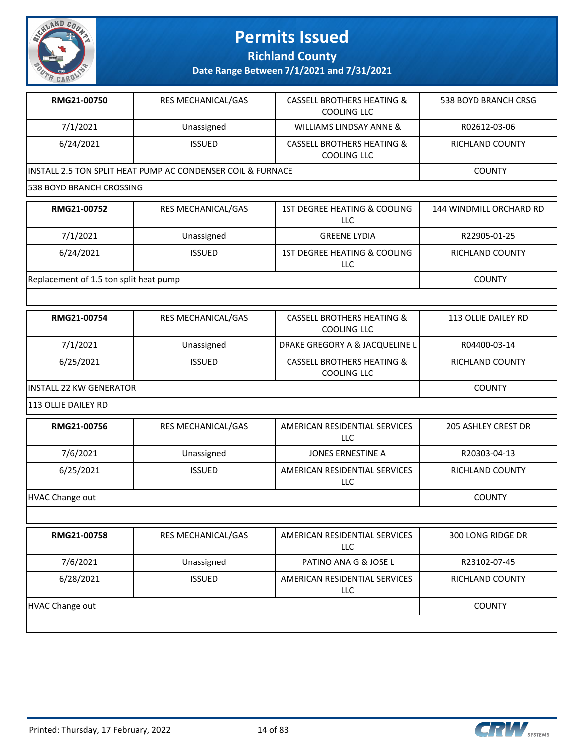# Permits Issued

## Richland County

### Date Range Between 7/1/2021 and 7/31/2021

| RMG21-00750 | RES MECHANICAL/GAS | CASSELL BROTHERS HEATING & COOLING LLC | 538 BOYD BRANCH CRSG |
|---|---|---|---|
| 7/1/2021 | Unassigned | WILLIAMS LINDSAY ANNE & | R02612-03-06 |
| 6/24/2021 | ISSUED | CASSELL BROTHERS HEATING & COOLING LLC | RICHLAND COUNTY |
| INSTALL 2.5 TON SPLIT HEAT PUMP AC CONDENSER COIL & FURNACE | | | COUNTY |
| 538 BOYD BRANCH CROSSING | | | |

| RMG21-00752 | RES MECHANICAL/GAS | 1ST DEGREE HEATING & COOLING LLC | 144 WINDMILL ORCHARD RD |
|---|---|---|---|
| 7/1/2021 | Unassigned | GREENE LYDIA | R22905-01-25 |
| 6/24/2021 | ISSUED | 1ST DEGREE HEATING & COOLING LLC | RICHLAND COUNTY |
| Replacement of 1.5 ton split heat pump | | | COUNTY |
| | | | |

| RMG21-00754 | RES MECHANICAL/GAS | CASSELL BROTHERS HEATING & COOLING LLC | 113 OLLIE DAILEY RD |
|---|---|---|---|
| 7/1/2021 | Unassigned | DRAKE GREGORY A & JACQUELINE L | R04400-03-14 |
| 6/25/2021 | ISSUED | CASSELL BROTHERS HEATING & COOLING LLC | RICHLAND COUNTY |
| INSTALL 22 KW GENERATOR | | | COUNTY |
| 113 OLLIE DAILEY RD | | | |

| RMG21-00756 | RES MECHANICAL/GAS | AMERICAN RESIDENTIAL SERVICES LLC | 205 ASHLEY CREST DR |
|---|---|---|---|
| 7/6/2021 | Unassigned | JONES ERNESTINE A | R20303-04-13 |
| 6/25/2021 | ISSUED | AMERICAN RESIDENTIAL SERVICES LLC | RICHLAND COUNTY |
| HVAC Change out | | | COUNTY |
| | | | |

| RMG21-00758 | RES MECHANICAL/GAS | AMERICAN RESIDENTIAL SERVICES LLC | 300 LONG RIDGE DR |
|---|---|---|---|
| 7/6/2021 | Unassigned | PATINO ANA G & JOSE L | R23102-07-45 |
| 6/28/2021 | ISSUED | AMERICAN RESIDENTIAL SERVICES LLC | RICHLAND COUNTY |
| HVAC Change out | | | COUNTY |
| | | | |

Printed: Thursday, 17 February, 2022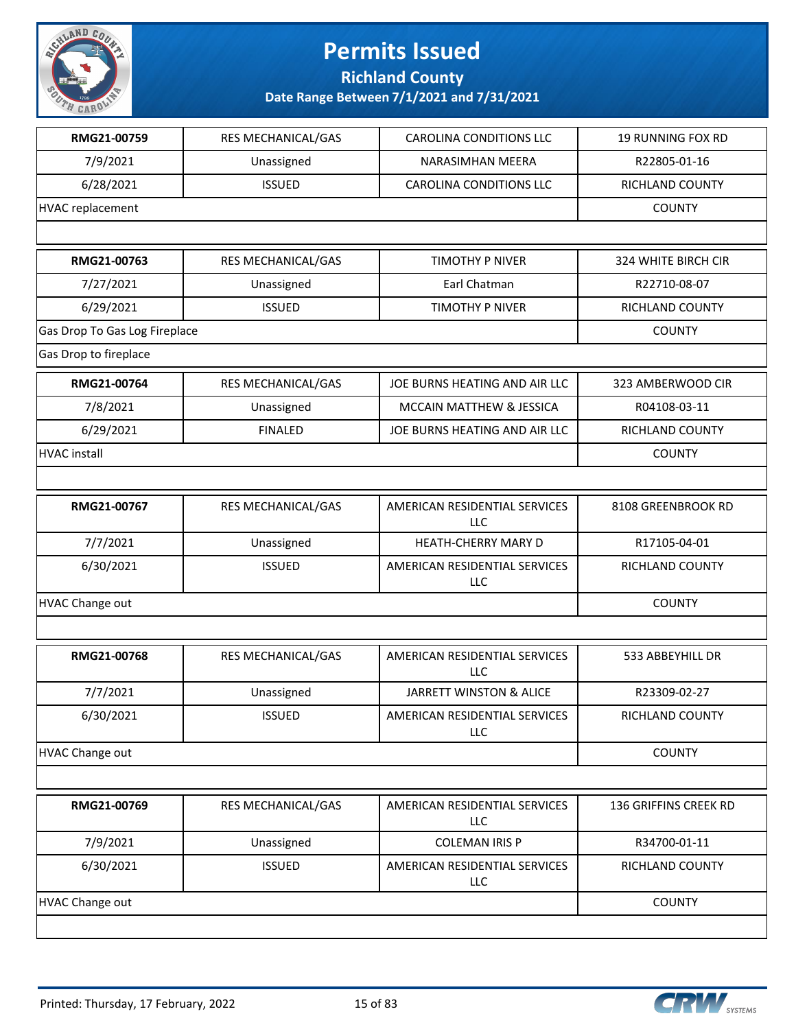# Permits Issued

**Richland County**

**Date Range Between 7/1/2021 and 7/31/2021**

| | | | |
|---|---|---|---|
| **RMG21-00759** | RES MECHANICAL/GAS | CAROLINA CONDITIONS LLC | 19 RUNNING FOX RD |
| 7/9/2021 | Unassigned | NARASIMHAN MEERA | R22805-01-16 |
| 6/28/2021 | ISSUED | CAROLINA CONDITIONS LLC | RICHLAND COUNTY |
| HVAC replacement | | | COUNTY |
| | | | |
| **RMG21-00763** | RES MECHANICAL/GAS | TIMOTHY P NIVER | 324 WHITE BIRCH CIR |
| 7/27/2021 | Unassigned | Earl Chatman | R22710-08-07 |
| 6/29/2021 | ISSUED | TIMOTHY P NIVER | RICHLAND COUNTY |
| Gas Drop To Gas Log Fireplace | | | COUNTY |
| Gas Drop to fireplace | | | |
| **RMG21-00764** | RES MECHANICAL/GAS | JOE BURNS HEATING AND AIR LLC | 323 AMBERWOOD CIR |
| 7/8/2021 | Unassigned | MCCAIN MATTHEW & JESSICA | R04108-03-11 |
| 6/29/2021 | FINALED | JOE BURNS HEATING AND AIR LLC | RICHLAND COUNTY |
| HVAC install | | | COUNTY |
| | | | |
| **RMG21-00767** | RES MECHANICAL/GAS | AMERICAN RESIDENTIAL SERVICES LLC | 8108 GREENBROOK RD |
| 7/7/2021 | Unassigned | HEATH-CHERRY MARY D | R17105-04-01 |
| 6/30/2021 | ISSUED | AMERICAN RESIDENTIAL SERVICES LLC | RICHLAND COUNTY |
| HVAC Change out | | | COUNTY |
| | | | |
| **RMG21-00768** | RES MECHANICAL/GAS | AMERICAN RESIDENTIAL SERVICES LLC | 533 ABBEYHILL DR |
| 7/7/2021 | Unassigned | JARRETT WINSTON & ALICE | R23309-02-27 |
| 6/30/2021 | ISSUED | AMERICAN RESIDENTIAL SERVICES LLC | RICHLAND COUNTY |
| HVAC Change out | | | COUNTY |
| | | | |
| **RMG21-00769** | RES MECHANICAL/GAS | AMERICAN RESIDENTIAL SERVICES LLC | 136 GRIFFINS CREEK RD |
| 7/9/2021 | Unassigned | COLEMAN IRIS P | R34700-01-11 |
| 6/30/2021 | ISSUED | AMERICAN RESIDENTIAL SERVICES LLC | RICHLAND COUNTY |
| HVAC Change out | | | COUNTY |
| | | | |

Printed: Thursday, 17 February, 2022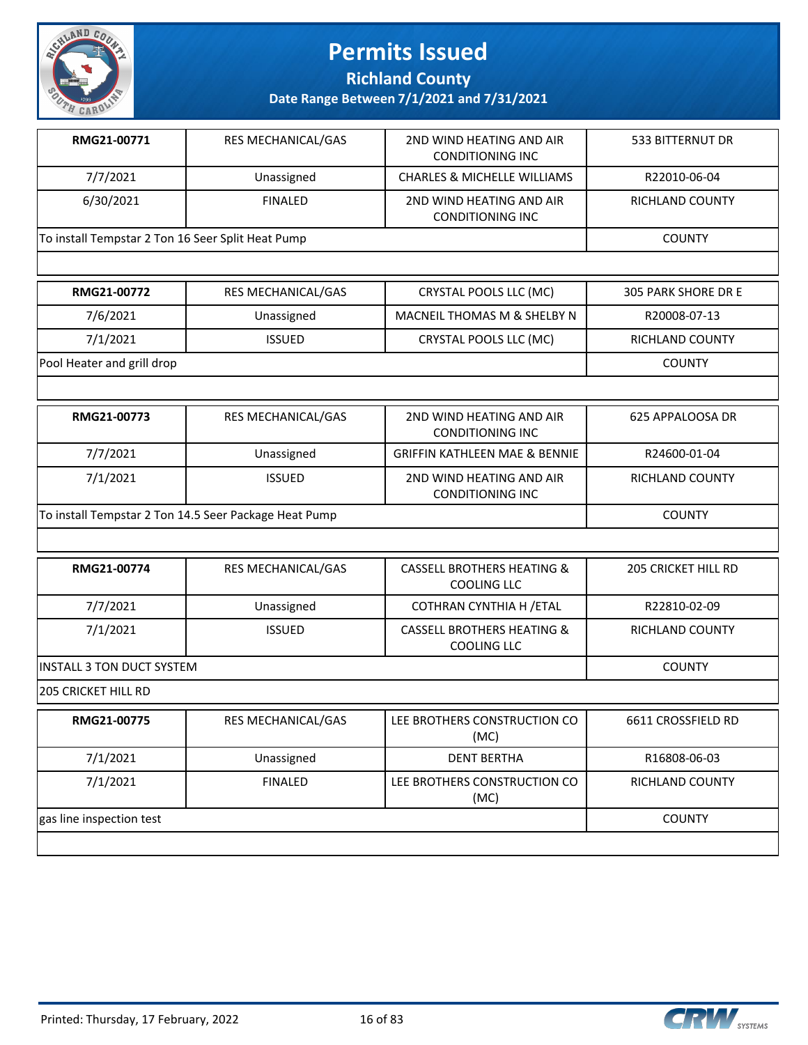# Permits Issued

## Richland County

### Date Range Between 7/1/2021 and 7/31/2021

| | | | |
|---|---|---|---|
| **RMG21-00771** | RES MECHANICAL/GAS | 2ND WIND HEATING AND AIR CONDITIONING INC | 533 BITTERNUT DR |
| 7/7/2021 | Unassigned | CHARLES & MICHELLE WILLIAMS | R22010-06-04 |
| 6/30/2021 | FINALED | 2ND WIND HEATING AND AIR CONDITIONING INC | RICHLAND COUNTY |
| To install Tempstar 2 Ton 16 Seer Split Heat Pump | | | COUNTY |

| | | | |
|---|---|---|---|
| **RMG21-00772** | RES MECHANICAL/GAS | CRYSTAL POOLS LLC (MC) | 305 PARK SHORE DR E |
| 7/6/2021 | Unassigned | MACNEIL THOMAS M & SHELBY N | R20008-07-13 |
| 7/1/2021 | ISSUED | CRYSTAL POOLS LLC (MC) | RICHLAND COUNTY |
| Pool Heater and grill drop | | | COUNTY |

| | | | |
|---|---|---|---|
| **RMG21-00773** | RES MECHANICAL/GAS | 2ND WIND HEATING AND AIR CONDITIONING INC | 625 APPALOOSA DR |
| 7/7/2021 | Unassigned | GRIFFIN KATHLEEN MAE & BENNIE | R24600-01-04 |
| 7/1/2021 | ISSUED | 2ND WIND HEATING AND AIR CONDITIONING INC | RICHLAND COUNTY |
| To install Tempstar 2 Ton 14.5 Seer Package Heat Pump | | | COUNTY |

| | | | |
|---|---|---|---|
| **RMG21-00774** | RES MECHANICAL/GAS | CASSELL BROTHERS HEATING & COOLING LLC | 205 CRICKET HILL RD |
| 7/7/2021 | Unassigned | COTHRAN CYNTHIA H /ETAL | R22810-02-09 |
| 7/1/2021 | ISSUED | CASSELL BROTHERS HEATING & COOLING LLC | RICHLAND COUNTY |
| INSTALL 3 TON DUCT SYSTEM | | | COUNTY |
| 205 CRICKET HILL RD | | | |

| | | | |
|---|---|---|---|
| **RMG21-00775** | RES MECHANICAL/GAS | LEE BROTHERS CONSTRUCTION CO (MC) | 6611 CROSSFIELD RD |
| 7/1/2021 | Unassigned | DENT BERTHA | R16808-06-03 |
| 7/1/2021 | FINALED | LEE BROTHERS CONSTRUCTION CO (MC) | RICHLAND COUNTY |
| gas line inspection test | | | COUNTY |

Printed: Thursday, 17 February, 2022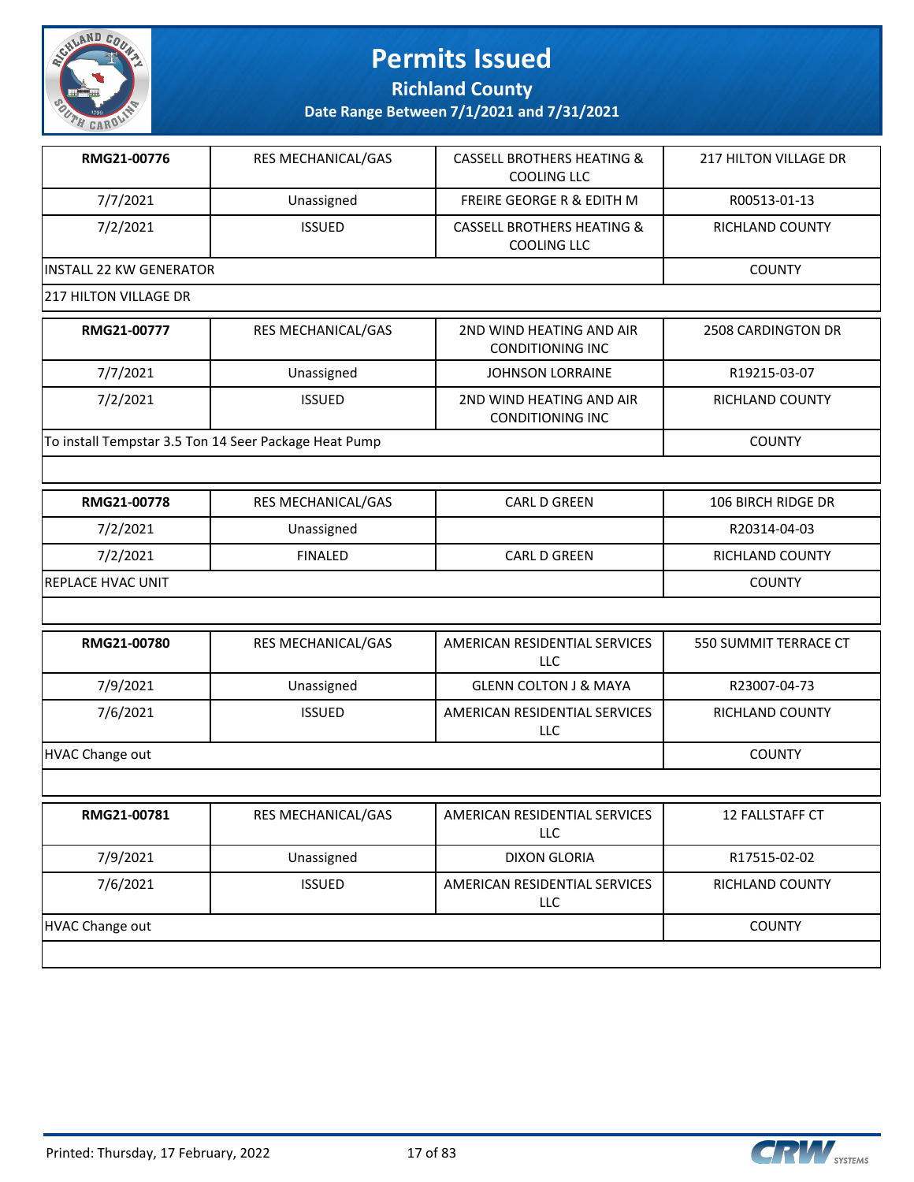# Permits Issued

**Richland County**

**Date Range Between 7/1/2021 and 7/31/2021**

| | | | |
|---|---|---|---|
| **RMG21-00776** | RES MECHANICAL/GAS | CASSELL BROTHERS HEATING & COOLING LLC | 217 HILTON VILLAGE DR |
| 7/7/2021 | Unassigned | FREIRE GEORGE R & EDITH M | R00513-01-13 |
| 7/2/2021 | ISSUED | CASSELL BROTHERS HEATING & COOLING LLC | RICHLAND COUNTY |
| INSTALL 22 KW GENERATOR | | | COUNTY |
| 217 HILTON VILLAGE DR | | | |

| | | | |
|---|---|---|---|
| **RMG21-00777** | RES MECHANICAL/GAS | 2ND WIND HEATING AND AIR CONDITIONING INC | 2508 CARDINGTON DR |
| 7/7/2021 | Unassigned | JOHNSON LORRAINE | R19215-03-07 |
| 7/2/2021 | ISSUED | 2ND WIND HEATING AND AIR CONDITIONING INC | RICHLAND COUNTY |
| To install Tempstar 3.5 Ton 14 Seer Package Heat Pump | | | COUNTY |

| | | | |
|---|---|---|---|
| **RMG21-00778** | RES MECHANICAL/GAS | CARL D GREEN | 106 BIRCH RIDGE DR |
| 7/2/2021 | Unassigned | | R20314-04-03 |
| 7/2/2021 | FINALED | CARL D GREEN | RICHLAND COUNTY |
| REPLACE HVAC UNIT | | | COUNTY |

| | | | |
|---|---|---|---|
| **RMG21-00780** | RES MECHANICAL/GAS | AMERICAN RESIDENTIAL SERVICES LLC | 550 SUMMIT TERRACE CT |
| 7/9/2021 | Unassigned | GLENN COLTON J & MAYA | R23007-04-73 |
| 7/6/2021 | ISSUED | AMERICAN RESIDENTIAL SERVICES LLC | RICHLAND COUNTY |
| HVAC Change out | | | COUNTY |

| | | | |
|---|---|---|---|
| **RMG21-00781** | RES MECHANICAL/GAS | AMERICAN RESIDENTIAL SERVICES LLC | 12 FALLSTAFF CT |
| 7/9/2021 | Unassigned | DIXON GLORIA | R17515-02-02 |
| 7/6/2021 | ISSUED | AMERICAN RESIDENTIAL SERVICES LLC | RICHLAND COUNTY |
| HVAC Change out | | | COUNTY |

Printed: Thursday, 17 February, 2022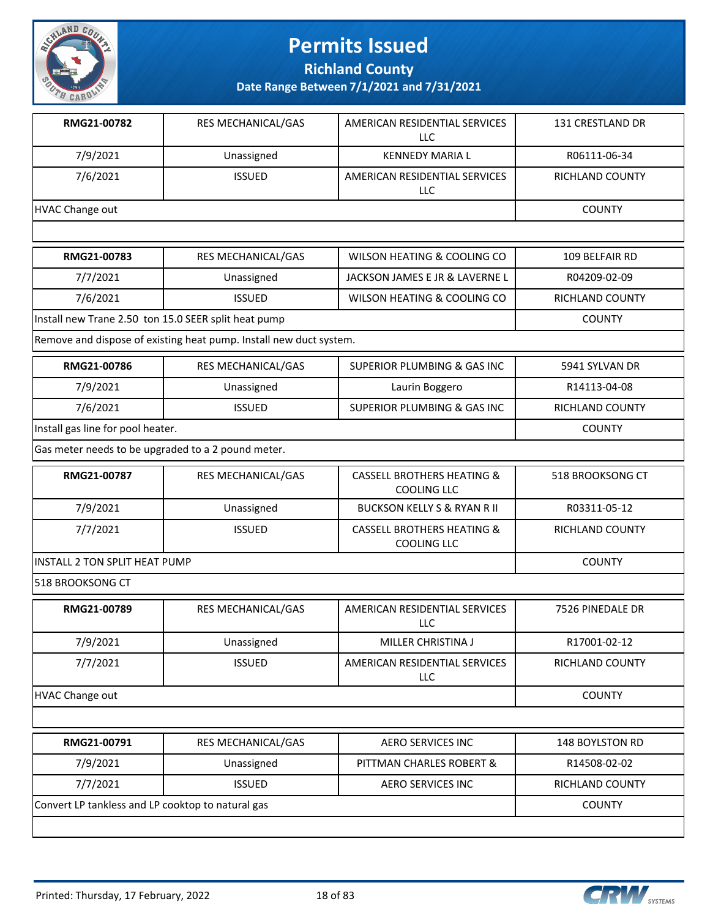# Permits Issued

## Richland County

### Date Range Between 7/1/2021 and 7/31/2021

| RMG21-00782 | RES MECHANICAL/GAS | AMERICAN RESIDENTIAL SERVICES LLC | 131 CRESTLAND DR |
|---|---|---|---|
| 7/9/2021 | Unassigned | KENNEDY MARIA L | R06111-06-34 |
| 7/6/2021 | ISSUED | AMERICAN RESIDENTIAL SERVICES LLC | RICHLAND COUNTY |
| HVAC Change out | | | COUNTY |
| | | | |

| RMG21-00783 | RES MECHANICAL/GAS | WILSON HEATING & COOLING CO | 109 BELFAIR RD |
|---|---|---|---|
| 7/7/2021 | Unassigned | JACKSON JAMES E JR & LAVERNE L | R04209-02-09 |
| 7/6/2021 | ISSUED | WILSON HEATING & COOLING CO | RICHLAND COUNTY |
| Install new Trane 2.50 ton 15.0 SEER split heat pump | | | COUNTY |
| Remove and dispose of existing heat pump. Install new duct system. | | | |

| RMG21-00786 | RES MECHANICAL/GAS | SUPERIOR PLUMBING & GAS INC | 5941 SYLVAN DR |
|---|---|---|---|
| 7/9/2021 | Unassigned | Laurin Boggero | R14113-04-08 |
| 7/6/2021 | ISSUED | SUPERIOR PLUMBING & GAS INC | RICHLAND COUNTY |
| Install gas line for pool heater. | | | COUNTY |
| Gas meter needs to be upgraded to a 2 pound meter. | | | |

| RMG21-00787 | RES MECHANICAL/GAS | CASSELL BROTHERS HEATING & COOLING LLC | 518 BROOKSONG CT |
|---|---|---|---|
| 7/9/2021 | Unassigned | BUCKSON KELLY S & RYAN R II | R03311-05-12 |
| 7/7/2021 | ISSUED | CASSELL BROTHERS HEATING & COOLING LLC | RICHLAND COUNTY |
| INSTALL 2 TON SPLIT HEAT PUMP | | | COUNTY |
| 518 BROOKSONG CT | | | |

| RMG21-00789 | RES MECHANICAL/GAS | AMERICAN RESIDENTIAL SERVICES LLC | 7526 PINEDALE DR |
|---|---|---|---|
| 7/9/2021 | Unassigned | MILLER CHRISTINA J | R17001-02-12 |
| 7/7/2021 | ISSUED | AMERICAN RESIDENTIAL SERVICES LLC | RICHLAND COUNTY |
| HVAC Change out | | | COUNTY |
| | | | |

| RMG21-00791 | RES MECHANICAL/GAS | AERO SERVICES INC | 148 BOYLSTON RD |
|---|---|---|---|
| 7/9/2021 | Unassigned | PITTMAN CHARLES ROBERT & | R14508-02-02 |
| 7/7/2021 | ISSUED | AERO SERVICES INC | RICHLAND COUNTY |
| Convert LP tankless and LP cooktop to natural gas | | | COUNTY |
| | | | |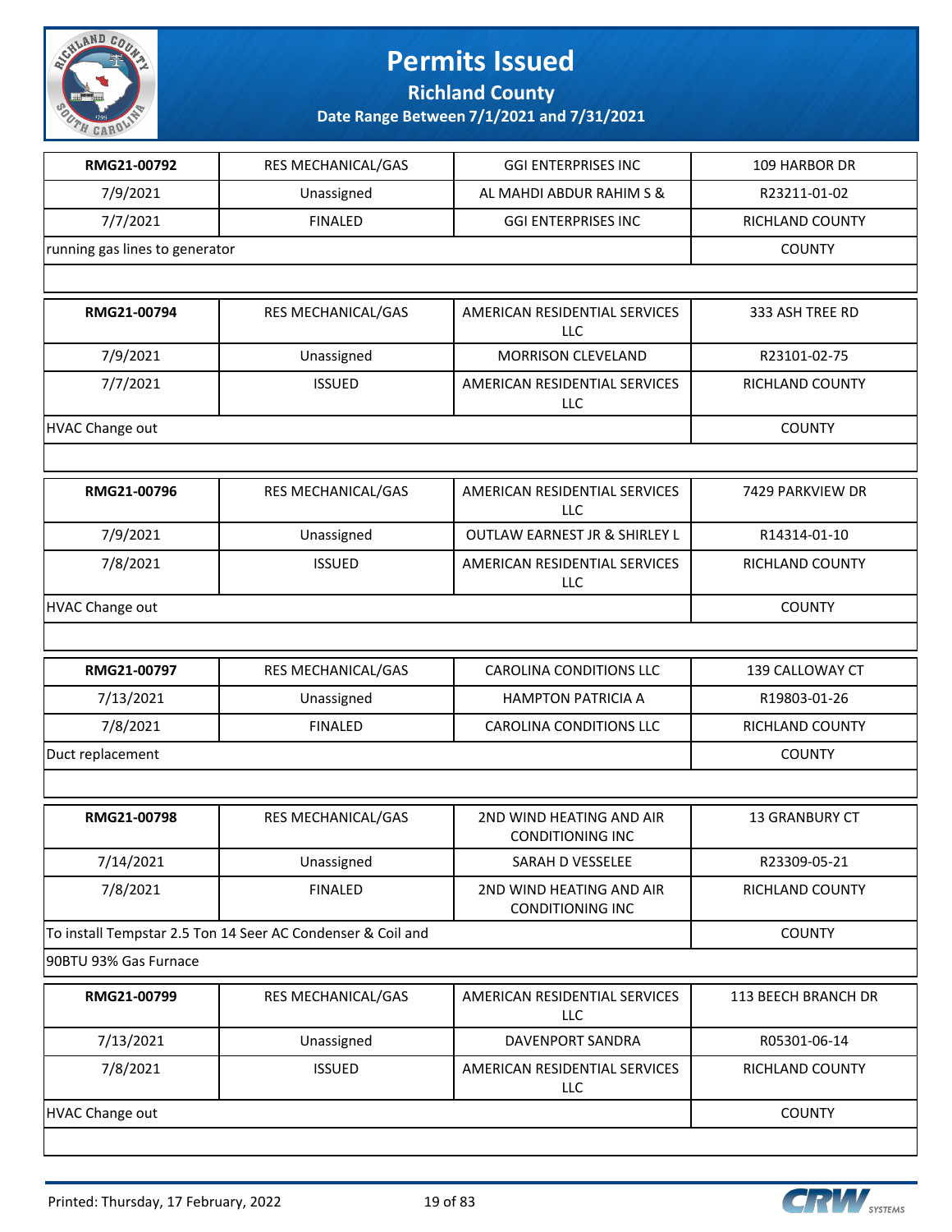# Permits Issued

**Richland County**

**Date Range Between 7/1/2021 and 7/31/2021**

| RMG21-00792 | RES MECHANICAL/GAS | GGI ENTERPRISES INC | 109 HARBOR DR |
|---|---|---|---|
| 7/9/2021 | Unassigned | AL MAHDI ABDUR RAHIM S & | R23211-01-02 |
| 7/7/2021 | FINALED | GGI ENTERPRISES INC | RICHLAND COUNTY |
| running gas lines to generator | | | COUNTY |

| RMG21-00794 | RES MECHANICAL/GAS | AMERICAN RESIDENTIAL SERVICES LLC | 333 ASH TREE RD |
|---|---|---|---|
| 7/9/2021 | Unassigned | MORRISON CLEVELAND | R23101-02-75 |
| 7/7/2021 | ISSUED | AMERICAN RESIDENTIAL SERVICES LLC | RICHLAND COUNTY |
| HVAC Change out | | | COUNTY |

| RMG21-00796 | RES MECHANICAL/GAS | AMERICAN RESIDENTIAL SERVICES LLC | 7429 PARKVIEW DR |
|---|---|---|---|
| 7/9/2021 | Unassigned | OUTLAW EARNEST JR & SHIRLEY L | R14314-01-10 |
| 7/8/2021 | ISSUED | AMERICAN RESIDENTIAL SERVICES LLC | RICHLAND COUNTY |
| HVAC Change out | | | COUNTY |

| RMG21-00797 | RES MECHANICAL/GAS | CAROLINA CONDITIONS LLC | 139 CALLOWAY CT |
|---|---|---|---|
| 7/13/2021 | Unassigned | HAMPTON PATRICIA A | R19803-01-26 |
| 7/8/2021 | FINALED | CAROLINA CONDITIONS LLC | RICHLAND COUNTY |
| Duct replacement | | | COUNTY |

| RMG21-00798 | RES MECHANICAL/GAS | 2ND WIND HEATING AND AIR CONDITIONING INC | 13 GRANBURY CT |
|---|---|---|---|
| 7/14/2021 | Unassigned | SARAH D VESSELEE | R23309-05-21 |
| 7/8/2021 | FINALED | 2ND WIND HEATING AND AIR CONDITIONING INC | RICHLAND COUNTY |
| To install Tempstar 2.5 Ton 14 Seer AC Condenser & Coil and | | | COUNTY |
| 90BTU 93% Gas Furnace | | | |

| RMG21-00799 | RES MECHANICAL/GAS | AMERICAN RESIDENTIAL SERVICES LLC | 113 BEECH BRANCH DR |
|---|---|---|---|
| 7/13/2021 | Unassigned | DAVENPORT SANDRA | R05301-06-14 |
| 7/8/2021 | ISSUED | AMERICAN RESIDENTIAL SERVICES LLC | RICHLAND COUNTY |
| HVAC Change out | | | COUNTY |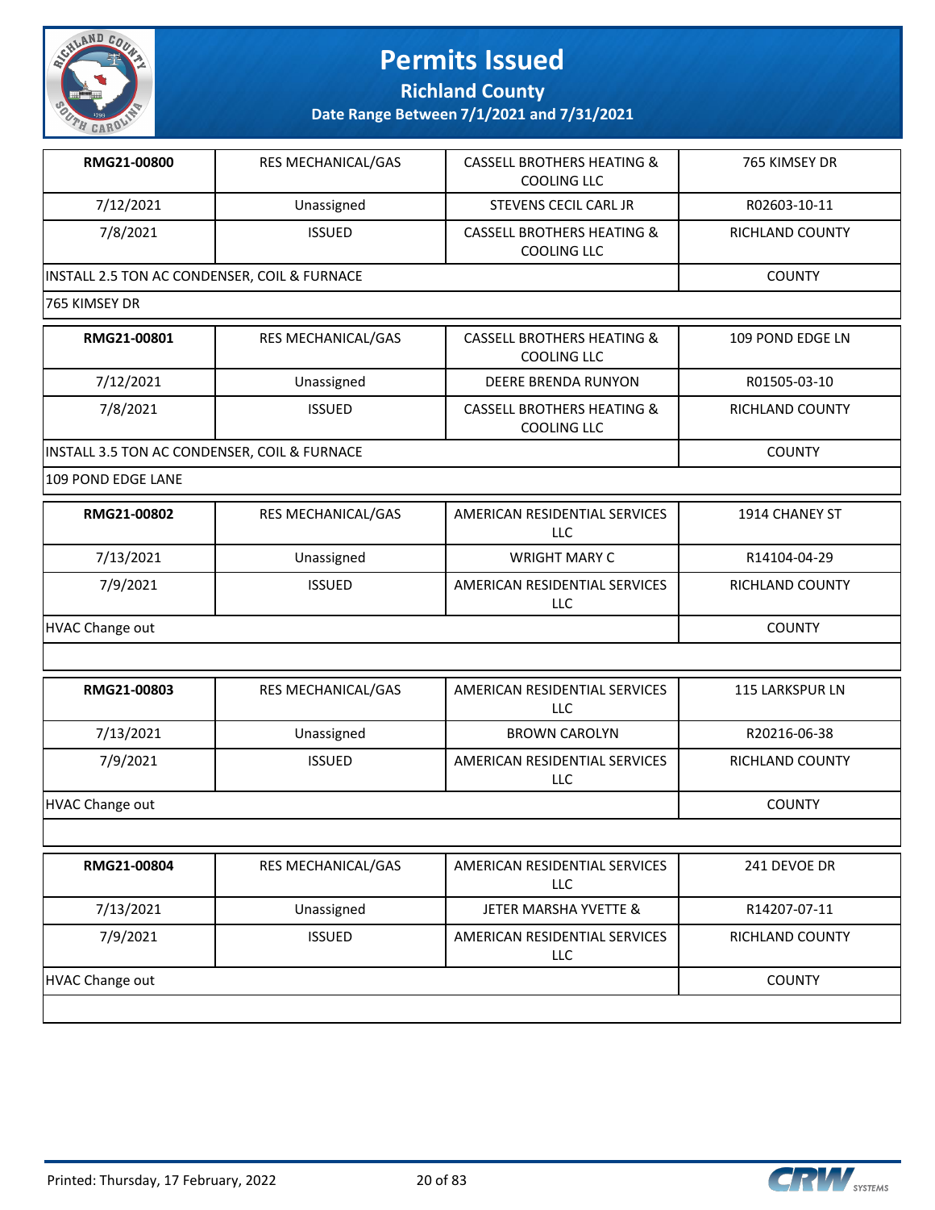# Permits Issued

## Richland County

### Date Range Between 7/1/2021 and 7/31/2021

| **RMG21-00800** | RES MECHANICAL/GAS | CASSELL BROTHERS HEATING & COOLING LLC | 765 KIMSEY DR |
|---|---|---|---|
| 7/12/2021 | Unassigned | STEVENS CECIL CARL JR | R02603-10-11 |
| 7/8/2021 | ISSUED | CASSELL BROTHERS HEATING & COOLING LLC | RICHLAND COUNTY |
| INSTALL 2.5 TON AC CONDENSER, COIL & FURNACE | | | COUNTY |
| 765 KIMSEY DR | | | |

| **RMG21-00801** | RES MECHANICAL/GAS | CASSELL BROTHERS HEATING & COOLING LLC | 109 POND EDGE LN |
|---|---|---|---|
| 7/12/2021 | Unassigned | DEERE BRENDA RUNYON | R01505-03-10 |
| 7/8/2021 | ISSUED | CASSELL BROTHERS HEATING & COOLING LLC | RICHLAND COUNTY |
| INSTALL 3.5 TON AC CONDENSER, COIL & FURNACE | | | COUNTY |
| 109 POND EDGE LANE | | | |

| **RMG21-00802** | RES MECHANICAL/GAS | AMERICAN RESIDENTIAL SERVICES LLC | 1914 CHANEY ST |
|---|---|---|---|
| 7/13/2021 | Unassigned | WRIGHT MARY C | R14104-04-29 |
| 7/9/2021 | ISSUED | AMERICAN RESIDENTIAL SERVICES LLC | RICHLAND COUNTY |
| HVAC Change out | | | COUNTY |
| | | | |

| **RMG21-00803** | RES MECHANICAL/GAS | AMERICAN RESIDENTIAL SERVICES LLC | 115 LARKSPUR LN |
|---|---|---|---|
| 7/13/2021 | Unassigned | BROWN CAROLYN | R20216-06-38 |
| 7/9/2021 | ISSUED | AMERICAN RESIDENTIAL SERVICES LLC | RICHLAND COUNTY |
| HVAC Change out | | | COUNTY |
| | | | |

| **RMG21-00804** | RES MECHANICAL/GAS | AMERICAN RESIDENTIAL SERVICES LLC | 241 DEVOE DR |
|---|---|---|---|
| 7/13/2021 | Unassigned | JETER MARSHA YVETTE & | R14207-07-11 |
| 7/9/2021 | ISSUED | AMERICAN RESIDENTIAL SERVICES LLC | RICHLAND COUNTY |
| HVAC Change out | | | COUNTY |
| | | | |

Printed: Thursday, 17 February, 2022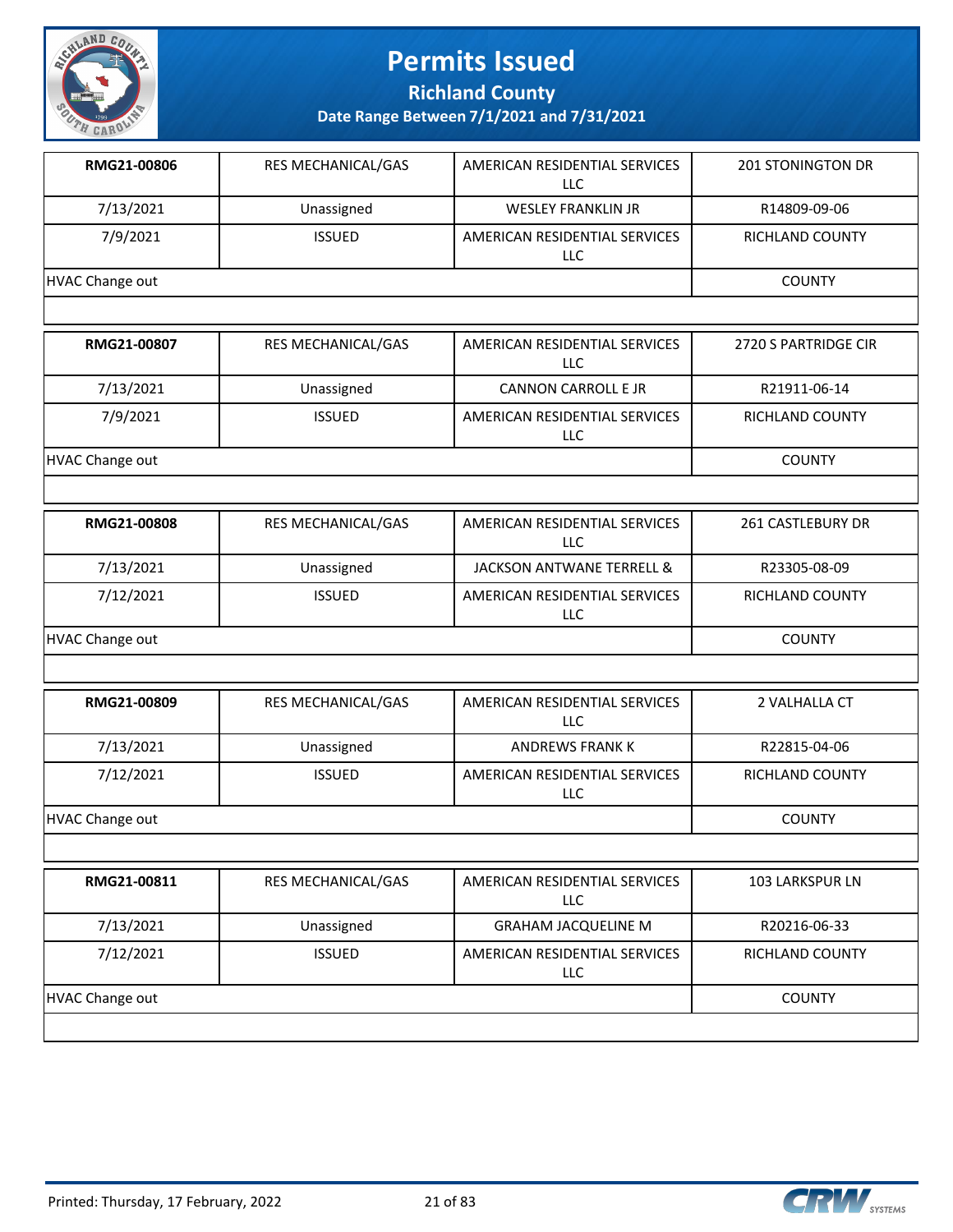# Permits Issued

## Richland County

### Date Range Between 7/1/2021 and 7/31/2021

| | | | |
|---|---|---|---|
| **RMG21-00806** | RES MECHANICAL/GAS | AMERICAN RESIDENTIAL SERVICES LLC | 201 STONINGTON DR |
| 7/13/2021 | Unassigned | WESLEY FRANKLIN JR | R14809-09-06 |
| 7/9/2021 | ISSUED | AMERICAN RESIDENTIAL SERVICES LLC | RICHLAND COUNTY |
| HVAC Change out | | | COUNTY |

| | | | |
|---|---|---|---|
| **RMG21-00807** | RES MECHANICAL/GAS | AMERICAN RESIDENTIAL SERVICES LLC | 2720 S PARTRIDGE CIR |
| 7/13/2021 | Unassigned | CANNON CARROLL E JR | R21911-06-14 |
| 7/9/2021 | ISSUED | AMERICAN RESIDENTIAL SERVICES LLC | RICHLAND COUNTY |
| HVAC Change out | | | COUNTY |

| | | | |
|---|---|---|---|
| **RMG21-00808** | RES MECHANICAL/GAS | AMERICAN RESIDENTIAL SERVICES LLC | 261 CASTLEBURY DR |
| 7/13/2021 | Unassigned | JACKSON ANTWANE TERRELL & | R23305-08-09 |
| 7/12/2021 | ISSUED | AMERICAN RESIDENTIAL SERVICES LLC | RICHLAND COUNTY |
| HVAC Change out | | | COUNTY |

| | | | |
|---|---|---|---|
| **RMG21-00809** | RES MECHANICAL/GAS | AMERICAN RESIDENTIAL SERVICES LLC | 2 VALHALLA CT |
| 7/13/2021 | Unassigned | ANDREWS FRANK K | R22815-04-06 |
| 7/12/2021 | ISSUED | AMERICAN RESIDENTIAL SERVICES LLC | RICHLAND COUNTY |
| HVAC Change out | | | COUNTY |

| | | | |
|---|---|---|---|
| **RMG21-00811** | RES MECHANICAL/GAS | AMERICAN RESIDENTIAL SERVICES LLC | 103 LARKSPUR LN |
| 7/13/2021 | Unassigned | GRAHAM JACQUELINE M | R20216-06-33 |
| 7/12/2021 | ISSUED | AMERICAN RESIDENTIAL SERVICES LLC | RICHLAND COUNTY |
| HVAC Change out | | | COUNTY |

Printed: Thursday, 17 February, 2022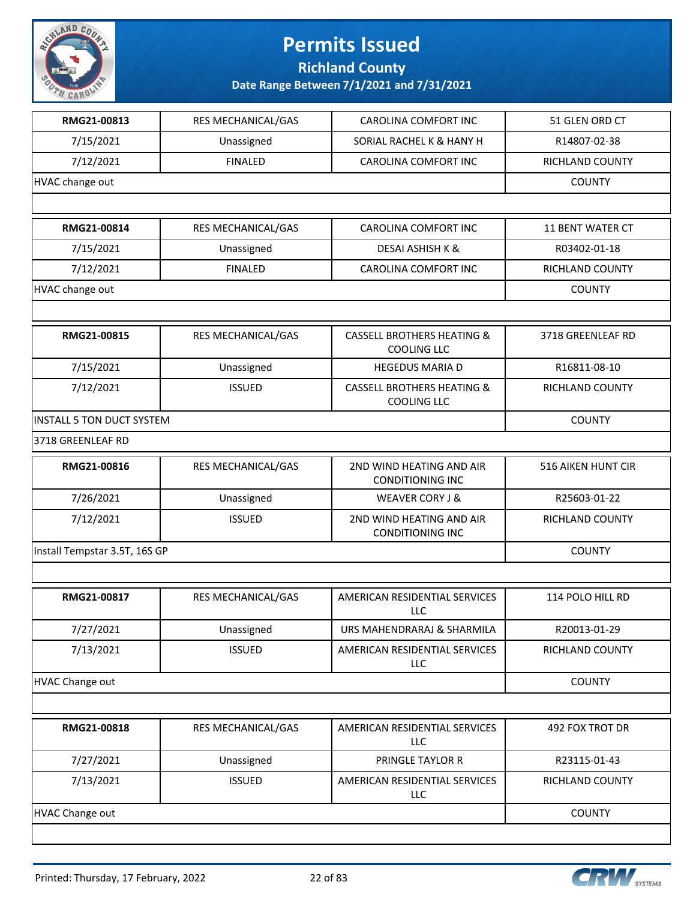# Permits Issued

**Richland County**

**Date Range Between 7/1/2021 and 7/31/2021**

| RMG21-00813 | RES MECHANICAL/GAS | CAROLINA COMFORT INC | 51 GLEN ORD CT |
|---|---|---|---|
| 7/15/2021 | Unassigned | SORIAL RACHEL K & HANY H | R14807-02-38 |
| 7/12/2021 | FINALED | CAROLINA COMFORT INC | RICHLAND COUNTY |
| HVAC change out | | | COUNTY |

| RMG21-00814 | RES MECHANICAL/GAS | CAROLINA COMFORT INC | 11 BENT WATER CT |
|---|---|---|---|
| 7/15/2021 | Unassigned | DESAI ASHISH K & | R03402-01-18 |
| 7/12/2021 | FINALED | CAROLINA COMFORT INC | RICHLAND COUNTY |
| HVAC change out | | | COUNTY |

| RMG21-00815 | RES MECHANICAL/GAS | CASSELL BROTHERS HEATING & COOLING LLC | 3718 GREENLEAF RD |
|---|---|---|---|
| 7/15/2021 | Unassigned | HEGEDUS MARIA D | R16811-08-10 |
| 7/12/2021 | ISSUED | CASSELL BROTHERS HEATING & COOLING LLC | RICHLAND COUNTY |
| INSTALL 5 TON DUCT SYSTEM | | | COUNTY |
| 3718 GREENLEAF RD | | | |

| RMG21-00816 | RES MECHANICAL/GAS | 2ND WIND HEATING AND AIR CONDITIONING INC | 516 AIKEN HUNT CIR |
|---|---|---|---|
| 7/26/2021 | Unassigned | WEAVER CORY J & | R25603-01-22 |
| 7/12/2021 | ISSUED | 2ND WIND HEATING AND AIR CONDITIONING INC | RICHLAND COUNTY |
| Install Tempstar 3.5T, 16S GP | | | COUNTY |

| RMG21-00817 | RES MECHANICAL/GAS | AMERICAN RESIDENTIAL SERVICES LLC | 114 POLO HILL RD |
|---|---|---|---|
| 7/27/2021 | Unassigned | URS MAHENDRARAJ & SHARMILA | R20013-01-29 |
| 7/13/2021 | ISSUED | AMERICAN RESIDENTIAL SERVICES LLC | RICHLAND COUNTY |
| HVAC Change out | | | COUNTY |

| RMG21-00818 | RES MECHANICAL/GAS | AMERICAN RESIDENTIAL SERVICES LLC | 492 FOX TROT DR |
|---|---|---|---|
| 7/27/2021 | Unassigned | PRINGLE TAYLOR R | R23115-01-43 |
| 7/13/2021 | ISSUED | AMERICAN RESIDENTIAL SERVICES LLC | RICHLAND COUNTY |
| HVAC Change out | | | COUNTY |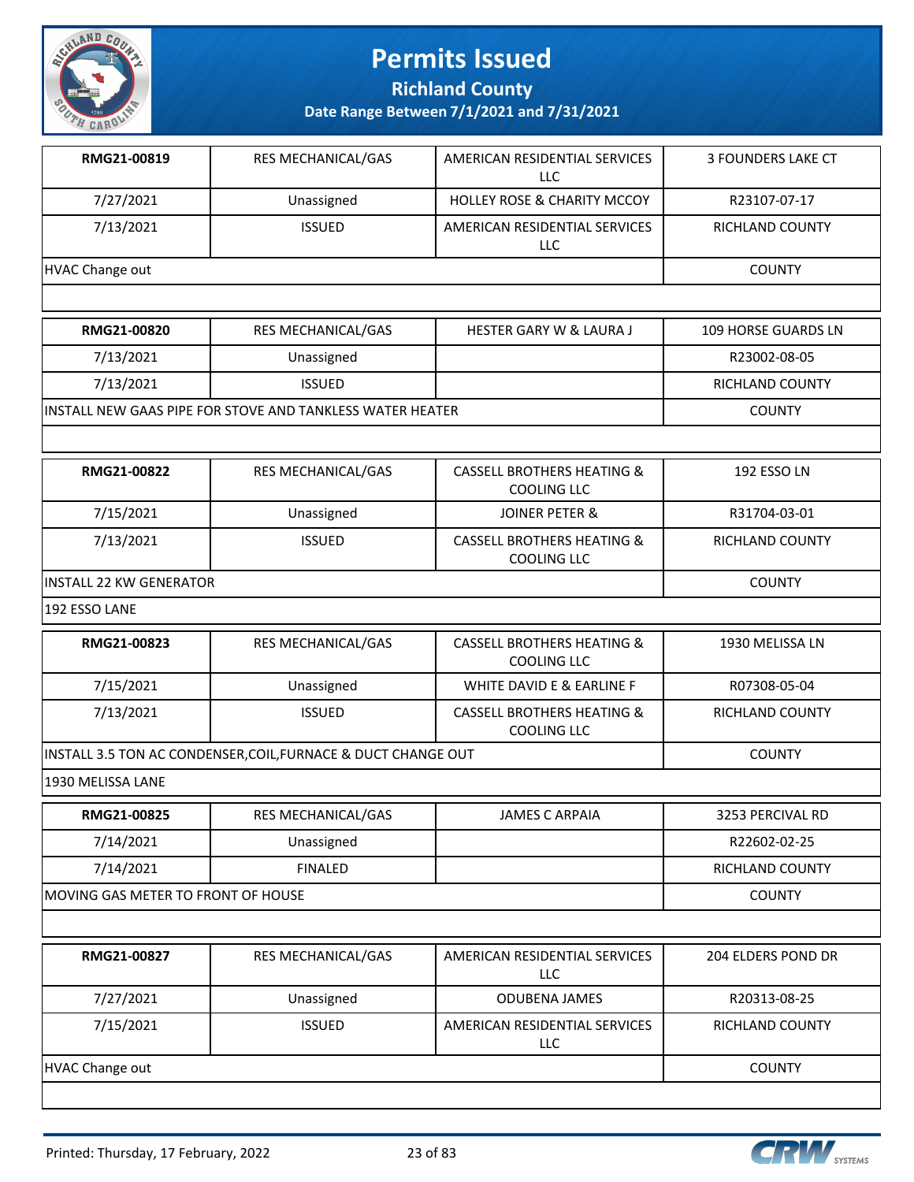# Permits Issued

**Richland County**

**Date Range Between 7/1/2021 and 7/31/2021**

| | | | |
|---|---|---|---|
| **RMG21-00819** | RES MECHANICAL/GAS | AMERICAN RESIDENTIAL SERVICES LLC | 3 FOUNDERS LAKE CT |
| 7/27/2021 | Unassigned | HOLLEY ROSE & CHARITY MCCOY | R23107-07-17 |
| 7/13/2021 | ISSUED | AMERICAN RESIDENTIAL SERVICES LLC | RICHLAND COUNTY |
| HVAC Change out | | | COUNTY |
| | | | |

| | | | |
|---|---|---|---|
| **RMG21-00820** | RES MECHANICAL/GAS | HESTER GARY W & LAURA J | 109 HORSE GUARDS LN |
| 7/13/2021 | Unassigned | | R23002-08-05 |
| 7/13/2021 | ISSUED | | RICHLAND COUNTY |
| INSTALL NEW GAAS PIPE FOR STOVE AND TANKLESS WATER HEATER | | | COUNTY |
| | | | |

| | | | |
|---|---|---|---|
| **RMG21-00822** | RES MECHANICAL/GAS | CASSELL BROTHERS HEATING & COOLING LLC | 192 ESSO LN |
| 7/15/2021 | Unassigned | JOINER PETER & | R31704-03-01 |
| 7/13/2021 | ISSUED | CASSELL BROTHERS HEATING & COOLING LLC | RICHLAND COUNTY |
| INSTALL 22 KW GENERATOR | | | COUNTY |
| 192 ESSO LANE | | | |

| | | | |
|---|---|---|---|
| **RMG21-00823** | RES MECHANICAL/GAS | CASSELL BROTHERS HEATING & COOLING LLC | 1930 MELISSA LN |
| 7/15/2021 | Unassigned | WHITE DAVID E & EARLINE F | R07308-05-04 |
| 7/13/2021 | ISSUED | CASSELL BROTHERS HEATING & COOLING LLC | RICHLAND COUNTY |
| INSTALL 3.5 TON AC CONDENSER,COIL,FURNACE & DUCT CHANGE OUT | | | COUNTY |
| 1930 MELISSA LANE | | | |

| | | | |
|---|---|---|---|
| **RMG21-00825** | RES MECHANICAL/GAS | JAMES C ARPAIA | 3253 PERCIVAL RD |
| 7/14/2021 | Unassigned | | R22602-02-25 |
| 7/14/2021 | FINALED | | RICHLAND COUNTY |
| MOVING GAS METER TO FRONT OF HOUSE | | | COUNTY |
| | | | |

| | | | |
|---|---|---|---|
| **RMG21-00827** | RES MECHANICAL/GAS | AMERICAN RESIDENTIAL SERVICES LLC | 204 ELDERS POND DR |
| 7/27/2021 | Unassigned | ODUBENA JAMES | R20313-08-25 |
| 7/15/2021 | ISSUED | AMERICAN RESIDENTIAL SERVICES LLC | RICHLAND COUNTY |
| HVAC Change out | | | COUNTY |
| | | | |

Printed: Thursday, 17 February, 2022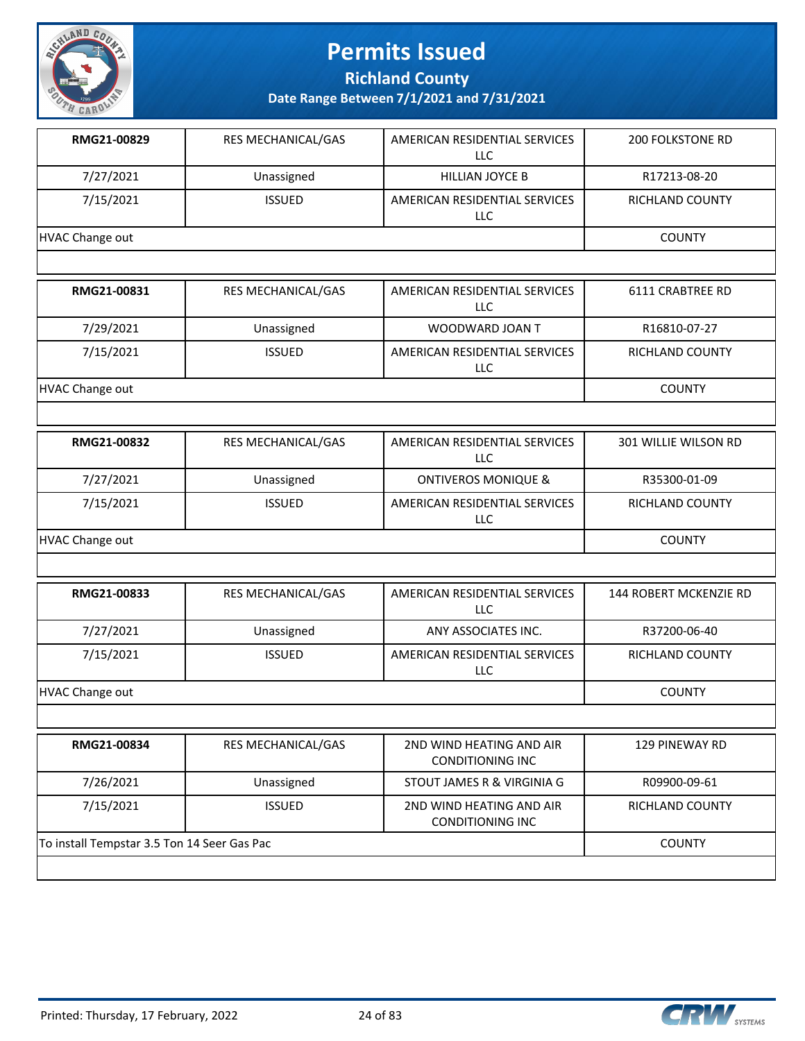# Permits Issued

**Richland County**

**Date Range Between 7/1/2021 and 7/31/2021**

| **RMG21-00829** | RES MECHANICAL/GAS | AMERICAN RESIDENTIAL SERVICES LLC | 200 FOLKSTONE RD |
|---|---|---|---|
| 7/27/2021 | Unassigned | HILLIAN JOYCE B | R17213-08-20 |
| 7/15/2021 | ISSUED | AMERICAN RESIDENTIAL SERVICES LLC | RICHLAND COUNTY |
| HVAC Change out | | | COUNTY |

| **RMG21-00831** | RES MECHANICAL/GAS | AMERICAN RESIDENTIAL SERVICES LLC | 6111 CRABTREE RD |
|---|---|---|---|
| 7/29/2021 | Unassigned | WOODWARD JOAN T | R16810-07-27 |
| 7/15/2021 | ISSUED | AMERICAN RESIDENTIAL SERVICES LLC | RICHLAND COUNTY |
| HVAC Change out | | | COUNTY |

| **RMG21-00832** | RES MECHANICAL/GAS | AMERICAN RESIDENTIAL SERVICES LLC | 301 WILLIE WILSON RD |
|---|---|---|---|
| 7/27/2021 | Unassigned | ONTIVEROS MONIQUE & | R35300-01-09 |
| 7/15/2021 | ISSUED | AMERICAN RESIDENTIAL SERVICES LLC | RICHLAND COUNTY |
| HVAC Change out | | | COUNTY |

| **RMG21-00833** | RES MECHANICAL/GAS | AMERICAN RESIDENTIAL SERVICES LLC | 144 ROBERT MCKENZIE RD |
|---|---|---|---|
| 7/27/2021 | Unassigned | ANY ASSOCIATES INC. | R37200-06-40 |
| 7/15/2021 | ISSUED | AMERICAN RESIDENTIAL SERVICES LLC | RICHLAND COUNTY |
| HVAC Change out | | | COUNTY |

| **RMG21-00834** | RES MECHANICAL/GAS | 2ND WIND HEATING AND AIR CONDITIONING INC | 129 PINEWAY RD |
|---|---|---|---|
| 7/26/2021 | Unassigned | STOUT JAMES R & VIRGINIA G | R09900-09-61 |
| 7/15/2021 | ISSUED | 2ND WIND HEATING AND AIR CONDITIONING INC | RICHLAND COUNTY |
| To install Tempstar 3.5 Ton 14 Seer Gas Pac | | | COUNTY |

Printed: Thursday, 17 February, 2022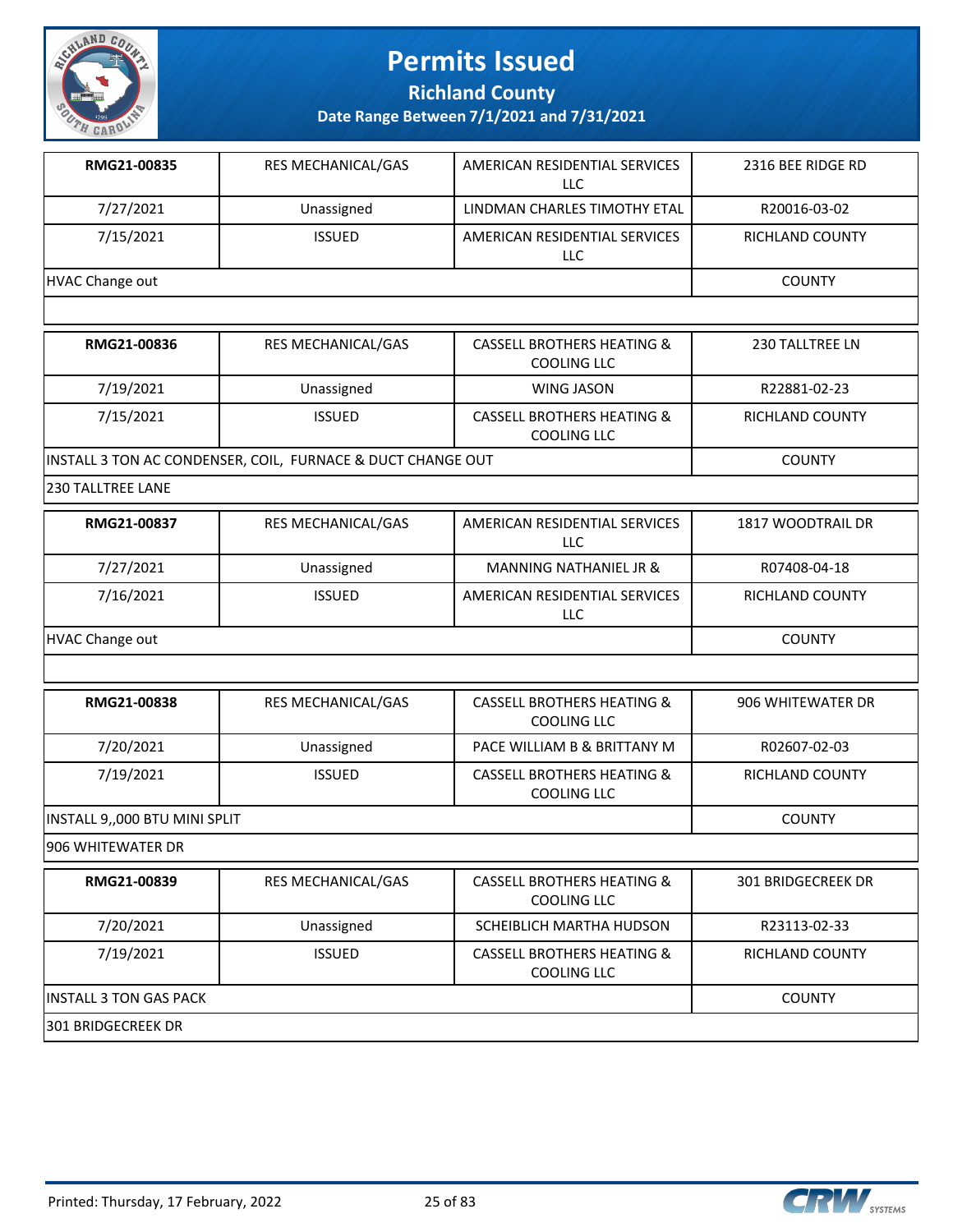# Permits Issued

## Richland County

### Date Range Between 7/1/2021 and 7/31/2021

| | | | |
|---|---|---|---|
| **RMG21-00835** | RES MECHANICAL/GAS | AMERICAN RESIDENTIAL SERVICES LLC | 2316 BEE RIDGE RD |
| 7/27/2021 | Unassigned | LINDMAN CHARLES TIMOTHY ETAL | R20016-03-02 |
| 7/15/2021 | ISSUED | AMERICAN RESIDENTIAL SERVICES LLC | RICHLAND COUNTY |
| HVAC Change out | | | COUNTY |

| | | | |
|---|---|---|---|
| **RMG21-00836** | RES MECHANICAL/GAS | CASSELL BROTHERS HEATING & COOLING LLC | 230 TALLTREE LN |
| 7/19/2021 | Unassigned | WING JASON | R22881-02-23 |
| 7/15/2021 | ISSUED | CASSELL BROTHERS HEATING & COOLING LLC | RICHLAND COUNTY |
| INSTALL 3 TON AC CONDENSER, COIL, FURNACE & DUCT CHANGE OUT | | | COUNTY |
| 230 TALLTREE LANE | | | |

| | | | |
|---|---|---|---|
| **RMG21-00837** | RES MECHANICAL/GAS | AMERICAN RESIDENTIAL SERVICES LLC | 1817 WOODTRAIL DR |
| 7/27/2021 | Unassigned | MANNING NATHANIEL JR & | R07408-04-18 |
| 7/16/2021 | ISSUED | AMERICAN RESIDENTIAL SERVICES LLC | RICHLAND COUNTY |
| HVAC Change out | | | COUNTY |

| | | | |
|---|---|---|---|
| **RMG21-00838** | RES MECHANICAL/GAS | CASSELL BROTHERS HEATING & COOLING LLC | 906 WHITEWATER DR |
| 7/20/2021 | Unassigned | PACE WILLIAM B & BRITTANY M | R02607-02-03 |
| 7/19/2021 | ISSUED | CASSELL BROTHERS HEATING & COOLING LLC | RICHLAND COUNTY |
| INSTALL 9,,000 BTU MINI SPLIT | | | COUNTY |
| 906 WHITEWATER DR | | | |

| | | | |
|---|---|---|---|
| **RMG21-00839** | RES MECHANICAL/GAS | CASSELL BROTHERS HEATING & COOLING LLC | 301 BRIDGECREEK DR |
| 7/20/2021 | Unassigned | SCHEIBLICH MARTHA HUDSON | R23113-02-33 |
| 7/19/2021 | ISSUED | CASSELL BROTHERS HEATING & COOLING LLC | RICHLAND COUNTY |
| INSTALL 3 TON GAS PACK | | | COUNTY |
| 301 BRIDGECREEK DR | | | |

Printed: Thursday, 17 February, 2022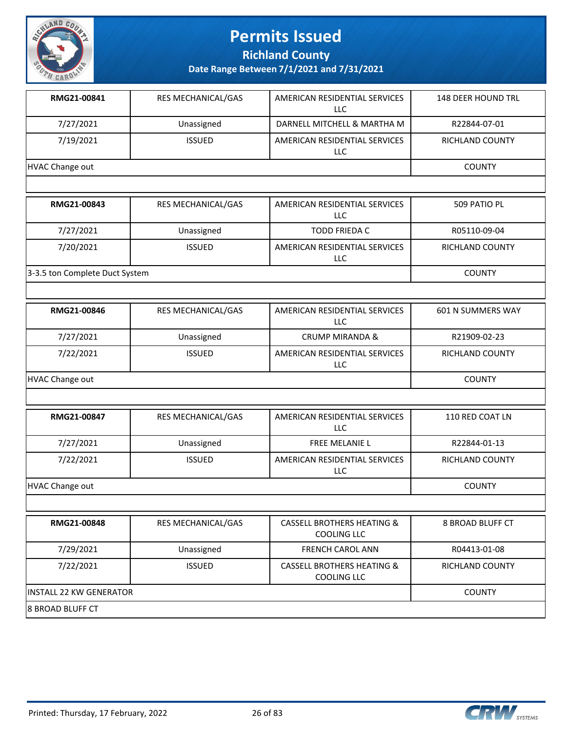# Permits Issued

## Richland County

### Date Range Between 7/1/2021 and 7/31/2021

| | | | |
|---|---|---|---|
| **RMG21-00841** | RES MECHANICAL/GAS | AMERICAN RESIDENTIAL SERVICES LLC | 148 DEER HOUND TRL |
| 7/27/2021 | Unassigned | DARNELL MITCHELL & MARTHA M | R22844-07-01 |
| 7/19/2021 | ISSUED | AMERICAN RESIDENTIAL SERVICES LLC | RICHLAND COUNTY |
| HVAC Change out | | | COUNTY |

| | | | |
|---|---|---|---|
| **RMG21-00843** | RES MECHANICAL/GAS | AMERICAN RESIDENTIAL SERVICES LLC | 509 PATIO PL |
| 7/27/2021 | Unassigned | TODD FRIEDA C | R05110-09-04 |
| 7/20/2021 | ISSUED | AMERICAN RESIDENTIAL SERVICES LLC | RICHLAND COUNTY |
| 3-3.5 ton Complete Duct System | | | COUNTY |

| | | | |
|---|---|---|---|
| **RMG21-00846** | RES MECHANICAL/GAS | AMERICAN RESIDENTIAL SERVICES LLC | 601 N SUMMERS WAY |
| 7/27/2021 | Unassigned | CRUMP MIRANDA & | R21909-02-23 |
| 7/22/2021 | ISSUED | AMERICAN RESIDENTIAL SERVICES LLC | RICHLAND COUNTY |
| HVAC Change out | | | COUNTY |

| | | | |
|---|---|---|---|
| **RMG21-00847** | RES MECHANICAL/GAS | AMERICAN RESIDENTIAL SERVICES LLC | 110 RED COAT LN |
| 7/27/2021 | Unassigned | FREE MELANIE L | R22844-01-13 |
| 7/22/2021 | ISSUED | AMERICAN RESIDENTIAL SERVICES LLC | RICHLAND COUNTY |
| HVAC Change out | | | COUNTY |

| | | | |
|---|---|---|---|
| **RMG21-00848** | RES MECHANICAL/GAS | CASSELL BROTHERS HEATING & COOLING LLC | 8 BROAD BLUFF CT |
| 7/29/2021 | Unassigned | FRENCH CAROL ANN | R04413-01-08 |
| 7/22/2021 | ISSUED | CASSELL BROTHERS HEATING & COOLING LLC | RICHLAND COUNTY |
| INSTALL 22 KW GENERATOR | | | COUNTY |
| 8 BROAD BLUFF CT | | | |

Printed: Thursday, 17 February, 2022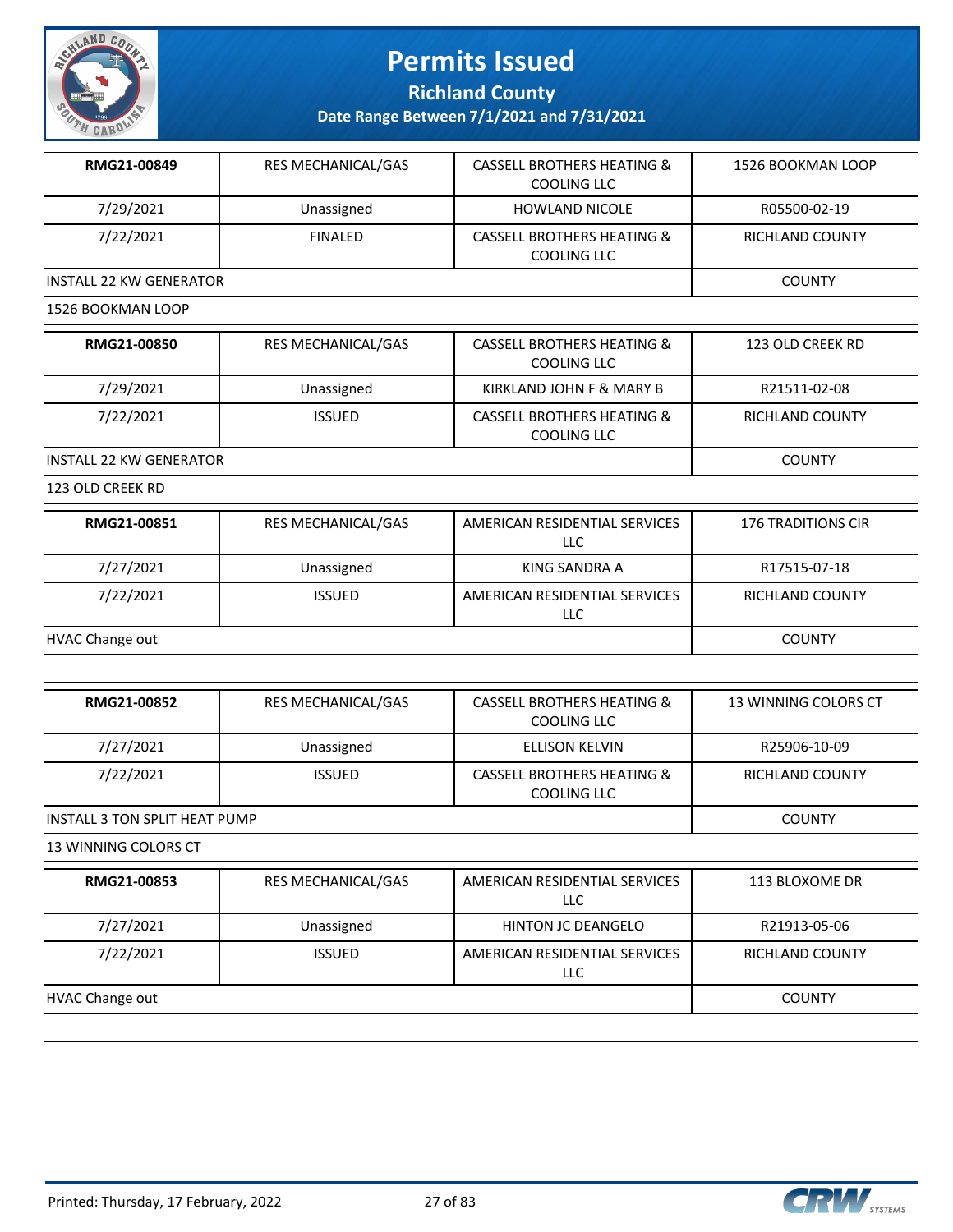# Permits Issued

## Richland County

### Date Range Between 7/1/2021 and 7/31/2021

| | | | |
|---|---|---|---|
| **RMG21-00849** | RES MECHANICAL/GAS | CASSELL BROTHERS HEATING & COOLING LLC | 1526 BOOKMAN LOOP |
| 7/29/2021 | Unassigned | HOWLAND NICOLE | R05500-02-19 |
| 7/22/2021 | FINALED | CASSELL BROTHERS HEATING & COOLING LLC | RICHLAND COUNTY |
| INSTALL 22 KW GENERATOR | | | COUNTY |
| 1526 BOOKMAN LOOP | | | |

| | | | |
|---|---|---|---|
| **RMG21-00850** | RES MECHANICAL/GAS | CASSELL BROTHERS HEATING & COOLING LLC | 123 OLD CREEK RD |
| 7/29/2021 | Unassigned | KIRKLAND JOHN F & MARY B | R21511-02-08 |
| 7/22/2021 | ISSUED | CASSELL BROTHERS HEATING & COOLING LLC | RICHLAND COUNTY |
| INSTALL 22 KW GENERATOR | | | COUNTY |
| 123 OLD CREEK RD | | | |

| | | | |
|---|---|---|---|
| **RMG21-00851** | RES MECHANICAL/GAS | AMERICAN RESIDENTIAL SERVICES LLC | 176 TRADITIONS CIR |
| 7/27/2021 | Unassigned | KING SANDRA A | R17515-07-18 |
| 7/22/2021 | ISSUED | AMERICAN RESIDENTIAL SERVICES LLC | RICHLAND COUNTY |
| HVAC Change out | | | COUNTY |
| | | | |

| | | | |
|---|---|---|---|
| **RMG21-00852** | RES MECHANICAL/GAS | CASSELL BROTHERS HEATING & COOLING LLC | 13 WINNING COLORS CT |
| 7/27/2021 | Unassigned | ELLISON KELVIN | R25906-10-09 |
| 7/22/2021 | ISSUED | CASSELL BROTHERS HEATING & COOLING LLC | RICHLAND COUNTY |
| INSTALL 3 TON SPLIT HEAT PUMP | | | COUNTY |
| 13 WINNING COLORS CT | | | |

| | | | |
|---|---|---|---|
| **RMG21-00853** | RES MECHANICAL/GAS | AMERICAN RESIDENTIAL SERVICES LLC | 113 BLOXOME DR |
| 7/27/2021 | Unassigned | HINTON JC DEANGELO | R21913-05-06 |
| 7/22/2021 | ISSUED | AMERICAN RESIDENTIAL SERVICES LLC | RICHLAND COUNTY |
| HVAC Change out | | | COUNTY |
| | | | |

Printed: Thursday, 17 February, 2022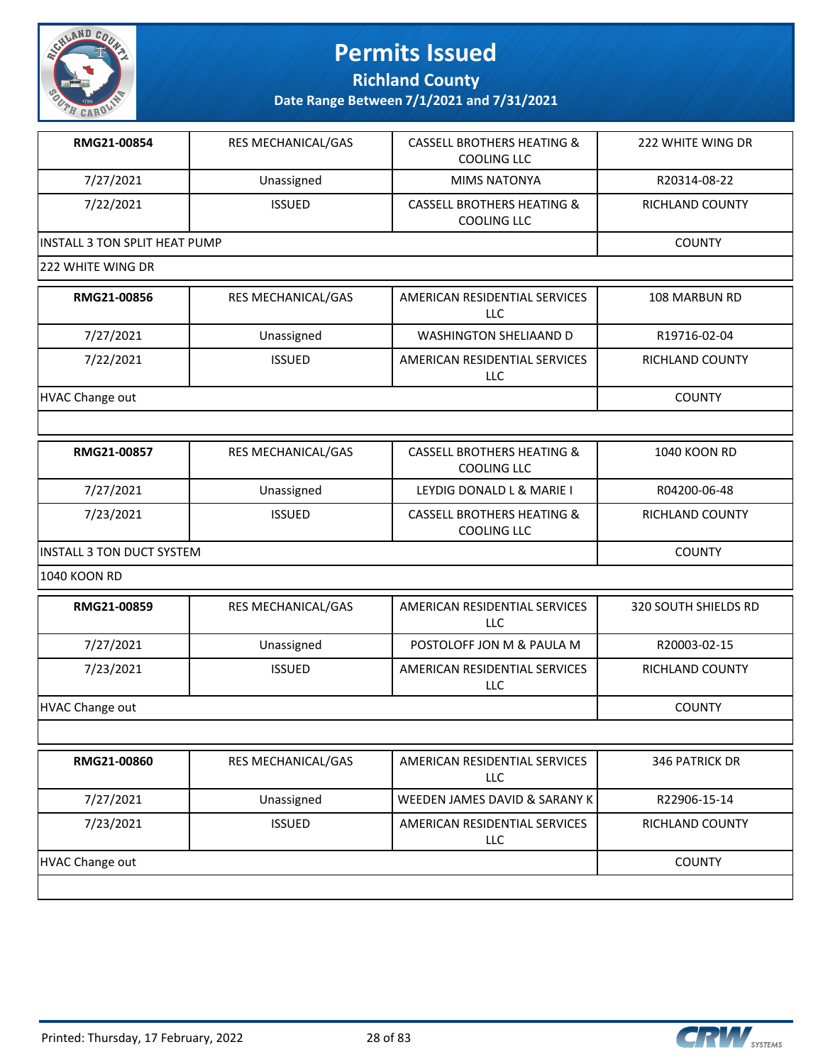# Permits Issued

**Richland County**

**Date Range Between 7/1/2021 and 7/31/2021**

| **RMG21-00854** | RES MECHANICAL/GAS | CASSELL BROTHERS HEATING & COOLING LLC | 222 WHITE WING DR |
|---|---|---|---|
| 7/27/2021 | Unassigned | MIMS NATONYA | R20314-08-22 |
| 7/22/2021 | ISSUED | CASSELL BROTHERS HEATING & COOLING LLC | RICHLAND COUNTY |
| INSTALL 3 TON SPLIT HEAT PUMP | | | COUNTY |
| 222 WHITE WING DR | | | |

| **RMG21-00856** | RES MECHANICAL/GAS | AMERICAN RESIDENTIAL SERVICES LLC | 108 MARBUN RD |
|---|---|---|---|
| 7/27/2021 | Unassigned | WASHINGTON SHELIAAND D | R19716-02-04 |
| 7/22/2021 | ISSUED | AMERICAN RESIDENTIAL SERVICES LLC | RICHLAND COUNTY |
| HVAC Change out | | | COUNTY |
| | | | |

| **RMG21-00857** | RES MECHANICAL/GAS | CASSELL BROTHERS HEATING & COOLING LLC | 1040 KOON RD |
|---|---|---|---|
| 7/27/2021 | Unassigned | LEYDIG DONALD L & MARIE I | R04200-06-48 |
| 7/23/2021 | ISSUED | CASSELL BROTHERS HEATING & COOLING LLC | RICHLAND COUNTY |
| INSTALL 3 TON DUCT SYSTEM | | | COUNTY |
| 1040 KOON RD | | | |

| **RMG21-00859** | RES MECHANICAL/GAS | AMERICAN RESIDENTIAL SERVICES LLC | 320 SOUTH SHIELDS RD |
|---|---|---|---|
| 7/27/2021 | Unassigned | POSTOLOFF JON M & PAULA M | R20003-02-15 |
| 7/23/2021 | ISSUED | AMERICAN RESIDENTIAL SERVICES LLC | RICHLAND COUNTY |
| HVAC Change out | | | COUNTY |
| | | | |

| **RMG21-00860** | RES MECHANICAL/GAS | AMERICAN RESIDENTIAL SERVICES LLC | 346 PATRICK DR |
|---|---|---|---|
| 7/27/2021 | Unassigned | WEEDEN JAMES DAVID & SARANY K | R22906-15-14 |
| 7/23/2021 | ISSUED | AMERICAN RESIDENTIAL SERVICES LLC | RICHLAND COUNTY |
| HVAC Change out | | | COUNTY |
| | | | |

Printed: Thursday, 17 February, 2022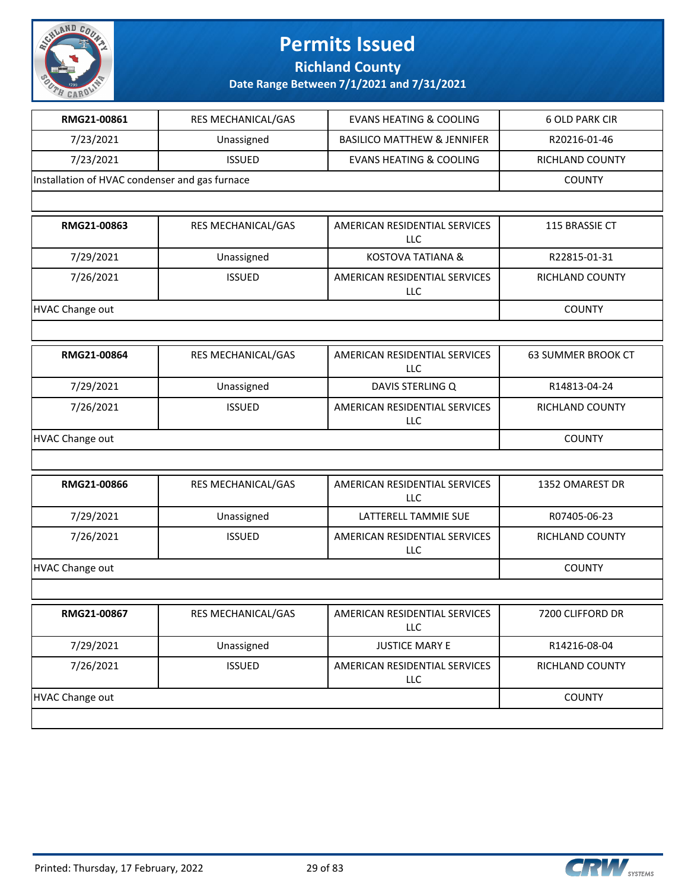# Permits Issued

## Richland County

**Date Range Between 7/1/2021 and 7/31/2021**

| **RMG21-00861** | RES MECHANICAL/GAS | EVANS HEATING & COOLING | 6 OLD PARK CIR |
|---|---|---|---|
| 7/23/2021 | Unassigned | BASILICO MATTHEW & JENNIFER | R20216-01-46 |
| 7/23/2021 | ISSUED | EVANS HEATING & COOLING | RICHLAND COUNTY |
| Installation of HVAC condenser and gas furnace | | | COUNTY |

| **RMG21-00863** | RES MECHANICAL/GAS | AMERICAN RESIDENTIAL SERVICES LLC | 115 BRASSIE CT |
|---|---|---|---|
| 7/29/2021 | Unassigned | KOSTOVA TATIANA & | R22815-01-31 |
| 7/26/2021 | ISSUED | AMERICAN RESIDENTIAL SERVICES LLC | RICHLAND COUNTY |
| HVAC Change out | | | COUNTY |

| **RMG21-00864** | RES MECHANICAL/GAS | AMERICAN RESIDENTIAL SERVICES LLC | 63 SUMMER BROOK CT |
|---|---|---|---|
| 7/29/2021 | Unassigned | DAVIS STERLING Q | R14813-04-24 |
| 7/26/2021 | ISSUED | AMERICAN RESIDENTIAL SERVICES LLC | RICHLAND COUNTY |
| HVAC Change out | | | COUNTY |

| **RMG21-00866** | RES MECHANICAL/GAS | AMERICAN RESIDENTIAL SERVICES LLC | 1352 OMAREST DR |
|---|---|---|---|
| 7/29/2021 | Unassigned | LATTERELL TAMMIE SUE | R07405-06-23 |
| 7/26/2021 | ISSUED | AMERICAN RESIDENTIAL SERVICES LLC | RICHLAND COUNTY |
| HVAC Change out | | | COUNTY |

| **RMG21-00867** | RES MECHANICAL/GAS | AMERICAN RESIDENTIAL SERVICES LLC | 7200 CLIFFORD DR |
|---|---|---|---|
| 7/29/2021 | Unassigned | JUSTICE MARY E | R14216-08-04 |
| 7/26/2021 | ISSUED | AMERICAN RESIDENTIAL SERVICES LLC | RICHLAND COUNTY |
| HVAC Change out | | | COUNTY |

Printed: Thursday, 17 February, 2022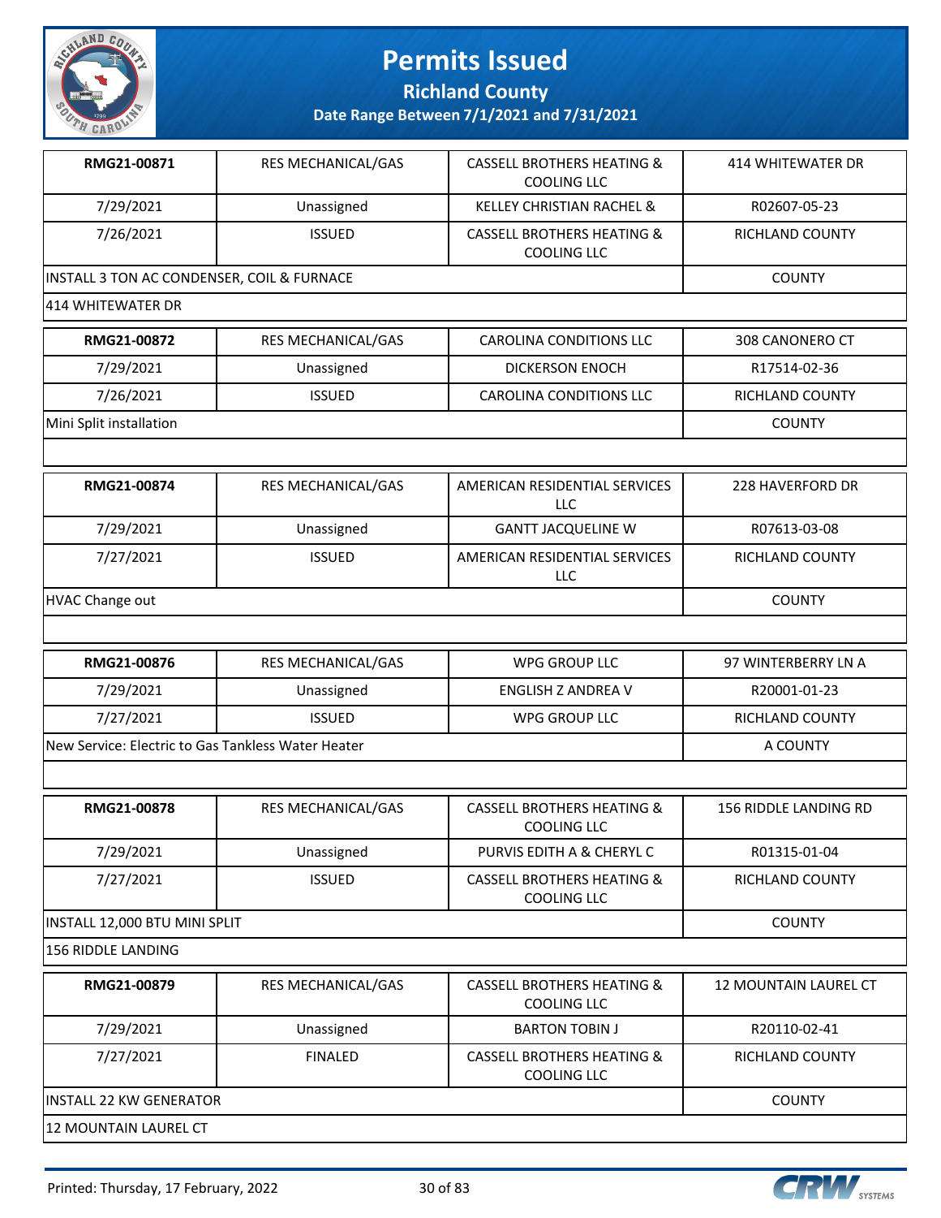# Permits Issued

**Richland County**

**Date Range Between 7/1/2021 and 7/31/2021**

| **RMG21-00871** | RES MECHANICAL/GAS | CASSELL BROTHERS HEATING & COOLING LLC | 414 WHITEWATER DR |
|---|---|---|---|
| 7/29/2021 | Unassigned | KELLEY CHRISTIAN RACHEL & | R02607-05-23 |
| 7/26/2021 | ISSUED | CASSELL BROTHERS HEATING & COOLING LLC | RICHLAND COUNTY |
| INSTALL 3 TON AC CONDENSER, COIL & FURNACE | | | COUNTY |
| 414 WHITEWATER DR | | | |

| **RMG21-00872** | RES MECHANICAL/GAS | CAROLINA CONDITIONS LLC | 308 CANONERO CT |
|---|---|---|---|
| 7/29/2021 | Unassigned | DICKERSON ENOCH | R17514-02-36 |
| 7/26/2021 | ISSUED | CAROLINA CONDITIONS LLC | RICHLAND COUNTY |
| Mini Split installation | | | COUNTY |
| | | | |

| **RMG21-00874** | RES MECHANICAL/GAS | AMERICAN RESIDENTIAL SERVICES LLC | 228 HAVERFORD DR |
|---|---|---|---|
| 7/29/2021 | Unassigned | GANTT JACQUELINE W | R07613-03-08 |
| 7/27/2021 | ISSUED | AMERICAN RESIDENTIAL SERVICES LLC | RICHLAND COUNTY |
| HVAC Change out | | | COUNTY |
| | | | |

| **RMG21-00876** | RES MECHANICAL/GAS | WPG GROUP LLC | 97 WINTERBERRY LN A |
|---|---|---|---|
| 7/29/2021 | Unassigned | ENGLISH Z ANDREA V | R20001-01-23 |
| 7/27/2021 | ISSUED | WPG GROUP LLC | RICHLAND COUNTY |
| New Service: Electric to Gas Tankless Water Heater | | | A COUNTY |
| | | | |

| **RMG21-00878** | RES MECHANICAL/GAS | CASSELL BROTHERS HEATING & COOLING LLC | 156 RIDDLE LANDING RD |
|---|---|---|---|
| 7/29/2021 | Unassigned | PURVIS EDITH A & CHERYL C | R01315-01-04 |
| 7/27/2021 | ISSUED | CASSELL BROTHERS HEATING & COOLING LLC | RICHLAND COUNTY |
| INSTALL 12,000 BTU MINI SPLIT | | | COUNTY |
| 156 RIDDLE LANDING | | | |

| **RMG21-00879** | RES MECHANICAL/GAS | CASSELL BROTHERS HEATING & COOLING LLC | 12 MOUNTAIN LAUREL CT |
|---|---|---|---|
| 7/29/2021 | Unassigned | BARTON TOBIN J | R20110-02-41 |
| 7/27/2021 | FINALED | CASSELL BROTHERS HEATING & COOLING LLC | RICHLAND COUNTY |
| INSTALL 22 KW GENERATOR | | | COUNTY |
| 12 MOUNTAIN LAUREL CT | | | |

Printed: Thursday, 17 February, 2022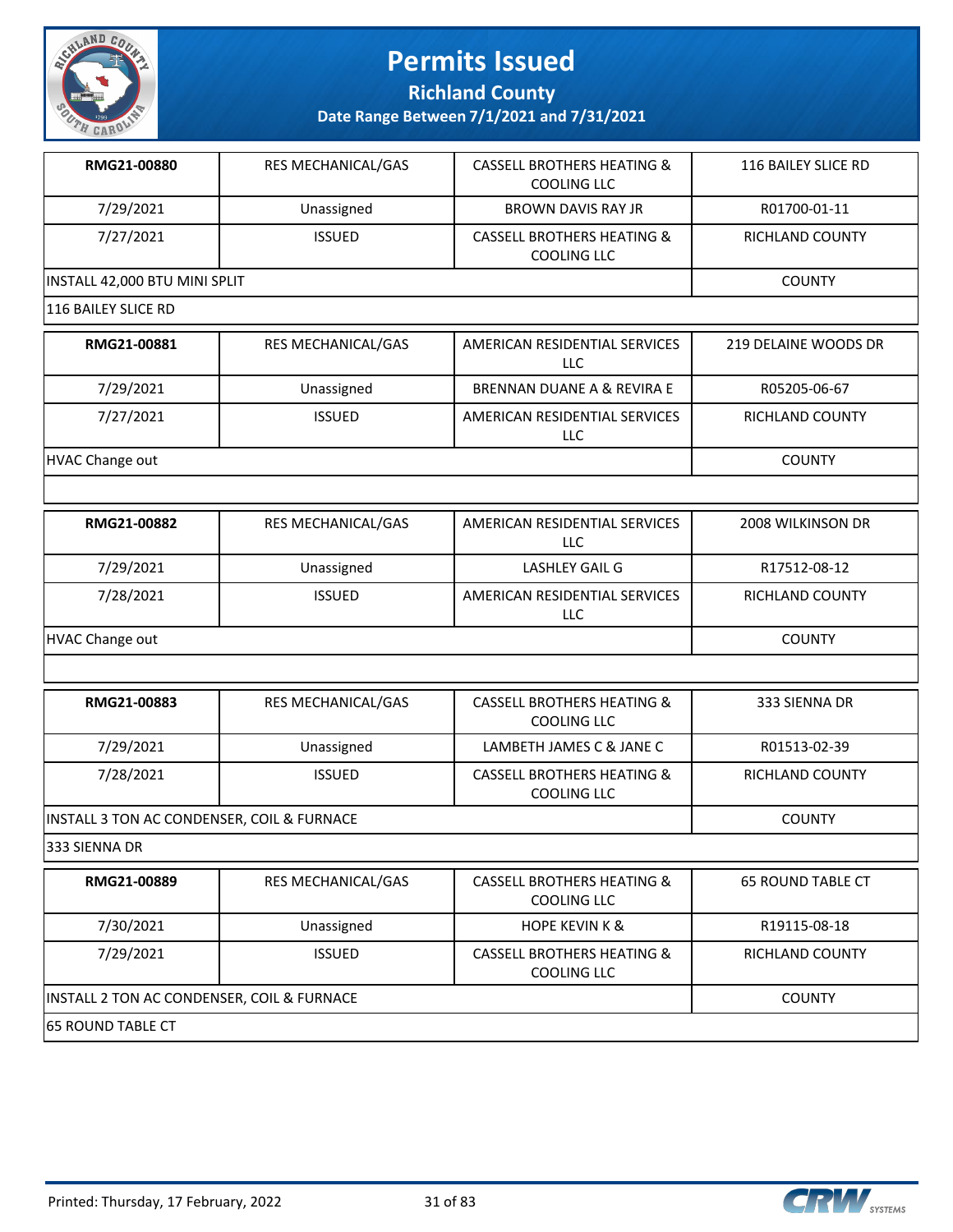# Permits Issued

## Richland County

### Date Range Between 7/1/2021 and 7/31/2021

| RMG21-00880 | RES MECHANICAL/GAS | CASSELL BROTHERS HEATING & COOLING LLC | 116 BAILEY SLICE RD |
|---|---|---|---|
| 7/29/2021 | Unassigned | BROWN DAVIS RAY JR | R01700-01-11 |
| 7/27/2021 | ISSUED | CASSELL BROTHERS HEATING & COOLING LLC | RICHLAND COUNTY |
| INSTALL 42,000 BTU MINI SPLIT | | | COUNTY |
| 116 BAILEY SLICE RD | | | |

| RMG21-00881 | RES MECHANICAL/GAS | AMERICAN RESIDENTIAL SERVICES LLC | 219 DELAINE WOODS DR |
|---|---|---|---|
| 7/29/2021 | Unassigned | BRENNAN DUANE A & REVIRA E | R05205-06-67 |
| 7/27/2021 | ISSUED | AMERICAN RESIDENTIAL SERVICES LLC | RICHLAND COUNTY |
| HVAC Change out | | | COUNTY |
| | | | |

| RMG21-00882 | RES MECHANICAL/GAS | AMERICAN RESIDENTIAL SERVICES LLC | 2008 WILKINSON DR |
|---|---|---|---|
| 7/29/2021 | Unassigned | LASHLEY GAIL G | R17512-08-12 |
| 7/28/2021 | ISSUED | AMERICAN RESIDENTIAL SERVICES LLC | RICHLAND COUNTY |
| HVAC Change out | | | COUNTY |
| | | | |

| RMG21-00883 | RES MECHANICAL/GAS | CASSELL BROTHERS HEATING & COOLING LLC | 333 SIENNA DR |
|---|---|---|---|
| 7/29/2021 | Unassigned | LAMBETH JAMES C & JANE C | R01513-02-39 |
| 7/28/2021 | ISSUED | CASSELL BROTHERS HEATING & COOLING LLC | RICHLAND COUNTY |
| INSTALL 3 TON AC CONDENSER, COIL & FURNACE | | | COUNTY |
| 333 SIENNA DR | | | |

| RMG21-00889 | RES MECHANICAL/GAS | CASSELL BROTHERS HEATING & COOLING LLC | 65 ROUND TABLE CT |
|---|---|---|---|
| 7/30/2021 | Unassigned | HOPE KEVIN K & | R19115-08-18 |
| 7/29/2021 | ISSUED | CASSELL BROTHERS HEATING & COOLING LLC | RICHLAND COUNTY |
| INSTALL 2 TON AC CONDENSER, COIL & FURNACE | | | COUNTY |
| 65 ROUND TABLE CT | | | |

Printed: Thursday, 17 February, 2022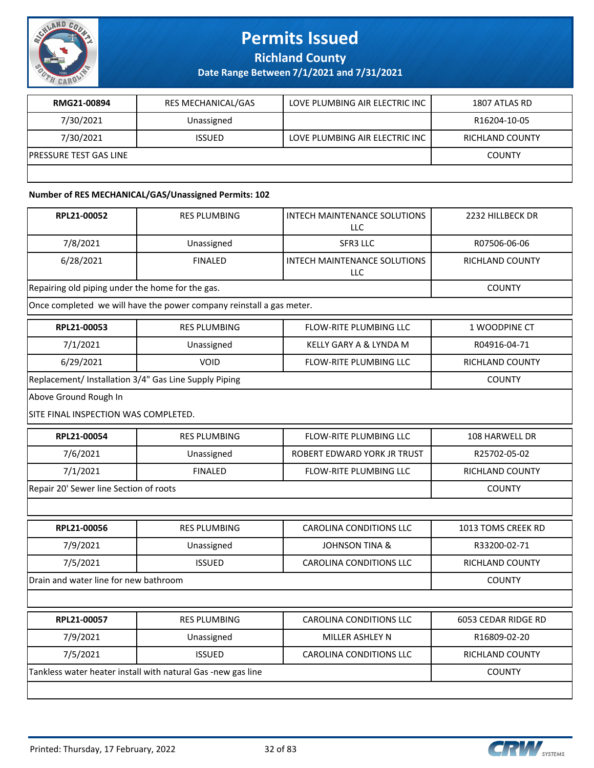# Permits Issued

**Richland County**

**Date Range Between 7/1/2021 and 7/31/2021**

| RMG21-00894 | RES MECHANICAL/GAS | LOVE PLUMBING AIR ELECTRIC INC | 1807 ATLAS RD |
|---|---|---|---|
| 7/30/2021 | Unassigned | | R16204-10-05 |
| 7/30/2021 | ISSUED | LOVE PLUMBING AIR ELECTRIC INC | RICHLAND COUNTY |
| PRESSURE TEST GAS LINE | | | COUNTY |

**Number of RES MECHANICAL/GAS/Unassigned Permits: 102**

| RPL21-00052 | RES PLUMBING | INTECH MAINTENANCE SOLUTIONS LLC | 2232 HILLBECK DR |
|---|---|---|---|
| 7/8/2021 | Unassigned | SFR3 LLC | R07506-06-06 |
| 6/28/2021 | FINALED | INTECH MAINTENANCE SOLUTIONS LLC | RICHLAND COUNTY |
| Repairing old piping under the home for the gas. | | | COUNTY |

Once completed we will have the power company reinstall a gas meter.

| RPL21-00053 | RES PLUMBING | FLOW-RITE PLUMBING LLC | 1 WOODPINE CT |
|---|---|---|---|
| 7/1/2021 | Unassigned | KELLY GARY A & LYNDA M | R04916-04-71 |
| 6/29/2021 | VOID | FLOW-RITE PLUMBING LLC | RICHLAND COUNTY |
| Replacement/ Installation 3/4" Gas Line Supply Piping | | | COUNTY |

Above Ground Rough In

SITE FINAL INSPECTION WAS COMPLETED.

| RPL21-00054 | RES PLUMBING | FLOW-RITE PLUMBING LLC | 108 HARWELL DR |
|---|---|---|---|
| 7/6/2021 | Unassigned | ROBERT EDWARD YORK JR TRUST | R25702-05-02 |
| 7/1/2021 | FINALED | FLOW-RITE PLUMBING LLC | RICHLAND COUNTY |
| Repair 20' Sewer line Section of roots | | | COUNTY |

| RPL21-00056 | RES PLUMBING | CAROLINA CONDITIONS LLC | 1013 TOMS CREEK RD |
|---|---|---|---|
| 7/9/2021 | Unassigned | JOHNSON TINA & | R33200-02-71 |
| 7/5/2021 | ISSUED | CAROLINA CONDITIONS LLC | RICHLAND COUNTY |
| Drain and water line for new bathroom | | | COUNTY |

| RPL21-00057 | RES PLUMBING | CAROLINA CONDITIONS LLC | 6053 CEDAR RIDGE RD |
|---|---|---|---|
| 7/9/2021 | Unassigned | MILLER ASHLEY N | R16809-02-20 |
| 7/5/2021 | ISSUED | CAROLINA CONDITIONS LLC | RICHLAND COUNTY |
| Tankless water heater install with natural Gas -new gas line | | | COUNTY |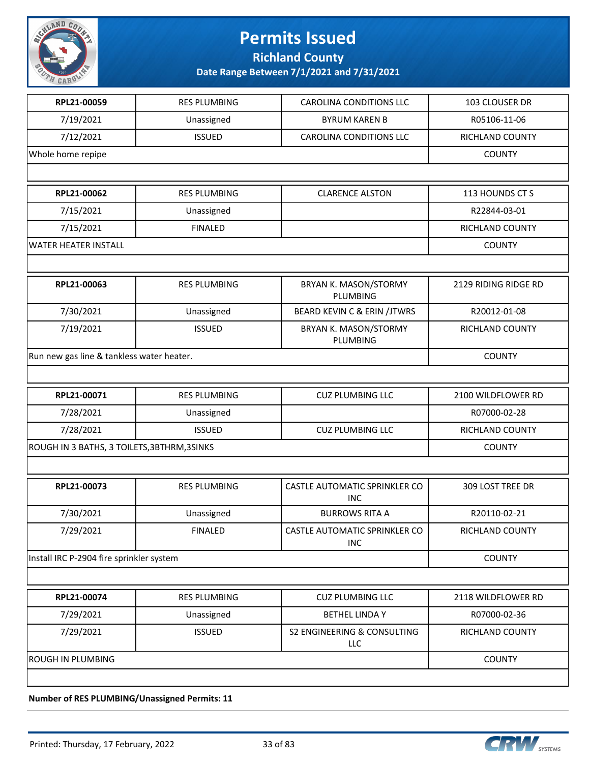# Permits Issued

**Richland County**

**Date Range Between 7/1/2021 and 7/31/2021**

| | | | |
|---|---|---|---|
| **RPL21-00059** | RES PLUMBING | CAROLINA CONDITIONS LLC | 103 CLOUSER DR |
| 7/19/2021 | Unassigned | BYRUM KAREN B | R05106-11-06 |
| 7/12/2021 | ISSUED | CAROLINA CONDITIONS LLC | RICHLAND COUNTY |
| Whole home repipe | | | COUNTY |

| | | | |
|---|---|---|---|
| **RPL21-00062** | RES PLUMBING | CLARENCE ALSTON | 113 HOUNDS CT S |
| 7/15/2021 | Unassigned | | R22844-03-01 |
| 7/15/2021 | FINALED | | RICHLAND COUNTY |
| WATER HEATER INSTALL | | | COUNTY |

| | | | |
|---|---|---|---|
| **RPL21-00063** | RES PLUMBING | BRYAN K. MASON/STORMY PLUMBING | 2129 RIDING RIDGE RD |
| 7/30/2021 | Unassigned | BEARD KEVIN C & ERIN /JTWRS | R20012-01-08 |
| 7/19/2021 | ISSUED | BRYAN K. MASON/STORMY PLUMBING | RICHLAND COUNTY |
| Run new gas line & tankless water heater. | | | COUNTY |

| | | | |
|---|---|---|---|
| **RPL21-00071** | RES PLUMBING | CUZ PLUMBING LLC | 2100 WILDFLOWER RD |
| 7/28/2021 | Unassigned | | R07000-02-28 |
| 7/28/2021 | ISSUED | CUZ PLUMBING LLC | RICHLAND COUNTY |
| ROUGH IN 3 BATHS, 3 TOILETS,3BTHRM,3SINKS | | | COUNTY |

| | | | |
|---|---|---|---|
| **RPL21-00073** | RES PLUMBING | CASTLE AUTOMATIC SPRINKLER CO INC | 309 LOST TREE DR |
| 7/30/2021 | Unassigned | BURROWS RITA A | R20110-02-21 |
| 7/29/2021 | FINALED | CASTLE AUTOMATIC SPRINKLER CO INC | RICHLAND COUNTY |
| Install IRC P-2904 fire sprinkler system | | | COUNTY |

| | | | |
|---|---|---|---|
| **RPL21-00074** | RES PLUMBING | CUZ PLUMBING LLC | 2118 WILDFLOWER RD |
| 7/29/2021 | Unassigned | BETHEL LINDA Y | R07000-02-36 |
| 7/29/2021 | ISSUED | S2 ENGINEERING & CONSULTING LLC | RICHLAND COUNTY |
| ROUGH IN PLUMBING | | | COUNTY |

**Number of RES PLUMBING/Unassigned Permits: 11**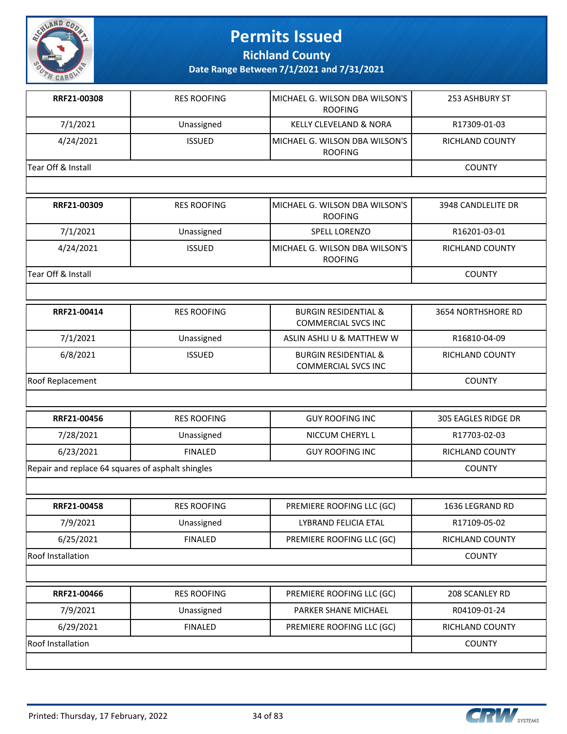# Permits Issued

## Richland County

### Date Range Between 7/1/2021 and 7/31/2021

| RRF21-00308 | RES ROOFING | MICHAEL G. WILSON DBA WILSON'S ROOFING | 253 ASHBURY ST |
|---|---|---|---|
| 7/1/2021 | Unassigned | KELLY CLEVELAND & NORA | R17309-01-03 |
| 4/24/2021 | ISSUED | MICHAEL G. WILSON DBA WILSON'S ROOFING | RICHLAND COUNTY |
| Tear Off & Install | | | COUNTY |

| RRF21-00309 | RES ROOFING | MICHAEL G. WILSON DBA WILSON'S ROOFING | 3948 CANDLELITE DR |
|---|---|---|---|
| 7/1/2021 | Unassigned | SPELL LORENZO | R16201-03-01 |
| 4/24/2021 | ISSUED | MICHAEL G. WILSON DBA WILSON'S ROOFING | RICHLAND COUNTY |
| Tear Off & Install | | | COUNTY |

| RRF21-00414 | RES ROOFING | BURGIN RESIDENTIAL & COMMERCIAL SVCS INC | 3654 NORTHSHORE RD |
|---|---|---|---|
| 7/1/2021 | Unassigned | ASLIN ASHLI U & MATTHEW W | R16810-04-09 |
| 6/8/2021 | ISSUED | BURGIN RESIDENTIAL & COMMERCIAL SVCS INC | RICHLAND COUNTY |
| Roof Replacement | | | COUNTY |

| RRF21-00456 | RES ROOFING | GUY ROOFING INC | 305 EAGLES RIDGE DR |
|---|---|---|---|
| 7/28/2021 | Unassigned | NICCUM CHERYL L | R17703-02-03 |
| 6/23/2021 | FINALED | GUY ROOFING INC | RICHLAND COUNTY |
| Repair and replace 64 squares of asphalt shingles | | | COUNTY |

| RRF21-00458 | RES ROOFING | PREMIERE ROOFING LLC (GC) | 1636 LEGRAND RD |
|---|---|---|---|
| 7/9/2021 | Unassigned | LYBRAND FELICIA ETAL | R17109-05-02 |
| 6/25/2021 | FINALED | PREMIERE ROOFING LLC (GC) | RICHLAND COUNTY |
| Roof Installation | | | COUNTY |

| RRF21-00466 | RES ROOFING | PREMIERE ROOFING LLC (GC) | 208 SCANLEY RD |
|---|---|---|---|
| 7/9/2021 | Unassigned | PARKER SHANE MICHAEL | R04109-01-24 |
| 6/29/2021 | FINALED | PREMIERE ROOFING LLC (GC) | RICHLAND COUNTY |
| Roof Installation | | | COUNTY |

Printed: Thursday, 17 February, 2022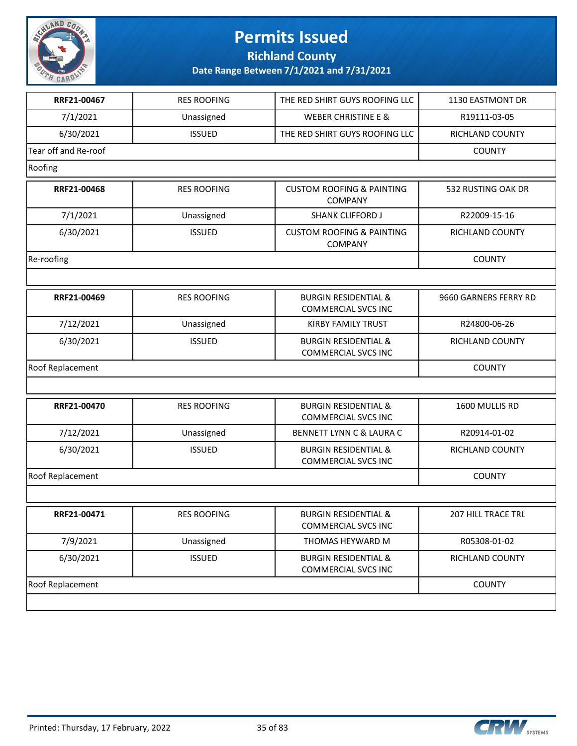# Permits Issued

**Richland County**

**Date Range Between 7/1/2021 and 7/31/2021**

| | | | |
|---|---|---|---|
| **RRF21-00467** | RES ROOFING | THE RED SHIRT GUYS ROOFING LLC | 1130 EASTMONT DR |
| 7/1/2021 | Unassigned | WEBER CHRISTINE E & | R19111-03-05 |
| 6/30/2021 | ISSUED | THE RED SHIRT GUYS ROOFING LLC | RICHLAND COUNTY |
| Tear off and Re-roof | | | COUNTY |
| Roofing | | | |

| | | | |
|---|---|---|---|
| **RRF21-00468** | RES ROOFING | CUSTOM ROOFING & PAINTING COMPANY | 532 RUSTING OAK DR |
| 7/1/2021 | Unassigned | SHANK CLIFFORD J | R22009-15-16 |
| 6/30/2021 | ISSUED | CUSTOM ROOFING & PAINTING COMPANY | RICHLAND COUNTY |
| Re-roofing | | | COUNTY |

| | | | |
|---|---|---|---|
| **RRF21-00469** | RES ROOFING | BURGIN RESIDENTIAL & COMMERCIAL SVCS INC | 9660 GARNERS FERRY RD |
| 7/12/2021 | Unassigned | KIRBY FAMILY TRUST | R24800-06-26 |
| 6/30/2021 | ISSUED | BURGIN RESIDENTIAL & COMMERCIAL SVCS INC | RICHLAND COUNTY |
| Roof Replacement | | | COUNTY |

| | | | |
|---|---|---|---|
| **RRF21-00470** | RES ROOFING | BURGIN RESIDENTIAL & COMMERCIAL SVCS INC | 1600 MULLIS RD |
| 7/12/2021 | Unassigned | BENNETT LYNN C & LAURA C | R20914-01-02 |
| 6/30/2021 | ISSUED | BURGIN RESIDENTIAL & COMMERCIAL SVCS INC | RICHLAND COUNTY |
| Roof Replacement | | | COUNTY |

| | | | |
|---|---|---|---|
| **RRF21-00471** | RES ROOFING | BURGIN RESIDENTIAL & COMMERCIAL SVCS INC | 207 HILL TRACE TRL |
| 7/9/2021 | Unassigned | THOMAS HEYWARD M | R05308-01-02 |
| 6/30/2021 | ISSUED | BURGIN RESIDENTIAL & COMMERCIAL SVCS INC | RICHLAND COUNTY |
| Roof Replacement | | | COUNTY |

Printed: Thursday, 17 February, 2022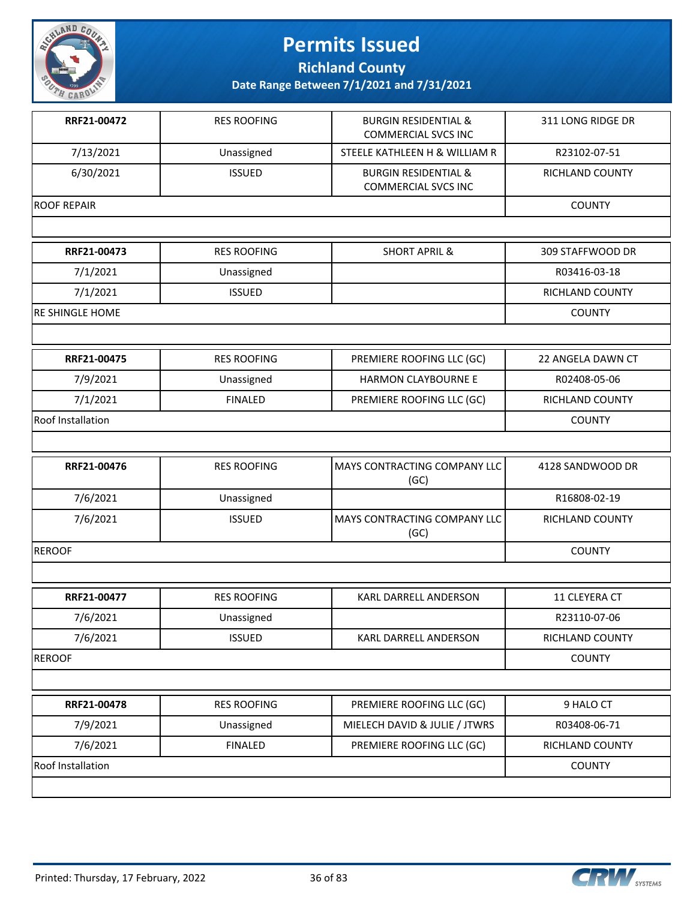# Permits Issued

## Richland County

### Date Range Between 7/1/2021 and 7/31/2021

| RRF21-00472 | RES ROOFING | BURGIN RESIDENTIAL & COMMERCIAL SVCS INC | 311 LONG RIDGE DR |
|---|---|---|---|
| 7/13/2021 | Unassigned | STEELE KATHLEEN H & WILLIAM R | R23102-07-51 |
| 6/30/2021 | ISSUED | BURGIN RESIDENTIAL & COMMERCIAL SVCS INC | RICHLAND COUNTY |
| ROOF REPAIR | | | COUNTY |

| RRF21-00473 | RES ROOFING | SHORT APRIL & | 309 STAFFWOOD DR |
|---|---|---|---|
| 7/1/2021 | Unassigned | | R03416-03-18 |
| 7/1/2021 | ISSUED | | RICHLAND COUNTY |
| RE SHINGLE HOME | | | COUNTY |

| RRF21-00475 | RES ROOFING | PREMIERE ROOFING LLC (GC) | 22 ANGELA DAWN CT |
|---|---|---|---|
| 7/9/2021 | Unassigned | HARMON CLAYBOURNE E | R02408-05-06 |
| 7/1/2021 | FINALED | PREMIERE ROOFING LLC (GC) | RICHLAND COUNTY |
| Roof Installation | | | COUNTY |

| RRF21-00476 | RES ROOFING | MAYS CONTRACTING COMPANY LLC (GC) | 4128 SANDWOOD DR |
|---|---|---|---|
| 7/6/2021 | Unassigned | | R16808-02-19 |
| 7/6/2021 | ISSUED | MAYS CONTRACTING COMPANY LLC (GC) | RICHLAND COUNTY |
| REROOF | | | COUNTY |

| RRF21-00477 | RES ROOFING | KARL DARRELL ANDERSON | 11 CLEYERA CT |
|---|---|---|---|
| 7/6/2021 | Unassigned | | R23110-07-06 |
| 7/6/2021 | ISSUED | KARL DARRELL ANDERSON | RICHLAND COUNTY |
| REROOF | | | COUNTY |

| RRF21-00478 | RES ROOFING | PREMIERE ROOFING LLC (GC) | 9 HALO CT |
|---|---|---|---|
| 7/9/2021 | Unassigned | MIELECH DAVID & JULIE / JTWRS | R03408-06-71 |
| 7/6/2021 | FINALED | PREMIERE ROOFING LLC (GC) | RICHLAND COUNTY |
| Roof Installation | | | COUNTY |

Printed: Thursday, 17 February, 2022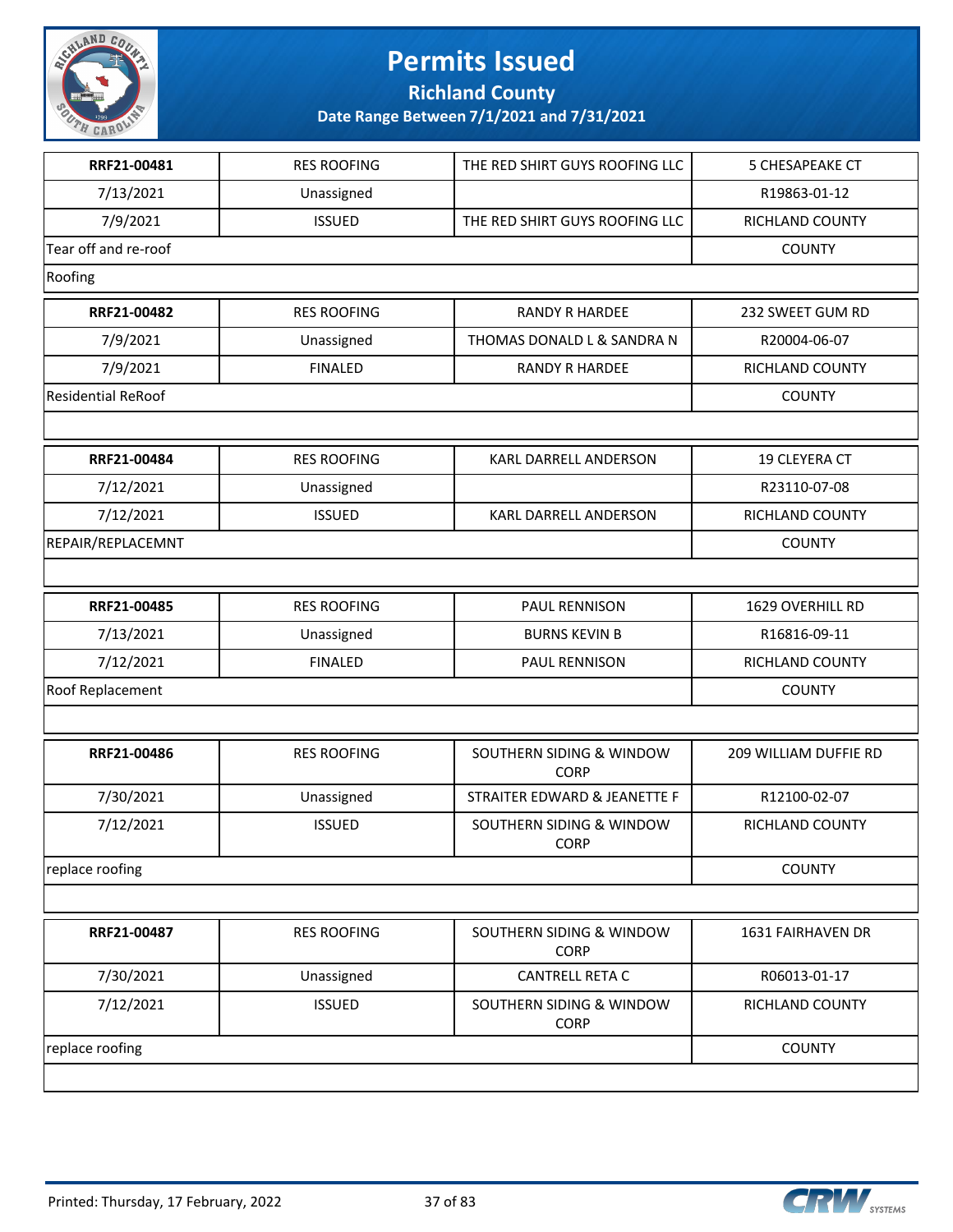# Permits Issued

**Richland County**

**Date Range Between 7/1/2021 and 7/31/2021**

| | | | |
|---|---|---|---|
| **RRF21-00481** | RES ROOFING | THE RED SHIRT GUYS ROOFING LLC | 5 CHESAPEAKE CT |
| 7/13/2021 | Unassigned | | R19863-01-12 |
| 7/9/2021 | ISSUED | THE RED SHIRT GUYS ROOFING LLC | RICHLAND COUNTY |
| Tear off and re-roof | | | COUNTY |
| Roofing | | | |

| | | | |
|---|---|---|---|
| **RRF21-00482** | RES ROOFING | RANDY R HARDEE | 232 SWEET GUM RD |
| 7/9/2021 | Unassigned | THOMAS DONALD L & SANDRA N | R20004-06-07 |
| 7/9/2021 | FINALED | RANDY R HARDEE | RICHLAND COUNTY |
| Residential ReRoof | | | COUNTY |

| | | | |
|---|---|---|---|
| **RRF21-00484** | RES ROOFING | KARL DARRELL ANDERSON | 19 CLEYERA CT |
| 7/12/2021 | Unassigned | | R23110-07-08 |
| 7/12/2021 | ISSUED | KARL DARRELL ANDERSON | RICHLAND COUNTY |
| REPAIR/REPLACEMNT | | | COUNTY |

| | | | |
|---|---|---|---|
| **RRF21-00485** | RES ROOFING | PAUL RENNISON | 1629 OVERHILL RD |
| 7/13/2021 | Unassigned | BURNS KEVIN B | R16816-09-11 |
| 7/12/2021 | FINALED | PAUL RENNISON | RICHLAND COUNTY |
| Roof Replacement | | | COUNTY |

| | | | |
|---|---|---|---|
| **RRF21-00486** | RES ROOFING | SOUTHERN SIDING & WINDOW CORP | 209 WILLIAM DUFFIE RD |
| 7/30/2021 | Unassigned | STRAITER EDWARD & JEANETTE F | R12100-02-07 |
| 7/12/2021 | ISSUED | SOUTHERN SIDING & WINDOW CORP | RICHLAND COUNTY |
| replace roofing | | | COUNTY |

| | | | |
|---|---|---|---|
| **RRF21-00487** | RES ROOFING | SOUTHERN SIDING & WINDOW CORP | 1631 FAIRHAVEN DR |
| 7/30/2021 | Unassigned | CANTRELL RETA C | R06013-01-17 |
| 7/12/2021 | ISSUED | SOUTHERN SIDING & WINDOW CORP | RICHLAND COUNTY |
| replace roofing | | | COUNTY |

Printed: Thursday, 17 February, 2022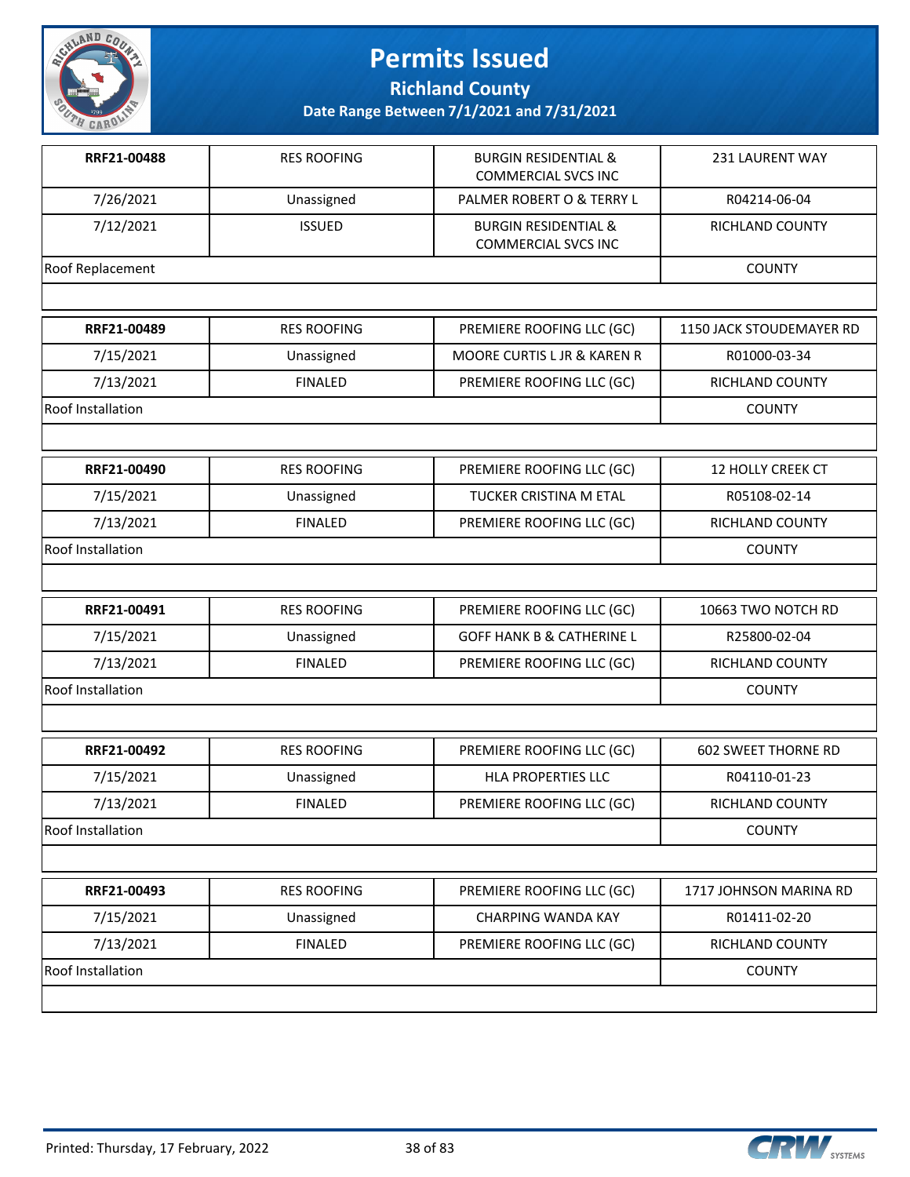# Permits Issued

**Richland County**

**Date Range Between 7/1/2021 and 7/31/2021**

| | | | |
|---|---|---|---|
| **RRF21-00488** | RES ROOFING | BURGIN RESIDENTIAL & COMMERCIAL SVCS INC | 231 LAURENT WAY |
| 7/26/2021 | Unassigned | PALMER ROBERT O & TERRY L | R04214-06-04 |
| 7/12/2021 | ISSUED | BURGIN RESIDENTIAL & COMMERCIAL SVCS INC | RICHLAND COUNTY |
| Roof Replacement | | | COUNTY |

| | | | |
|---|---|---|---|
| **RRF21-00489** | RES ROOFING | PREMIERE ROOFING LLC (GC) | 1150 JACK STOUDEMAYER RD |
| 7/15/2021 | Unassigned | MOORE CURTIS L JR & KAREN R | R01000-03-34 |
| 7/13/2021 | FINALED | PREMIERE ROOFING LLC (GC) | RICHLAND COUNTY |
| Roof Installation | | | COUNTY |

| | | | |
|---|---|---|---|
| **RRF21-00490** | RES ROOFING | PREMIERE ROOFING LLC (GC) | 12 HOLLY CREEK CT |
| 7/15/2021 | Unassigned | TUCKER CRISTINA M ETAL | R05108-02-14 |
| 7/13/2021 | FINALED | PREMIERE ROOFING LLC (GC) | RICHLAND COUNTY |
| Roof Installation | | | COUNTY |

| | | | |
|---|---|---|---|
| **RRF21-00491** | RES ROOFING | PREMIERE ROOFING LLC (GC) | 10663 TWO NOTCH RD |
| 7/15/2021 | Unassigned | GOFF HANK B & CATHERINE L | R25800-02-04 |
| 7/13/2021 | FINALED | PREMIERE ROOFING LLC (GC) | RICHLAND COUNTY |
| Roof Installation | | | COUNTY |

| | | | |
|---|---|---|---|
| **RRF21-00492** | RES ROOFING | PREMIERE ROOFING LLC (GC) | 602 SWEET THORNE RD |
| 7/15/2021 | Unassigned | HLA PROPERTIES LLC | R04110-01-23 |
| 7/13/2021 | FINALED | PREMIERE ROOFING LLC (GC) | RICHLAND COUNTY |
| Roof Installation | | | COUNTY |

| | | | |
|---|---|---|---|
| **RRF21-00493** | RES ROOFING | PREMIERE ROOFING LLC (GC) | 1717 JOHNSON MARINA RD |
| 7/15/2021 | Unassigned | CHARPING WANDA KAY | R01411-02-20 |
| 7/13/2021 | FINALED | PREMIERE ROOFING LLC (GC) | RICHLAND COUNTY |
| Roof Installation | | | COUNTY |

Printed: Thursday, 17 February, 2022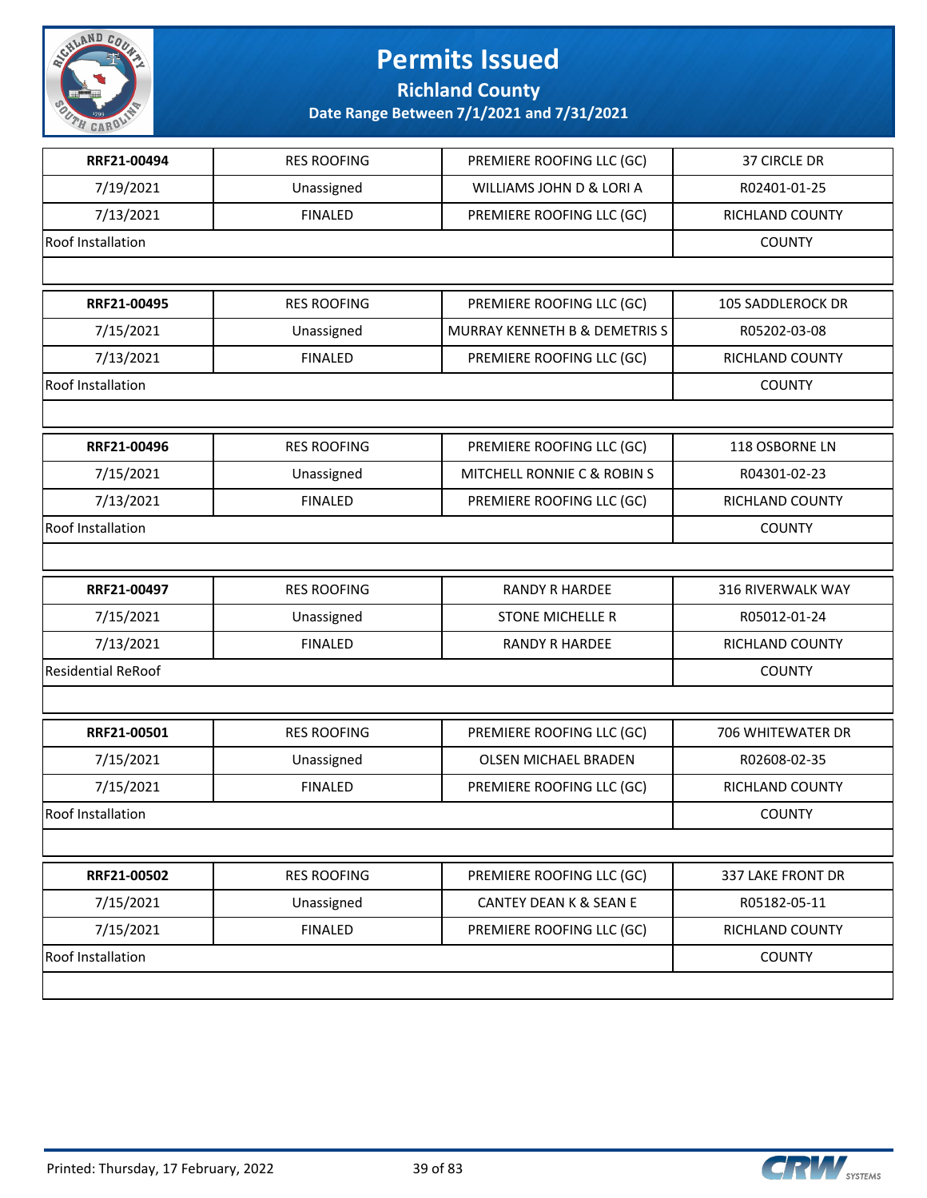# Permits Issued

## Richland County

### Date Range Between 7/1/2021 and 7/31/2021

| | | | |
|---|---|---|---|
| **RRF21-00494** | RES ROOFING | PREMIERE ROOFING LLC (GC) | 37 CIRCLE DR |
| 7/19/2021 | Unassigned | WILLIAMS JOHN D & LORI A | R02401-01-25 |
| 7/13/2021 | FINALED | PREMIERE ROOFING LLC (GC) | RICHLAND COUNTY |
| Roof Installation | | | COUNTY |

| | | | |
|---|---|---|---|
| **RRF21-00495** | RES ROOFING | PREMIERE ROOFING LLC (GC) | 105 SADDLEROCK DR |
| 7/15/2021 | Unassigned | MURRAY KENNETH B & DEMETRIS S | R05202-03-08 |
| 7/13/2021 | FINALED | PREMIERE ROOFING LLC (GC) | RICHLAND COUNTY |
| Roof Installation | | | COUNTY |

| | | | |
|---|---|---|---|
| **RRF21-00496** | RES ROOFING | PREMIERE ROOFING LLC (GC) | 118 OSBORNE LN |
| 7/15/2021 | Unassigned | MITCHELL RONNIE C & ROBIN S | R04301-02-23 |
| 7/13/2021 | FINALED | PREMIERE ROOFING LLC (GC) | RICHLAND COUNTY |
| Roof Installation | | | COUNTY |

| | | | |
|---|---|---|---|
| **RRF21-00497** | RES ROOFING | RANDY R HARDEE | 316 RIVERWALK WAY |
| 7/15/2021 | Unassigned | STONE MICHELLE R | R05012-01-24 |
| 7/13/2021 | FINALED | RANDY R HARDEE | RICHLAND COUNTY |
| Residential ReRoof | | | COUNTY |

| | | | |
|---|---|---|---|
| **RRF21-00501** | RES ROOFING | PREMIERE ROOFING LLC (GC) | 706 WHITEWATER DR |
| 7/15/2021 | Unassigned | OLSEN MICHAEL BRADEN | R02608-02-35 |
| 7/15/2021 | FINALED | PREMIERE ROOFING LLC (GC) | RICHLAND COUNTY |
| Roof Installation | | | COUNTY |

| | | | |
|---|---|---|---|
| **RRF21-00502** | RES ROOFING | PREMIERE ROOFING LLC (GC) | 337 LAKE FRONT DR |
| 7/15/2021 | Unassigned | CANTEY DEAN K & SEAN E | R05182-05-11 |
| 7/15/2021 | FINALED | PREMIERE ROOFING LLC (GC) | RICHLAND COUNTY |
| Roof Installation | | | COUNTY |

Printed: Thursday, 17 February, 2022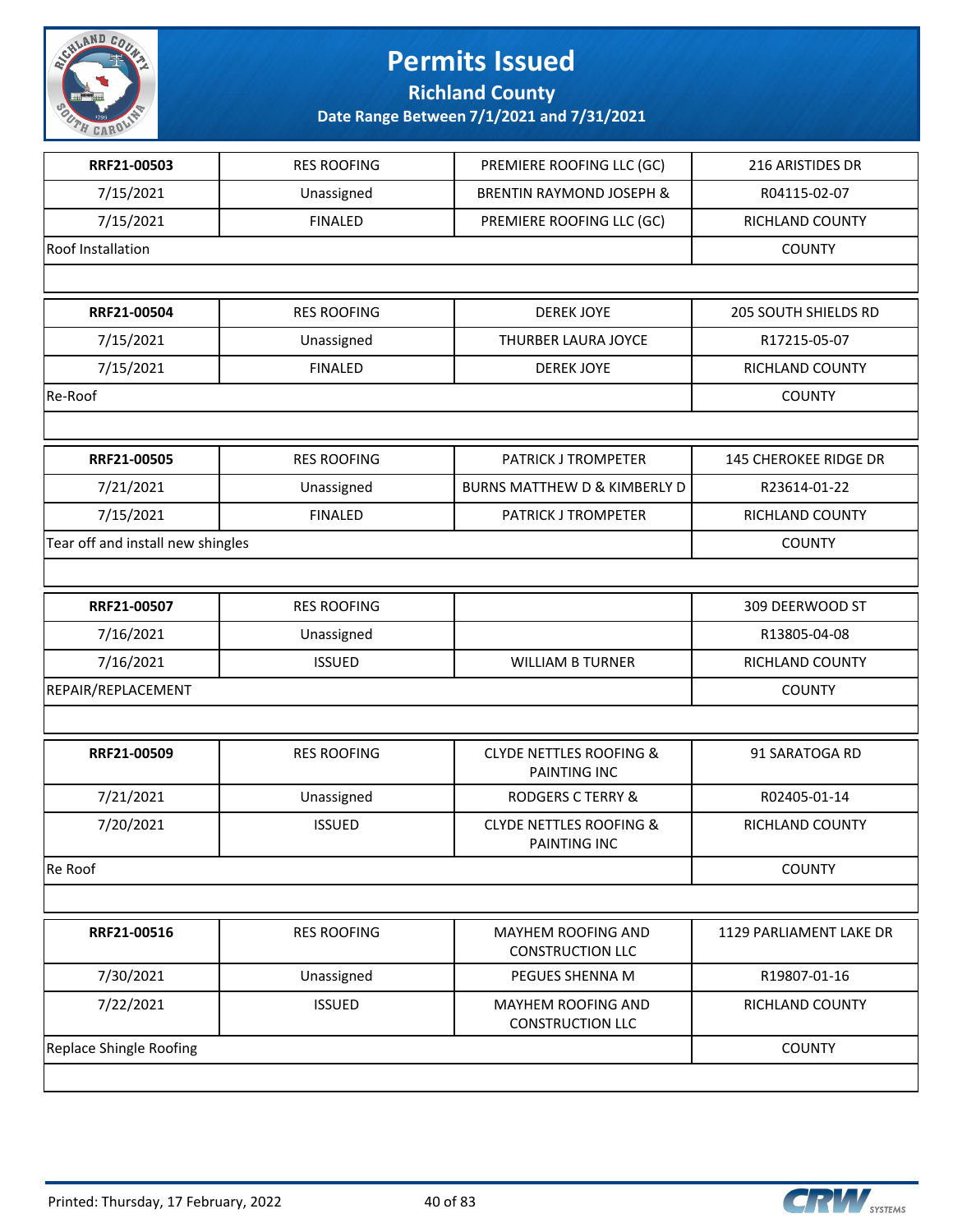# Permits Issued

## Richland County

### Date Range Between 7/1/2021 and 7/31/2021

| RRF21-00503 | RES ROOFING | PREMIERE ROOFING LLC (GC) | 216 ARISTIDES DR |
|---|---|---|---|
| 7/15/2021 | Unassigned | BRENTIN RAYMOND JOSEPH & | R04115-02-07 |
| 7/15/2021 | FINALED | PREMIERE ROOFING LLC (GC) | RICHLAND COUNTY |
| Roof Installation | | | COUNTY |

| RRF21-00504 | RES ROOFING | DEREK JOYE | 205 SOUTH SHIELDS RD |
|---|---|---|---|
| 7/15/2021 | Unassigned | THURBER LAURA JOYCE | R17215-05-07 |
| 7/15/2021 | FINALED | DEREK JOYE | RICHLAND COUNTY |
| Re-Roof | | | COUNTY |

| RRF21-00505 | RES ROOFING | PATRICK J TROMPETER | 145 CHEROKEE RIDGE DR |
|---|---|---|---|
| 7/21/2021 | Unassigned | BURNS MATTHEW D & KIMBERLY D | R23614-01-22 |
| 7/15/2021 | FINALED | PATRICK J TROMPETER | RICHLAND COUNTY |
| Tear off and install new shingles | | | COUNTY |

| RRF21-00507 | RES ROOFING | | 309 DEERWOOD ST |
|---|---|---|---|
| 7/16/2021 | Unassigned | | R13805-04-08 |
| 7/16/2021 | ISSUED | WILLIAM B TURNER | RICHLAND COUNTY |
| REPAIR/REPLACEMENT | | | COUNTY |

| RRF21-00509 | RES ROOFING | CLYDE NETTLES ROOFING & PAINTING INC | 91 SARATOGA RD |
|---|---|---|---|
| 7/21/2021 | Unassigned | RODGERS C TERRY & | R02405-01-14 |
| 7/20/2021 | ISSUED | CLYDE NETTLES ROOFING & PAINTING INC | RICHLAND COUNTY |
| Re Roof | | | COUNTY |

| RRF21-00516 | RES ROOFING | MAYHEM ROOFING AND CONSTRUCTION LLC | 1129 PARLIAMENT LAKE DR |
|---|---|---|---|
| 7/30/2021 | Unassigned | PEGUES SHENNA M | R19807-01-16 |
| 7/22/2021 | ISSUED | MAYHEM ROOFING AND CONSTRUCTION LLC | RICHLAND COUNTY |
| Replace Shingle Roofing | | | COUNTY |

Printed: Thursday, 17 February, 2022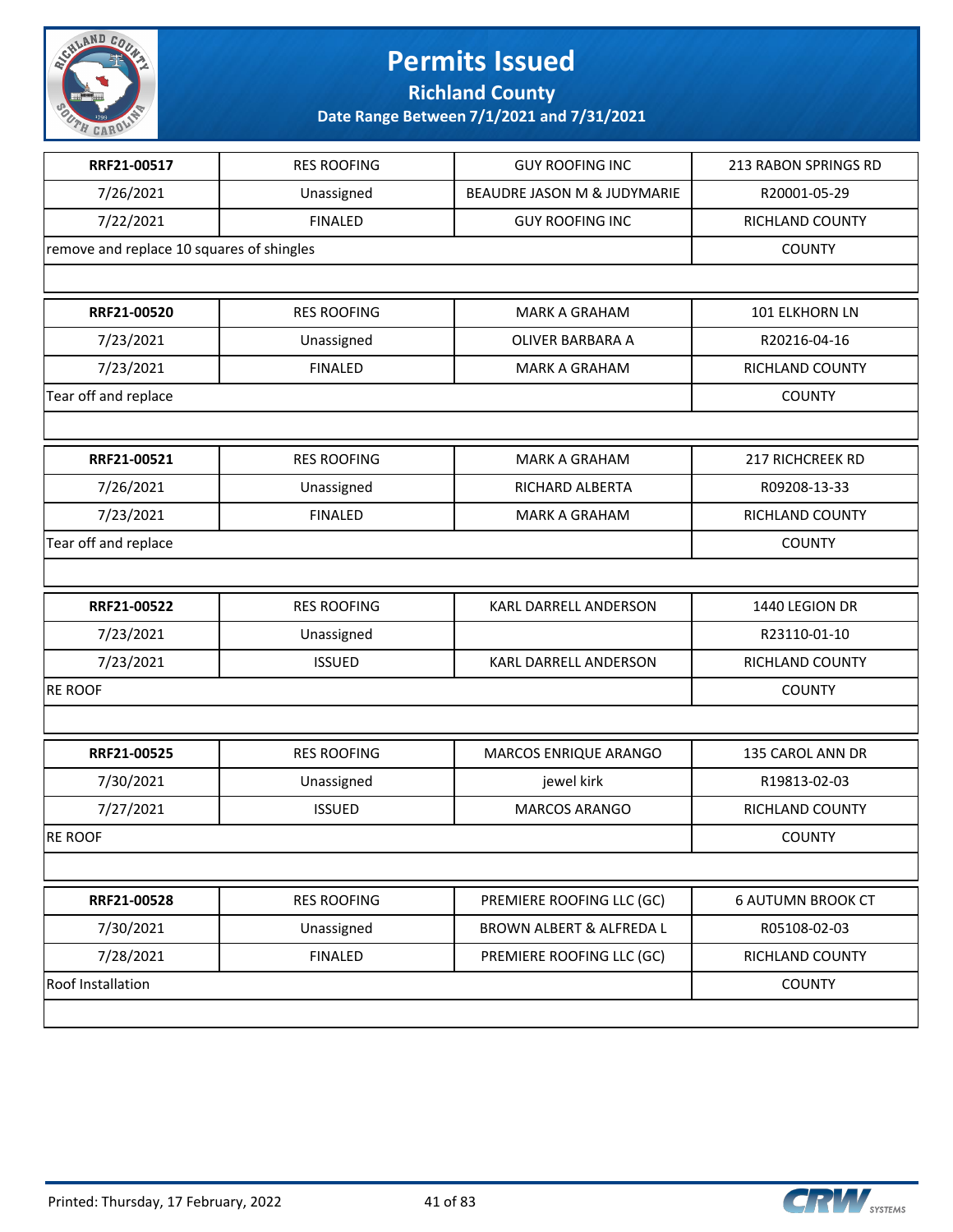# Permits Issued

## Richland County

### Date Range Between 7/1/2021 and 7/31/2021

| | | | |
|---|---|---|---|
| **RRF21-00517** | RES ROOFING | GUY ROOFING INC | 213 RABON SPRINGS RD |
| 7/26/2021 | Unassigned | BEAUDRE JASON M & JUDYMARIE | R20001-05-29 |
| 7/22/2021 | FINALED | GUY ROOFING INC | RICHLAND COUNTY |
| remove and replace 10 squares of shingles | | | COUNTY |

| | | | |
|---|---|---|---|
| **RRF21-00520** | RES ROOFING | MARK A GRAHAM | 101 ELKHORN LN |
| 7/23/2021 | Unassigned | OLIVER BARBARA A | R20216-04-16 |
| 7/23/2021 | FINALED | MARK A GRAHAM | RICHLAND COUNTY |
| Tear off and replace | | | COUNTY |

| | | | |
|---|---|---|---|
| **RRF21-00521** | RES ROOFING | MARK A GRAHAM | 217 RICHCREEK RD |
| 7/26/2021 | Unassigned | RICHARD ALBERTA | R09208-13-33 |
| 7/23/2021 | FINALED | MARK A GRAHAM | RICHLAND COUNTY |
| Tear off and replace | | | COUNTY |

| | | | |
|---|---|---|---|
| **RRF21-00522** | RES ROOFING | KARL DARRELL ANDERSON | 1440 LEGION DR |
| 7/23/2021 | Unassigned | | R23110-01-10 |
| 7/23/2021 | ISSUED | KARL DARRELL ANDERSON | RICHLAND COUNTY |
| RE ROOF | | | COUNTY |

| | | | |
|---|---|---|---|
| **RRF21-00525** | RES ROOFING | MARCOS ENRIQUE ARANGO | 135 CAROL ANN DR |
| 7/30/2021 | Unassigned | jewel kirk | R19813-02-03 |
| 7/27/2021 | ISSUED | MARCOS ARANGO | RICHLAND COUNTY |
| RE ROOF | | | COUNTY |

| | | | |
|---|---|---|---|
| **RRF21-00528** | RES ROOFING | PREMIERE ROOFING LLC (GC) | 6 AUTUMN BROOK CT |
| 7/30/2021 | Unassigned | BROWN ALBERT & ALFREDA L | R05108-02-03 |
| 7/28/2021 | FINALED | PREMIERE ROOFING LLC (GC) | RICHLAND COUNTY |
| Roof Installation | | | COUNTY |

Printed: Thursday, 17 February, 2022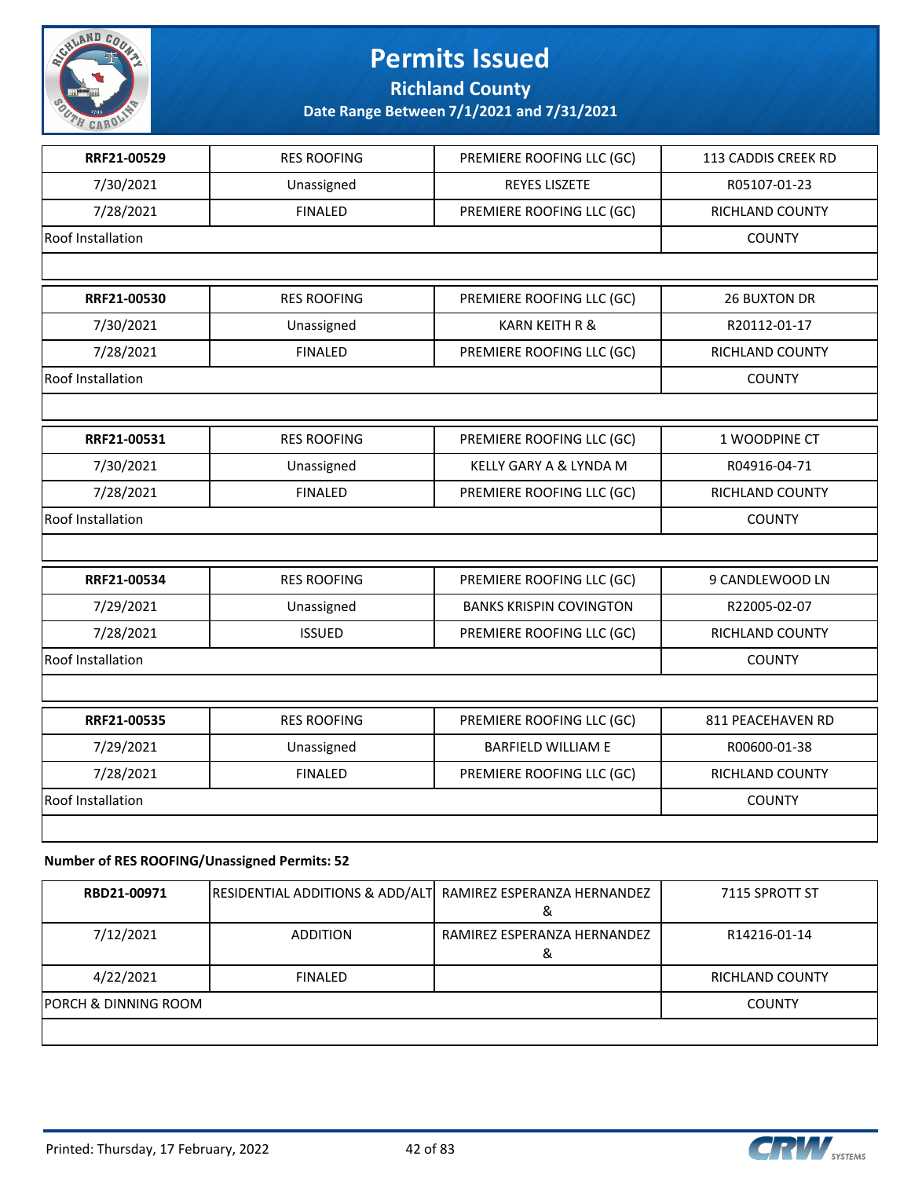# Permits Issued

## Richland County

### Date Range Between 7/1/2021 and 7/31/2021

| | | | |
|---|---|---|---|
| **RRF21-00529** | RES ROOFING | PREMIERE ROOFING LLC (GC) | 113 CADDIS CREEK RD |
| 7/30/2021 | Unassigned | REYES LISZETE | R05107-01-23 |
| 7/28/2021 | FINALED | PREMIERE ROOFING LLC (GC) | RICHLAND COUNTY |
| Roof Installation | | | COUNTY |

| | | | |
|---|---|---|---|
| **RRF21-00530** | RES ROOFING | PREMIERE ROOFING LLC (GC) | 26 BUXTON DR |
| 7/30/2021 | Unassigned | KARN KEITH R & | R20112-01-17 |
| 7/28/2021 | FINALED | PREMIERE ROOFING LLC (GC) | RICHLAND COUNTY |
| Roof Installation | | | COUNTY |

| | | | |
|---|---|---|---|
| **RRF21-00531** | RES ROOFING | PREMIERE ROOFING LLC (GC) | 1 WOODPINE CT |
| 7/30/2021 | Unassigned | KELLY GARY A & LYNDA M | R04916-04-71 |
| 7/28/2021 | FINALED | PREMIERE ROOFING LLC (GC) | RICHLAND COUNTY |
| Roof Installation | | | COUNTY |

| | | | |
|---|---|---|---|
| **RRF21-00534** | RES ROOFING | PREMIERE ROOFING LLC (GC) | 9 CANDLEWOOD LN |
| 7/29/2021 | Unassigned | BANKS KRISPIN COVINGTON | R22005-02-07 |
| 7/28/2021 | ISSUED | PREMIERE ROOFING LLC (GC) | RICHLAND COUNTY |
| Roof Installation | | | COUNTY |

| | | | |
|---|---|---|---|
| **RRF21-00535** | RES ROOFING | PREMIERE ROOFING LLC (GC) | 811 PEACEHAVEN RD |
| 7/29/2021 | Unassigned | BARFIELD WILLIAM E | R00600-01-38 |
| 7/28/2021 | FINALED | PREMIERE ROOFING LLC (GC) | RICHLAND COUNTY |
| Roof Installation | | | COUNTY |

**Number of RES ROOFING/Unassigned Permits: 52**

| | | | |
|---|---|---|---|
| **RBD21-00971** | RESIDENTIAL ADDITIONS & ADD/ALT | RAMIREZ ESPERANZA HERNANDEZ & | 7115 SPROTT ST |
| 7/12/2021 | ADDITION | RAMIREZ ESPERANZA HERNANDEZ & | R14216-01-14 |
| 4/22/2021 | FINALED | | RICHLAND COUNTY |
| PORCH & DINNING ROOM | | | COUNTY |

Printed: Thursday, 17 February, 2022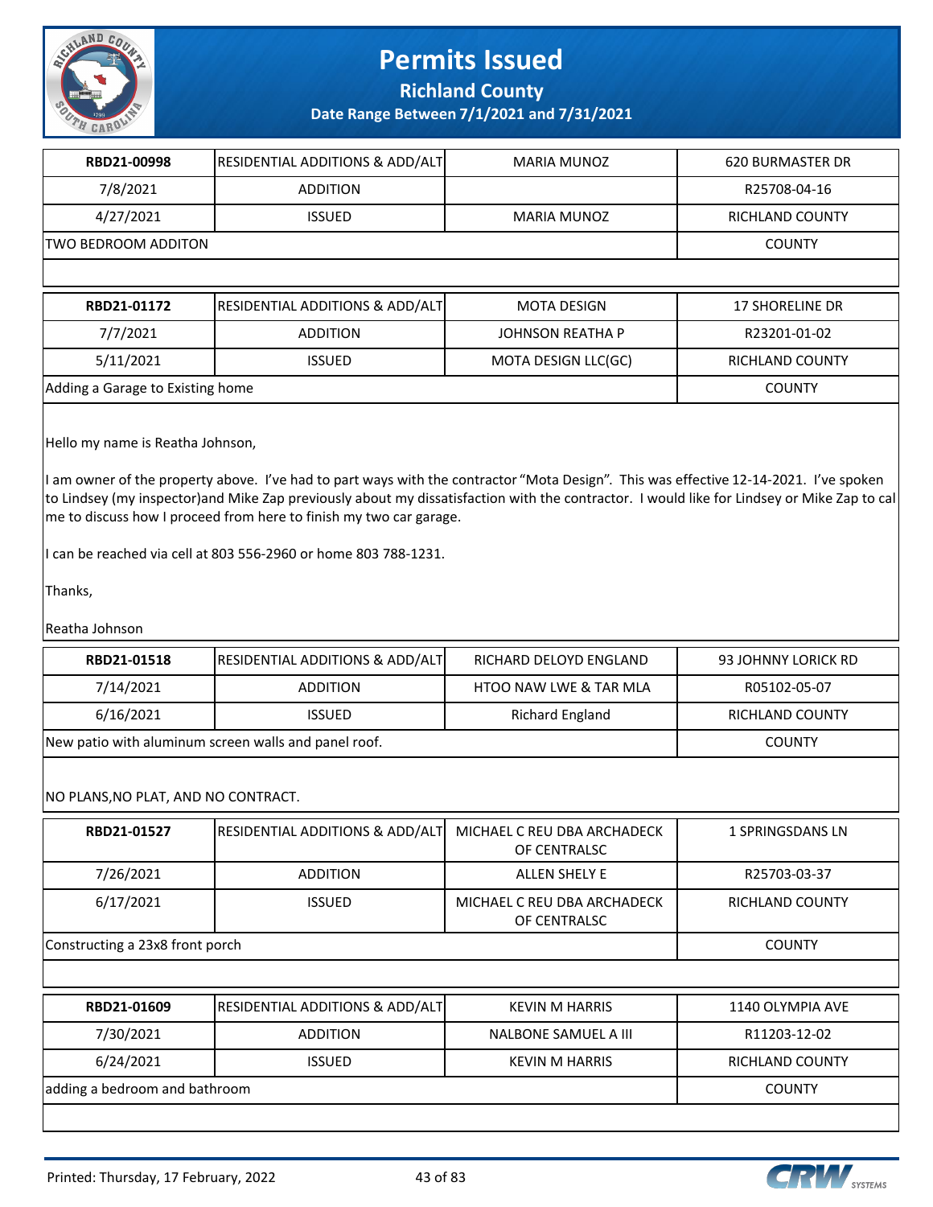# Permits Issued

**Richland County**

**Date Range Between 7/1/2021 and 7/31/2021**

| RBD21-00998 | RESIDENTIAL ADDITIONS & ADD/ALT | MARIA MUNOZ | 620 BURMASTER DR |
|---|---|---|---|
| 7/8/2021 | ADDITION | | R25708-04-16 |
| 4/27/2021 | ISSUED | MARIA MUNOZ | RICHLAND COUNTY |
| TWO BEDROOM ADDITON | | | COUNTY |

| RBD21-01172 | RESIDENTIAL ADDITIONS & ADD/ALT | MOTA DESIGN | 17 SHORELINE DR |
|---|---|---|---|
| 7/7/2021 | ADDITION | JOHNSON REATHA P | R23201-01-02 |
| 5/11/2021 | ISSUED | MOTA DESIGN LLC(GC) | RICHLAND COUNTY |
| Adding a Garage to Existing home | | | COUNTY |

Hello my name is Reatha Johnson,

I am owner of the property above. I've had to part ways with the contractor "Mota Design". This was effective 12-14-2021. I've spoken to Lindsey (my inspector)and Mike Zap previously about my dissatisfaction with the contractor. I would like for Lindsey or Mike Zap to cal me to discuss how I proceed from here to finish my two car garage.

I can be reached via cell at 803 556-2960 or home 803 788-1231.

Thanks,

Reatha Johnson

| RBD21-01518 | RESIDENTIAL ADDITIONS & ADD/ALT | RICHARD DELOYD ENGLAND | 93 JOHNNY LORICK RD |
|---|---|---|---|
| 7/14/2021 | ADDITION | HTOO NAW LWE & TAR MLA | R05102-05-07 |
| 6/16/2021 | ISSUED | Richard England | RICHLAND COUNTY |
| New patio with aluminum screen walls and panel roof. | | | COUNTY |

NO PLANS,NO PLAT, AND NO CONTRACT.

| RBD21-01527 | RESIDENTIAL ADDITIONS & ADD/ALT | MICHAEL C REU DBA ARCHADECK OF CENTRALSC | 1 SPRINGSDANS LN |
|---|---|---|---|
| 7/26/2021 | ADDITION | ALLEN SHELY E | R25703-03-37 |
| 6/17/2021 | ISSUED | MICHAEL C REU DBA ARCHADECK OF CENTRALSC | RICHLAND COUNTY |
| Constructing a 23x8 front porch | | | COUNTY |

| RBD21-01609 | RESIDENTIAL ADDITIONS & ADD/ALT | KEVIN M HARRIS | 1140 OLYMPIA AVE |
|---|---|---|---|
| 7/30/2021 | ADDITION | NALBONE SAMUEL A III | R11203-12-02 |
| 6/24/2021 | ISSUED | KEVIN M HARRIS | RICHLAND COUNTY |
| adding a bedroom and bathroom | | | COUNTY |

Printed: Thursday, 17 February, 2022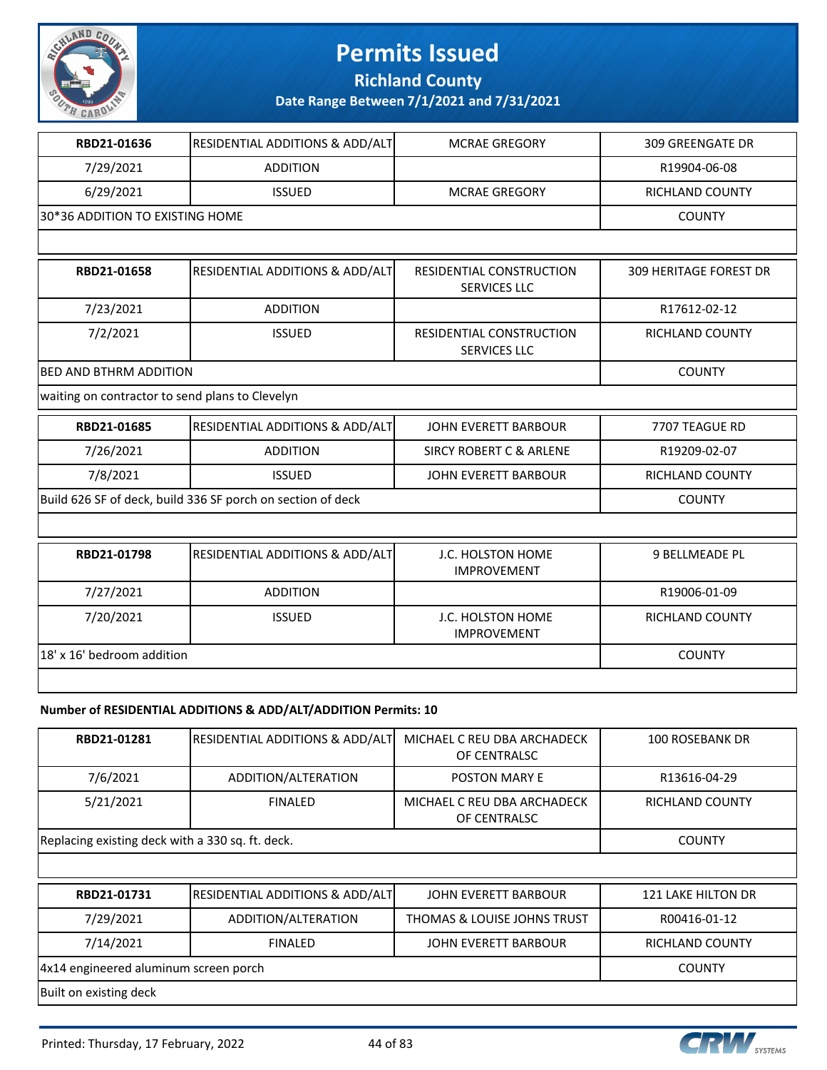# Permits Issued

**Richland County**

**Date Range Between 7/1/2021 and 7/31/2021**

| | | | |
|---|---|---|---|
| **RBD21-01636** | RESIDENTIAL ADDITIONS & ADD/ALT | MCRAE GREGORY | 309 GREENGATE DR |
| 7/29/2021 | ADDITION | | R19904-06-08 |
| 6/29/2021 | ISSUED | MCRAE GREGORY | RICHLAND COUNTY |
| 30*36 ADDITION TO EXISTING HOME | | | COUNTY |
| | | | |

| | | | |
|---|---|---|---|
| **RBD21-01658** | RESIDENTIAL ADDITIONS & ADD/ALT | RESIDENTIAL CONSTRUCTION SERVICES LLC | 309 HERITAGE FOREST DR |
| 7/23/2021 | ADDITION | | R17612-02-12 |
| 7/2/2021 | ISSUED | RESIDENTIAL CONSTRUCTION SERVICES LLC | RICHLAND COUNTY |
| BED AND BTHRM ADDITION | | | COUNTY |
| waiting on contractor to send plans to Clevelyn | | | |

| | | | |
|---|---|---|---|
| **RBD21-01685** | RESIDENTIAL ADDITIONS & ADD/ALT | JOHN EVERETT BARBOUR | 7707 TEAGUE RD |
| 7/26/2021 | ADDITION | SIRCY ROBERT C & ARLENE | R19209-02-07 |
| 7/8/2021 | ISSUED | JOHN EVERETT BARBOUR | RICHLAND COUNTY |
| Build 626 SF of deck, build 336 SF porch on section of deck | | | COUNTY |
| | | | |

| | | | |
|---|---|---|---|
| **RBD21-01798** | RESIDENTIAL ADDITIONS & ADD/ALT | J.C. HOLSTON HOME IMPROVEMENT | 9 BELLMEADE PL |
| 7/27/2021 | ADDITION | | R19006-01-09 |
| 7/20/2021 | ISSUED | J.C. HOLSTON HOME IMPROVEMENT | RICHLAND COUNTY |
| 18' x 16' bedroom addition | | | COUNTY |
| | | | |

**Number of RESIDENTIAL ADDITIONS & ADD/ALT/ADDITION Permits: 10**

| | | | |
|---|---|---|---|
| **RBD21-01281** | RESIDENTIAL ADDITIONS & ADD/ALT | MICHAEL C REU DBA ARCHADECK OF CENTRALSC | 100 ROSEBANK DR |
| 7/6/2021 | ADDITION/ALTERATION | POSTON MARY E | R13616-04-29 |
| 5/21/2021 | FINALED | MICHAEL C REU DBA ARCHADECK OF CENTRALSC | RICHLAND COUNTY |
| Replacing existing deck with a 330 sq. ft. deck. | | | COUNTY |
| | | | |

| | | | |
|---|---|---|---|
| **RBD21-01731** | RESIDENTIAL ADDITIONS & ADD/ALT | JOHN EVERETT BARBOUR | 121 LAKE HILTON DR |
| 7/29/2021 | ADDITION/ALTERATION | THOMAS & LOUISE JOHNS TRUST | R00416-01-12 |
| 7/14/2021 | FINALED | JOHN EVERETT BARBOUR | RICHLAND COUNTY |
| 4x14 engineered aluminum screen porch | | | COUNTY |
| Built on existing deck | | | |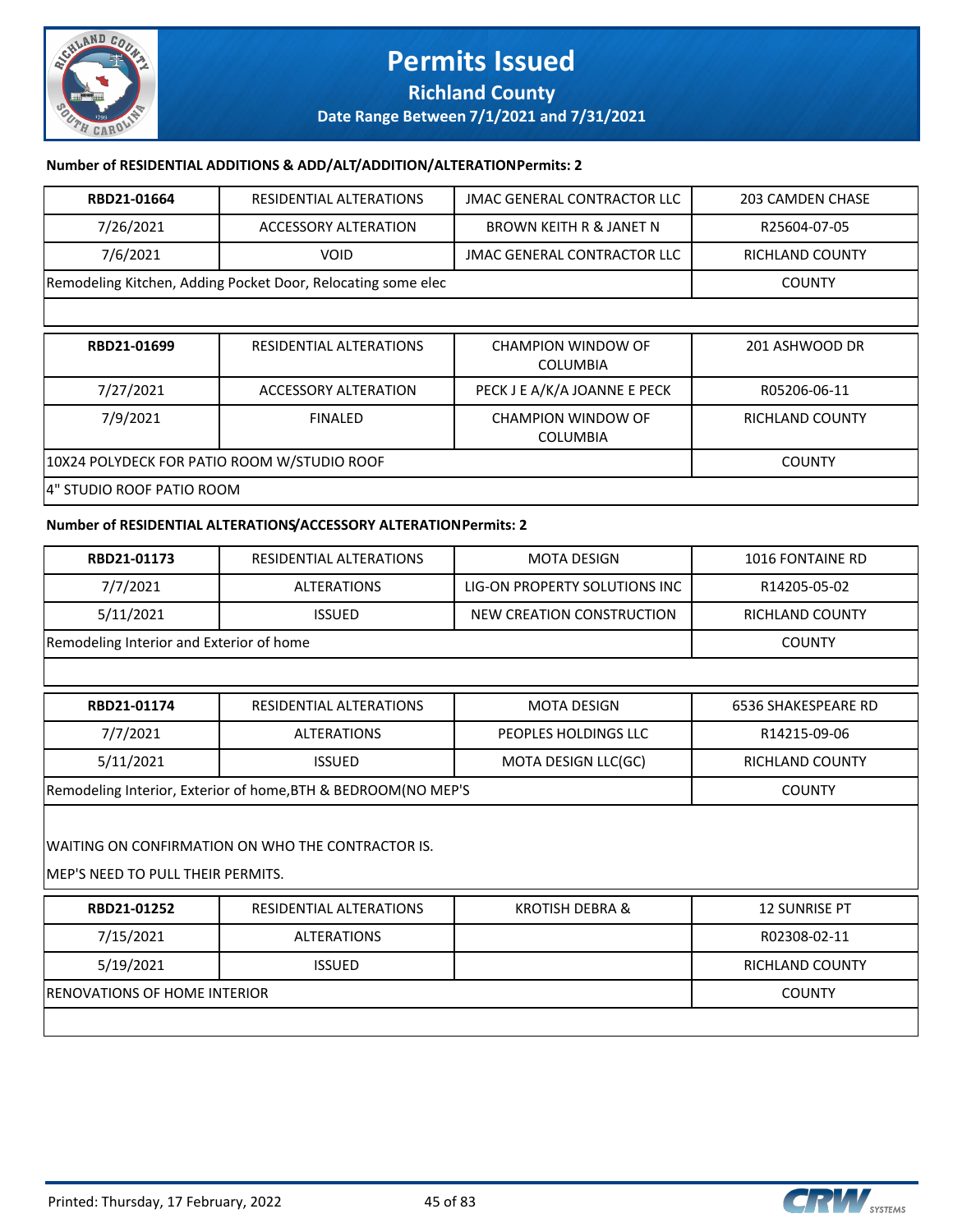**Number of RESIDENTIAL ADDITIONS & ADD/ALT/ADDITION/ALTERATIONPermits: 2**

| RBD21-01664 | RESIDENTIAL ALTERATIONS | JMAC GENERAL CONTRACTOR LLC | 203 CAMDEN CHASE |
|---|---|---|---|
| 7/26/2021 | ACCESSORY ALTERATION | BROWN KEITH R & JANET N | R25604-07-05 |
| 7/6/2021 | VOID | JMAC GENERAL CONTRACTOR LLC | RICHLAND COUNTY |
| Remodeling Kitchen, Adding Pocket Door, Relocating some elec | | | COUNTY |

| RBD21-01699 | RESIDENTIAL ALTERATIONS | CHAMPION WINDOW OF COLUMBIA | 201 ASHWOOD DR |
|---|---|---|---|
| 7/27/2021 | ACCESSORY ALTERATION | PECK J E A/K/A JOANNE E PECK | R05206-06-11 |
| 7/9/2021 | FINALED | CHAMPION WINDOW OF COLUMBIA | RICHLAND COUNTY |
| 10X24 POLYDECK FOR PATIO ROOM W/STUDIO ROOF | | | COUNTY |
| 4" STUDIO ROOF PATIO ROOM | | | |

**Number of RESIDENTIAL ALTERATIONS/ACCESSORY ALTERATIONPermits: 2**

| RBD21-01173 | RESIDENTIAL ALTERATIONS | MOTA DESIGN | 1016 FONTAINE RD |
|---|---|---|---|
| 7/7/2021 | ALTERATIONS | LIG-ON PROPERTY SOLUTIONS INC | R14205-05-02 |
| 5/11/2021 | ISSUED | NEW CREATION CONSTRUCTION | RICHLAND COUNTY |
| Remodeling Interior and Exterior of home | | | COUNTY |

| RBD21-01174 | RESIDENTIAL ALTERATIONS | MOTA DESIGN | 6536 SHAKESPEARE RD |
|---|---|---|---|
| 7/7/2021 | ALTERATIONS | PEOPLES HOLDINGS LLC | R14215-09-06 |
| 5/11/2021 | ISSUED | MOTA DESIGN LLC(GC) | RICHLAND COUNTY |
| Remodeling Interior, Exterior of home,BTH & BEDROOM(NO MEP'S | | | COUNTY |
| WAITING ON CONFIRMATION ON WHO THE CONTRACTOR IS. MEP'S NEED TO PULL THEIR PERMITS. | | | |

| RBD21-01252 | RESIDENTIAL ALTERATIONS | KROTISH DEBRA & | 12 SUNRISE PT |
|---|---|---|---|
| 7/15/2021 | ALTERATIONS | | R02308-02-11 |
| 5/19/2021 | ISSUED | | RICHLAND COUNTY |
| RENOVATIONS OF HOME INTERIOR | | | COUNTY |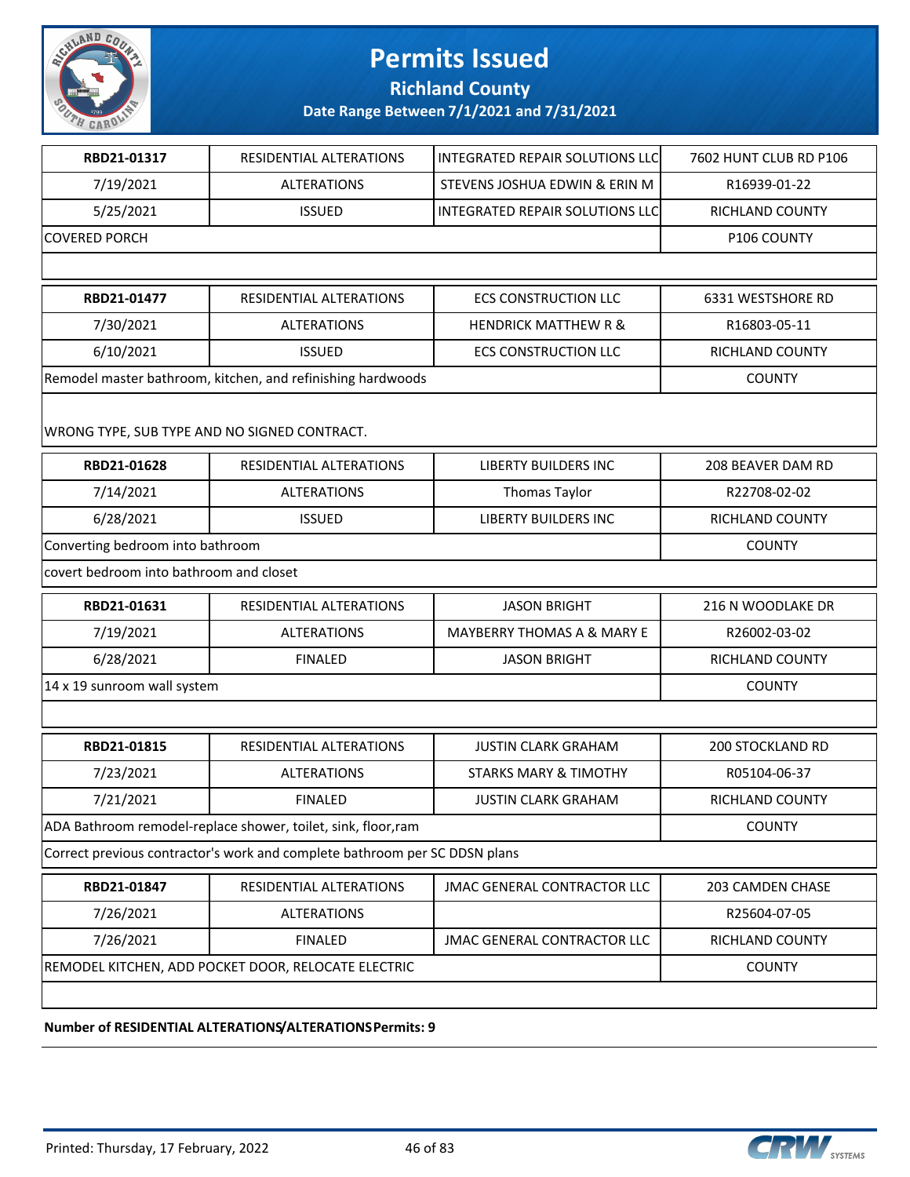# Permits Issued

**Richland County**

**Date Range Between 7/1/2021 and 7/31/2021**

| RBD21-01317 | RESIDENTIAL ALTERATIONS | INTEGRATED REPAIR SOLUTIONS LLC | 7602 HUNT CLUB RD P106 |
|---|---|---|---|
| 7/19/2021 | ALTERATIONS | STEVENS JOSHUA EDWIN & ERIN M | R16939-01-22 |
| 5/25/2021 | ISSUED | INTEGRATED REPAIR SOLUTIONS LLC | RICHLAND COUNTY |
| COVERED PORCH | | | P106 COUNTY |

| RBD21-01477 | RESIDENTIAL ALTERATIONS | ECS CONSTRUCTION LLC | 6331 WESTSHORE RD |
|---|---|---|---|
| 7/30/2021 | ALTERATIONS | HENDRICK MATTHEW R & | R16803-05-11 |
| 6/10/2021 | ISSUED | ECS CONSTRUCTION LLC | RICHLAND COUNTY |
| Remodel master bathroom, kitchen, and refinishing hardwoods | | | COUNTY |
| WRONG TYPE, SUB TYPE AND NO SIGNED CONTRACT. | | | |

| RBD21-01628 | RESIDENTIAL ALTERATIONS | LIBERTY BUILDERS INC | 208 BEAVER DAM RD |
|---|---|---|---|
| 7/14/2021 | ALTERATIONS | Thomas Taylor | R22708-02-02 |
| 6/28/2021 | ISSUED | LIBERTY BUILDERS INC | RICHLAND COUNTY |
| Converting bedroom into bathroom | | | COUNTY |
| covert bedroom into bathroom and closet | | | |

| RBD21-01631 | RESIDENTIAL ALTERATIONS | JASON BRIGHT | 216 N WOODLAKE DR |
|---|---|---|---|
| 7/19/2021 | ALTERATIONS | MAYBERRY THOMAS A & MARY E | R26002-03-02 |
| 6/28/2021 | FINALED | JASON BRIGHT | RICHLAND COUNTY |
| 14 x 19 sunroom wall system | | | COUNTY |

| RBD21-01815 | RESIDENTIAL ALTERATIONS | JUSTIN CLARK GRAHAM | 200 STOCKLAND RD |
|---|---|---|---|
| 7/23/2021 | ALTERATIONS | STARKS MARY & TIMOTHY | R05104-06-37 |
| 7/21/2021 | FINALED | JUSTIN CLARK GRAHAM | RICHLAND COUNTY |
| ADA Bathroom remodel-replace shower, toilet, sink, floor,ram | | | COUNTY |
| Correct previous contractor's work and complete bathroom per SC DDSN plans | | | |

| RBD21-01847 | RESIDENTIAL ALTERATIONS | JMAC GENERAL CONTRACTOR LLC | 203 CAMDEN CHASE |
|---|---|---|---|
| 7/26/2021 | ALTERATIONS | | R25604-07-05 |
| 7/26/2021 | FINALED | JMAC GENERAL CONTRACTOR LLC | RICHLAND COUNTY |
| REMODEL KITCHEN, ADD POCKET DOOR, RELOCATE ELECTRIC | | | COUNTY |

**Number of RESIDENTIAL ALTERATIONS/ALTERATIONS Permits: 9**

Printed: Thursday, 17 February, 2022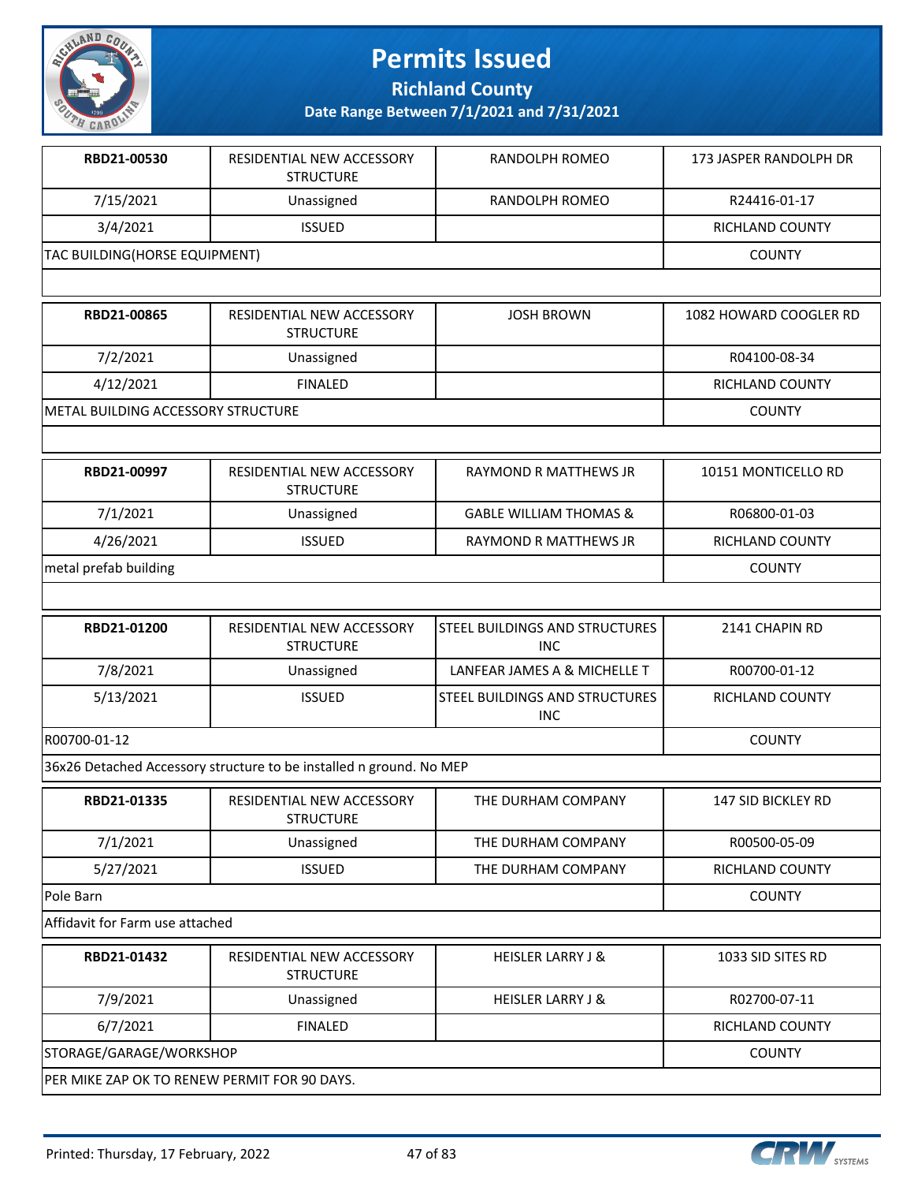# Permits Issued

## Richland County

### Date Range Between 7/1/2021 and 7/31/2021

| | | | |
|---|---|---|---|
| **RBD21-00530** | RESIDENTIAL NEW ACCESSORY STRUCTURE | RANDOLPH ROMEO | 173 JASPER RANDOLPH DR |
| 7/15/2021 | Unassigned | RANDOLPH ROMEO | R24416-01-17 |
| 3/4/2021 | ISSUED | | RICHLAND COUNTY |
| TAC BUILDING(HORSE EQUIPMENT) | | | COUNTY |
| | | | |

| | | | |
|---|---|---|---|
| **RBD21-00865** | RESIDENTIAL NEW ACCESSORY STRUCTURE | JOSH BROWN | 1082 HOWARD COOGLER RD |
| 7/2/2021 | Unassigned | | R04100-08-34 |
| 4/12/2021 | FINALED | | RICHLAND COUNTY |
| METAL BUILDING ACCESSORY STRUCTURE | | | COUNTY |
| | | | |

| | | | |
|---|---|---|---|
| **RBD21-00997** | RESIDENTIAL NEW ACCESSORY STRUCTURE | RAYMOND R MATTHEWS JR | 10151 MONTICELLO RD |
| 7/1/2021 | Unassigned | GABLE WILLIAM THOMAS & | R06800-01-03 |
| 4/26/2021 | ISSUED | RAYMOND R MATTHEWS JR | RICHLAND COUNTY |
| metal prefab building | | | COUNTY |
| | | | |

| | | | |
|---|---|---|---|
| **RBD21-01200** | RESIDENTIAL NEW ACCESSORY STRUCTURE | STEEL BUILDINGS AND STRUCTURES INC | 2141 CHAPIN RD |
| 7/8/2021 | Unassigned | LANFEAR JAMES A & MICHELLE T | R00700-01-12 |
| 5/13/2021 | ISSUED | STEEL BUILDINGS AND STRUCTURES INC | RICHLAND COUNTY |
| R00700-01-12 | | | COUNTY |
| 36x26 Detached Accessory structure to be installed n ground. No MEP | | | |

| | | | |
|---|---|---|---|
| **RBD21-01335** | RESIDENTIAL NEW ACCESSORY STRUCTURE | THE DURHAM COMPANY | 147 SID BICKLEY RD |
| 7/1/2021 | Unassigned | THE DURHAM COMPANY | R00500-05-09 |
| 5/27/2021 | ISSUED | THE DURHAM COMPANY | RICHLAND COUNTY |
| Pole Barn | | | COUNTY |
| Affidavit for Farm use attached | | | |

| | | | |
|---|---|---|---|
| **RBD21-01432** | RESIDENTIAL NEW ACCESSORY STRUCTURE | HEISLER LARRY J & | 1033 SID SITES RD |
| 7/9/2021 | Unassigned | HEISLER LARRY J & | R02700-07-11 |
| 6/7/2021 | FINALED | | RICHLAND COUNTY |
| STORAGE/GARAGE/WORKSHOP | | | COUNTY |
| PER MIKE ZAP OK TO RENEW PERMIT FOR 90 DAYS. | | | |

Printed: Thursday, 17 February, 2022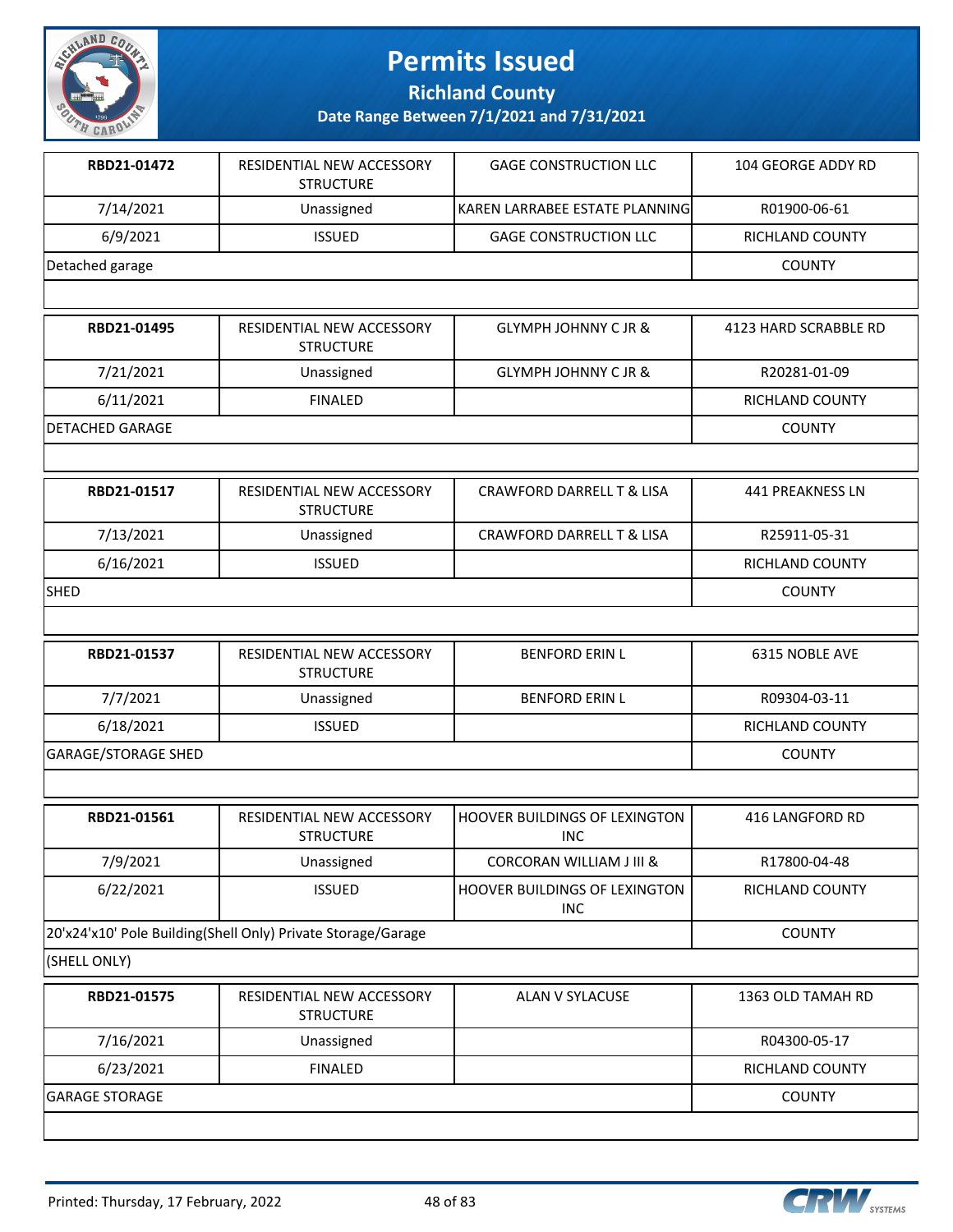# Permits Issued

## Richland County

### Date Range Between 7/1/2021 and 7/31/2021

| | | | |
|---|---|---|---|
| **RBD21-01472** | RESIDENTIAL NEW ACCESSORY STRUCTURE | GAGE CONSTRUCTION LLC | 104 GEORGE ADDY RD |
| 7/14/2021 | Unassigned | KAREN LARRABEE ESTATE PLANNING | R01900-06-61 |
| 6/9/2021 | ISSUED | GAGE CONSTRUCTION LLC | RICHLAND COUNTY |
| Detached garage | | | COUNTY |

| | | | |
|---|---|---|---|
| **RBD21-01495** | RESIDENTIAL NEW ACCESSORY STRUCTURE | GLYMPH JOHNNY C JR & | 4123 HARD SCRABBLE RD |
| 7/21/2021 | Unassigned | GLYMPH JOHNNY C JR & | R20281-01-09 |
| 6/11/2021 | FINALED | | RICHLAND COUNTY |
| DETACHED GARAGE | | | COUNTY |

| | | | |
|---|---|---|---|
| **RBD21-01517** | RESIDENTIAL NEW ACCESSORY STRUCTURE | CRAWFORD DARRELL T & LISA | 441 PREAKNESS LN |
| 7/13/2021 | Unassigned | CRAWFORD DARRELL T & LISA | R25911-05-31 |
| 6/16/2021 | ISSUED | | RICHLAND COUNTY |
| SHED | | | COUNTY |

| | | | |
|---|---|---|---|
| **RBD21-01537** | RESIDENTIAL NEW ACCESSORY STRUCTURE | BENFORD ERIN L | 6315 NOBLE AVE |
| 7/7/2021 | Unassigned | BENFORD ERIN L | R09304-03-11 |
| 6/18/2021 | ISSUED | | RICHLAND COUNTY |
| GARAGE/STORAGE SHED | | | COUNTY |

| | | | |
|---|---|---|---|
| **RBD21-01561** | RESIDENTIAL NEW ACCESSORY STRUCTURE | HOOVER BUILDINGS OF LEXINGTON INC | 416 LANGFORD RD |
| 7/9/2021 | Unassigned | CORCORAN WILLIAM J III & | R17800-04-48 |
| 6/22/2021 | ISSUED | HOOVER BUILDINGS OF LEXINGTON INC | RICHLAND COUNTY |
| 20'x24'x10' Pole Building(Shell Only) Private Storage/Garage | | | COUNTY |
| (SHELL ONLY) | | | |

| | | | |
|---|---|---|---|
| **RBD21-01575** | RESIDENTIAL NEW ACCESSORY STRUCTURE | ALAN V SYLACUSE | 1363 OLD TAMAH RD |
| 7/16/2021 | Unassigned | | R04300-05-17 |
| 6/23/2021 | FINALED | | RICHLAND COUNTY |
| GARAGE STORAGE | | | COUNTY |

Printed: Thursday, 17 February, 2022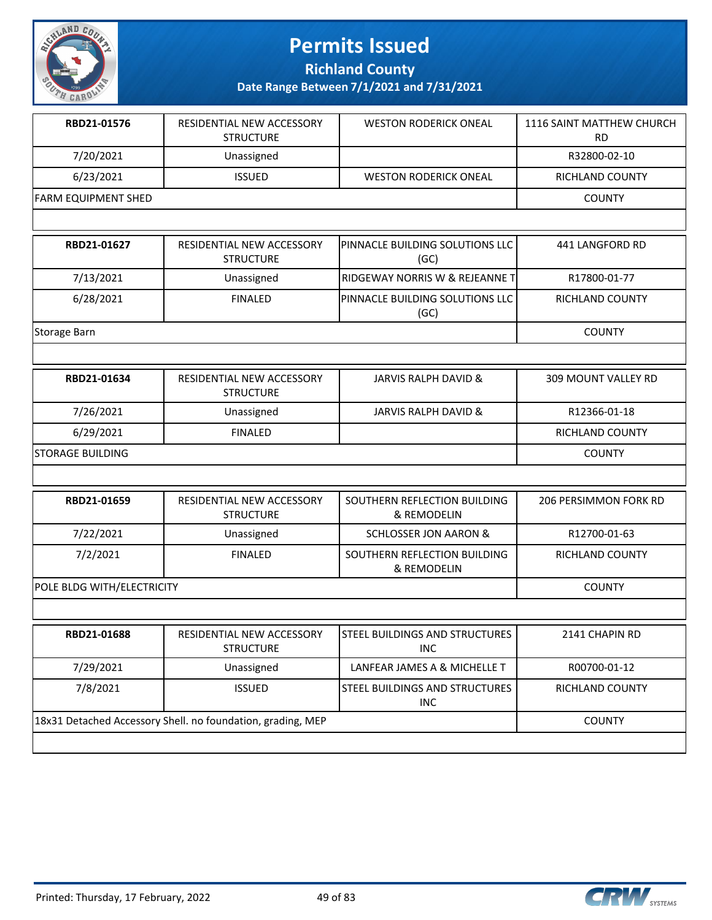# Permits Issued

**Richland County**

**Date Range Between 7/1/2021 and 7/31/2021**

| | | | |
|---|---|---|---|
| **RBD21-01576** | RESIDENTIAL NEW ACCESSORY STRUCTURE | WESTON RODERICK ONEAL | 1116 SAINT MATTHEW CHURCH RD |
| 7/20/2021 | Unassigned | | R32800-02-10 |
| 6/23/2021 | ISSUED | WESTON RODERICK ONEAL | RICHLAND COUNTY |
| FARM EQUIPMENT SHED | | | COUNTY |

| | | | |
|---|---|---|---|
| **RBD21-01627** | RESIDENTIAL NEW ACCESSORY STRUCTURE | PINNACLE BUILDING SOLUTIONS LLC (GC) | 441 LANGFORD RD |
| 7/13/2021 | Unassigned | RIDGEWAY NORRIS W & REJEANNE T | R17800-01-77 |
| 6/28/2021 | FINALED | PINNACLE BUILDING SOLUTIONS LLC (GC) | RICHLAND COUNTY |
| Storage Barn | | | COUNTY |

| | | | |
|---|---|---|---|
| **RBD21-01634** | RESIDENTIAL NEW ACCESSORY STRUCTURE | JARVIS RALPH DAVID & | 309 MOUNT VALLEY RD |
| 7/26/2021 | Unassigned | JARVIS RALPH DAVID & | R12366-01-18 |
| 6/29/2021 | FINALED | | RICHLAND COUNTY |
| STORAGE BUILDING | | | COUNTY |

| | | | |
|---|---|---|---|
| **RBD21-01659** | RESIDENTIAL NEW ACCESSORY STRUCTURE | SOUTHERN REFLECTION BUILDING & REMODELIN | 206 PERSIMMON FORK RD |
| 7/22/2021 | Unassigned | SCHLOSSER JON AARON & | R12700-01-63 |
| 7/2/2021 | FINALED | SOUTHERN REFLECTION BUILDING & REMODELIN | RICHLAND COUNTY |
| POLE BLDG WITH/ELECTRICITY | | | COUNTY |

| | | | |
|---|---|---|---|
| **RBD21-01688** | RESIDENTIAL NEW ACCESSORY STRUCTURE | STEEL BUILDINGS AND STRUCTURES INC | 2141 CHAPIN RD |
| 7/29/2021 | Unassigned | LANFEAR JAMES A & MICHELLE T | R00700-01-12 |
| 7/8/2021 | ISSUED | STEEL BUILDINGS AND STRUCTURES INC | RICHLAND COUNTY |
| 18x31 Detached Accessory Shell. no foundation, grading, MEP | | | COUNTY |

Printed: Thursday, 17 February, 2022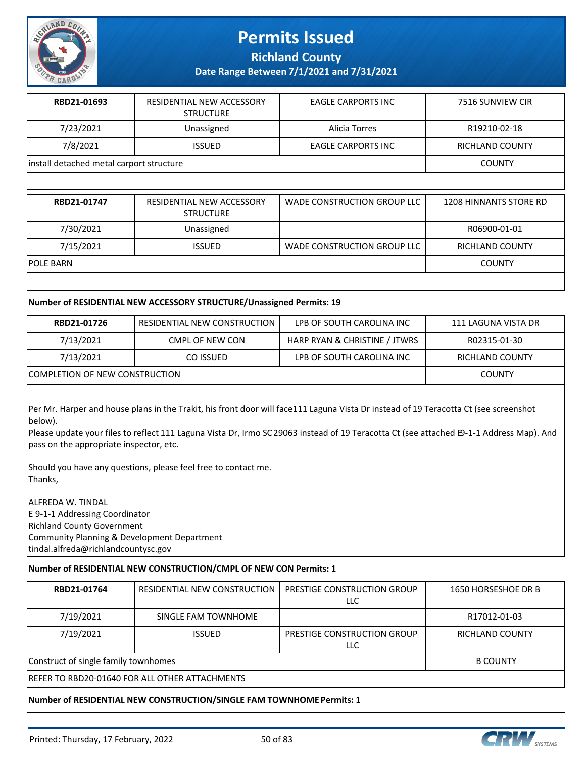# Permits Issued

## Richland County

### Date Range Between 7/1/2021 and 7/31/2021

| RBD21-01693 | RESIDENTIAL NEW ACCESSORY STRUCTURE | EAGLE CARPORTS INC | 7516 SUNVIEW CIR |
|---|---|---|---|
| 7/23/2021 | Unassigned | Alicia Torres | R19210-02-18 |
| 7/8/2021 | ISSUED | EAGLE CARPORTS INC | RICHLAND COUNTY |
| install detached metal carport structure | | | COUNTY |

| RBD21-01747 | RESIDENTIAL NEW ACCESSORY STRUCTURE | WADE CONSTRUCTION GROUP LLC | 1208 HINNANTS STORE RD |
|---|---|---|---|
| 7/30/2021 | Unassigned | | R06900-01-01 |
| 7/15/2021 | ISSUED | WADE CONSTRUCTION GROUP LLC | RICHLAND COUNTY |
| POLE BARN | | | COUNTY |

**Number of RESIDENTIAL NEW ACCESSORY STRUCTURE/Unassigned Permits: 19**

| RBD21-01726 | RESIDENTIAL NEW CONSTRUCTION | LPB OF SOUTH CAROLINA INC | 111 LAGUNA VISTA DR |
|---|---|---|---|
| 7/13/2021 | CMPL OF NEW CON | HARP RYAN & CHRISTINE / JTWRS | R02315-01-30 |
| 7/13/2021 | CO ISSUED | LPB OF SOUTH CAROLINA INC | RICHLAND COUNTY |
| COMPLETION OF NEW CONSTRUCTION | | | COUNTY |

Per Mr. Harper and house plans in the Trakit, his front door will face111 Laguna Vista Dr instead of 19 Teracotta Ct (see screenshot below).
Please update your files to reflect 111 Laguna Vista Dr, Irmo SC 29063 instead of 19 Teracotta Ct (see attached E9-1-1 Address Map). And pass on the appropriate inspector, etc.

Should you have any questions, please feel free to contact me.
Thanks,

ALFREDA W. TINDAL
E 9-1-1 Addressing Coordinator
Richland County Government
Community Planning & Development Department
tindal.alfreda@richlandcountysc.gov

**Number of RESIDENTIAL NEW CONSTRUCTION/CMPL OF NEW CON Permits: 1**

| RBD21-01764 | RESIDENTIAL NEW CONSTRUCTION | PRESTIGE CONSTRUCTION GROUP LLC | 1650 HORSESHOE DR B |
|---|---|---|---|
| 7/19/2021 | SINGLE FAM TOWNHOME | | R17012-01-03 |
| 7/19/2021 | ISSUED | PRESTIGE CONSTRUCTION GROUP LLC | RICHLAND COUNTY |
| Construct of single family townhomes | | | B COUNTY |
| REFER TO RBD20-01640 FOR ALL OTHER ATTACHMENTS | | | |

**Number of RESIDENTIAL NEW CONSTRUCTION/SINGLE FAM TOWNHOME Permits: 1**

Printed: Thursday, 17 February, 2022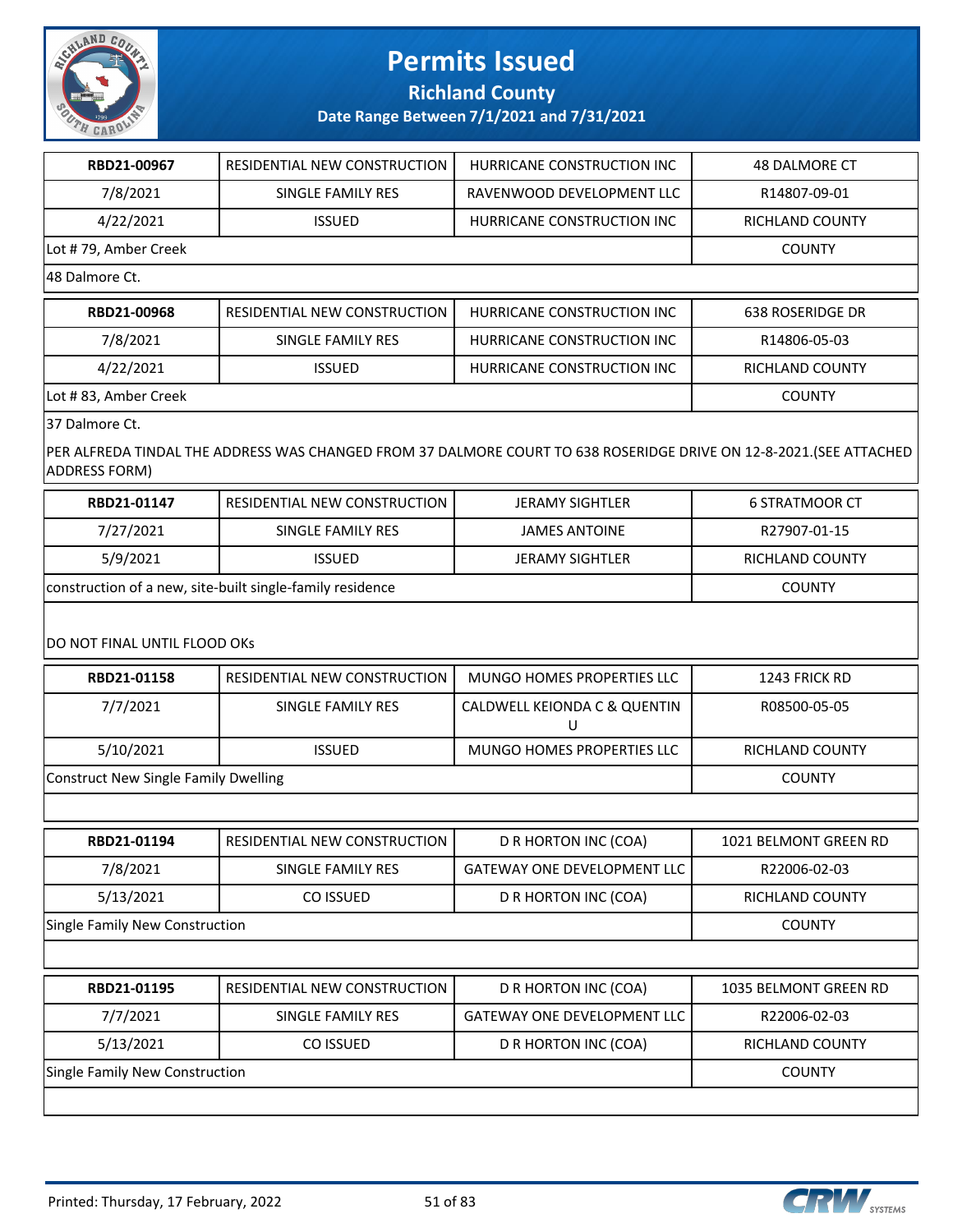# Permits Issued

## Richland County

### Date Range Between 7/1/2021 and 7/31/2021

| RBD21-00967 | RESIDENTIAL NEW CONSTRUCTION | HURRICANE CONSTRUCTION INC | 48 DALMORE CT |
|---|---|---|---|
| 7/8/2021 | SINGLE FAMILY RES | RAVENWOOD DEVELOPMENT LLC | R14807-09-01 |
| 4/22/2021 | ISSUED | HURRICANE CONSTRUCTION INC | RICHLAND COUNTY |
| Lot # 79, Amber Creek | | | COUNTY |
| 48 Dalmore Ct. | | | |

| RBD21-00968 | RESIDENTIAL NEW CONSTRUCTION | HURRICANE CONSTRUCTION INC | 638 ROSERIDGE DR |
|---|---|---|---|
| 7/8/2021 | SINGLE FAMILY RES | HURRICANE CONSTRUCTION INC | R14806-05-03 |
| 4/22/2021 | ISSUED | HURRICANE CONSTRUCTION INC | RICHLAND COUNTY |
| Lot # 83, Amber Creek | | | COUNTY |
| 37 Dalmore Ct. PER ALFREDA TINDAL THE ADDRESS WAS CHANGED FROM 37 DALMORE COURT TO 638 ROSERIDGE DRIVE ON 12-8-2021.(SEE ATTACHED ADDRESS FORM) | | | |

| RBD21-01147 | RESIDENTIAL NEW CONSTRUCTION | JERAMY SIGHTLER | 6 STRATMOOR CT |
|---|---|---|---|
| 7/27/2021 | SINGLE FAMILY RES | JAMES ANTOINE | R27907-01-15 |
| 5/9/2021 | ISSUED | JERAMY SIGHTLER | RICHLAND COUNTY |
| construction of a new, site-built single-family residence | | | COUNTY |
| DO NOT FINAL UNTIL FLOOD OKs | | | |

| RBD21-01158 | RESIDENTIAL NEW CONSTRUCTION | MUNGO HOMES PROPERTIES LLC | 1243 FRICK RD |
|---|---|---|---|
| 7/7/2021 | SINGLE FAMILY RES | CALDWELL KEIONDA C & QUENTIN U | R08500-05-05 |
| 5/10/2021 | ISSUED | MUNGO HOMES PROPERTIES LLC | RICHLAND COUNTY |
| Construct New Single Family Dwelling | | | COUNTY |

| RBD21-01194 | RESIDENTIAL NEW CONSTRUCTION | D R HORTON INC (COA) | 1021 BELMONT GREEN RD |
|---|---|---|---|
| 7/8/2021 | SINGLE FAMILY RES | GATEWAY ONE DEVELOPMENT LLC | R22006-02-03 |
| 5/13/2021 | CO ISSUED | D R HORTON INC (COA) | RICHLAND COUNTY |
| Single Family New Construction | | | COUNTY |

| RBD21-01195 | RESIDENTIAL NEW CONSTRUCTION | D R HORTON INC (COA) | 1035 BELMONT GREEN RD |
|---|---|---|---|
| 7/7/2021 | SINGLE FAMILY RES | GATEWAY ONE DEVELOPMENT LLC | R22006-02-03 |
| 5/13/2021 | CO ISSUED | D R HORTON INC (COA) | RICHLAND COUNTY |
| Single Family New Construction | | | COUNTY |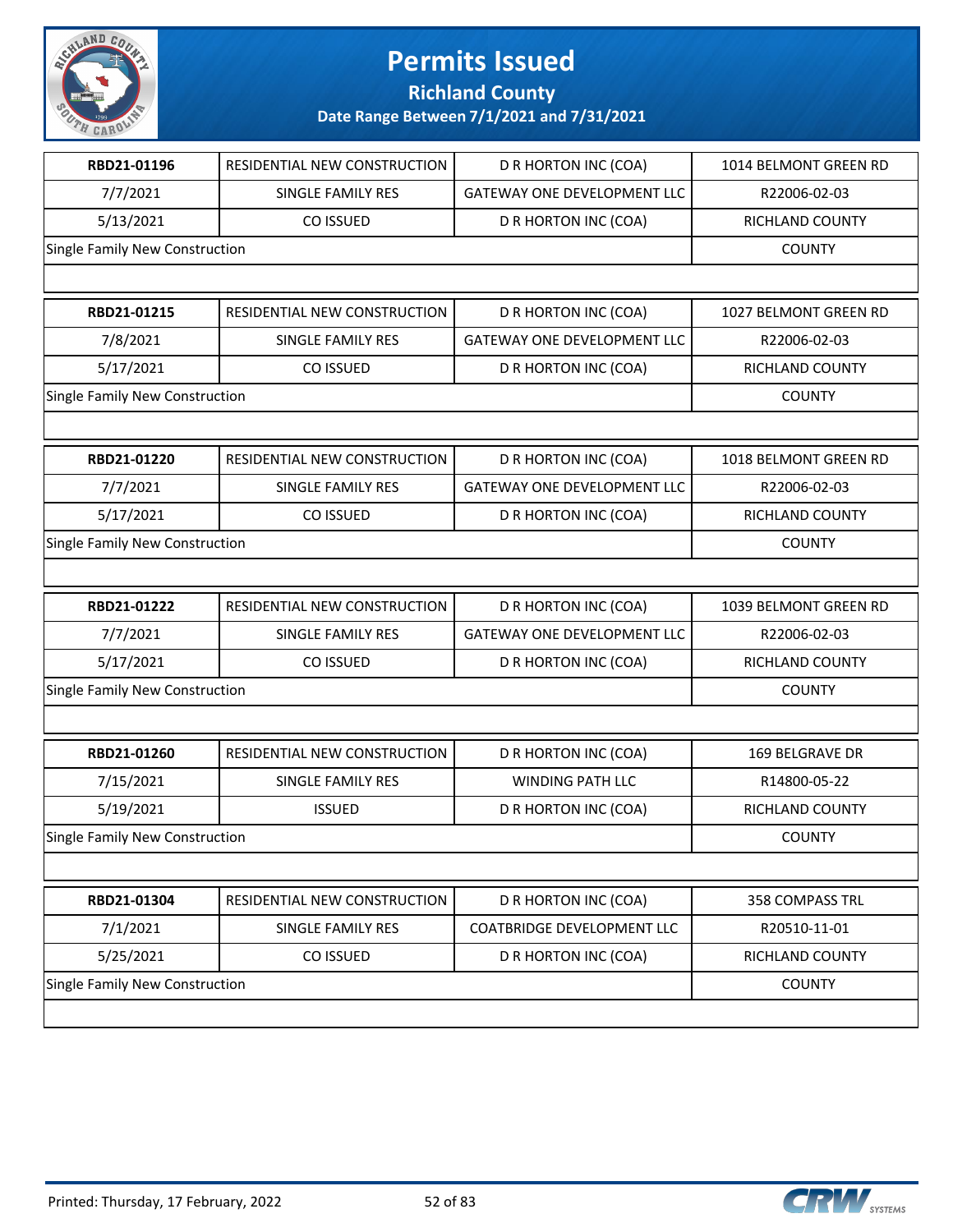# Permits Issued

## Richland County

### Date Range Between 7/1/2021 and 7/31/2021

| | | | |
|---|---|---|---|
| **RBD21-01196** | RESIDENTIAL NEW CONSTRUCTION | D R HORTON INC (COA) | 1014 BELMONT GREEN RD |
| 7/7/2021 | SINGLE FAMILY RES | GATEWAY ONE DEVELOPMENT LLC | R22006-02-03 |
| 5/13/2021 | CO ISSUED | D R HORTON INC (COA) | RICHLAND COUNTY |
| Single Family New Construction | | | COUNTY |

| | | | |
|---|---|---|---|
| **RBD21-01215** | RESIDENTIAL NEW CONSTRUCTION | D R HORTON INC (COA) | 1027 BELMONT GREEN RD |
| 7/8/2021 | SINGLE FAMILY RES | GATEWAY ONE DEVELOPMENT LLC | R22006-02-03 |
| 5/17/2021 | CO ISSUED | D R HORTON INC (COA) | RICHLAND COUNTY |
| Single Family New Construction | | | COUNTY |

| | | | |
|---|---|---|---|
| **RBD21-01220** | RESIDENTIAL NEW CONSTRUCTION | D R HORTON INC (COA) | 1018 BELMONT GREEN RD |
| 7/7/2021 | SINGLE FAMILY RES | GATEWAY ONE DEVELOPMENT LLC | R22006-02-03 |
| 5/17/2021 | CO ISSUED | D R HORTON INC (COA) | RICHLAND COUNTY |
| Single Family New Construction | | | COUNTY |

| | | | |
|---|---|---|---|
| **RBD21-01222** | RESIDENTIAL NEW CONSTRUCTION | D R HORTON INC (COA) | 1039 BELMONT GREEN RD |
| 7/7/2021 | SINGLE FAMILY RES | GATEWAY ONE DEVELOPMENT LLC | R22006-02-03 |
| 5/17/2021 | CO ISSUED | D R HORTON INC (COA) | RICHLAND COUNTY |
| Single Family New Construction | | | COUNTY |

| | | | |
|---|---|---|---|
| **RBD21-01260** | RESIDENTIAL NEW CONSTRUCTION | D R HORTON INC (COA) | 169 BELGRAVE DR |
| 7/15/2021 | SINGLE FAMILY RES | WINDING PATH LLC | R14800-05-22 |
| 5/19/2021 | ISSUED | D R HORTON INC (COA) | RICHLAND COUNTY |
| Single Family New Construction | | | COUNTY |

| | | | |
|---|---|---|---|
| **RBD21-01304** | RESIDENTIAL NEW CONSTRUCTION | D R HORTON INC (COA) | 358 COMPASS TRL |
| 7/1/2021 | SINGLE FAMILY RES | COATBRIDGE DEVELOPMENT LLC | R20510-11-01 |
| 5/25/2021 | CO ISSUED | D R HORTON INC (COA) | RICHLAND COUNTY |
| Single Family New Construction | | | COUNTY |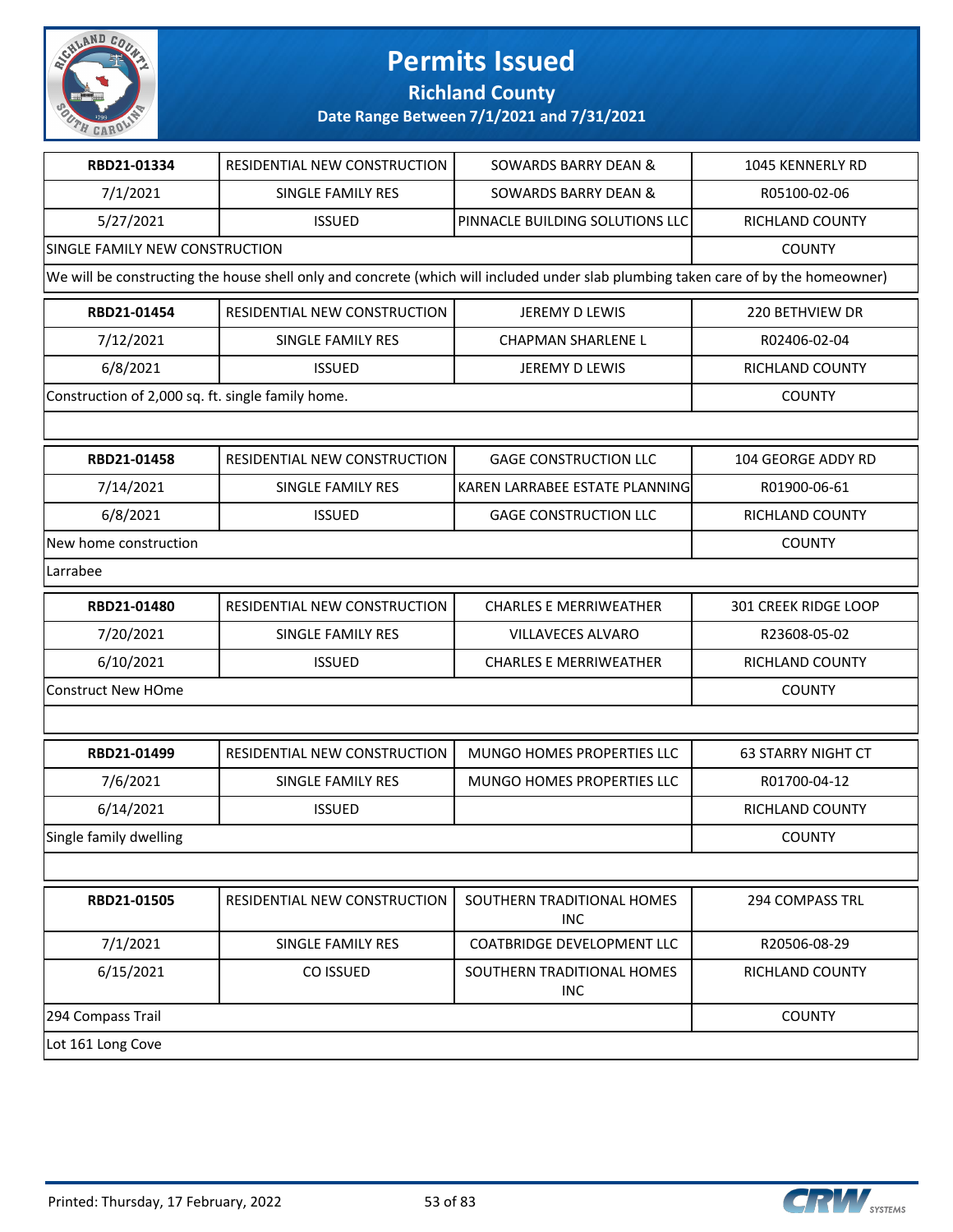# Permits Issued

## Richland County

### Date Range Between 7/1/2021 and 7/31/2021

| | | | |
|---|---|---|---|
| **RBD21-01334** | RESIDENTIAL NEW CONSTRUCTION | SOWARDS BARRY DEAN & | 1045 KENNERLY RD |
| 7/1/2021 | SINGLE FAMILY RES | SOWARDS BARRY DEAN & | R05100-02-06 |
| 5/27/2021 | ISSUED | PINNACLE BUILDING SOLUTIONS LLC | RICHLAND COUNTY |
| SINGLE FAMILY NEW CONSTRUCTION | | | COUNTY |
| We will be constructing the house shell only and concrete (which will included under slab plumbing taken care of by the homeowner) | | | |

| | | | |
|---|---|---|---|
| **RBD21-01454** | RESIDENTIAL NEW CONSTRUCTION | JEREMY D LEWIS | 220 BETHVIEW DR |
| 7/12/2021 | SINGLE FAMILY RES | CHAPMAN SHARLENE L | R02406-02-04 |
| 6/8/2021 | ISSUED | JEREMY D LEWIS | RICHLAND COUNTY |
| Construction of 2,000 sq. ft. single family home. | | | COUNTY |
| | | | |

| | | | |
|---|---|---|---|
| **RBD21-01458** | RESIDENTIAL NEW CONSTRUCTION | GAGE CONSTRUCTION LLC | 104 GEORGE ADDY RD |
| 7/14/2021 | SINGLE FAMILY RES | KAREN LARRABEE ESTATE PLANNING | R01900-06-61 |
| 6/8/2021 | ISSUED | GAGE CONSTRUCTION LLC | RICHLAND COUNTY |
| New home construction | | | COUNTY |
| Larrabee | | | |

| | | | |
|---|---|---|---|
| **RBD21-01480** | RESIDENTIAL NEW CONSTRUCTION | CHARLES E MERRIWEATHER | 301 CREEK RIDGE LOOP |
| 7/20/2021 | SINGLE FAMILY RES | VILLAVECES ALVARO | R23608-05-02 |
| 6/10/2021 | ISSUED | CHARLES E MERRIWEATHER | RICHLAND COUNTY |
| Construct New HOme | | | COUNTY |
| | | | |

| | | | |
|---|---|---|---|
| **RBD21-01499** | RESIDENTIAL NEW CONSTRUCTION | MUNGO HOMES PROPERTIES LLC | 63 STARRY NIGHT CT |
| 7/6/2021 | SINGLE FAMILY RES | MUNGO HOMES PROPERTIES LLC | R01700-04-12 |
| 6/14/2021 | ISSUED | | RICHLAND COUNTY |
| Single family dwelling | | | COUNTY |
| | | | |

| | | | |
|---|---|---|---|
| **RBD21-01505** | RESIDENTIAL NEW CONSTRUCTION | SOUTHERN TRADITIONAL HOMES INC | 294 COMPASS TRL |
| 7/1/2021 | SINGLE FAMILY RES | COATBRIDGE DEVELOPMENT LLC | R20506-08-29 |
| 6/15/2021 | CO ISSUED | SOUTHERN TRADITIONAL HOMES INC | RICHLAND COUNTY |
| 294 Compass Trail | | | COUNTY |
| Lot 161 Long Cove | | | |

Printed: Thursday, 17 February, 2022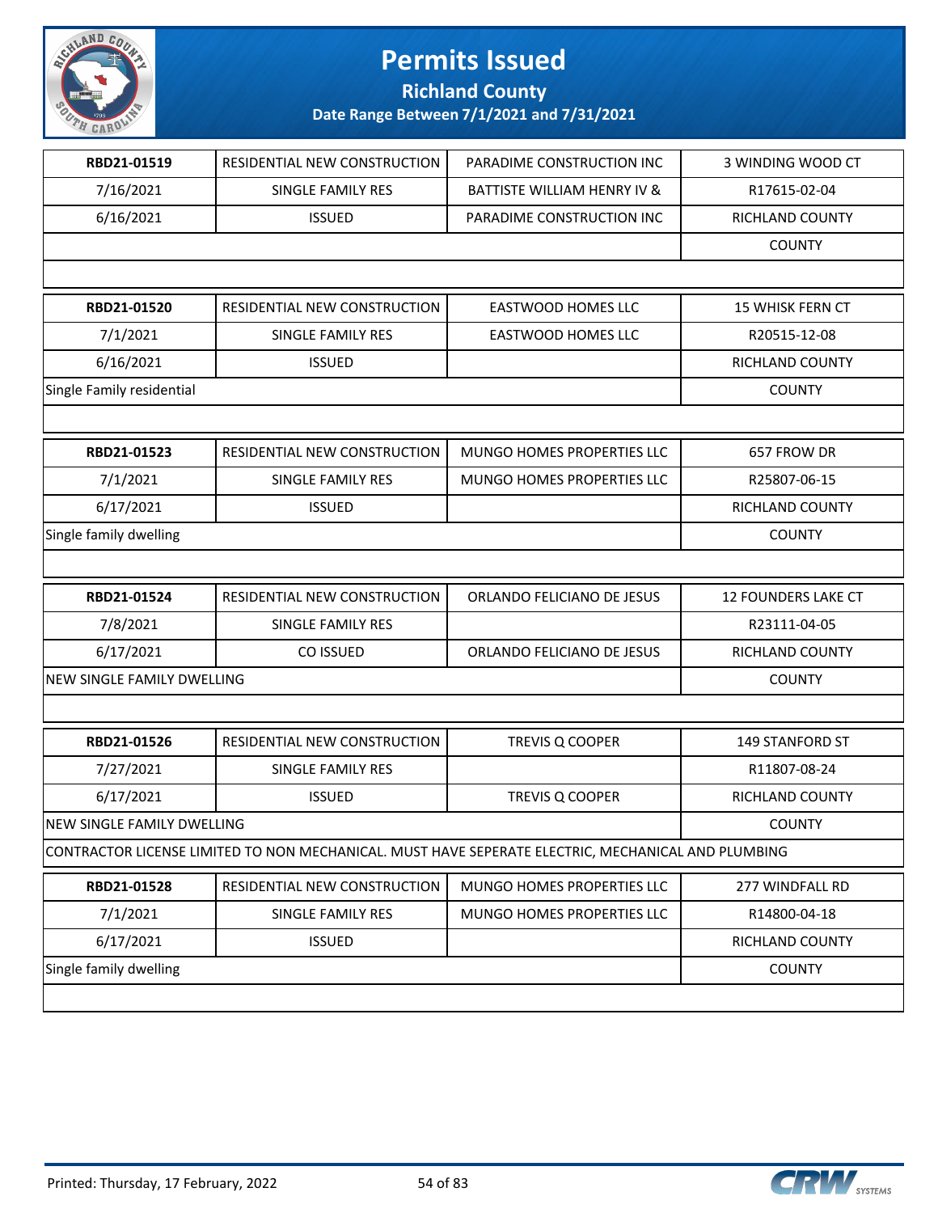# Permits Issued

## Richland County

### Date Range Between 7/1/2021 and 7/31/2021

| | | | |
|---|---|---|---|
| **RBD21-01519** | RESIDENTIAL NEW CONSTRUCTION | PARADIME CONSTRUCTION INC | 3 WINDING WOOD CT |
| 7/16/2021 | SINGLE FAMILY RES | BATTISTE WILLIAM HENRY IV & | R17615-02-04 |
| 6/16/2021 | ISSUED | PARADIME CONSTRUCTION INC | RICHLAND COUNTY |
| | | | COUNTY |
| | | | |
| **RBD21-01520** | RESIDENTIAL NEW CONSTRUCTION | EASTWOOD HOMES LLC | 15 WHISK FERN CT |
| 7/1/2021 | SINGLE FAMILY RES | EASTWOOD HOMES LLC | R20515-12-08 |
| 6/16/2021 | ISSUED | | RICHLAND COUNTY |
| Single Family residential | | | COUNTY |
| | | | |
| **RBD21-01523** | RESIDENTIAL NEW CONSTRUCTION | MUNGO HOMES PROPERTIES LLC | 657 FROW DR |
| 7/1/2021 | SINGLE FAMILY RES | MUNGO HOMES PROPERTIES LLC | R25807-06-15 |
| 6/17/2021 | ISSUED | | RICHLAND COUNTY |
| Single family dwelling | | | COUNTY |
| | | | |
| **RBD21-01524** | RESIDENTIAL NEW CONSTRUCTION | ORLANDO FELICIANO DE JESUS | 12 FOUNDERS LAKE CT |
| 7/8/2021 | SINGLE FAMILY RES | | R23111-04-05 |
| 6/17/2021 | CO ISSUED | ORLANDO FELICIANO DE JESUS | RICHLAND COUNTY |
| NEW SINGLE FAMILY DWELLING | | | COUNTY |
| | | | |
| **RBD21-01526** | RESIDENTIAL NEW CONSTRUCTION | TREVIS Q COOPER | 149 STANFORD ST |
| 7/27/2021 | SINGLE FAMILY RES | | R11807-08-24 |
| 6/17/2021 | ISSUED | TREVIS Q COOPER | RICHLAND COUNTY |
| NEW SINGLE FAMILY DWELLING | | | COUNTY |
| CONTRACTOR LICENSE LIMITED TO NON MECHANICAL. MUST HAVE SEPERATE ELECTRIC, MECHANICAL AND PLUMBING | | | |
| **RBD21-01528** | RESIDENTIAL NEW CONSTRUCTION | MUNGO HOMES PROPERTIES LLC | 277 WINDFALL RD |
| 7/1/2021 | SINGLE FAMILY RES | MUNGO HOMES PROPERTIES LLC | R14800-04-18 |
| 6/17/2021 | ISSUED | | RICHLAND COUNTY |
| Single family dwelling | | | COUNTY |
| | | | |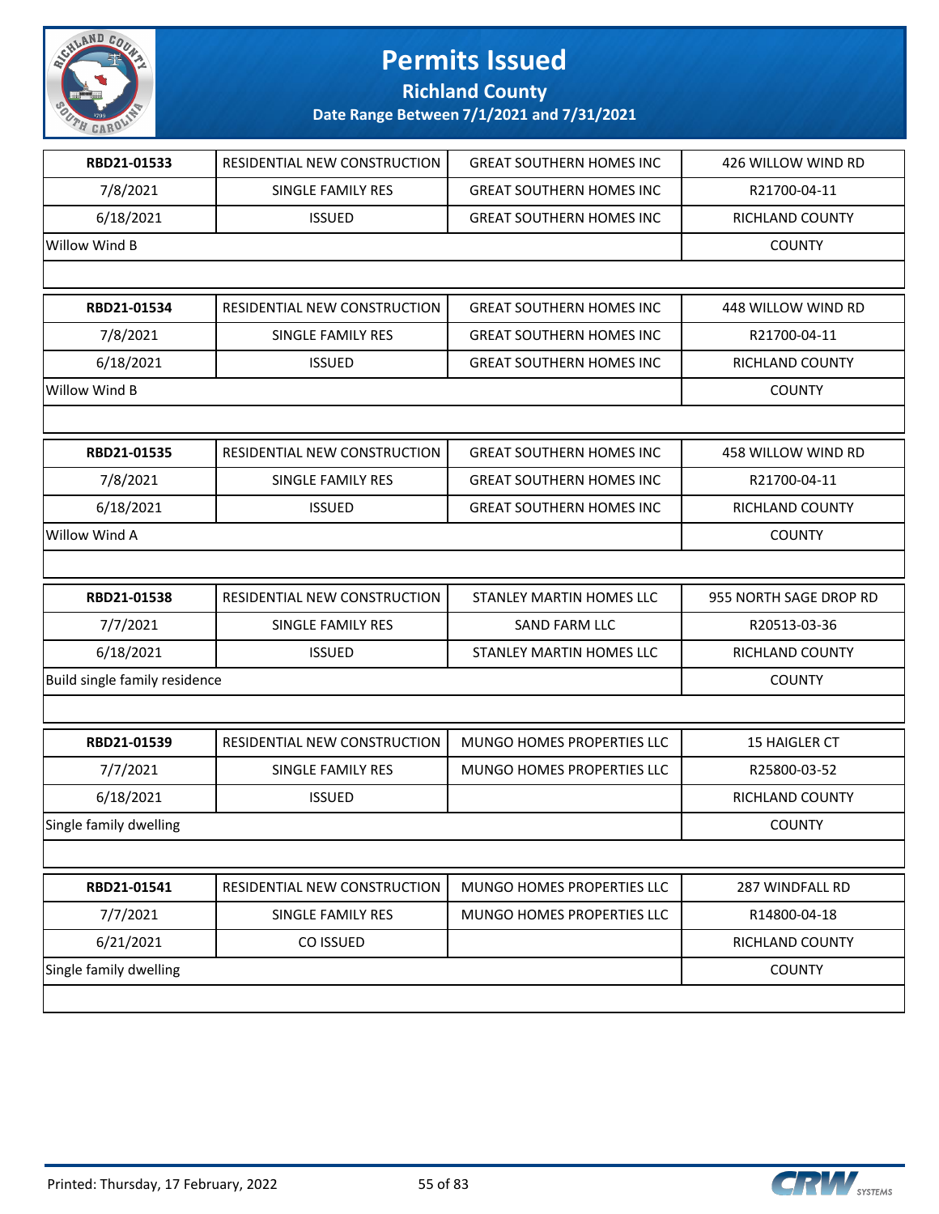# Permits Issued

## Richland County

### Date Range Between 7/1/2021 and 7/31/2021

| | | | |
|---|---|---|---|
| RBD21-01533 | RESIDENTIAL NEW CONSTRUCTION | GREAT SOUTHERN HOMES INC | 426 WILLOW WIND RD |
| 7/8/2021 | SINGLE FAMILY RES | GREAT SOUTHERN HOMES INC | R21700-04-11 |
| 6/18/2021 | ISSUED | GREAT SOUTHERN HOMES INC | RICHLAND COUNTY |
| Willow Wind B | | | COUNTY |

| | | | |
|---|---|---|---|
| RBD21-01534 | RESIDENTIAL NEW CONSTRUCTION | GREAT SOUTHERN HOMES INC | 448 WILLOW WIND RD |
| 7/8/2021 | SINGLE FAMILY RES | GREAT SOUTHERN HOMES INC | R21700-04-11 |
| 6/18/2021 | ISSUED | GREAT SOUTHERN HOMES INC | RICHLAND COUNTY |
| Willow Wind B | | | COUNTY |

| | | | |
|---|---|---|---|
| RBD21-01535 | RESIDENTIAL NEW CONSTRUCTION | GREAT SOUTHERN HOMES INC | 458 WILLOW WIND RD |
| 7/8/2021 | SINGLE FAMILY RES | GREAT SOUTHERN HOMES INC | R21700-04-11 |
| 6/18/2021 | ISSUED | GREAT SOUTHERN HOMES INC | RICHLAND COUNTY |
| Willow Wind A | | | COUNTY |

| | | | |
|---|---|---|---|
| RBD21-01538 | RESIDENTIAL NEW CONSTRUCTION | STANLEY MARTIN HOMES LLC | 955 NORTH SAGE DROP RD |
| 7/7/2021 | SINGLE FAMILY RES | SAND FARM LLC | R20513-03-36 |
| 6/18/2021 | ISSUED | STANLEY MARTIN HOMES LLC | RICHLAND COUNTY |
| Build single family residence | | | COUNTY |

| | | | |
|---|---|---|---|
| RBD21-01539 | RESIDENTIAL NEW CONSTRUCTION | MUNGO HOMES PROPERTIES LLC | 15 HAIGLER CT |
| 7/7/2021 | SINGLE FAMILY RES | MUNGO HOMES PROPERTIES LLC | R25800-03-52 |
| 6/18/2021 | ISSUED | | RICHLAND COUNTY |
| Single family dwelling | | | COUNTY |

| | | | |
|---|---|---|---|
| RBD21-01541 | RESIDENTIAL NEW CONSTRUCTION | MUNGO HOMES PROPERTIES LLC | 287 WINDFALL RD |
| 7/7/2021 | SINGLE FAMILY RES | MUNGO HOMES PROPERTIES LLC | R14800-04-18 |
| 6/21/2021 | CO ISSUED | | RICHLAND COUNTY |
| Single family dwelling | | | COUNTY |

Printed: Thursday, 17 February, 2022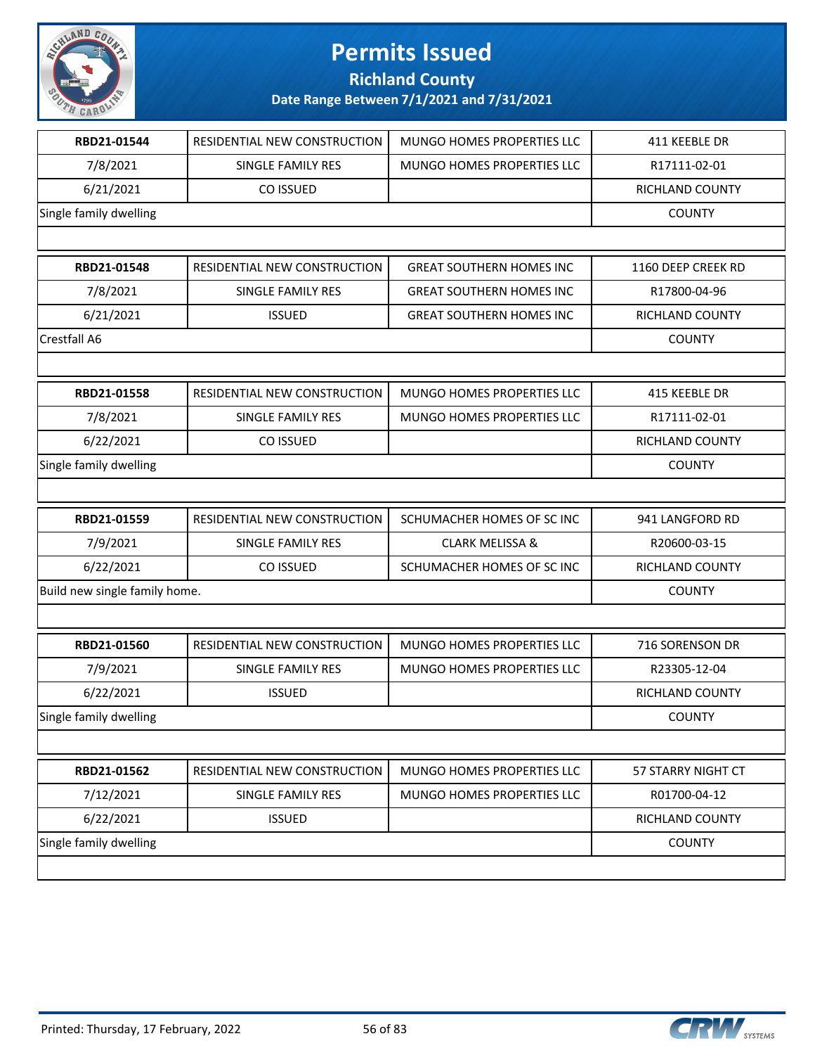# Permits Issued

## Richland County

### Date Range Between 7/1/2021 and 7/31/2021

| RBD21-01544 | RESIDENTIAL NEW CONSTRUCTION | MUNGO HOMES PROPERTIES LLC | 411 KEEBLE DR |
|---|---|---|---|
| 7/8/2021 | SINGLE FAMILY RES | MUNGO HOMES PROPERTIES LLC | R17111-02-01 |
| 6/21/2021 | CO ISSUED | | RICHLAND COUNTY |
| Single family dwelling | | | COUNTY |

| RBD21-01548 | RESIDENTIAL NEW CONSTRUCTION | GREAT SOUTHERN HOMES INC | 1160 DEEP CREEK RD |
|---|---|---|---|
| 7/8/2021 | SINGLE FAMILY RES | GREAT SOUTHERN HOMES INC | R17800-04-96 |
| 6/21/2021 | ISSUED | GREAT SOUTHERN HOMES INC | RICHLAND COUNTY |
| Crestfall A6 | | | COUNTY |

| RBD21-01558 | RESIDENTIAL NEW CONSTRUCTION | MUNGO HOMES PROPERTIES LLC | 415 KEEBLE DR |
|---|---|---|---|
| 7/8/2021 | SINGLE FAMILY RES | MUNGO HOMES PROPERTIES LLC | R17111-02-01 |
| 6/22/2021 | CO ISSUED | | RICHLAND COUNTY |
| Single family dwelling | | | COUNTY |

| RBD21-01559 | RESIDENTIAL NEW CONSTRUCTION | SCHUMACHER HOMES OF SC INC | 941 LANGFORD RD |
|---|---|---|---|
| 7/9/2021 | SINGLE FAMILY RES | CLARK MELISSA & | R20600-03-15 |
| 6/22/2021 | CO ISSUED | SCHUMACHER HOMES OF SC INC | RICHLAND COUNTY |
| Build new single family home. | | | COUNTY |

| RBD21-01560 | RESIDENTIAL NEW CONSTRUCTION | MUNGO HOMES PROPERTIES LLC | 716 SORENSON DR |
|---|---|---|---|
| 7/9/2021 | SINGLE FAMILY RES | MUNGO HOMES PROPERTIES LLC | R23305-12-04 |
| 6/22/2021 | ISSUED | | RICHLAND COUNTY |
| Single family dwelling | | | COUNTY |

| RBD21-01562 | RESIDENTIAL NEW CONSTRUCTION | MUNGO HOMES PROPERTIES LLC | 57 STARRY NIGHT CT |
|---|---|---|---|
| 7/12/2021 | SINGLE FAMILY RES | MUNGO HOMES PROPERTIES LLC | R01700-04-12 |
| 6/22/2021 | ISSUED | | RICHLAND COUNTY |
| Single family dwelling | | | COUNTY |

Printed: Thursday, 17 February, 2022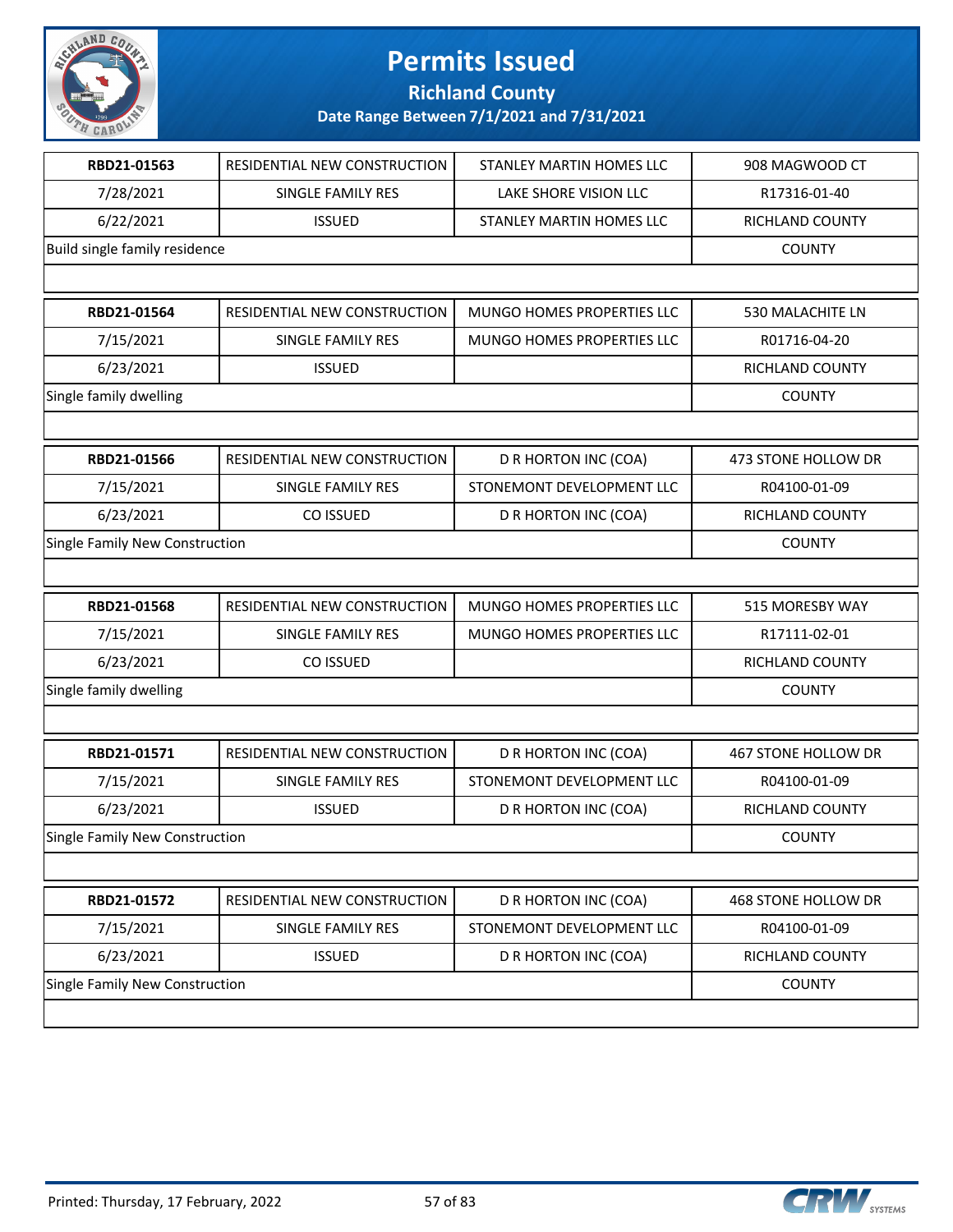# Permits Issued

## Richland County

### Date Range Between 7/1/2021 and 7/31/2021

| RBD21-01563 | RESIDENTIAL NEW CONSTRUCTION | STANLEY MARTIN HOMES LLC | 908 MAGWOOD CT |
|---|---|---|---|
| 7/28/2021 | SINGLE FAMILY RES | LAKE SHORE VISION LLC | R17316-01-40 |
| 6/22/2021 | ISSUED | STANLEY MARTIN HOMES LLC | RICHLAND COUNTY |
| Build single family residence | | | COUNTY |

| RBD21-01564 | RESIDENTIAL NEW CONSTRUCTION | MUNGO HOMES PROPERTIES LLC | 530 MALACHITE LN |
|---|---|---|---|
| 7/15/2021 | SINGLE FAMILY RES | MUNGO HOMES PROPERTIES LLC | R01716-04-20 |
| 6/23/2021 | ISSUED | | RICHLAND COUNTY |
| Single family dwelling | | | COUNTY |

| RBD21-01566 | RESIDENTIAL NEW CONSTRUCTION | D R HORTON INC (COA) | 473 STONE HOLLOW DR |
|---|---|---|---|
| 7/15/2021 | SINGLE FAMILY RES | STONEMONT DEVELOPMENT LLC | R04100-01-09 |
| 6/23/2021 | CO ISSUED | D R HORTON INC (COA) | RICHLAND COUNTY |
| Single Family New Construction | | | COUNTY |

| RBD21-01568 | RESIDENTIAL NEW CONSTRUCTION | MUNGO HOMES PROPERTIES LLC | 515 MORESBY WAY |
|---|---|---|---|
| 7/15/2021 | SINGLE FAMILY RES | MUNGO HOMES PROPERTIES LLC | R17111-02-01 |
| 6/23/2021 | CO ISSUED | | RICHLAND COUNTY |
| Single family dwelling | | | COUNTY |

| RBD21-01571 | RESIDENTIAL NEW CONSTRUCTION | D R HORTON INC (COA) | 467 STONE HOLLOW DR |
|---|---|---|---|
| 7/15/2021 | SINGLE FAMILY RES | STONEMONT DEVELOPMENT LLC | R04100-01-09 |
| 6/23/2021 | ISSUED | D R HORTON INC (COA) | RICHLAND COUNTY |
| Single Family New Construction | | | COUNTY |

| RBD21-01572 | RESIDENTIAL NEW CONSTRUCTION | D R HORTON INC (COA) | 468 STONE HOLLOW DR |
|---|---|---|---|
| 7/15/2021 | SINGLE FAMILY RES | STONEMONT DEVELOPMENT LLC | R04100-01-09 |
| 6/23/2021 | ISSUED | D R HORTON INC (COA) | RICHLAND COUNTY |
| Single Family New Construction | | | COUNTY |

Printed: Thursday, 17 February, 2022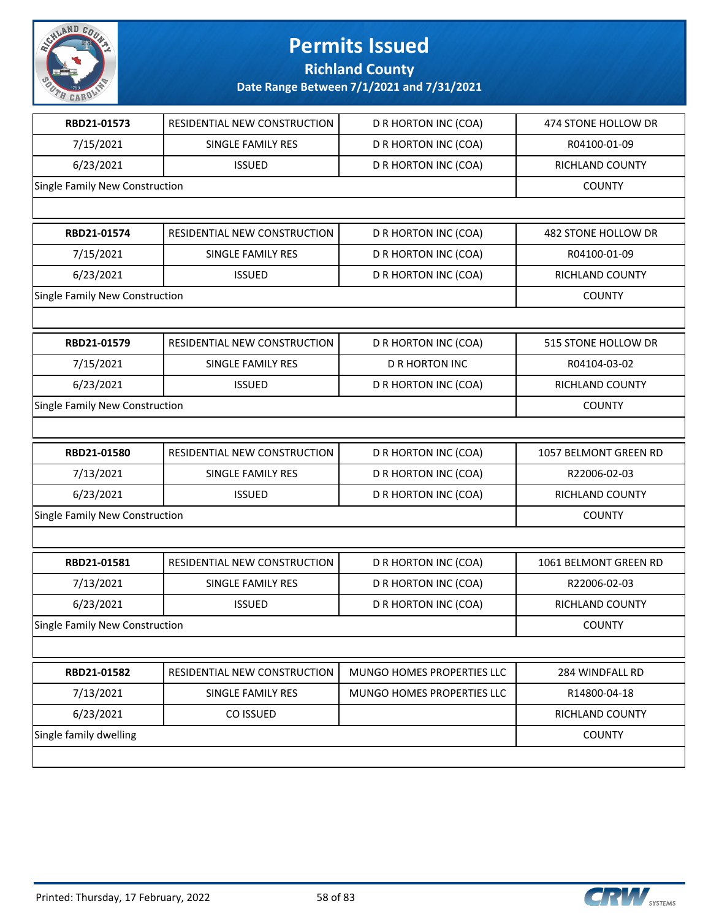# Permits Issued

## Richland County

### Date Range Between 7/1/2021 and 7/31/2021

| | | | |
|---|---|---|---|
| **RBD21-01573** | RESIDENTIAL NEW CONSTRUCTION | D R HORTON INC (COA) | 474 STONE HOLLOW DR |
| 7/15/2021 | SINGLE FAMILY RES | D R HORTON INC (COA) | R04100-01-09 |
| 6/23/2021 | ISSUED | D R HORTON INC (COA) | RICHLAND COUNTY |
| Single Family New Construction | | | COUNTY |

| | | | |
|---|---|---|---|
| **RBD21-01574** | RESIDENTIAL NEW CONSTRUCTION | D R HORTON INC (COA) | 482 STONE HOLLOW DR |
| 7/15/2021 | SINGLE FAMILY RES | D R HORTON INC (COA) | R04100-01-09 |
| 6/23/2021 | ISSUED | D R HORTON INC (COA) | RICHLAND COUNTY |
| Single Family New Construction | | | COUNTY |

| | | | |
|---|---|---|---|
| **RBD21-01579** | RESIDENTIAL NEW CONSTRUCTION | D R HORTON INC (COA) | 515 STONE HOLLOW DR |
| 7/15/2021 | SINGLE FAMILY RES | D R HORTON INC | R04104-03-02 |
| 6/23/2021 | ISSUED | D R HORTON INC (COA) | RICHLAND COUNTY |
| Single Family New Construction | | | COUNTY |

| | | | |
|---|---|---|---|
| **RBD21-01580** | RESIDENTIAL NEW CONSTRUCTION | D R HORTON INC (COA) | 1057 BELMONT GREEN RD |
| 7/13/2021 | SINGLE FAMILY RES | D R HORTON INC (COA) | R22006-02-03 |
| 6/23/2021 | ISSUED | D R HORTON INC (COA) | RICHLAND COUNTY |
| Single Family New Construction | | | COUNTY |

| | | | |
|---|---|---|---|
| **RBD21-01581** | RESIDENTIAL NEW CONSTRUCTION | D R HORTON INC (COA) | 1061 BELMONT GREEN RD |
| 7/13/2021 | SINGLE FAMILY RES | D R HORTON INC (COA) | R22006-02-03 |
| 6/23/2021 | ISSUED | D R HORTON INC (COA) | RICHLAND COUNTY |
| Single Family New Construction | | | COUNTY |

| | | | |
|---|---|---|---|
| **RBD21-01582** | RESIDENTIAL NEW CONSTRUCTION | MUNGO HOMES PROPERTIES LLC | 284 WINDFALL RD |
| 7/13/2021 | SINGLE FAMILY RES | MUNGO HOMES PROPERTIES LLC | R14800-04-18 |
| 6/23/2021 | CO ISSUED | | RICHLAND COUNTY |
| Single family dwelling | | | COUNTY |

Printed: Thursday, 17 February, 2022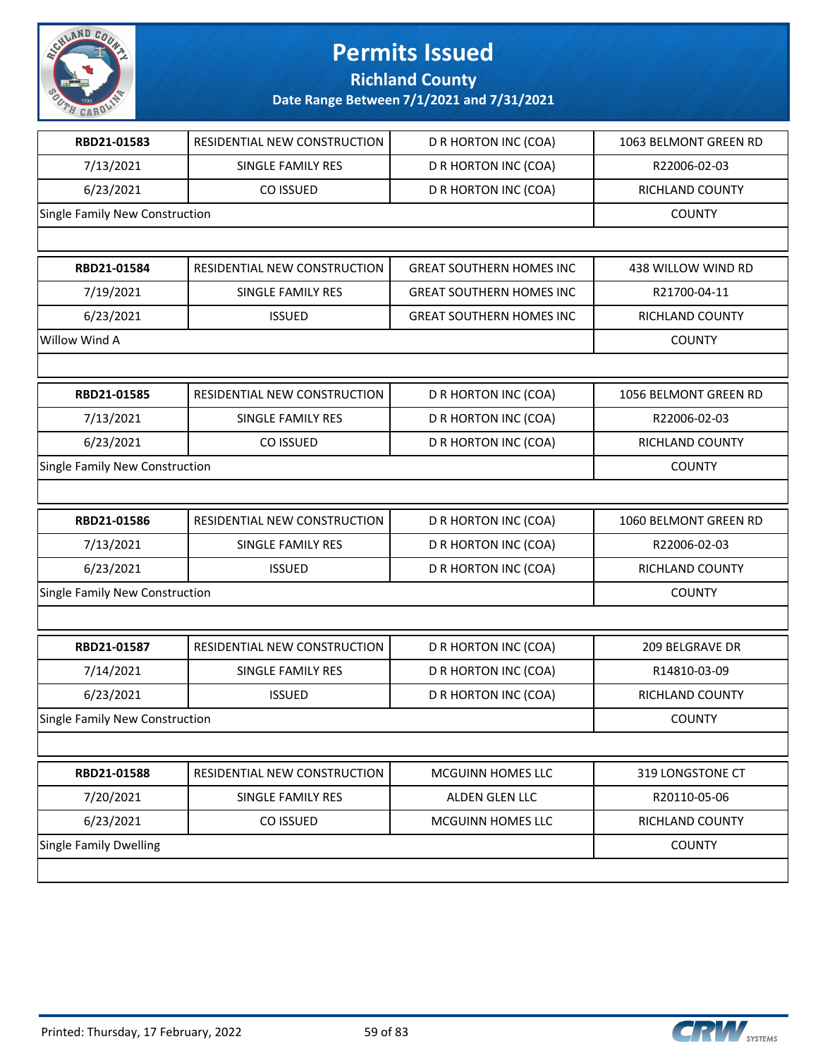# Permits Issued

## Richland County

### Date Range Between 7/1/2021 and 7/31/2021

| | | | |
|---|---|---|---|
| **RBD21-01583** | RESIDENTIAL NEW CONSTRUCTION | D R HORTON INC (COA) | 1063 BELMONT GREEN RD |
| 7/13/2021 | SINGLE FAMILY RES | D R HORTON INC (COA) | R22006-02-03 |
| 6/23/2021 | CO ISSUED | D R HORTON INC (COA) | RICHLAND COUNTY |
| Single Family New Construction | | | COUNTY |

| | | | |
|---|---|---|---|
| **RBD21-01584** | RESIDENTIAL NEW CONSTRUCTION | GREAT SOUTHERN HOMES INC | 438 WILLOW WIND RD |
| 7/19/2021 | SINGLE FAMILY RES | GREAT SOUTHERN HOMES INC | R21700-04-11 |
| 6/23/2021 | ISSUED | GREAT SOUTHERN HOMES INC | RICHLAND COUNTY |
| Willow Wind A | | | COUNTY |

| | | | |
|---|---|---|---|
| **RBD21-01585** | RESIDENTIAL NEW CONSTRUCTION | D R HORTON INC (COA) | 1056 BELMONT GREEN RD |
| 7/13/2021 | SINGLE FAMILY RES | D R HORTON INC (COA) | R22006-02-03 |
| 6/23/2021 | CO ISSUED | D R HORTON INC (COA) | RICHLAND COUNTY |
| Single Family New Construction | | | COUNTY |

| | | | |
|---|---|---|---|
| **RBD21-01586** | RESIDENTIAL NEW CONSTRUCTION | D R HORTON INC (COA) | 1060 BELMONT GREEN RD |
| 7/13/2021 | SINGLE FAMILY RES | D R HORTON INC (COA) | R22006-02-03 |
| 6/23/2021 | ISSUED | D R HORTON INC (COA) | RICHLAND COUNTY |
| Single Family New Construction | | | COUNTY |

| | | | |
|---|---|---|---|
| **RBD21-01587** | RESIDENTIAL NEW CONSTRUCTION | D R HORTON INC (COA) | 209 BELGRAVE DR |
| 7/14/2021 | SINGLE FAMILY RES | D R HORTON INC (COA) | R14810-03-09 |
| 6/23/2021 | ISSUED | D R HORTON INC (COA) | RICHLAND COUNTY |
| Single Family New Construction | | | COUNTY |

| | | | |
|---|---|---|---|
| **RBD21-01588** | RESIDENTIAL NEW CONSTRUCTION | MCGUINN HOMES LLC | 319 LONGSTONE CT |
| 7/20/2021 | SINGLE FAMILY RES | ALDEN GLEN LLC | R20110-05-06 |
| 6/23/2021 | CO ISSUED | MCGUINN HOMES LLC | RICHLAND COUNTY |
| Single Family Dwelling | | | COUNTY |

Printed: Thursday, 17 February, 2022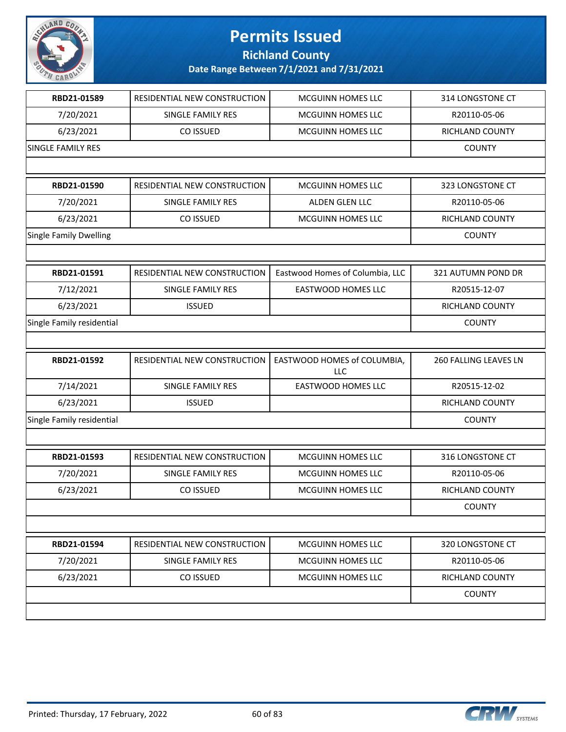# Permits Issued

## Richland County

### Date Range Between 7/1/2021 and 7/31/2021

| | | | |
|---|---|---|---|
| **RBD21-01589** | RESIDENTIAL NEW CONSTRUCTION | MCGUINN HOMES LLC | 314 LONGSTONE CT |
| 7/20/2021 | SINGLE FAMILY RES | MCGUINN HOMES LLC | R20110-05-06 |
| 6/23/2021 | CO ISSUED | MCGUINN HOMES LLC | RICHLAND COUNTY |
| SINGLE FAMILY RES | | | COUNTY |

| | | | |
|---|---|---|---|
| **RBD21-01590** | RESIDENTIAL NEW CONSTRUCTION | MCGUINN HOMES LLC | 323 LONGSTONE CT |
| 7/20/2021 | SINGLE FAMILY RES | ALDEN GLEN LLC | R20110-05-06 |
| 6/23/2021 | CO ISSUED | MCGUINN HOMES LLC | RICHLAND COUNTY |
| Single Family Dwelling | | | COUNTY |

| | | | |
|---|---|---|---|
| **RBD21-01591** | RESIDENTIAL NEW CONSTRUCTION | Eastwood Homes of Columbia, LLC | 321 AUTUMN POND DR |
| 7/12/2021 | SINGLE FAMILY RES | EASTWOOD HOMES LLC | R20515-12-07 |
| 6/23/2021 | ISSUED | | RICHLAND COUNTY |
| Single Family residential | | | COUNTY |

| | | | |
|---|---|---|---|
| **RBD21-01592** | RESIDENTIAL NEW CONSTRUCTION | EASTWOOD HOMES of COLUMBIA, LLC | 260 FALLING LEAVES LN |
| 7/14/2021 | SINGLE FAMILY RES | EASTWOOD HOMES LLC | R20515-12-02 |
| 6/23/2021 | ISSUED | | RICHLAND COUNTY |
| Single Family residential | | | COUNTY |

| | | | |
|---|---|---|---|
| **RBD21-01593** | RESIDENTIAL NEW CONSTRUCTION | MCGUINN HOMES LLC | 316 LONGSTONE CT |
| 7/20/2021 | SINGLE FAMILY RES | MCGUINN HOMES LLC | R20110-05-06 |
| 6/23/2021 | CO ISSUED | MCGUINN HOMES LLC | RICHLAND COUNTY |
| | | | COUNTY |

| | | | |
|---|---|---|---|
| **RBD21-01594** | RESIDENTIAL NEW CONSTRUCTION | MCGUINN HOMES LLC | 320 LONGSTONE CT |
| 7/20/2021 | SINGLE FAMILY RES | MCGUINN HOMES LLC | R20110-05-06 |
| 6/23/2021 | CO ISSUED | MCGUINN HOMES LLC | RICHLAND COUNTY |
| | | | COUNTY |

Printed: Thursday, 17 February, 2022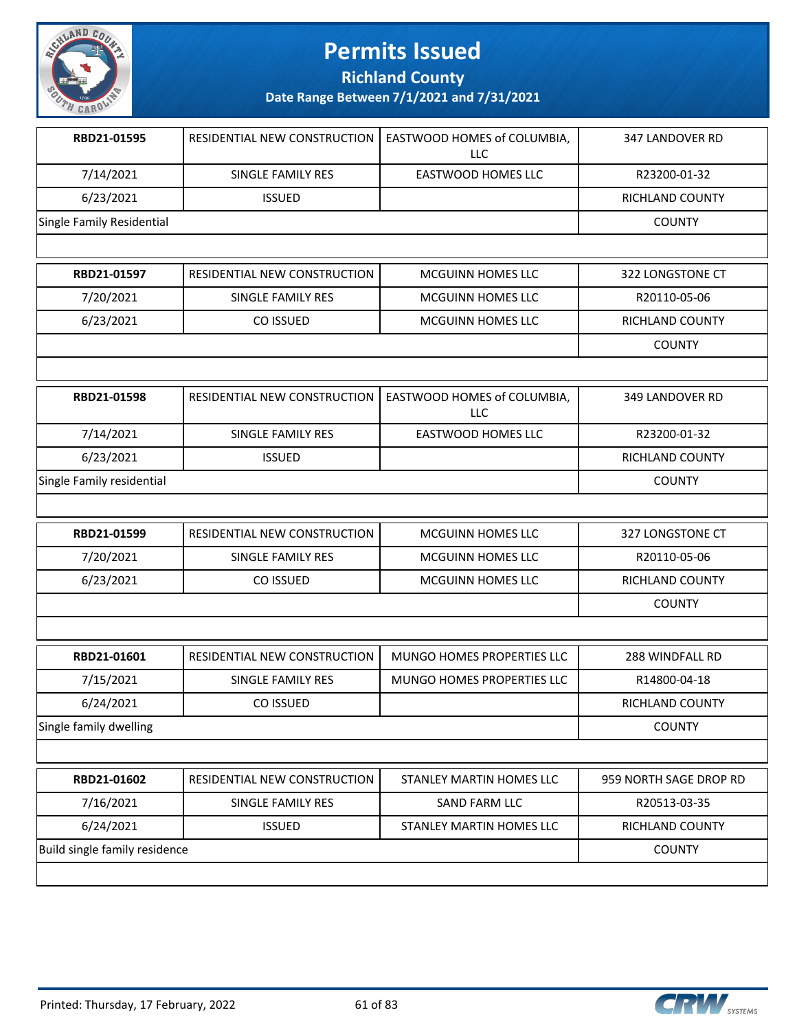# Permits Issued

## Richland County

### Date Range Between 7/1/2021 and 7/31/2021

| | | | |
|---|---|---|---|
| **RBD21-01595** | RESIDENTIAL NEW CONSTRUCTION | EASTWOOD HOMES of COLUMBIA, LLC | 347 LANDOVER RD |
| 7/14/2021 | SINGLE FAMILY RES | EASTWOOD HOMES LLC | R23200-01-32 |
| 6/23/2021 | ISSUED | | RICHLAND COUNTY |
| Single Family Residential | | | COUNTY |

| | | | |
|---|---|---|---|
| **RBD21-01597** | RESIDENTIAL NEW CONSTRUCTION | MCGUINN HOMES LLC | 322 LONGSTONE CT |
| 7/20/2021 | SINGLE FAMILY RES | MCGUINN HOMES LLC | R20110-05-06 |
| 6/23/2021 | CO ISSUED | MCGUINN HOMES LLC | RICHLAND COUNTY |
| | | | COUNTY |

| | | | |
|---|---|---|---|
| **RBD21-01598** | RESIDENTIAL NEW CONSTRUCTION | EASTWOOD HOMES of COLUMBIA, LLC | 349 LANDOVER RD |
| 7/14/2021 | SINGLE FAMILY RES | EASTWOOD HOMES LLC | R23200-01-32 |
| 6/23/2021 | ISSUED | | RICHLAND COUNTY |
| Single Family residential | | | COUNTY |

| | | | |
|---|---|---|---|
| **RBD21-01599** | RESIDENTIAL NEW CONSTRUCTION | MCGUINN HOMES LLC | 327 LONGSTONE CT |
| 7/20/2021 | SINGLE FAMILY RES | MCGUINN HOMES LLC | R20110-05-06 |
| 6/23/2021 | CO ISSUED | MCGUINN HOMES LLC | RICHLAND COUNTY |
| | | | COUNTY |

| | | | |
|---|---|---|---|
| **RBD21-01601** | RESIDENTIAL NEW CONSTRUCTION | MUNGO HOMES PROPERTIES LLC | 288 WINDFALL RD |
| 7/15/2021 | SINGLE FAMILY RES | MUNGO HOMES PROPERTIES LLC | R14800-04-18 |
| 6/24/2021 | CO ISSUED | | RICHLAND COUNTY |
| Single family dwelling | | | COUNTY |

| | | | |
|---|---|---|---|
| **RBD21-01602** | RESIDENTIAL NEW CONSTRUCTION | STANLEY MARTIN HOMES LLC | 959 NORTH SAGE DROP RD |
| 7/16/2021 | SINGLE FAMILY RES | SAND FARM LLC | R20513-03-35 |
| 6/24/2021 | ISSUED | STANLEY MARTIN HOMES LLC | RICHLAND COUNTY |
| Build single family residence | | | COUNTY |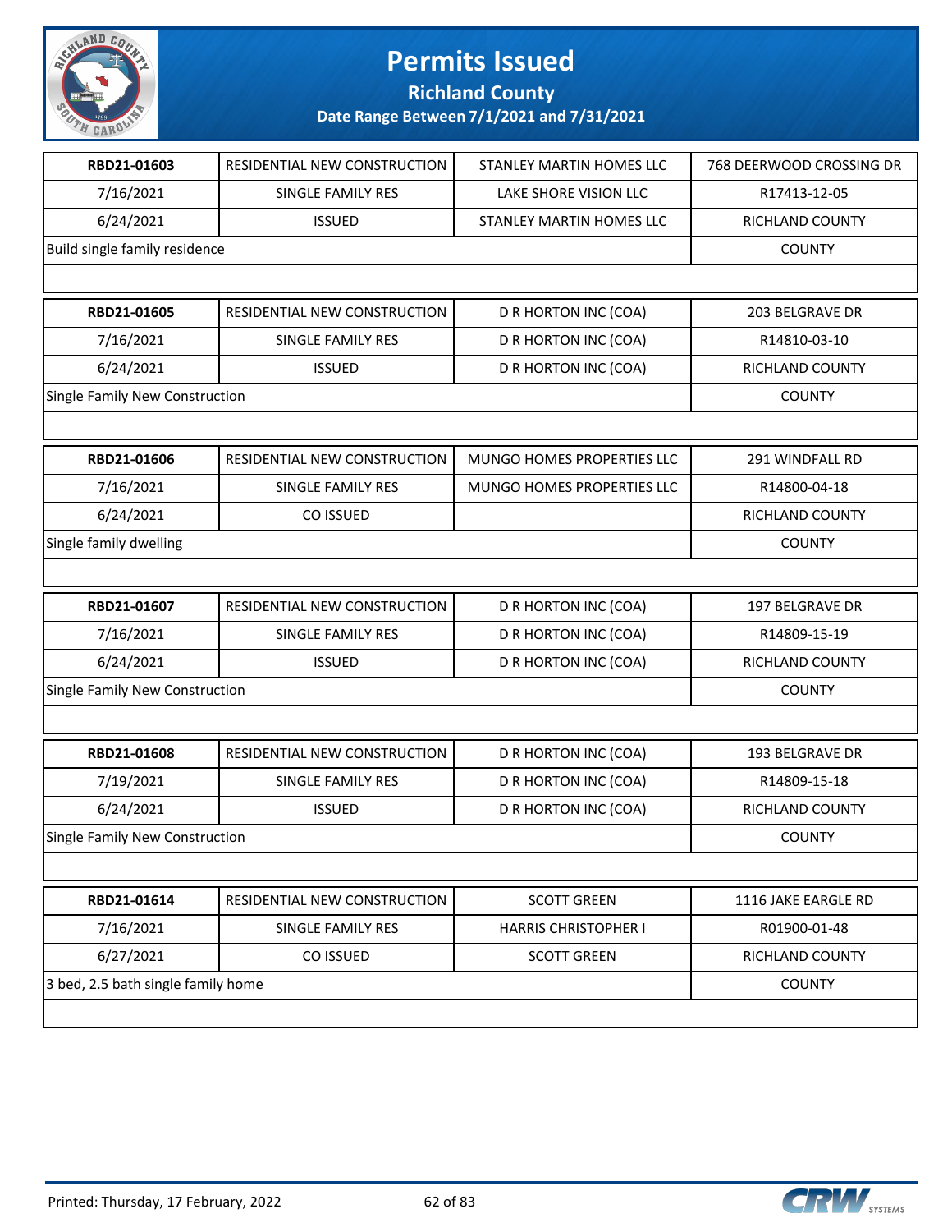# Permits Issued

## Richland County

### Date Range Between 7/1/2021 and 7/31/2021

| RBD21-01603 | RESIDENTIAL NEW CONSTRUCTION | STANLEY MARTIN HOMES LLC | 768 DEERWOOD CROSSING DR |
|---|---|---|---|
| 7/16/2021 | SINGLE FAMILY RES | LAKE SHORE VISION LLC | R17413-12-05 |
| 6/24/2021 | ISSUED | STANLEY MARTIN HOMES LLC | RICHLAND COUNTY |
| Build single family residence | | | COUNTY |

| RBD21-01605 | RESIDENTIAL NEW CONSTRUCTION | D R HORTON INC (COA) | 203 BELGRAVE DR |
|---|---|---|---|
| 7/16/2021 | SINGLE FAMILY RES | D R HORTON INC (COA) | R14810-03-10 |
| 6/24/2021 | ISSUED | D R HORTON INC (COA) | RICHLAND COUNTY |
| Single Family New Construction | | | COUNTY |

| RBD21-01606 | RESIDENTIAL NEW CONSTRUCTION | MUNGO HOMES PROPERTIES LLC | 291 WINDFALL RD |
|---|---|---|---|
| 7/16/2021 | SINGLE FAMILY RES | MUNGO HOMES PROPERTIES LLC | R14800-04-18 |
| 6/24/2021 | CO ISSUED | | RICHLAND COUNTY |
| Single family dwelling | | | COUNTY |

| RBD21-01607 | RESIDENTIAL NEW CONSTRUCTION | D R HORTON INC (COA) | 197 BELGRAVE DR |
|---|---|---|---|
| 7/16/2021 | SINGLE FAMILY RES | D R HORTON INC (COA) | R14809-15-19 |
| 6/24/2021 | ISSUED | D R HORTON INC (COA) | RICHLAND COUNTY |
| Single Family New Construction | | | COUNTY |

| RBD21-01608 | RESIDENTIAL NEW CONSTRUCTION | D R HORTON INC (COA) | 193 BELGRAVE DR |
|---|---|---|---|
| 7/19/2021 | SINGLE FAMILY RES | D R HORTON INC (COA) | R14809-15-18 |
| 6/24/2021 | ISSUED | D R HORTON INC (COA) | RICHLAND COUNTY |
| Single Family New Construction | | | COUNTY |

| RBD21-01614 | RESIDENTIAL NEW CONSTRUCTION | SCOTT GREEN | 1116 JAKE EARGLE RD |
|---|---|---|---|
| 7/16/2021 | SINGLE FAMILY RES | HARRIS CHRISTOPHER I | R01900-01-48 |
| 6/27/2021 | CO ISSUED | SCOTT GREEN | RICHLAND COUNTY |
| 3 bed, 2.5 bath single family home | | | COUNTY |

Printed: Thursday, 17 February, 2022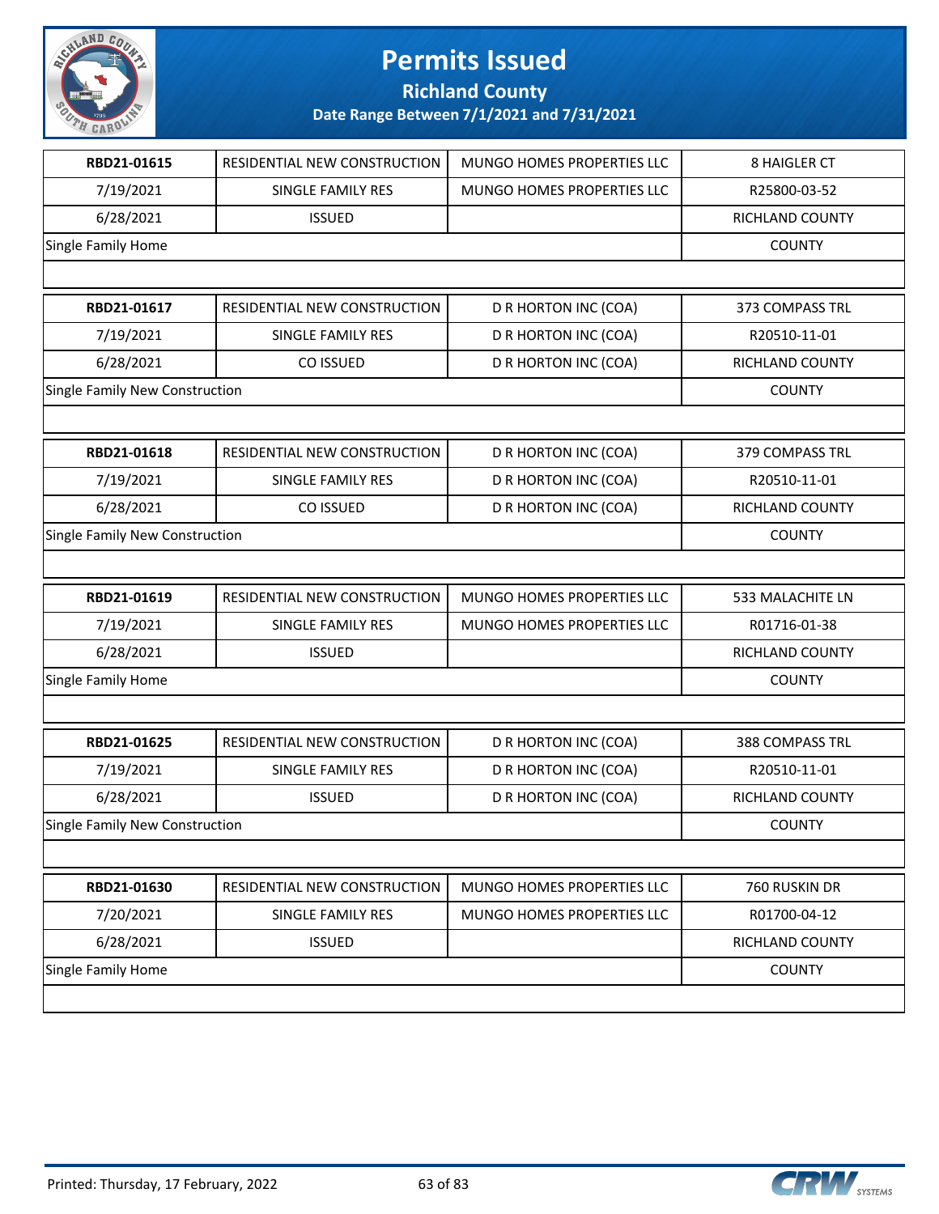# Permits Issued

## Richland County

### Date Range Between 7/1/2021 and 7/31/2021

| | | | |
|---|---|---|---|
| **RBD21-01615** | RESIDENTIAL NEW CONSTRUCTION | MUNGO HOMES PROPERTIES LLC | 8 HAIGLER CT |
| 7/19/2021 | SINGLE FAMILY RES | MUNGO HOMES PROPERTIES LLC | R25800-03-52 |
| 6/28/2021 | ISSUED | | RICHLAND COUNTY |
| Single Family Home | | | COUNTY |

| | | | |
|---|---|---|---|
| **RBD21-01617** | RESIDENTIAL NEW CONSTRUCTION | D R HORTON INC (COA) | 373 COMPASS TRL |
| 7/19/2021 | SINGLE FAMILY RES | D R HORTON INC (COA) | R20510-11-01 |
| 6/28/2021 | CO ISSUED | D R HORTON INC (COA) | RICHLAND COUNTY |
| Single Family New Construction | | | COUNTY |

| | | | |
|---|---|---|---|
| **RBD21-01618** | RESIDENTIAL NEW CONSTRUCTION | D R HORTON INC (COA) | 379 COMPASS TRL |
| 7/19/2021 | SINGLE FAMILY RES | D R HORTON INC (COA) | R20510-11-01 |
| 6/28/2021 | CO ISSUED | D R HORTON INC (COA) | RICHLAND COUNTY |
| Single Family New Construction | | | COUNTY |

| | | | |
|---|---|---|---|
| **RBD21-01619** | RESIDENTIAL NEW CONSTRUCTION | MUNGO HOMES PROPERTIES LLC | 533 MALACHITE LN |
| 7/19/2021 | SINGLE FAMILY RES | MUNGO HOMES PROPERTIES LLC | R01716-01-38 |
| 6/28/2021 | ISSUED | | RICHLAND COUNTY |
| Single Family Home | | | COUNTY |

| | | | |
|---|---|---|---|
| **RBD21-01625** | RESIDENTIAL NEW CONSTRUCTION | D R HORTON INC (COA) | 388 COMPASS TRL |
| 7/19/2021 | SINGLE FAMILY RES | D R HORTON INC (COA) | R20510-11-01 |
| 6/28/2021 | ISSUED | D R HORTON INC (COA) | RICHLAND COUNTY |
| Single Family New Construction | | | COUNTY |

| | | | |
|---|---|---|---|
| **RBD21-01630** | RESIDENTIAL NEW CONSTRUCTION | MUNGO HOMES PROPERTIES LLC | 760 RUSKIN DR |
| 7/20/2021 | SINGLE FAMILY RES | MUNGO HOMES PROPERTIES LLC | R01700-04-12 |
| 6/28/2021 | ISSUED | | RICHLAND COUNTY |
| Single Family Home | | | COUNTY |

Printed: Thursday, 17 February, 2022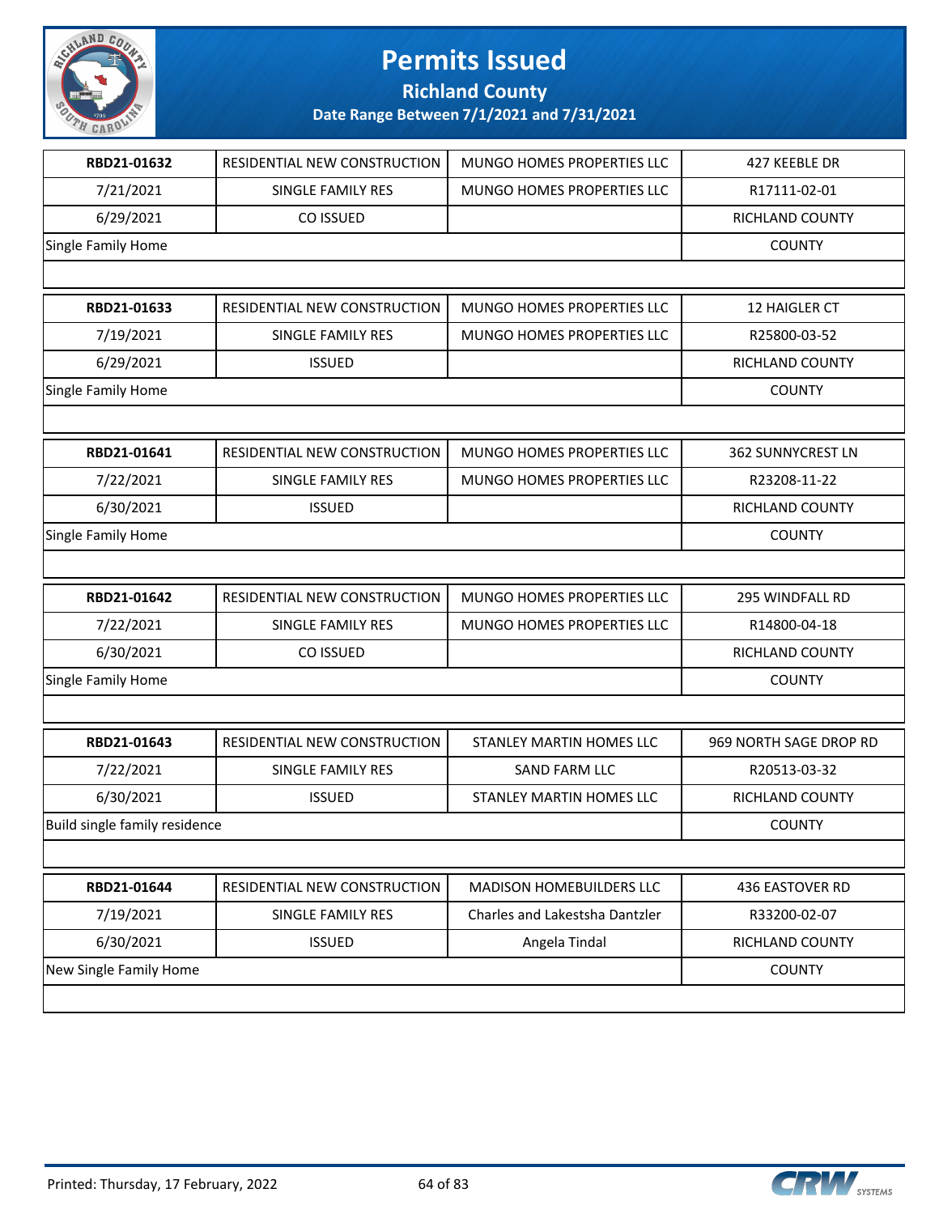# Permits Issued

## Richland County

### Date Range Between 7/1/2021 and 7/31/2021

| | | | |
|---|---|---|---|
| **RBD21-01632** | RESIDENTIAL NEW CONSTRUCTION | MUNGO HOMES PROPERTIES LLC | 427 KEEBLE DR |
| 7/21/2021 | SINGLE FAMILY RES | MUNGO HOMES PROPERTIES LLC | R17111-02-01 |
| 6/29/2021 | CO ISSUED | | RICHLAND COUNTY |
| Single Family Home | | | COUNTY |

| | | | |
|---|---|---|---|
| **RBD21-01633** | RESIDENTIAL NEW CONSTRUCTION | MUNGO HOMES PROPERTIES LLC | 12 HAIGLER CT |
| 7/19/2021 | SINGLE FAMILY RES | MUNGO HOMES PROPERTIES LLC | R25800-03-52 |
| 6/29/2021 | ISSUED | | RICHLAND COUNTY |
| Single Family Home | | | COUNTY |

| | | | |
|---|---|---|---|
| **RBD21-01641** | RESIDENTIAL NEW CONSTRUCTION | MUNGO HOMES PROPERTIES LLC | 362 SUNNYCREST LN |
| 7/22/2021 | SINGLE FAMILY RES | MUNGO HOMES PROPERTIES LLC | R23208-11-22 |
| 6/30/2021 | ISSUED | | RICHLAND COUNTY |
| Single Family Home | | | COUNTY |

| | | | |
|---|---|---|---|
| **RBD21-01642** | RESIDENTIAL NEW CONSTRUCTION | MUNGO HOMES PROPERTIES LLC | 295 WINDFALL RD |
| 7/22/2021 | SINGLE FAMILY RES | MUNGO HOMES PROPERTIES LLC | R14800-04-18 |
| 6/30/2021 | CO ISSUED | | RICHLAND COUNTY |
| Single Family Home | | | COUNTY |

| | | | |
|---|---|---|---|
| **RBD21-01643** | RESIDENTIAL NEW CONSTRUCTION | STANLEY MARTIN HOMES LLC | 969 NORTH SAGE DROP RD |
| 7/22/2021 | SINGLE FAMILY RES | SAND FARM LLC | R20513-03-32 |
| 6/30/2021 | ISSUED | STANLEY MARTIN HOMES LLC | RICHLAND COUNTY |
| Build single family residence | | | COUNTY |

| | | | |
|---|---|---|---|
| **RBD21-01644** | RESIDENTIAL NEW CONSTRUCTION | MADISON HOMEBUILDERS LLC | 436 EASTOVER RD |
| 7/19/2021 | SINGLE FAMILY RES | Charles and Lakestsha Dantzler | R33200-02-07 |
| 6/30/2021 | ISSUED | Angela Tindal | RICHLAND COUNTY |
| New Single Family Home | | | COUNTY |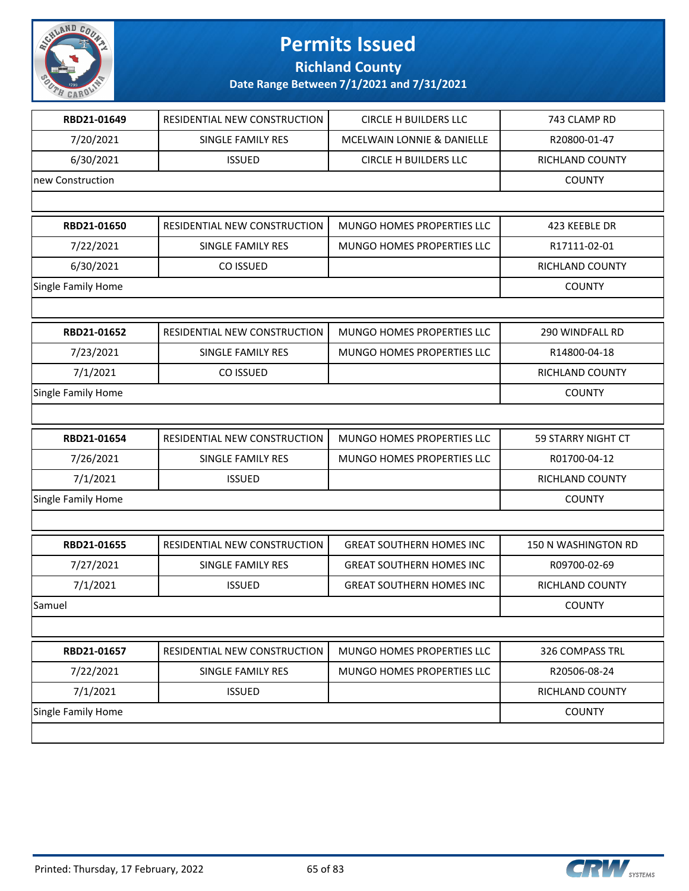# Permits Issued

## Richland County

### Date Range Between 7/1/2021 and 7/31/2021

| RBD21-01649 | RESIDENTIAL NEW CONSTRUCTION | CIRCLE H BUILDERS LLC | 743 CLAMP RD |
|---|---|---|---|
| 7/20/2021 | SINGLE FAMILY RES | MCELWAIN LONNIE & DANIELLE | R20800-01-47 |
| 6/30/2021 | ISSUED | CIRCLE H BUILDERS LLC | RICHLAND COUNTY |
| new Construction | | | COUNTY |

| RBD21-01650 | RESIDENTIAL NEW CONSTRUCTION | MUNGO HOMES PROPERTIES LLC | 423 KEEBLE DR |
|---|---|---|---|
| 7/22/2021 | SINGLE FAMILY RES | MUNGO HOMES PROPERTIES LLC | R17111-02-01 |
| 6/30/2021 | CO ISSUED | | RICHLAND COUNTY |
| Single Family Home | | | COUNTY |

| RBD21-01652 | RESIDENTIAL NEW CONSTRUCTION | MUNGO HOMES PROPERTIES LLC | 290 WINDFALL RD |
|---|---|---|---|
| 7/23/2021 | SINGLE FAMILY RES | MUNGO HOMES PROPERTIES LLC | R14800-04-18 |
| 7/1/2021 | CO ISSUED | | RICHLAND COUNTY |
| Single Family Home | | | COUNTY |

| RBD21-01654 | RESIDENTIAL NEW CONSTRUCTION | MUNGO HOMES PROPERTIES LLC | 59 STARRY NIGHT CT |
|---|---|---|---|
| 7/26/2021 | SINGLE FAMILY RES | MUNGO HOMES PROPERTIES LLC | R01700-04-12 |
| 7/1/2021 | ISSUED | | RICHLAND COUNTY |
| Single Family Home | | | COUNTY |

| RBD21-01655 | RESIDENTIAL NEW CONSTRUCTION | GREAT SOUTHERN HOMES INC | 150 N WASHINGTON RD |
|---|---|---|---|
| 7/27/2021 | SINGLE FAMILY RES | GREAT SOUTHERN HOMES INC | R09700-02-69 |
| 7/1/2021 | ISSUED | GREAT SOUTHERN HOMES INC | RICHLAND COUNTY |
| Samuel | | | COUNTY |

| RBD21-01657 | RESIDENTIAL NEW CONSTRUCTION | MUNGO HOMES PROPERTIES LLC | 326 COMPASS TRL |
|---|---|---|---|
| 7/22/2021 | SINGLE FAMILY RES | MUNGO HOMES PROPERTIES LLC | R20506-08-24 |
| 7/1/2021 | ISSUED | | RICHLAND COUNTY |
| Single Family Home | | | COUNTY |

Printed: Thursday, 17 February, 2022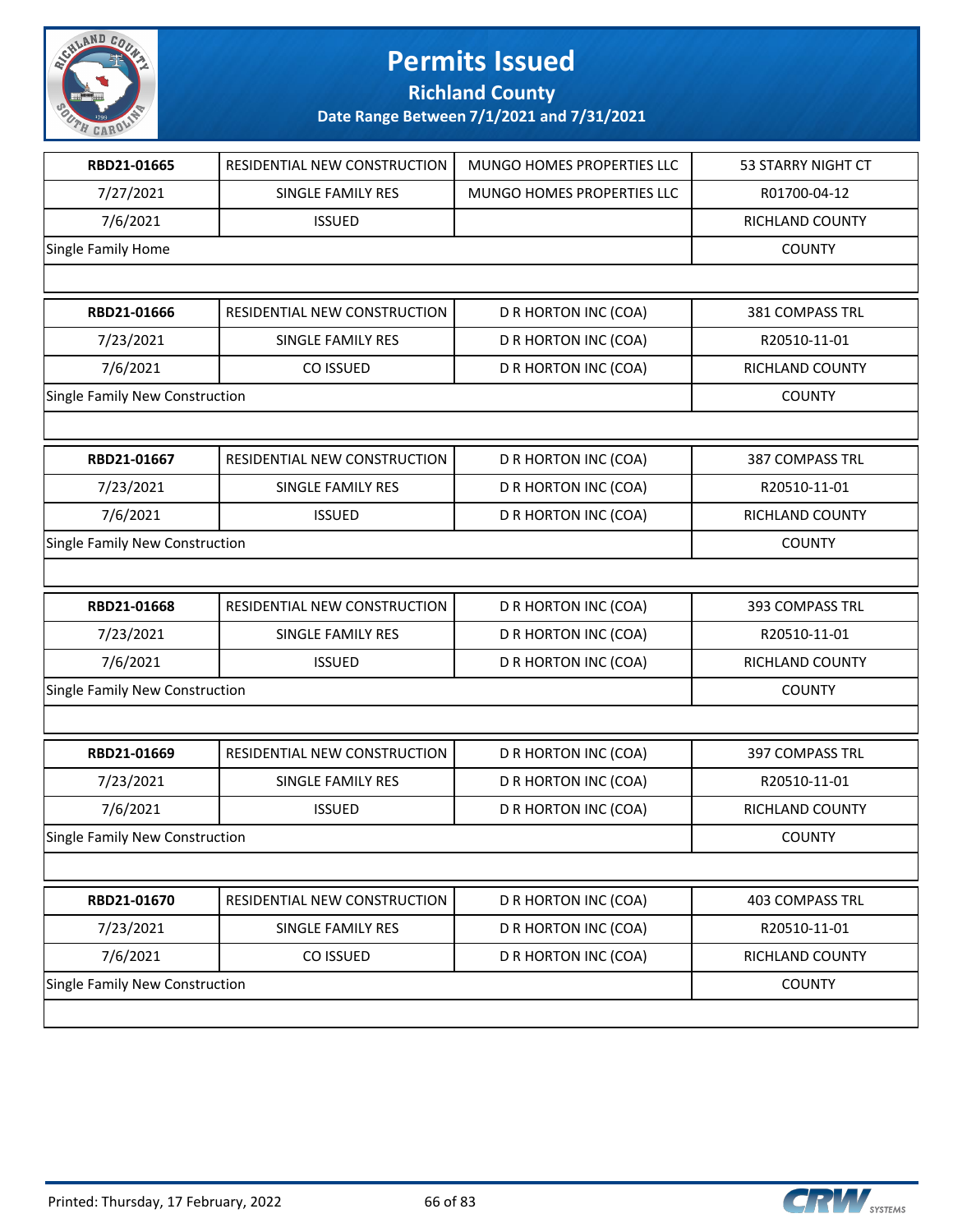# Permits Issued

## Richland County

### Date Range Between 7/1/2021 and 7/31/2021

| | | | |
|---|---|---|---|
| **RBD21-01665** | RESIDENTIAL NEW CONSTRUCTION | MUNGO HOMES PROPERTIES LLC | 53 STARRY NIGHT CT |
| 7/27/2021 | SINGLE FAMILY RES | MUNGO HOMES PROPERTIES LLC | R01700-04-12 |
| 7/6/2021 | ISSUED | | RICHLAND COUNTY |
| Single Family Home | | | COUNTY |

| | | | |
|---|---|---|---|
| **RBD21-01666** | RESIDENTIAL NEW CONSTRUCTION | D R HORTON INC (COA) | 381 COMPASS TRL |
| 7/23/2021 | SINGLE FAMILY RES | D R HORTON INC (COA) | R20510-11-01 |
| 7/6/2021 | CO ISSUED | D R HORTON INC (COA) | RICHLAND COUNTY |
| Single Family New Construction | | | COUNTY |

| | | | |
|---|---|---|---|
| **RBD21-01667** | RESIDENTIAL NEW CONSTRUCTION | D R HORTON INC (COA) | 387 COMPASS TRL |
| 7/23/2021 | SINGLE FAMILY RES | D R HORTON INC (COA) | R20510-11-01 |
| 7/6/2021 | ISSUED | D R HORTON INC (COA) | RICHLAND COUNTY |
| Single Family New Construction | | | COUNTY |

| | | | |
|---|---|---|---|
| **RBD21-01668** | RESIDENTIAL NEW CONSTRUCTION | D R HORTON INC (COA) | 393 COMPASS TRL |
| 7/23/2021 | SINGLE FAMILY RES | D R HORTON INC (COA) | R20510-11-01 |
| 7/6/2021 | ISSUED | D R HORTON INC (COA) | RICHLAND COUNTY |
| Single Family New Construction | | | COUNTY |

| | | | |
|---|---|---|---|
| **RBD21-01669** | RESIDENTIAL NEW CONSTRUCTION | D R HORTON INC (COA) | 397 COMPASS TRL |
| 7/23/2021 | SINGLE FAMILY RES | D R HORTON INC (COA) | R20510-11-01 |
| 7/6/2021 | ISSUED | D R HORTON INC (COA) | RICHLAND COUNTY |
| Single Family New Construction | | | COUNTY |

| | | | |
|---|---|---|---|
| **RBD21-01670** | RESIDENTIAL NEW CONSTRUCTION | D R HORTON INC (COA) | 403 COMPASS TRL |
| 7/23/2021 | SINGLE FAMILY RES | D R HORTON INC (COA) | R20510-11-01 |
| 7/6/2021 | CO ISSUED | D R HORTON INC (COA) | RICHLAND COUNTY |
| Single Family New Construction | | | COUNTY |

Printed: Thursday, 17 February, 2022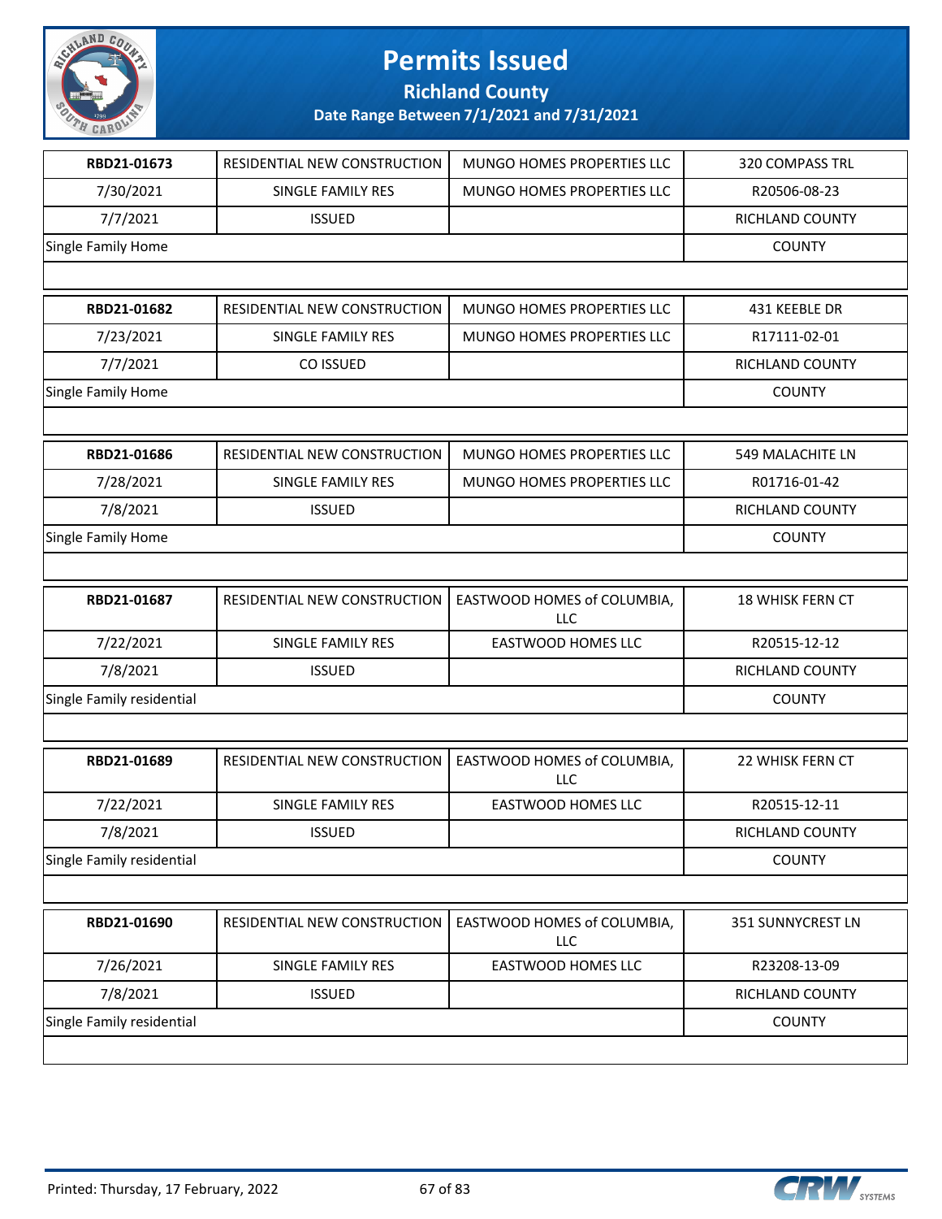# Permits Issued

**Richland County**

**Date Range Between 7/1/2021 and 7/31/2021**

| RBD21-01673 | RESIDENTIAL NEW CONSTRUCTION | MUNGO HOMES PROPERTIES LLC | 320 COMPASS TRL |
|---|---|---|---|
| 7/30/2021 | SINGLE FAMILY RES | MUNGO HOMES PROPERTIES LLC | R20506-08-23 |
| 7/7/2021 | ISSUED | | RICHLAND COUNTY |
| Single Family Home | | | COUNTY |

| RBD21-01682 | RESIDENTIAL NEW CONSTRUCTION | MUNGO HOMES PROPERTIES LLC | 431 KEEBLE DR |
|---|---|---|---|
| 7/23/2021 | SINGLE FAMILY RES | MUNGO HOMES PROPERTIES LLC | R17111-02-01 |
| 7/7/2021 | CO ISSUED | | RICHLAND COUNTY |
| Single Family Home | | | COUNTY |

| RBD21-01686 | RESIDENTIAL NEW CONSTRUCTION | MUNGO HOMES PROPERTIES LLC | 549 MALACHITE LN |
|---|---|---|---|
| 7/28/2021 | SINGLE FAMILY RES | MUNGO HOMES PROPERTIES LLC | R01716-01-42 |
| 7/8/2021 | ISSUED | | RICHLAND COUNTY |
| Single Family Home | | | COUNTY |

| RBD21-01687 | RESIDENTIAL NEW CONSTRUCTION | EASTWOOD HOMES of COLUMBIA, LLC | 18 WHISK FERN CT |
|---|---|---|---|
| 7/22/2021 | SINGLE FAMILY RES | EASTWOOD HOMES LLC | R20515-12-12 |
| 7/8/2021 | ISSUED | | RICHLAND COUNTY |
| Single Family residential | | | COUNTY |

| RBD21-01689 | RESIDENTIAL NEW CONSTRUCTION | EASTWOOD HOMES of COLUMBIA, LLC | 22 WHISK FERN CT |
|---|---|---|---|
| 7/22/2021 | SINGLE FAMILY RES | EASTWOOD HOMES LLC | R20515-12-11 |
| 7/8/2021 | ISSUED | | RICHLAND COUNTY |
| Single Family residential | | | COUNTY |

| RBD21-01690 | RESIDENTIAL NEW CONSTRUCTION | EASTWOOD HOMES of COLUMBIA, LLC | 351 SUNNYCREST LN |
|---|---|---|---|
| 7/26/2021 | SINGLE FAMILY RES | EASTWOOD HOMES LLC | R23208-13-09 |
| 7/8/2021 | ISSUED | | RICHLAND COUNTY |
| Single Family residential | | | COUNTY |

Printed: Thursday, 17 February, 2022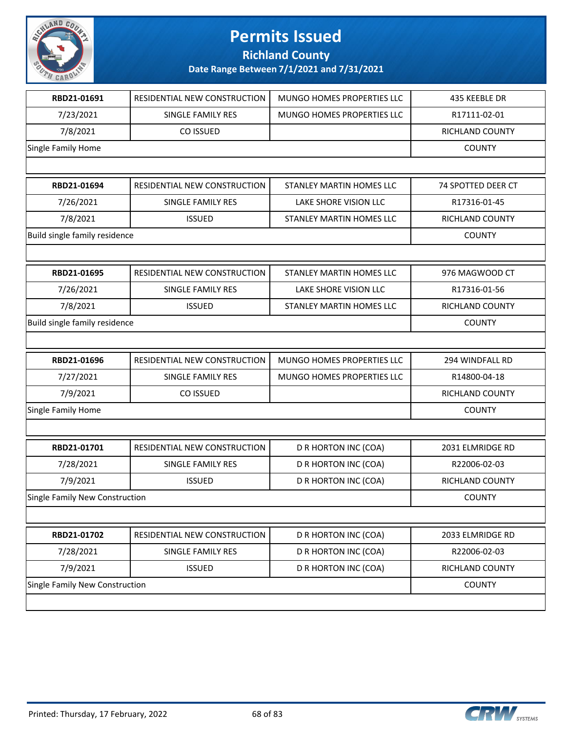# Permits Issued

## Richland County

### Date Range Between 7/1/2021 and 7/31/2021

| RBD21-01691 | RESIDENTIAL NEW CONSTRUCTION | MUNGO HOMES PROPERTIES LLC | 435 KEEBLE DR |
|---|---|---|---|
| 7/23/2021 | SINGLE FAMILY RES | MUNGO HOMES PROPERTIES LLC | R17111-02-01 |
| 7/8/2021 | CO ISSUED | | RICHLAND COUNTY |
| Single Family Home | | | COUNTY |

| RBD21-01694 | RESIDENTIAL NEW CONSTRUCTION | STANLEY MARTIN HOMES LLC | 74 SPOTTED DEER CT |
|---|---|---|---|
| 7/26/2021 | SINGLE FAMILY RES | LAKE SHORE VISION LLC | R17316-01-45 |
| 7/8/2021 | ISSUED | STANLEY MARTIN HOMES LLC | RICHLAND COUNTY |
| Build single family residence | | | COUNTY |

| RBD21-01695 | RESIDENTIAL NEW CONSTRUCTION | STANLEY MARTIN HOMES LLC | 976 MAGWOOD CT |
|---|---|---|---|
| 7/26/2021 | SINGLE FAMILY RES | LAKE SHORE VISION LLC | R17316-01-56 |
| 7/8/2021 | ISSUED | STANLEY MARTIN HOMES LLC | RICHLAND COUNTY |
| Build single family residence | | | COUNTY |

| RBD21-01696 | RESIDENTIAL NEW CONSTRUCTION | MUNGO HOMES PROPERTIES LLC | 294 WINDFALL RD |
|---|---|---|---|
| 7/27/2021 | SINGLE FAMILY RES | MUNGO HOMES PROPERTIES LLC | R14800-04-18 |
| 7/9/2021 | CO ISSUED | | RICHLAND COUNTY |
| Single Family Home | | | COUNTY |

| RBD21-01701 | RESIDENTIAL NEW CONSTRUCTION | D R HORTON INC (COA) | 2031 ELMRIDGE RD |
|---|---|---|---|
| 7/28/2021 | SINGLE FAMILY RES | D R HORTON INC (COA) | R22006-02-03 |
| 7/9/2021 | ISSUED | D R HORTON INC (COA) | RICHLAND COUNTY |
| Single Family New Construction | | | COUNTY |

| RBD21-01702 | RESIDENTIAL NEW CONSTRUCTION | D R HORTON INC (COA) | 2033 ELMRIDGE RD |
|---|---|---|---|
| 7/28/2021 | SINGLE FAMILY RES | D R HORTON INC (COA) | R22006-02-03 |
| 7/9/2021 | ISSUED | D R HORTON INC (COA) | RICHLAND COUNTY |
| Single Family New Construction | | | COUNTY |

Printed: Thursday, 17 February, 2022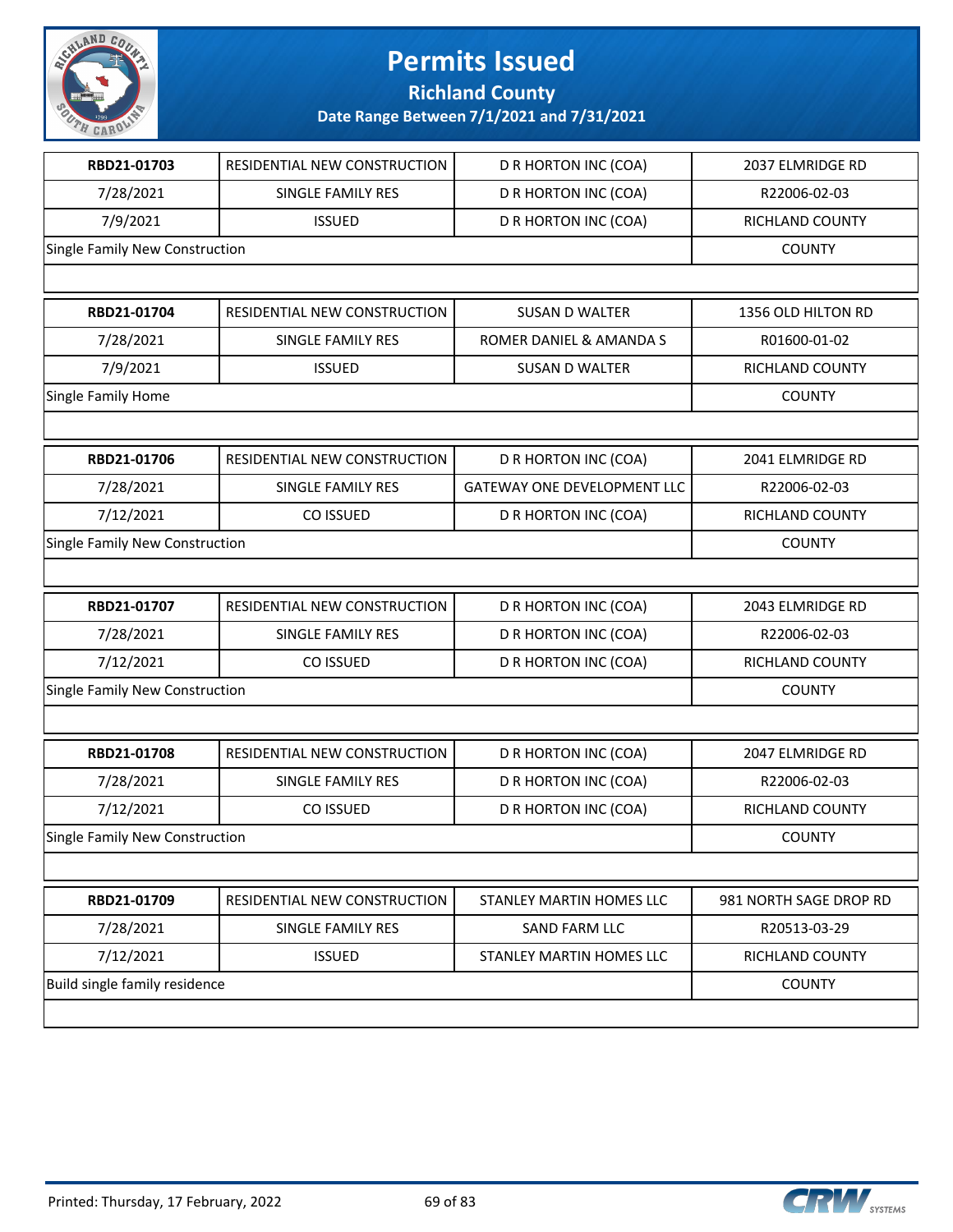# Permits Issued

## Richland County

### Date Range Between 7/1/2021 and 7/31/2021

| | | | |
|---|---|---|---|
| **RBD21-01703** | RESIDENTIAL NEW CONSTRUCTION | D R HORTON INC (COA) | 2037 ELMRIDGE RD |
| 7/28/2021 | SINGLE FAMILY RES | D R HORTON INC (COA) | R22006-02-03 |
| 7/9/2021 | ISSUED | D R HORTON INC (COA) | RICHLAND COUNTY |
| Single Family New Construction | | | COUNTY |

| | | | |
|---|---|---|---|
| **RBD21-01704** | RESIDENTIAL NEW CONSTRUCTION | SUSAN D WALTER | 1356 OLD HILTON RD |
| 7/28/2021 | SINGLE FAMILY RES | ROMER DANIEL & AMANDA S | R01600-01-02 |
| 7/9/2021 | ISSUED | SUSAN D WALTER | RICHLAND COUNTY |
| Single Family Home | | | COUNTY |

| | | | |
|---|---|---|---|
| **RBD21-01706** | RESIDENTIAL NEW CONSTRUCTION | D R HORTON INC (COA) | 2041 ELMRIDGE RD |
| 7/28/2021 | SINGLE FAMILY RES | GATEWAY ONE DEVELOPMENT LLC | R22006-02-03 |
| 7/12/2021 | CO ISSUED | D R HORTON INC (COA) | RICHLAND COUNTY |
| Single Family New Construction | | | COUNTY |

| | | | |
|---|---|---|---|
| **RBD21-01707** | RESIDENTIAL NEW CONSTRUCTION | D R HORTON INC (COA) | 2043 ELMRIDGE RD |
| 7/28/2021 | SINGLE FAMILY RES | D R HORTON INC (COA) | R22006-02-03 |
| 7/12/2021 | CO ISSUED | D R HORTON INC (COA) | RICHLAND COUNTY |
| Single Family New Construction | | | COUNTY |

| | | | |
|---|---|---|---|
| **RBD21-01708** | RESIDENTIAL NEW CONSTRUCTION | D R HORTON INC (COA) | 2047 ELMRIDGE RD |
| 7/28/2021 | SINGLE FAMILY RES | D R HORTON INC (COA) | R22006-02-03 |
| 7/12/2021 | CO ISSUED | D R HORTON INC (COA) | RICHLAND COUNTY |
| Single Family New Construction | | | COUNTY |

| | | | |
|---|---|---|---|
| **RBD21-01709** | RESIDENTIAL NEW CONSTRUCTION | STANLEY MARTIN HOMES LLC | 981 NORTH SAGE DROP RD |
| 7/28/2021 | SINGLE FAMILY RES | SAND FARM LLC | R20513-03-29 |
| 7/12/2021 | ISSUED | STANLEY MARTIN HOMES LLC | RICHLAND COUNTY |
| Build single family residence | | | COUNTY |

Printed: Thursday, 17 February, 2022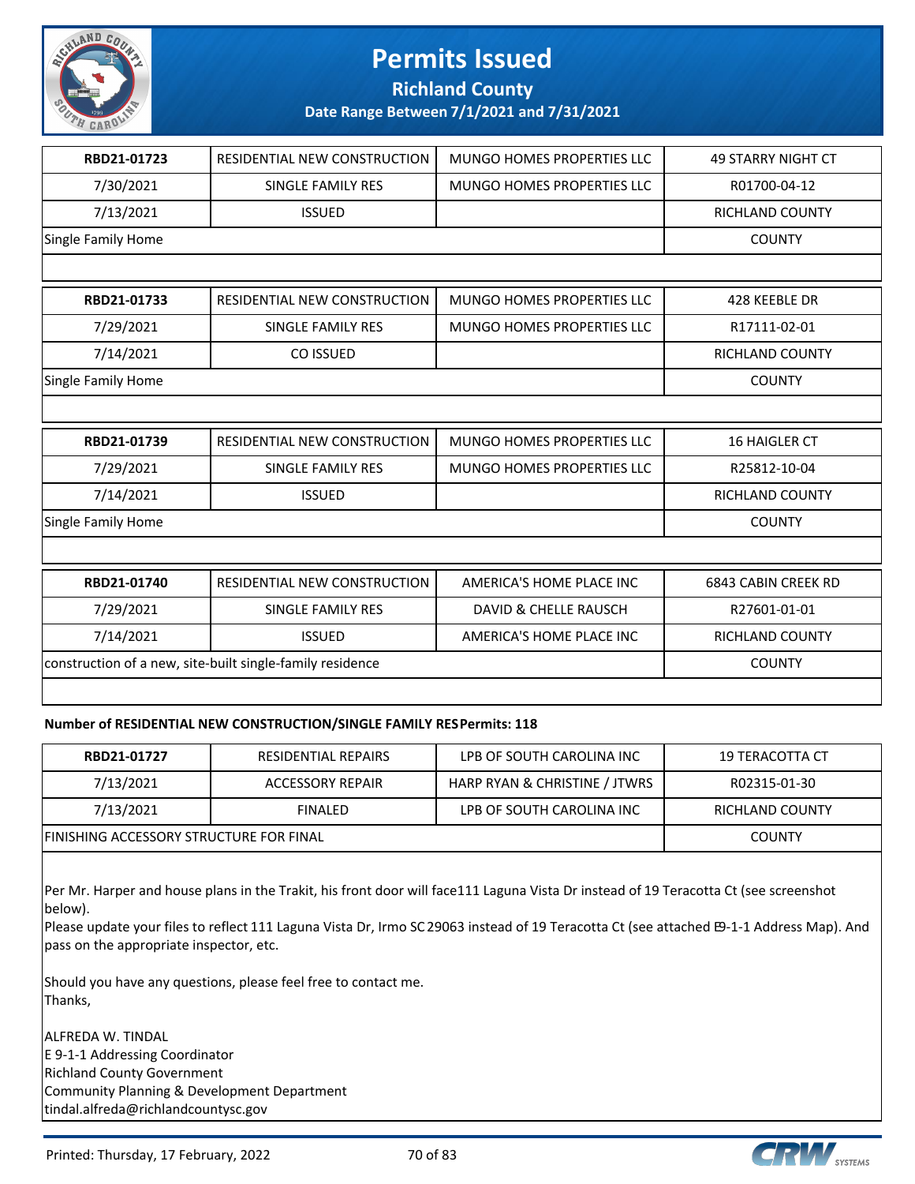# Permits Issued

**Richland County**

**Date Range Between 7/1/2021 and 7/31/2021**

| RBD21-01723 | RESIDENTIAL NEW CONSTRUCTION | MUNGO HOMES PROPERTIES LLC | 49 STARRY NIGHT CT |
|---|---|---|---|
| 7/30/2021 | SINGLE FAMILY RES | MUNGO HOMES PROPERTIES LLC | R01700-04-12 |
| 7/13/2021 | ISSUED | | RICHLAND COUNTY |
| Single Family Home | | | COUNTY |

| RBD21-01733 | RESIDENTIAL NEW CONSTRUCTION | MUNGO HOMES PROPERTIES LLC | 428 KEEBLE DR |
|---|---|---|---|
| 7/29/2021 | SINGLE FAMILY RES | MUNGO HOMES PROPERTIES LLC | R17111-02-01 |
| 7/14/2021 | CO ISSUED | | RICHLAND COUNTY |
| Single Family Home | | | COUNTY |

| RBD21-01739 | RESIDENTIAL NEW CONSTRUCTION | MUNGO HOMES PROPERTIES LLC | 16 HAIGLER CT |
|---|---|---|---|
| 7/29/2021 | SINGLE FAMILY RES | MUNGO HOMES PROPERTIES LLC | R25812-10-04 |
| 7/14/2021 | ISSUED | | RICHLAND COUNTY |
| Single Family Home | | | COUNTY |

| RBD21-01740 | RESIDENTIAL NEW CONSTRUCTION | AMERICA'S HOME PLACE INC | 6843 CABIN CREEK RD |
|---|---|---|---|
| 7/29/2021 | SINGLE FAMILY RES | DAVID & CHELLE RAUSCH | R27601-01-01 |
| 7/14/2021 | ISSUED | AMERICA'S HOME PLACE INC | RICHLAND COUNTY |
| construction of a new, site-built single-family residence | | | COUNTY |

**Number of RESIDENTIAL NEW CONSTRUCTION/SINGLE FAMILY RES Permits: 118**

| RBD21-01727 | RESIDENTIAL REPAIRS | LPB OF SOUTH CAROLINA INC | 19 TERACOTTA CT |
|---|---|---|---|
| 7/13/2021 | ACCESSORY REPAIR | HARP RYAN & CHRISTINE / JTWRS | R02315-01-30 |
| 7/13/2021 | FINALED | LPB OF SOUTH CAROLINA INC | RICHLAND COUNTY |
| FINISHING ACCESSORY STRUCTURE FOR FINAL | | | COUNTY |

Per Mr. Harper and house plans in the Trakit, his front door will face111 Laguna Vista Dr instead of 19 Teracotta Ct (see screenshot below).
Please update your files to reflect 111 Laguna Vista Dr, Irmo SC 29063 instead of 19 Teracotta Ct (see attached E9-1-1 Address Map). And pass on the appropriate inspector, etc.

Should you have any questions, please feel free to contact me.
Thanks,

ALFREDA W. TINDAL
E 9-1-1 Addressing Coordinator
Richland County Government
Community Planning & Development Department
tindal.alfreda@richlandcountysc.gov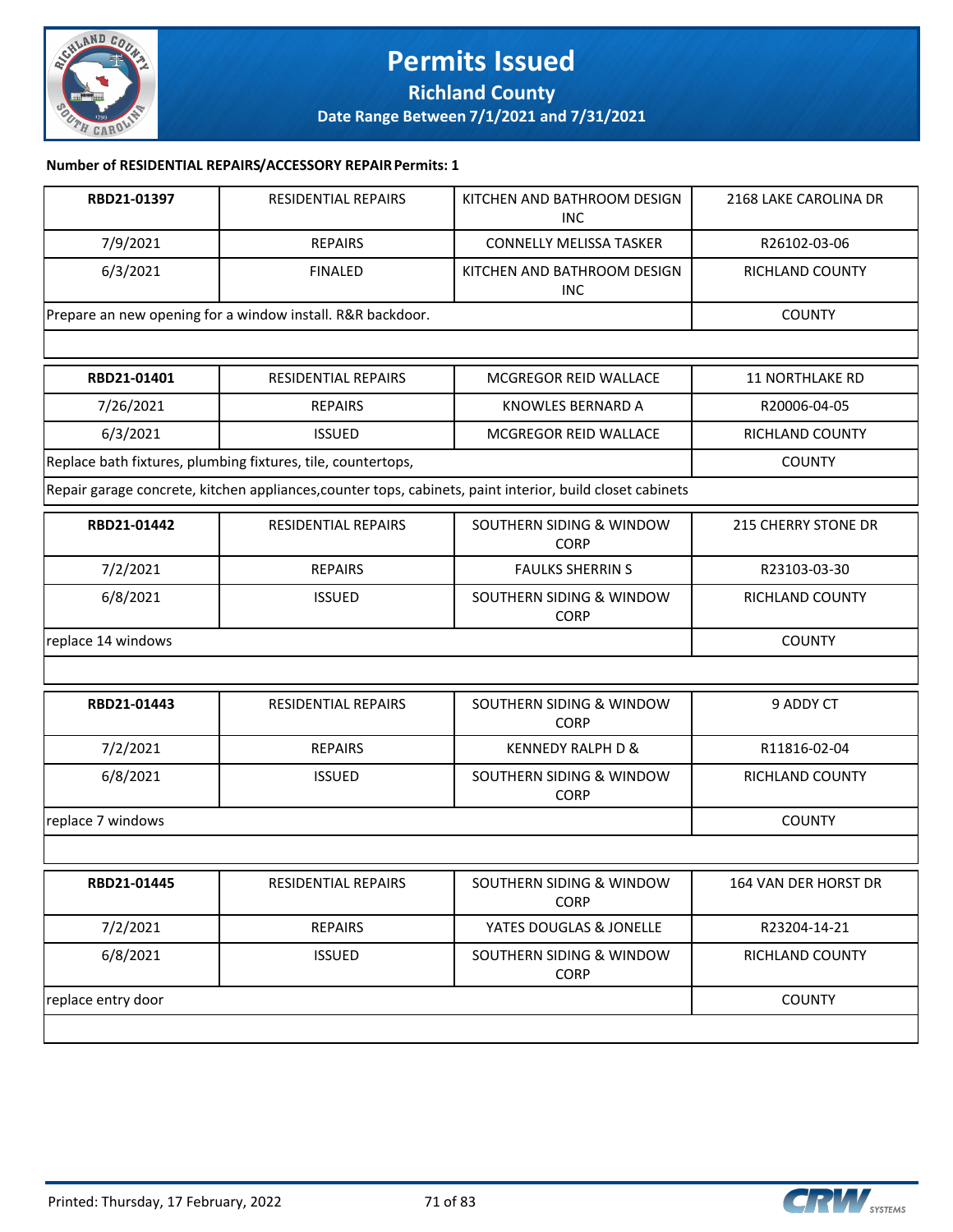# Permits Issued

## Richland County

### Date Range Between 7/1/2021 and 7/31/2021

**Number of RESIDENTIAL REPAIRS/ACCESSORY REPAIR Permits: 1**

| **RBD21-01397** | RESIDENTIAL REPAIRS | KITCHEN AND BATHROOM DESIGN INC | 2168 LAKE CAROLINA DR |
|---|---|---|---|
| 7/9/2021 | REPAIRS | CONNELLY MELISSA TASKER | R26102-03-06 |
| 6/3/2021 | FINALED | KITCHEN AND BATHROOM DESIGN INC | RICHLAND COUNTY |
| Prepare an new opening for a window install. R&R backdoor. | | | COUNTY |

| **RBD21-01401** | RESIDENTIAL REPAIRS | MCGREGOR REID WALLACE | 11 NORTHLAKE RD |
|---|---|---|---|
| 7/26/2021 | REPAIRS | KNOWLES BERNARD A | R20006-04-05 |
| 6/3/2021 | ISSUED | MCGREGOR REID WALLACE | RICHLAND COUNTY |
| Replace bath fixtures, plumbing fixtures, tile, countertops, | | | COUNTY |
| Repair garage concrete, kitchen appliances,counter tops, cabinets, paint interior, build closet cabinets | | | |

| **RBD21-01442** | RESIDENTIAL REPAIRS | SOUTHERN SIDING & WINDOW CORP | 215 CHERRY STONE DR |
|---|---|---|---|
| 7/2/2021 | REPAIRS | FAULKS SHERRIN S | R23103-03-30 |
| 6/8/2021 | ISSUED | SOUTHERN SIDING & WINDOW CORP | RICHLAND COUNTY |
| replace 14 windows | | | COUNTY |

| **RBD21-01443** | RESIDENTIAL REPAIRS | SOUTHERN SIDING & WINDOW CORP | 9 ADDY CT |
|---|---|---|---|
| 7/2/2021 | REPAIRS | KENNEDY RALPH D & | R11816-02-04 |
| 6/8/2021 | ISSUED | SOUTHERN SIDING & WINDOW CORP | RICHLAND COUNTY |
| replace 7 windows | | | COUNTY |

| **RBD21-01445** | RESIDENTIAL REPAIRS | SOUTHERN SIDING & WINDOW CORP | 164 VAN DER HORST DR |
|---|---|---|---|
| 7/2/2021 | REPAIRS | YATES DOUGLAS & JONELLE | R23204-14-21 |
| 6/8/2021 | ISSUED | SOUTHERN SIDING & WINDOW CORP | RICHLAND COUNTY |
| replace entry door | | | COUNTY |

Printed: Thursday, 17 February, 2022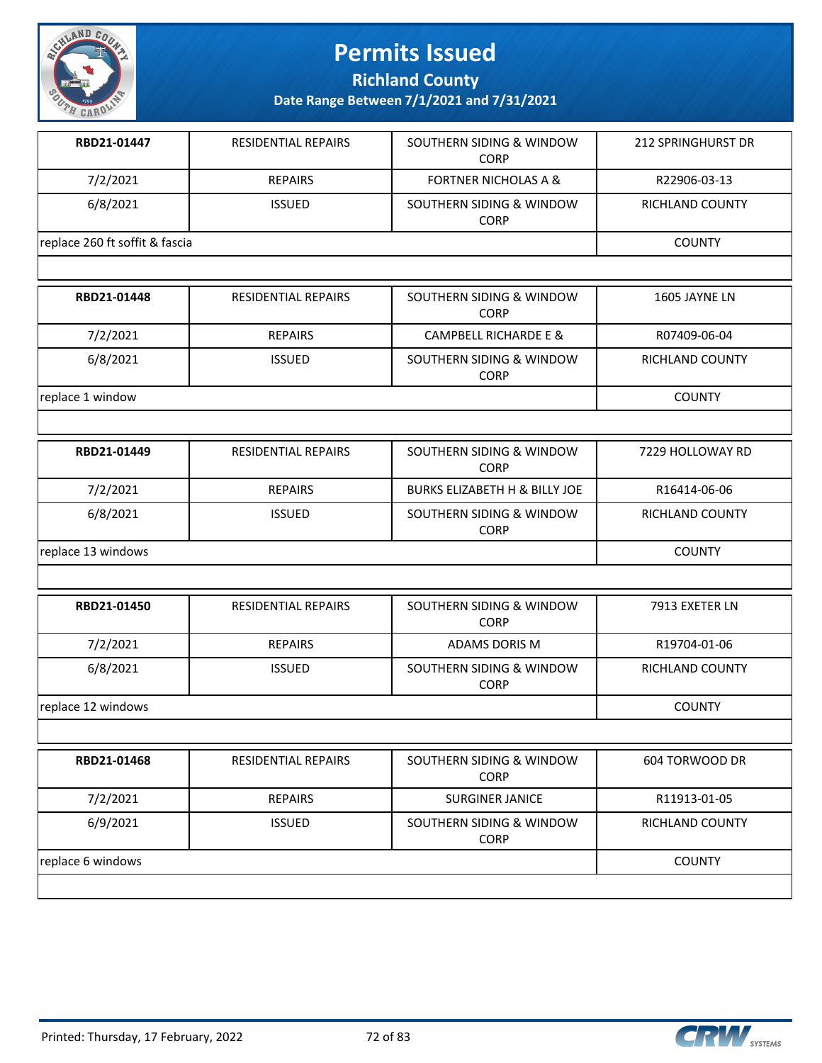# Permits Issued

## Richland County

### Date Range Between 7/1/2021 and 7/31/2021

| | | | |
|---|---|---|---|
| **RBD21-01447** | RESIDENTIAL REPAIRS | SOUTHERN SIDING & WINDOW CORP | 212 SPRINGHURST DR |
| 7/2/2021 | REPAIRS | FORTNER NICHOLAS A & | R22906-03-13 |
| 6/8/2021 | ISSUED | SOUTHERN SIDING & WINDOW CORP | RICHLAND COUNTY |
| replace 260 ft soffit & fascia | | | COUNTY |

| | | | |
|---|---|---|---|
| **RBD21-01448** | RESIDENTIAL REPAIRS | SOUTHERN SIDING & WINDOW CORP | 1605 JAYNE LN |
| 7/2/2021 | REPAIRS | CAMPBELL RICHARDE E & | R07409-06-04 |
| 6/8/2021 | ISSUED | SOUTHERN SIDING & WINDOW CORP | RICHLAND COUNTY |
| replace 1 window | | | COUNTY |

| | | | |
|---|---|---|---|
| **RBD21-01449** | RESIDENTIAL REPAIRS | SOUTHERN SIDING & WINDOW CORP | 7229 HOLLOWAY RD |
| 7/2/2021 | REPAIRS | BURKS ELIZABETH H & BILLY JOE | R16414-06-06 |
| 6/8/2021 | ISSUED | SOUTHERN SIDING & WINDOW CORP | RICHLAND COUNTY |
| replace 13 windows | | | COUNTY |

| | | | |
|---|---|---|---|
| **RBD21-01450** | RESIDENTIAL REPAIRS | SOUTHERN SIDING & WINDOW CORP | 7913 EXETER LN |
| 7/2/2021 | REPAIRS | ADAMS DORIS M | R19704-01-06 |
| 6/8/2021 | ISSUED | SOUTHERN SIDING & WINDOW CORP | RICHLAND COUNTY |
| replace 12 windows | | | COUNTY |

| | | | |
|---|---|---|---|
| **RBD21-01468** | RESIDENTIAL REPAIRS | SOUTHERN SIDING & WINDOW CORP | 604 TORWOOD DR |
| 7/2/2021 | REPAIRS | SURGINER JANICE | R11913-01-05 |
| 6/9/2021 | ISSUED | SOUTHERN SIDING & WINDOW CORP | RICHLAND COUNTY |
| replace 6 windows | | | COUNTY |

Printed: Thursday, 17 February, 2022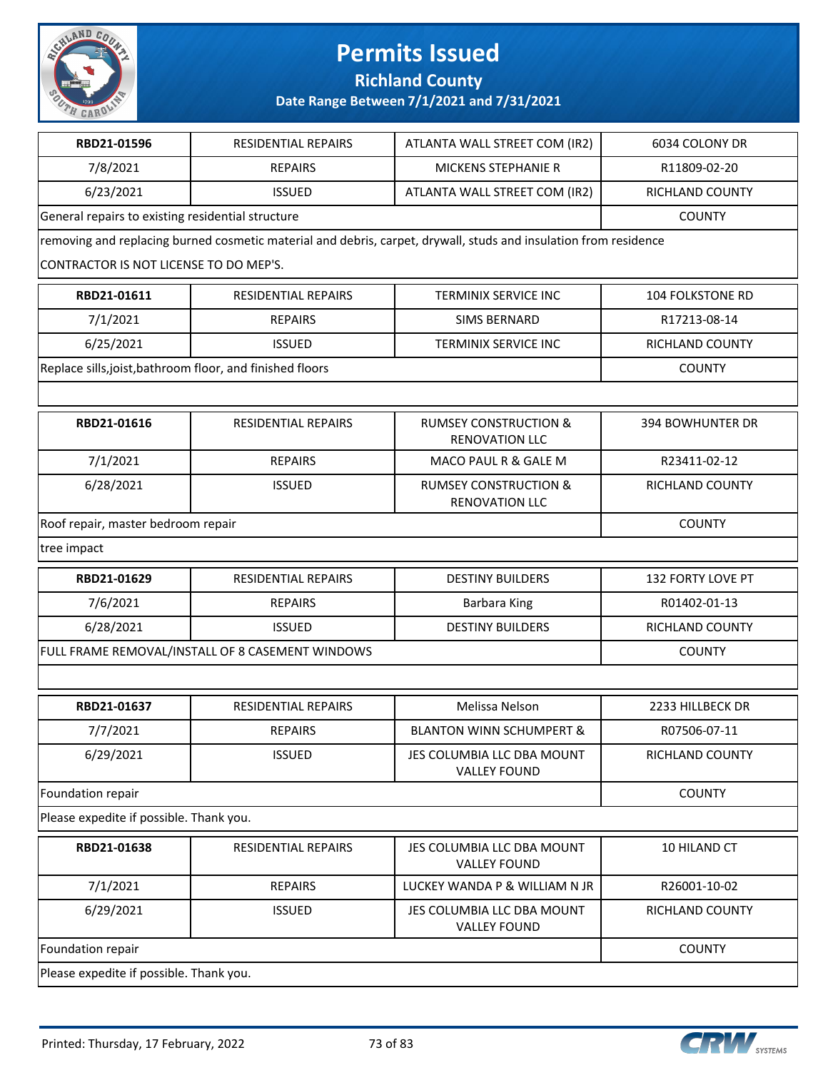# Permits Issued

## Richland County

### Date Range Between 7/1/2021 and 7/31/2021

| RBD21-01596 | RESIDENTIAL REPAIRS | ATLANTA WALL STREET COM (IR2) | 6034 COLONY DR |
|---|---|---|---|
| 7/8/2021 | REPAIRS | MICKENS STEPHANIE R | R11809-02-20 |
| 6/23/2021 | ISSUED | ATLANTA WALL STREET COM (IR2) | RICHLAND COUNTY |
| General repairs to existing residential structure | | | COUNTY |
| removing and replacing burned cosmetic material and debris, carpet, drywall, studs and insulation from residence<br>CONTRACTOR IS NOT LICENSE TO DO MEP'S. | | | |

| RBD21-01611 | RESIDENTIAL REPAIRS | TERMINIX SERVICE INC | 104 FOLKSTONE RD |
|---|---|---|---|
| 7/1/2021 | REPAIRS | SIMS BERNARD | R17213-08-14 |
| 6/25/2021 | ISSUED | TERMINIX SERVICE INC | RICHLAND COUNTY |
| Replace sills,joist,bathroom floor, and finished floors | | | COUNTY |

| RBD21-01616 | RESIDENTIAL REPAIRS | RUMSEY CONSTRUCTION & RENOVATION LLC | 394 BOWHUNTER DR |
|---|---|---|---|
| 7/1/2021 | REPAIRS | MACO PAUL R & GALE M | R23411-02-12 |
| 6/28/2021 | ISSUED | RUMSEY CONSTRUCTION & RENOVATION LLC | RICHLAND COUNTY |
| Roof repair, master bedroom repair | | | COUNTY |
| tree impact | | | |

| RBD21-01629 | RESIDENTIAL REPAIRS | DESTINY BUILDERS | 132 FORTY LOVE PT |
|---|---|---|---|
| 7/6/2021 | REPAIRS | Barbara King | R01402-01-13 |
| 6/28/2021 | ISSUED | DESTINY BUILDERS | RICHLAND COUNTY |
| FULL FRAME REMOVAL/INSTALL OF 8 CASEMENT WINDOWS | | | COUNTY |

| RBD21-01637 | RESIDENTIAL REPAIRS | Melissa Nelson | 2233 HILLBECK DR |
|---|---|---|---|
| 7/7/2021 | REPAIRS | BLANTON WINN SCHUMPERT & | R07506-07-11 |
| 6/29/2021 | ISSUED | JES COLUMBIA LLC DBA MOUNT VALLEY FOUND | RICHLAND COUNTY |
| Foundation repair | | | COUNTY |
| Please expedite if possible. Thank you. | | | |

| RBD21-01638 | RESIDENTIAL REPAIRS | JES COLUMBIA LLC DBA MOUNT VALLEY FOUND | 10 HILAND CT |
|---|---|---|---|
| 7/1/2021 | REPAIRS | LUCKEY WANDA P & WILLIAM N JR | R26001-10-02 |
| 6/29/2021 | ISSUED | JES COLUMBIA LLC DBA MOUNT VALLEY FOUND | RICHLAND COUNTY |
| Foundation repair | | | COUNTY |
| Please expedite if possible. Thank you. | | | |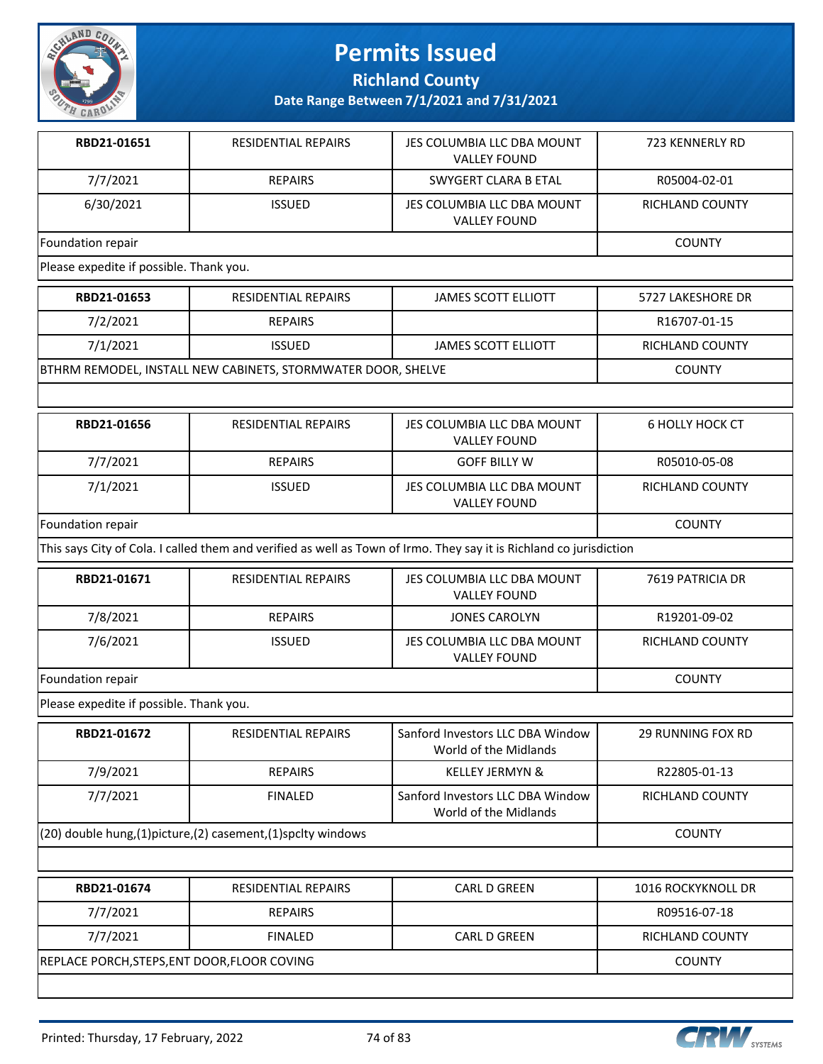# Permits Issued

**Richland County**

**Date Range Between 7/1/2021 and 7/31/2021**

| | | | |
|---|---|---|---|
| **RBD21-01651** | RESIDENTIAL REPAIRS | JES COLUMBIA LLC DBA MOUNT VALLEY FOUND | 723 KENNERLY RD |
| 7/7/2021 | REPAIRS | SWYGERT CLARA B ETAL | R05004-02-01 |
| 6/30/2021 | ISSUED | JES COLUMBIA LLC DBA MOUNT VALLEY FOUND | RICHLAND COUNTY |
| Foundation repair | | | COUNTY |
| Please expedite if possible. Thank you. | | | |

| | | | |
|---|---|---|---|
| **RBD21-01653** | RESIDENTIAL REPAIRS | JAMES SCOTT ELLIOTT | 5727 LAKESHORE DR |
| 7/2/2021 | REPAIRS | | R16707-01-15 |
| 7/1/2021 | ISSUED | JAMES SCOTT ELLIOTT | RICHLAND COUNTY |
| BTHRM REMODEL, INSTALL NEW CABINETS, STORMWATER DOOR, SHELVE | | | COUNTY |

| | | | |
|---|---|---|---|
| **RBD21-01656** | RESIDENTIAL REPAIRS | JES COLUMBIA LLC DBA MOUNT VALLEY FOUND | 6 HOLLY HOCK CT |
| 7/7/2021 | REPAIRS | GOFF BILLY W | R05010-05-08 |
| 7/1/2021 | ISSUED | JES COLUMBIA LLC DBA MOUNT VALLEY FOUND | RICHLAND COUNTY |
| Foundation repair | | | COUNTY |
| This says City of Cola. I called them and verified as well as Town of Irmo. They say it is Richland co jurisdiction | | | |

| | | | |
|---|---|---|---|
| **RBD21-01671** | RESIDENTIAL REPAIRS | JES COLUMBIA LLC DBA MOUNT VALLEY FOUND | 7619 PATRICIA DR |
| 7/8/2021 | REPAIRS | JONES CAROLYN | R19201-09-02 |
| 7/6/2021 | ISSUED | JES COLUMBIA LLC DBA MOUNT VALLEY FOUND | RICHLAND COUNTY |
| Foundation repair | | | COUNTY |
| Please expedite if possible. Thank you. | | | |

| | | | |
|---|---|---|---|
| **RBD21-01672** | RESIDENTIAL REPAIRS | Sanford Investors LLC DBA Window World of the Midlands | 29 RUNNING FOX RD |
| 7/9/2021 | REPAIRS | KELLEY JERMYN & | R22805-01-13 |
| 7/7/2021 | FINALED | Sanford Investors LLC DBA Window World of the Midlands | RICHLAND COUNTY |
| (20) double hung,(1)picture,(2) casement,(1)spclty windows | | | COUNTY |

| | | | |
|---|---|---|---|
| **RBD21-01674** | RESIDENTIAL REPAIRS | CARL D GREEN | 1016 ROCKYKNOLL DR |
| 7/7/2021 | REPAIRS | | R09516-07-18 |
| 7/7/2021 | FINALED | CARL D GREEN | RICHLAND COUNTY |
| REPLACE PORCH,STEPS,ENT DOOR,FLOOR COVING | | | COUNTY |

Printed: Thursday, 17 February, 2022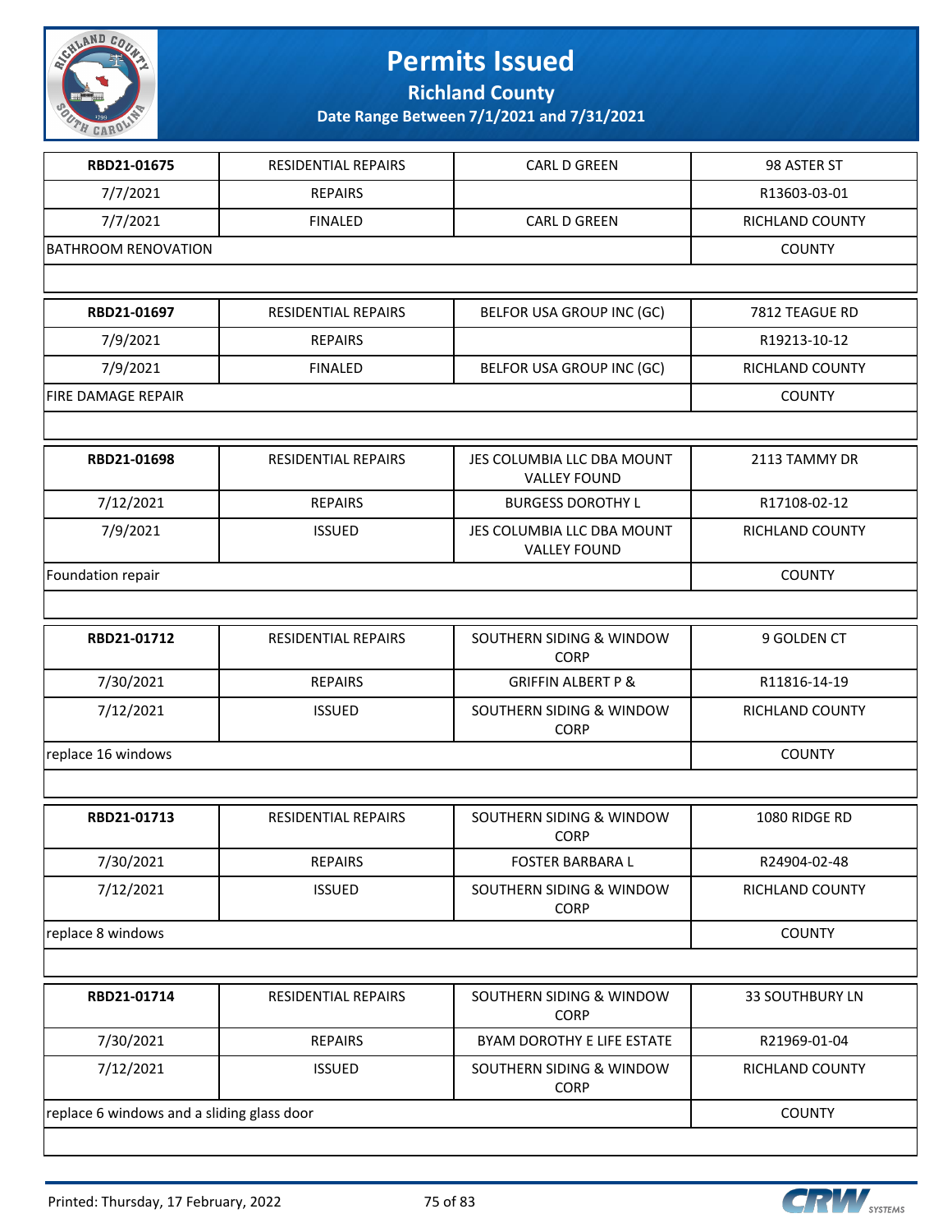# Permits Issued

**Richland County**

**Date Range Between 7/1/2021 and 7/31/2021**

| | | | |
|---|---|---|---|
| **RBD21-01675** | RESIDENTIAL REPAIRS | CARL D GREEN | 98 ASTER ST |
| 7/7/2021 | REPAIRS | | R13603-03-01 |
| 7/7/2021 | FINALED | CARL D GREEN | RICHLAND COUNTY |
| BATHROOM RENOVATION | | | COUNTY |

| | | | |
|---|---|---|---|
| **RBD21-01697** | RESIDENTIAL REPAIRS | BELFOR USA GROUP INC (GC) | 7812 TEAGUE RD |
| 7/9/2021 | REPAIRS | | R19213-10-12 |
| 7/9/2021 | FINALED | BELFOR USA GROUP INC (GC) | RICHLAND COUNTY |
| FIRE DAMAGE REPAIR | | | COUNTY |

| | | | |
|---|---|---|---|
| **RBD21-01698** | RESIDENTIAL REPAIRS | JES COLUMBIA LLC DBA MOUNT VALLEY FOUND | 2113 TAMMY DR |
| 7/12/2021 | REPAIRS | BURGESS DOROTHY L | R17108-02-12 |
| 7/9/2021 | ISSUED | JES COLUMBIA LLC DBA MOUNT VALLEY FOUND | RICHLAND COUNTY |
| Foundation repair | | | COUNTY |

| | | | |
|---|---|---|---|
| **RBD21-01712** | RESIDENTIAL REPAIRS | SOUTHERN SIDING & WINDOW CORP | 9 GOLDEN CT |
| 7/30/2021 | REPAIRS | GRIFFIN ALBERT P & | R11816-14-19 |
| 7/12/2021 | ISSUED | SOUTHERN SIDING & WINDOW CORP | RICHLAND COUNTY |
| replace 16 windows | | | COUNTY |

| | | | |
|---|---|---|---|
| **RBD21-01713** | RESIDENTIAL REPAIRS | SOUTHERN SIDING & WINDOW CORP | 1080 RIDGE RD |
| 7/30/2021 | REPAIRS | FOSTER BARBARA L | R24904-02-48 |
| 7/12/2021 | ISSUED | SOUTHERN SIDING & WINDOW CORP | RICHLAND COUNTY |
| replace 8 windows | | | COUNTY |

| | | | |
|---|---|---|---|
| **RBD21-01714** | RESIDENTIAL REPAIRS | SOUTHERN SIDING & WINDOW CORP | 33 SOUTHBURY LN |
| 7/30/2021 | REPAIRS | BYAM DOROTHY E LIFE ESTATE | R21969-01-04 |
| 7/12/2021 | ISSUED | SOUTHERN SIDING & WINDOW CORP | RICHLAND COUNTY |
| replace 6 windows and a sliding glass door | | | COUNTY |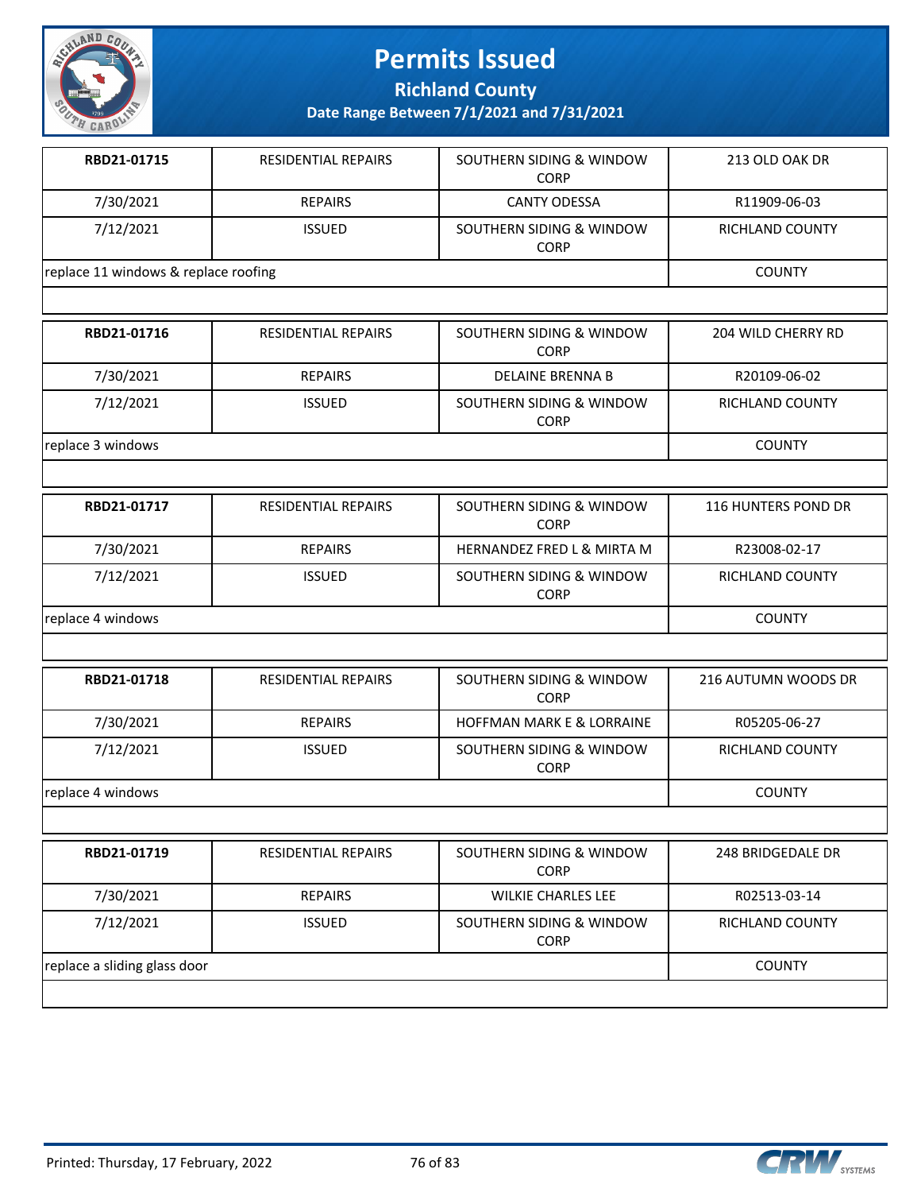# Permits Issued

**Richland County**

**Date Range Between 7/1/2021 and 7/31/2021**

| **RBD21-01715** | RESIDENTIAL REPAIRS | SOUTHERN SIDING & WINDOW CORP | 213 OLD OAK DR |
|---|---|---|---|
| 7/30/2021 | REPAIRS | CANTY ODESSA | R11909-06-03 |
| 7/12/2021 | ISSUED | SOUTHERN SIDING & WINDOW CORP | RICHLAND COUNTY |
| replace 11 windows & replace roofing | | | COUNTY |

| **RBD21-01716** | RESIDENTIAL REPAIRS | SOUTHERN SIDING & WINDOW CORP | 204 WILD CHERRY RD |
|---|---|---|---|
| 7/30/2021 | REPAIRS | DELAINE BRENNA B | R20109-06-02 |
| 7/12/2021 | ISSUED | SOUTHERN SIDING & WINDOW CORP | RICHLAND COUNTY |
| replace 3 windows | | | COUNTY |

| **RBD21-01717** | RESIDENTIAL REPAIRS | SOUTHERN SIDING & WINDOW CORP | 116 HUNTERS POND DR |
|---|---|---|---|
| 7/30/2021 | REPAIRS | HERNANDEZ FRED L & MIRTA M | R23008-02-17 |
| 7/12/2021 | ISSUED | SOUTHERN SIDING & WINDOW CORP | RICHLAND COUNTY |
| replace 4 windows | | | COUNTY |

| **RBD21-01718** | RESIDENTIAL REPAIRS | SOUTHERN SIDING & WINDOW CORP | 216 AUTUMN WOODS DR |
|---|---|---|---|
| 7/30/2021 | REPAIRS | HOFFMAN MARK E & LORRAINE | R05205-06-27 |
| 7/12/2021 | ISSUED | SOUTHERN SIDING & WINDOW CORP | RICHLAND COUNTY |
| replace 4 windows | | | COUNTY |

| **RBD21-01719** | RESIDENTIAL REPAIRS | SOUTHERN SIDING & WINDOW CORP | 248 BRIDGEDALE DR |
|---|---|---|---|
| 7/30/2021 | REPAIRS | WILKIE CHARLES LEE | R02513-03-14 |
| 7/12/2021 | ISSUED | SOUTHERN SIDING & WINDOW CORP | RICHLAND COUNTY |
| replace a sliding glass door | | | COUNTY |

Printed: Thursday, 17 February, 2022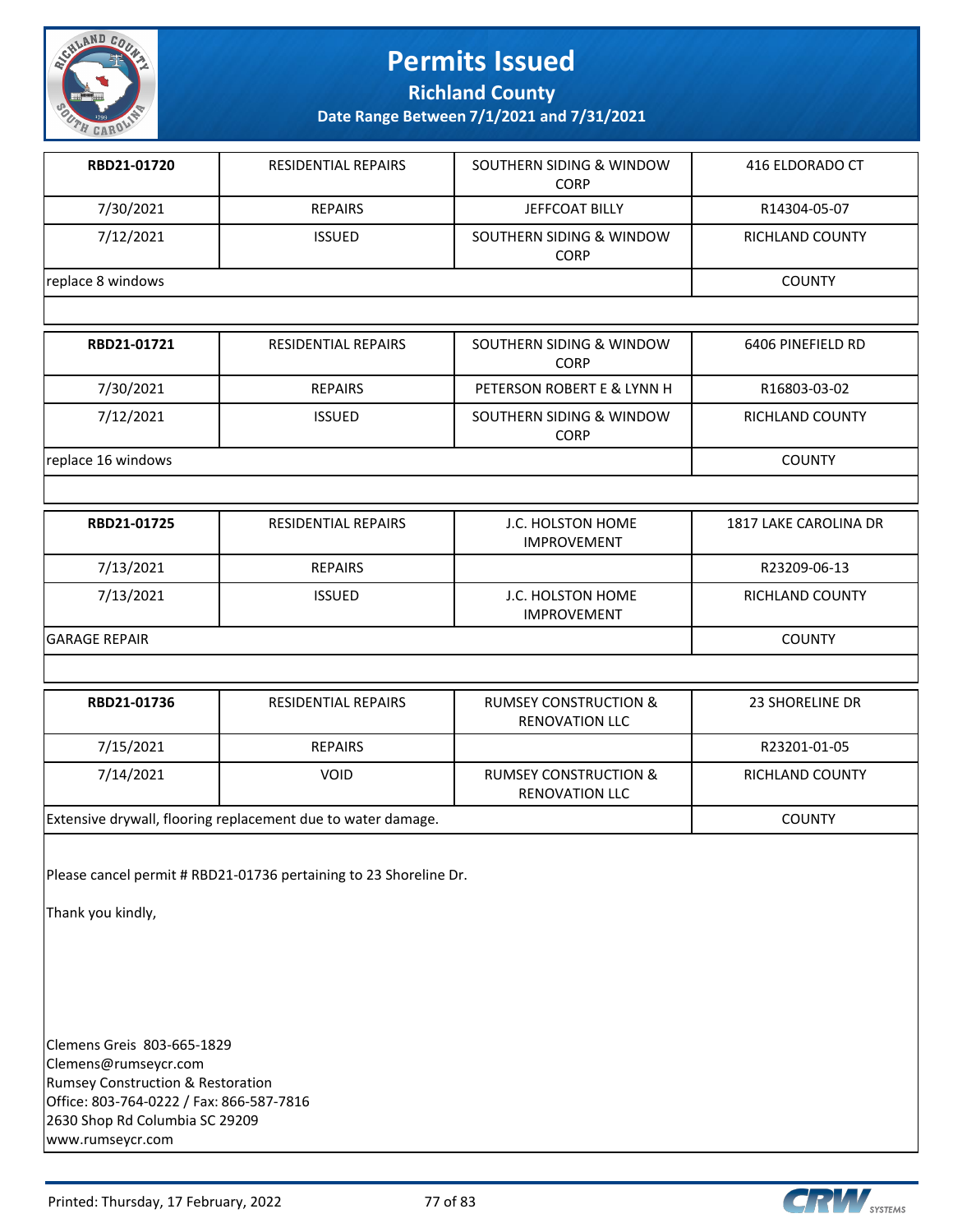# Permits Issued

**Richland County**

**Date Range Between 7/1/2021 and 7/31/2021**

| **RBD21-01720** | RESIDENTIAL REPAIRS | SOUTHERN SIDING & WINDOW CORP | 416 ELDORADO CT |
|---|---|---|---|
| 7/30/2021 | REPAIRS | JEFFCOAT BILLY | R14304-05-07 |
| 7/12/2021 | ISSUED | SOUTHERN SIDING & WINDOW CORP | RICHLAND COUNTY |
| replace 8 windows | | | COUNTY |

| **RBD21-01721** | RESIDENTIAL REPAIRS | SOUTHERN SIDING & WINDOW CORP | 6406 PINEFIELD RD |
|---|---|---|---|
| 7/30/2021 | REPAIRS | PETERSON ROBERT E & LYNN H | R16803-03-02 |
| 7/12/2021 | ISSUED | SOUTHERN SIDING & WINDOW CORP | RICHLAND COUNTY |
| replace 16 windows | | | COUNTY |

| **RBD21-01725** | RESIDENTIAL REPAIRS | J.C. HOLSTON HOME IMPROVEMENT | 1817 LAKE CAROLINA DR |
|---|---|---|---|
| 7/13/2021 | REPAIRS | | R23209-06-13 |
| 7/13/2021 | ISSUED | J.C. HOLSTON HOME IMPROVEMENT | RICHLAND COUNTY |
| GARAGE REPAIR | | | COUNTY |

| **RBD21-01736** | RESIDENTIAL REPAIRS | RUMSEY CONSTRUCTION & RENOVATION LLC | 23 SHORELINE DR |
|---|---|---|---|
| 7/15/2021 | REPAIRS | | R23201-01-05 |
| 7/14/2021 | VOID | RUMSEY CONSTRUCTION & RENOVATION LLC | RICHLAND COUNTY |
| Extensive drywall, flooring replacement due to water damage. | | | COUNTY |

Please cancel permit # RBD21-01736 pertaining to 23 Shoreline Dr.

Thank you kindly,

Clemens Greis 803-665-1829
Clemens@rumseycr.com
Rumsey Construction & Restoration
Office: 803-764-0222 / Fax: 866-587-7816
2630 Shop Rd Columbia SC 29209
www.rumseycr.com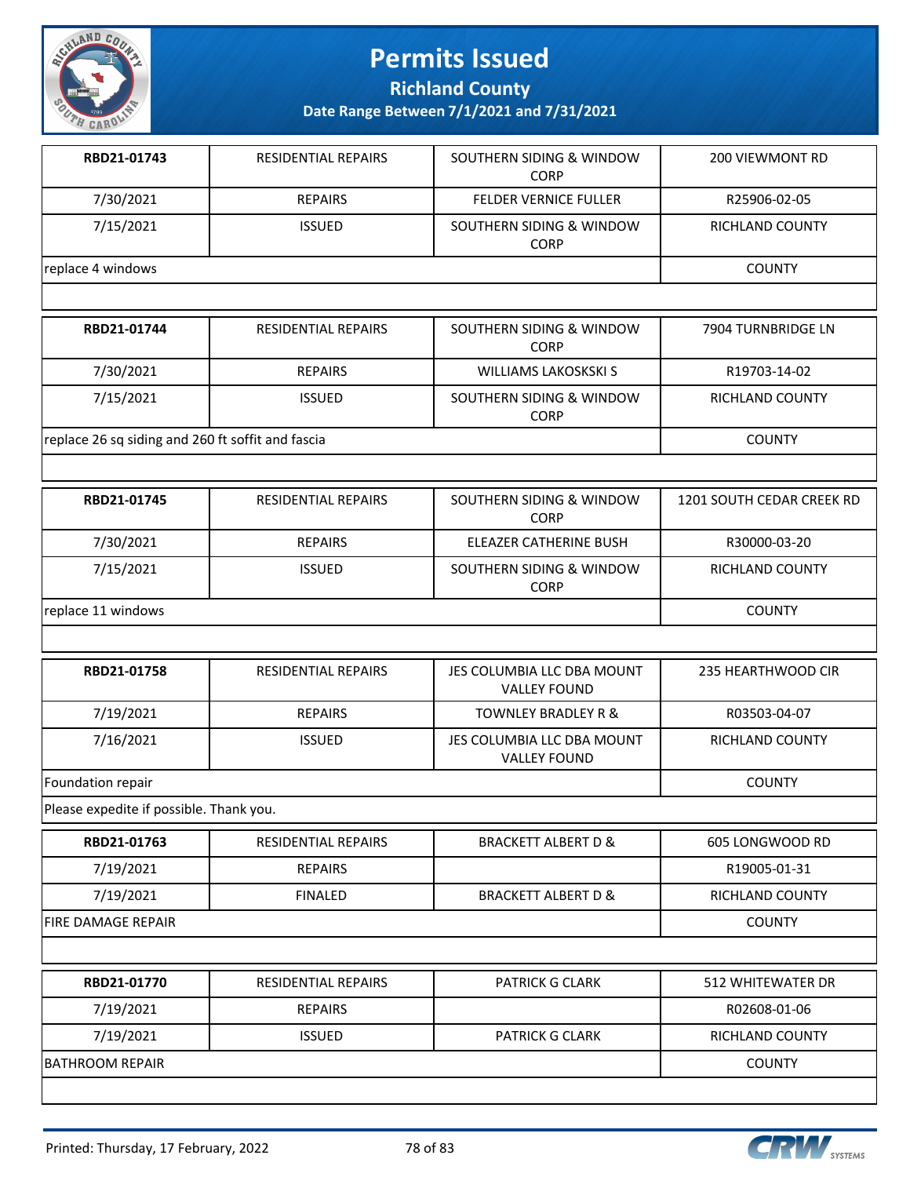# Permits Issued

**Richland County**

**Date Range Between 7/1/2021 and 7/31/2021**

| | | | |
|---|---|---|---|
| **RBD21-01743** | RESIDENTIAL REPAIRS | SOUTHERN SIDING & WINDOW CORP | 200 VIEWMONT RD |
| 7/30/2021 | REPAIRS | FELDER VERNICE FULLER | R25906-02-05 |
| 7/15/2021 | ISSUED | SOUTHERN SIDING & WINDOW CORP | RICHLAND COUNTY |
| replace 4 windows | | | COUNTY |

| | | | |
|---|---|---|---|
| **RBD21-01744** | RESIDENTIAL REPAIRS | SOUTHERN SIDING & WINDOW CORP | 7904 TURNBRIDGE LN |
| 7/30/2021 | REPAIRS | WILLIAMS LAKOSKSKI S | R19703-14-02 |
| 7/15/2021 | ISSUED | SOUTHERN SIDING & WINDOW CORP | RICHLAND COUNTY |
| replace 26 sq siding and 260 ft soffit and fascia | | | COUNTY |

| | | | |
|---|---|---|---|
| **RBD21-01745** | RESIDENTIAL REPAIRS | SOUTHERN SIDING & WINDOW CORP | 1201 SOUTH CEDAR CREEK RD |
| 7/30/2021 | REPAIRS | ELEAZER CATHERINE BUSH | R30000-03-20 |
| 7/15/2021 | ISSUED | SOUTHERN SIDING & WINDOW CORP | RICHLAND COUNTY |
| replace 11 windows | | | COUNTY |

| | | | |
|---|---|---|---|
| **RBD21-01758** | RESIDENTIAL REPAIRS | JES COLUMBIA LLC DBA MOUNT VALLEY FOUND | 235 HEARTHWOOD CIR |
| 7/19/2021 | REPAIRS | TOWNLEY BRADLEY R & | R03503-04-07 |
| 7/16/2021 | ISSUED | JES COLUMBIA LLC DBA MOUNT VALLEY FOUND | RICHLAND COUNTY |
| Foundation repair | | | COUNTY |
| Please expedite if possible. Thank you. | | | |

| | | | |
|---|---|---|---|
| **RBD21-01763** | RESIDENTIAL REPAIRS | BRACKETT ALBERT D & | 605 LONGWOOD RD |
| 7/19/2021 | REPAIRS | | R19005-01-31 |
| 7/19/2021 | FINALED | BRACKETT ALBERT D & | RICHLAND COUNTY |
| FIRE DAMAGE REPAIR | | | COUNTY |

| | | | |
|---|---|---|---|
| **RBD21-01770** | RESIDENTIAL REPAIRS | PATRICK G CLARK | 512 WHITEWATER DR |
| 7/19/2021 | REPAIRS | | R02608-01-06 |
| 7/19/2021 | ISSUED | PATRICK G CLARK | RICHLAND COUNTY |
| BATHROOM REPAIR | | | COUNTY |

Printed: Thursday, 17 February, 2022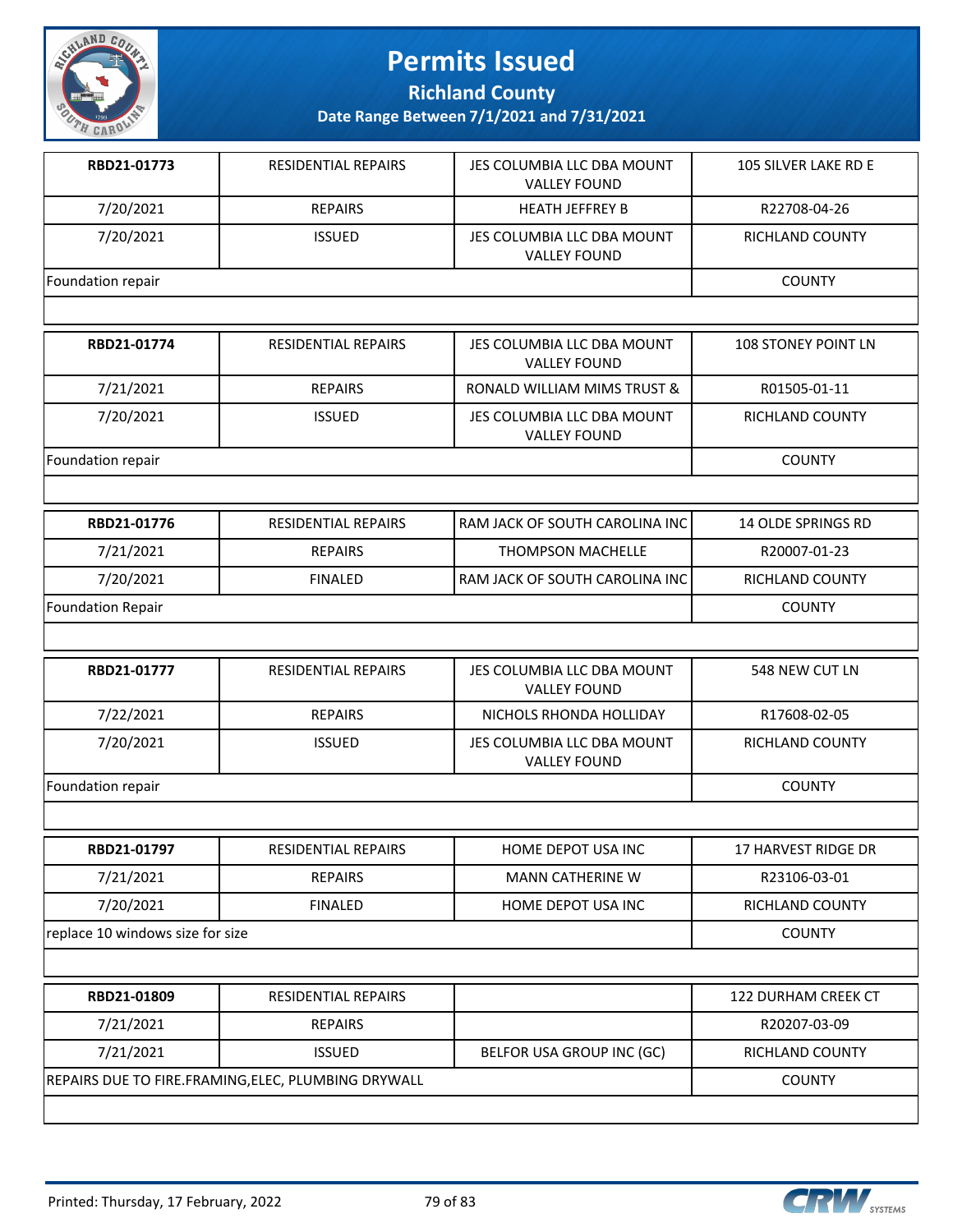# Permits Issued

**Richland County**

**Date Range Between 7/1/2021 and 7/31/2021**

| | | | |
|---|---|---|---|
| **RBD21-01773** | RESIDENTIAL REPAIRS | JES COLUMBIA LLC DBA MOUNT VALLEY FOUND | 105 SILVER LAKE RD E |
| 7/20/2021 | REPAIRS | HEATH JEFFREY B | R22708-04-26 |
| 7/20/2021 | ISSUED | JES COLUMBIA LLC DBA MOUNT VALLEY FOUND | RICHLAND COUNTY |
| Foundation repair | | | COUNTY |

| | | | |
|---|---|---|---|
| **RBD21-01774** | RESIDENTIAL REPAIRS | JES COLUMBIA LLC DBA MOUNT VALLEY FOUND | 108 STONEY POINT LN |
| 7/21/2021 | REPAIRS | RONALD WILLIAM MIMS TRUST & | R01505-01-11 |
| 7/20/2021 | ISSUED | JES COLUMBIA LLC DBA MOUNT VALLEY FOUND | RICHLAND COUNTY |
| Foundation repair | | | COUNTY |

| | | | |
|---|---|---|---|
| **RBD21-01776** | RESIDENTIAL REPAIRS | RAM JACK OF SOUTH CAROLINA INC | 14 OLDE SPRINGS RD |
| 7/21/2021 | REPAIRS | THOMPSON MACHELLE | R20007-01-23 |
| 7/20/2021 | FINALED | RAM JACK OF SOUTH CAROLINA INC | RICHLAND COUNTY |
| Foundation Repair | | | COUNTY |

| | | | |
|---|---|---|---|
| **RBD21-01777** | RESIDENTIAL REPAIRS | JES COLUMBIA LLC DBA MOUNT VALLEY FOUND | 548 NEW CUT LN |
| 7/22/2021 | REPAIRS | NICHOLS RHONDA HOLLIDAY | R17608-02-05 |
| 7/20/2021 | ISSUED | JES COLUMBIA LLC DBA MOUNT VALLEY FOUND | RICHLAND COUNTY |
| Foundation repair | | | COUNTY |

| | | | |
|---|---|---|---|
| **RBD21-01797** | RESIDENTIAL REPAIRS | HOME DEPOT USA INC | 17 HARVEST RIDGE DR |
| 7/21/2021 | REPAIRS | MANN CATHERINE W | R23106-03-01 |
| 7/20/2021 | FINALED | HOME DEPOT USA INC | RICHLAND COUNTY |
| replace 10 windows size for size | | | COUNTY |

| | | | |
|---|---|---|---|
| **RBD21-01809** | RESIDENTIAL REPAIRS | | 122 DURHAM CREEK CT |
| 7/21/2021 | REPAIRS | | R20207-03-09 |
| 7/21/2021 | ISSUED | BELFOR USA GROUP INC (GC) | RICHLAND COUNTY |
| REPAIRS DUE TO FIRE.FRAMING,ELEC, PLUMBING DRYWALL | | | COUNTY |

Printed: Thursday, 17 February, 2022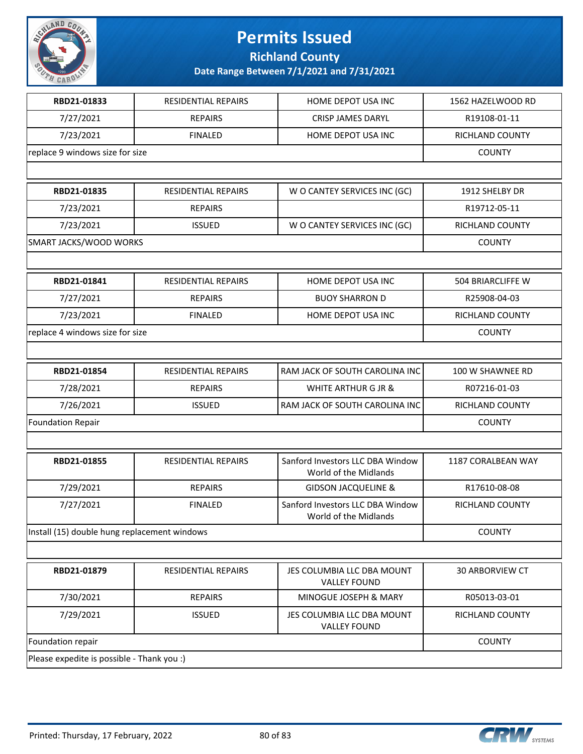# Permits Issued

## Richland County

### Date Range Between 7/1/2021 and 7/31/2021

| RBD21-01833 | RESIDENTIAL REPAIRS | HOME DEPOT USA INC | 1562 HAZELWOOD RD |
|---|---|---|---|
| 7/27/2021 | REPAIRS | CRISP JAMES DARYL | R19108-01-11 |
| 7/23/2021 | FINALED | HOME DEPOT USA INC | RICHLAND COUNTY |
| replace 9 windows size for size | | | COUNTY |

| RBD21-01835 | RESIDENTIAL REPAIRS | W O CANTEY SERVICES INC (GC) | 1912 SHELBY DR |
|---|---|---|---|
| 7/23/2021 | REPAIRS | | R19712-05-11 |
| 7/23/2021 | ISSUED | W O CANTEY SERVICES INC (GC) | RICHLAND COUNTY |
| SMART JACKS/WOOD WORKS | | | COUNTY |

| RBD21-01841 | RESIDENTIAL REPAIRS | HOME DEPOT USA INC | 504 BRIARCLIFFE W |
|---|---|---|---|
| 7/27/2021 | REPAIRS | BUOY SHARRON D | R25908-04-03 |
| 7/23/2021 | FINALED | HOME DEPOT USA INC | RICHLAND COUNTY |
| replace 4 windows size for size | | | COUNTY |

| RBD21-01854 | RESIDENTIAL REPAIRS | RAM JACK OF SOUTH CAROLINA INC | 100 W SHAWNEE RD |
|---|---|---|---|
| 7/28/2021 | REPAIRS | WHITE ARTHUR G JR & | R07216-01-03 |
| 7/26/2021 | ISSUED | RAM JACK OF SOUTH CAROLINA INC | RICHLAND COUNTY |
| Foundation Repair | | | COUNTY |

| RBD21-01855 | RESIDENTIAL REPAIRS | Sanford Investors LLC DBA Window World of the Midlands | 1187 CORALBEAN WAY |
|---|---|---|---|
| 7/29/2021 | REPAIRS | GIDSON JACQUELINE & | R17610-08-08 |
| 7/27/2021 | FINALED | Sanford Investors LLC DBA Window World of the Midlands | RICHLAND COUNTY |
| Install (15) double hung replacement windows | | | COUNTY |

| RBD21-01879 | RESIDENTIAL REPAIRS | JES COLUMBIA LLC DBA MOUNT VALLEY FOUND | 30 ARBORVIEW CT |
|---|---|---|---|
| 7/30/2021 | REPAIRS | MINOGUE JOSEPH & MARY | R05013-03-01 |
| 7/29/2021 | ISSUED | JES COLUMBIA LLC DBA MOUNT VALLEY FOUND | RICHLAND COUNTY |
| Foundation repair | | | COUNTY |
| Please expedite is possible - Thank you :) | | | |

Printed: Thursday, 17 February, 2022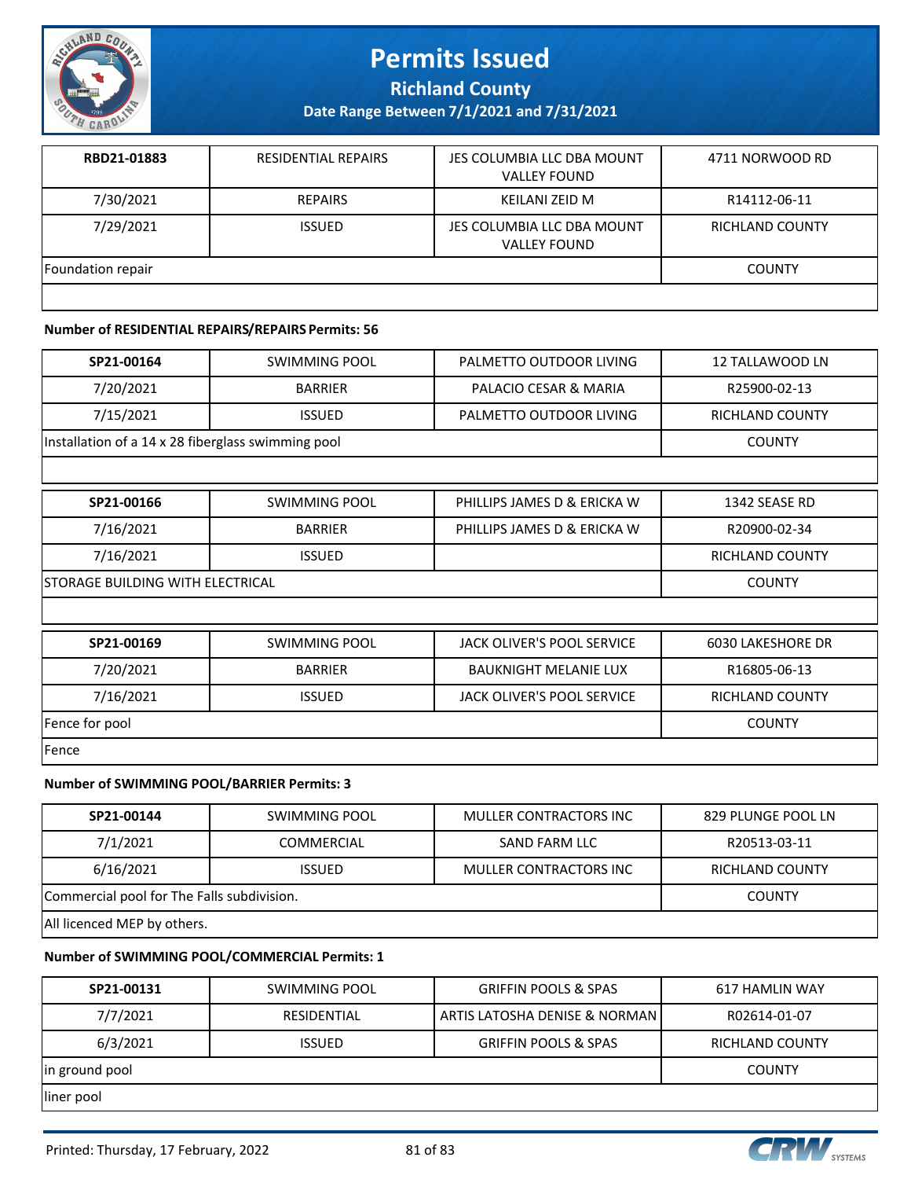| RBD21-01883 | RESIDENTIAL REPAIRS | JES COLUMBIA LLC DBA MOUNT VALLEY FOUND | 4711 NORWOOD RD |
|---|---|---|---|
| 7/30/2021 | REPAIRS | KEILANI ZEID M | R14112-06-11 |
| 7/29/2021 | ISSUED | JES COLUMBIA LLC DBA MOUNT VALLEY FOUND | RICHLAND COUNTY |
| Foundation repair | | | COUNTY |
| | | | |

**Number of RESIDENTIAL REPAIRS/REPAIRS Permits: 56**

| SP21-00164 | SWIMMING POOL | PALMETTO OUTDOOR LIVING | 12 TALLAWOOD LN |
|---|---|---|---|
| 7/20/2021 | BARRIER | PALACIO CESAR & MARIA | R25900-02-13 |
| 7/15/2021 | ISSUED | PALMETTO OUTDOOR LIVING | RICHLAND COUNTY |
| Installation of a 14 x 28 fiberglass swimming pool | | | COUNTY |
| | | | |

| SP21-00166 | SWIMMING POOL | PHILLIPS JAMES D & ERICKA W | 1342 SEASE RD |
|---|---|---|---|
| 7/16/2021 | BARRIER | PHILLIPS JAMES D & ERICKA W | R20900-02-34 |
| 7/16/2021 | ISSUED | | RICHLAND COUNTY |
| STORAGE BUILDING WITH ELECTRICAL | | | COUNTY |
| | | | |

| SP21-00169 | SWIMMING POOL | JACK OLIVER'S POOL SERVICE | 6030 LAKESHORE DR |
|---|---|---|---|
| 7/20/2021 | BARRIER | BAUKNIGHT MELANIE LUX | R16805-06-13 |
| 7/16/2021 | ISSUED | JACK OLIVER'S POOL SERVICE | RICHLAND COUNTY |
| Fence for pool | | | COUNTY |
| Fence | | | |

**Number of SWIMMING POOL/BARRIER Permits: 3**

| SP21-00144 | SWIMMING POOL | MULLER CONTRACTORS INC | 829 PLUNGE POOL LN |
|---|---|---|---|
| 7/1/2021 | COMMERCIAL | SAND FARM LLC | R20513-03-11 |
| 6/16/2021 | ISSUED | MULLER CONTRACTORS INC | RICHLAND COUNTY |
| Commercial pool for The Falls subdivision. | | | COUNTY |
| All licenced MEP by others. | | | |

**Number of SWIMMING POOL/COMMERCIAL Permits: 1**

| SP21-00131 | SWIMMING POOL | GRIFFIN POOLS & SPAS | 617 HAMLIN WAY |
|---|---|---|---|
| 7/7/2021 | RESIDENTIAL | ARTIS LATOSHA DENISE & NORMAN | R02614-01-07 |
| 6/3/2021 | ISSUED | GRIFFIN POOLS & SPAS | RICHLAND COUNTY |
| in ground pool | | | COUNTY |
| liner pool | | | |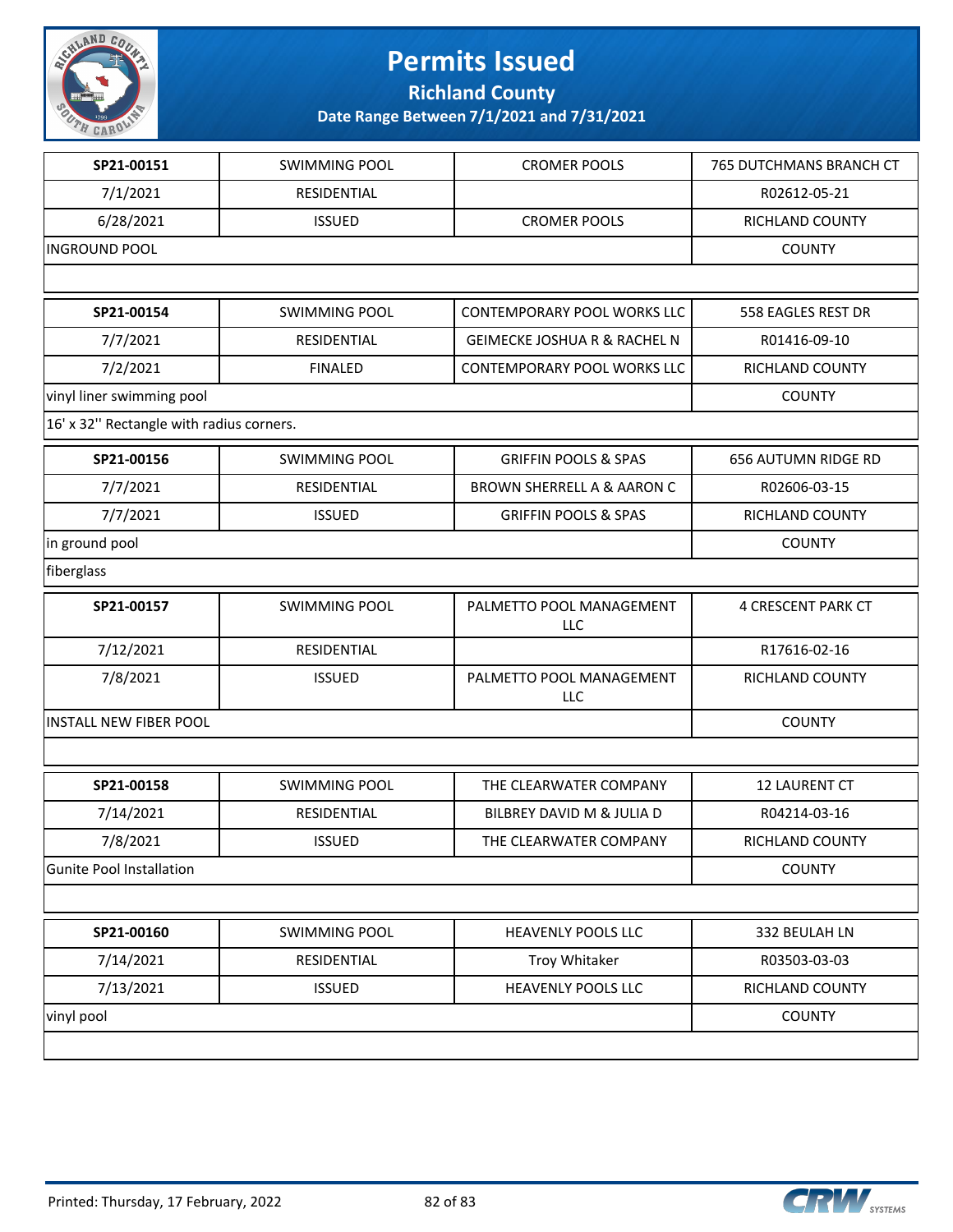# Permits Issued

**Richland County**

**Date Range Between 7/1/2021 and 7/31/2021**

| | | | |
|---|---|---|---|
| **SP21-00151** | SWIMMING POOL | CROMER POOLS | 765 DUTCHMANS BRANCH CT |
| 7/1/2021 | RESIDENTIAL | | R02612-05-21 |
| 6/28/2021 | ISSUED | CROMER POOLS | RICHLAND COUNTY |
| INGROUND POOL | | | COUNTY |
| | | | |

| | | | |
|---|---|---|---|
| **SP21-00154** | SWIMMING POOL | CONTEMPORARY POOL WORKS LLC | 558 EAGLES REST DR |
| 7/7/2021 | RESIDENTIAL | GEIMECKE JOSHUA R & RACHEL N | R01416-09-10 |
| 7/2/2021 | FINALED | CONTEMPORARY POOL WORKS LLC | RICHLAND COUNTY |
| vinyl liner swimming pool | | | COUNTY |
| 16' x 32'' Rectangle with radius corners. | | | |

| | | | |
|---|---|---|---|
| **SP21-00156** | SWIMMING POOL | GRIFFIN POOLS & SPAS | 656 AUTUMN RIDGE RD |
| 7/7/2021 | RESIDENTIAL | BROWN SHERRELL A & AARON C | R02606-03-15 |
| 7/7/2021 | ISSUED | GRIFFIN POOLS & SPAS | RICHLAND COUNTY |
| in ground pool | | | COUNTY |
| fiberglass | | | |

| | | | |
|---|---|---|---|
| **SP21-00157** | SWIMMING POOL | PALMETTO POOL MANAGEMENT LLC | 4 CRESCENT PARK CT |
| 7/12/2021 | RESIDENTIAL | | R17616-02-16 |
| 7/8/2021 | ISSUED | PALMETTO POOL MANAGEMENT LLC | RICHLAND COUNTY |
| INSTALL NEW FIBER POOL | | | COUNTY |
| | | | |

| | | | |
|---|---|---|---|
| **SP21-00158** | SWIMMING POOL | THE CLEARWATER COMPANY | 12 LAURENT CT |
| 7/14/2021 | RESIDENTIAL | BILBREY DAVID M & JULIA D | R04214-03-16 |
| 7/8/2021 | ISSUED | THE CLEARWATER COMPANY | RICHLAND COUNTY |
| Gunite Pool Installation | | | COUNTY |
| | | | |

| | | | |
|---|---|---|---|
| **SP21-00160** | SWIMMING POOL | HEAVENLY POOLS LLC | 332 BEULAH LN |
| 7/14/2021 | RESIDENTIAL | Troy Whitaker | R03503-03-03 |
| 7/13/2021 | ISSUED | HEAVENLY POOLS LLC | RICHLAND COUNTY |
| vinyl pool | | | COUNTY |
| | | | |

Printed: Thursday, 17 February, 2022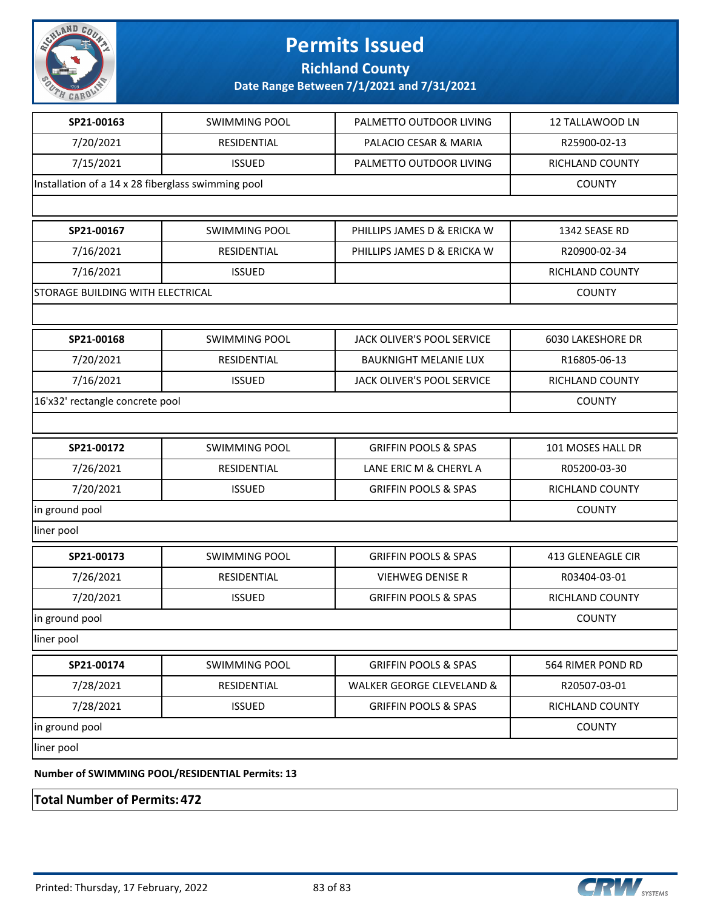# Permits Issued

## Richland County

### Date Range Between 7/1/2021 and 7/31/2021

| | | | |
|---|---|---|---|
| SP21-00163 | SWIMMING POOL | PALMETTO OUTDOOR LIVING | 12 TALLAWOOD LN |
| 7/20/2021 | RESIDENTIAL | PALACIO CESAR & MARIA | R25900-02-13 |
| 7/15/2021 | ISSUED | PALMETTO OUTDOOR LIVING | RICHLAND COUNTY |
| Installation of a 14 x 28 fiberglass swimming pool | | | COUNTY |

| | | | |
|---|---|---|---|
| SP21-00167 | SWIMMING POOL | PHILLIPS JAMES D & ERICKA W | 1342 SEASE RD |
| 7/16/2021 | RESIDENTIAL | PHILLIPS JAMES D & ERICKA W | R20900-02-34 |
| 7/16/2021 | ISSUED | | RICHLAND COUNTY |
| STORAGE BUILDING WITH ELECTRICAL | | | COUNTY |

| | | | |
|---|---|---|---|
| SP21-00168 | SWIMMING POOL | JACK OLIVER'S POOL SERVICE | 6030 LAKESHORE DR |
| 7/20/2021 | RESIDENTIAL | BAUKNIGHT MELANIE LUX | R16805-06-13 |
| 7/16/2021 | ISSUED | JACK OLIVER'S POOL SERVICE | RICHLAND COUNTY |
| 16'x32' rectangle concrete pool | | | COUNTY |

| | | | |
|---|---|---|---|
| SP21-00172 | SWIMMING POOL | GRIFFIN POOLS & SPAS | 101 MOSES HALL DR |
| 7/26/2021 | RESIDENTIAL | LANE ERIC M & CHERYL A | R05200-03-30 |
| 7/20/2021 | ISSUED | GRIFFIN POOLS & SPAS | RICHLAND COUNTY |
| in ground pool | | | COUNTY |
| liner pool | | | |

| | | | |
|---|---|---|---|
| SP21-00173 | SWIMMING POOL | GRIFFIN POOLS & SPAS | 413 GLENEAGLE CIR |
| 7/26/2021 | RESIDENTIAL | VIEHWEG DENISE R | R03404-03-01 |
| 7/20/2021 | ISSUED | GRIFFIN POOLS & SPAS | RICHLAND COUNTY |
| in ground pool | | | COUNTY |
| liner pool | | | |

| | | | |
|---|---|---|---|
| SP21-00174 | SWIMMING POOL | GRIFFIN POOLS & SPAS | 564 RIMER POND RD |
| 7/28/2021 | RESIDENTIAL | WALKER GEORGE CLEVELAND & | R20507-03-01 |
| 7/28/2021 | ISSUED | GRIFFIN POOLS & SPAS | RICHLAND COUNTY |
| in ground pool | | | COUNTY |
| liner pool | | | |

**Number of SWIMMING POOL/RESIDENTIAL Permits: 13**

**Total Number of Permits: 472**

Printed: Thursday, 17 February, 2022